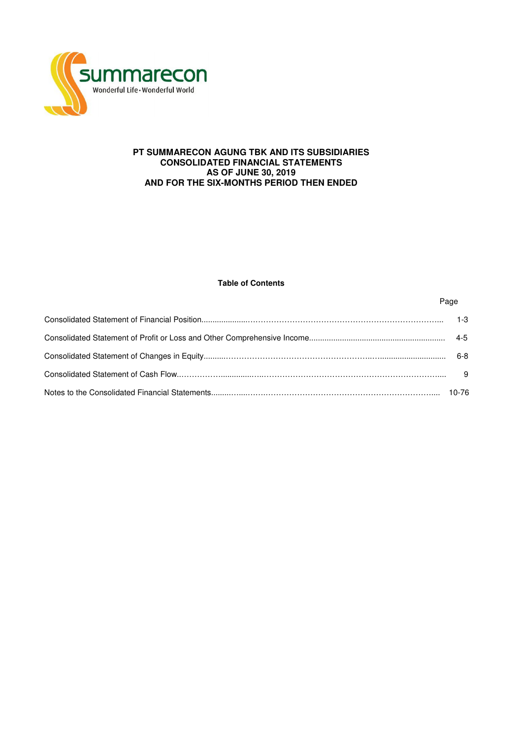summarecon

Wonderful Life • Wonderful World

# PT SUMMARECON AGUNG TBK AND ITS SUBSIDIARIES
# CONSOLIDATED FINANCIAL STATEMENTS
# AS OF JUNE 30, 2019
# AND FOR THE SIX-MONTHS PERIOD THEN ENDED

**Table of Contents**

| | Page |
|---|---|
| Consolidated Statement of Financial Position | 1-3 |
| Consolidated Statement of Profit or Loss and Other Comprehensive Income | 4-5 |
| Consolidated Statement of Changes in Equity | 6-8 |
| Consolidated Statement of Cash Flow | 9 |
| Notes to the Consolidated Financial Statements | 10-76 |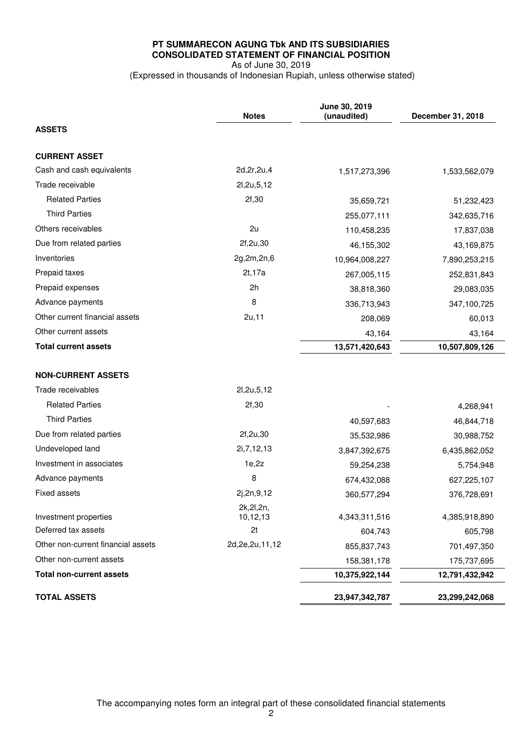**PT SUMMARECON AGUNG Tbk AND ITS SUBSIDIARIES**
**CONSOLIDATED STATEMENT OF FINANCIAL POSITION**
As of June 30, 2019
(Expressed in thousands of Indonesian Rupiah, unless otherwise stated)

| | Notes | June 30, 2019 (unaudited) | December 31, 2018 |
|---|---|---|---|
| **ASSETS** | | | |
| **CURRENT ASSET** | | | |
| Cash and cash equivalents | 2d,2r,2u,4 | 1,517,273,396 | 1,533,562,079 |
| Trade receivable | 2l,2u,5,12 | | |
| Related Parties | 2f,30 | 35,659,721 | 51,232,423 |
| Third Parties | | 255,077,111 | 342,635,716 |
| Others receivables | 2u | 110,458,235 | 17,837,038 |
| Due from related parties | 2f,2u,30 | 46,155,302 | 43,169,875 |
| Inventories | 2g,2m,2n,6 | 10,964,008,227 | 7,890,253,215 |
| Prepaid taxes | 2t,17a | 267,005,115 | 252,831,843 |
| Prepaid expenses | 2h | 38,818,360 | 29,083,035 |
| Advance payments | 8 | 336,713,943 | 347,100,725 |
| Other current financial assets | 2u,11 | 208,069 | 60,013 |
| Other current assets | | 43,164 | 43,164 |
| **Total current assets** | | **13,571,420,643** | **10,507,809,126** |
| **NON-CURRENT ASSETS** | | | |
| Trade receivables | 2l,2u,5,12 | | |
| Related Parties | 2f,30 | - | 4,268,941 |
| Third Parties | | 40,597,683 | 46,844,718 |
| Due from related parties | 2f,2u,30 | 35,532,986 | 30,988,752 |
| Undeveloped land | 2i,7,12,13 | 3,847,392,675 | 6,435,862,052 |
| Investment in associates | 1e,2z | 59,254,238 | 5,754,948 |
| Advance payments | 8 | 674,432,088 | 627,225,107 |
| Fixed assets | 2j,2n,9,12 | 360,577,294 | 376,728,691 |
| Investment properties | 2k,2l,2n, 10,12,13 | 4,343,311,516 | 4,385,918,890 |
| Deferred tax assets | 2t | 604,743 | 605,798 |
| Other non-current financial assets | 2d,2e,2u,11,12 | 855,837,743 | 701,497,350 |
| Other non-current assets | | 158,381,178 | 175,737,695 |
| **Total non-current assets** | | **10,375,922,144** | **12,791,432,942** |
| **TOTAL ASSETS** | | **23,947,342,787** | **23,299,242,068** |

The accompanying notes form an integral part of these consolidated financial statements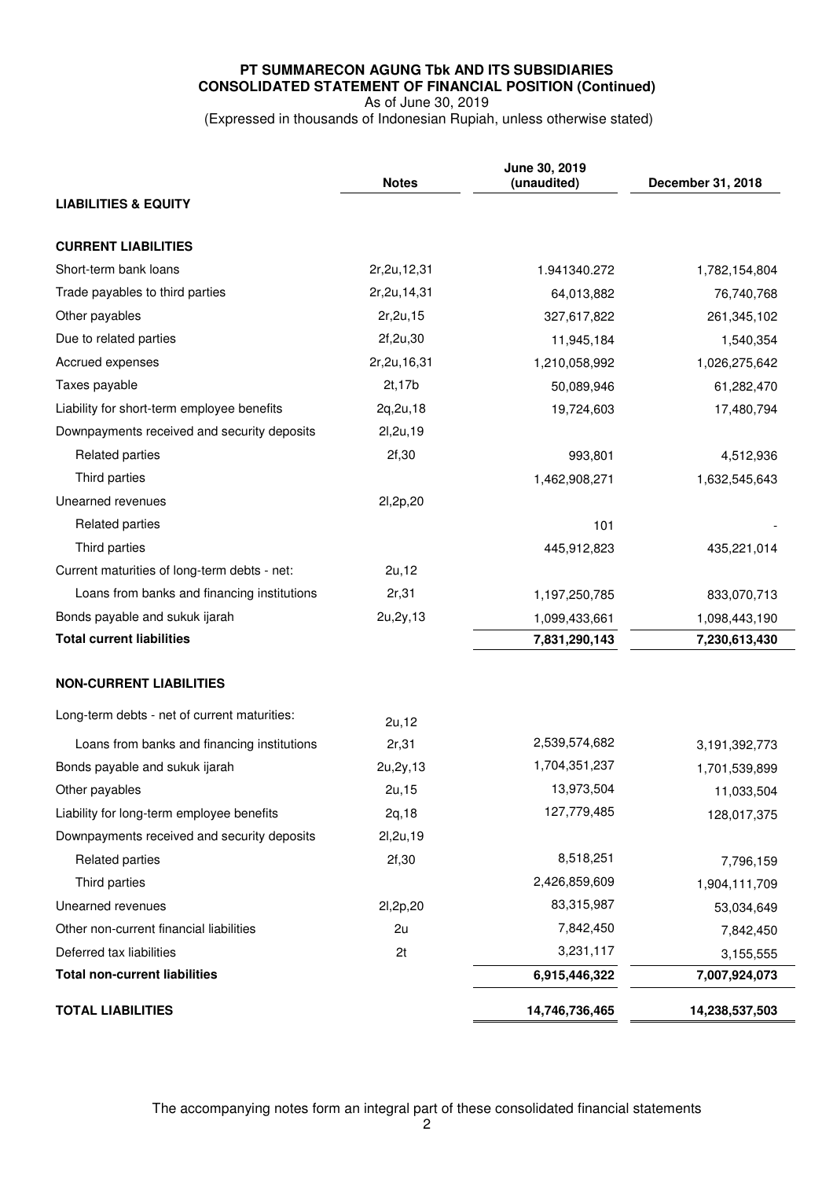**PT SUMMARECON AGUNG Tbk AND ITS SUBSIDIARIES**
**CONSOLIDATED STATEMENT OF FINANCIAL POSITION (Continued)**
As of June 30, 2019
(Expressed in thousands of Indonesian Rupiah, unless otherwise stated)

| | Notes | June 30, 2019 (unaudited) | December 31, 2018 |
|---|---|---|---|
| **LIABILITIES & EQUITY** | | | |
| **CURRENT LIABILITIES** | | | |
| Short-term bank loans | 2r,2u,12,31 | 1.941340.272 | 1,782,154,804 |
| Trade payables to third parties | 2r,2u,14,31 | 64,013,882 | 76,740,768 |
| Other payables | 2r,2u,15 | 327,617,822 | 261,345,102 |
| Due to related parties | 2f,2u,30 | 11,945,184 | 1,540,354 |
| Accrued expenses | 2r,2u,16,31 | 1,210,058,992 | 1,026,275,642 |
| Taxes payable | 2t,17b | 50,089,946 | 61,282,470 |
| Liability for short-term employee benefits | 2q,2u,18 | 19,724,603 | 17,480,794 |
| Downpayments received and security deposits | 2l,2u,19 | | |
| Related parties | 2f,30 | 993,801 | 4,512,936 |
| Third parties | | 1,462,908,271 | 1,632,545,643 |
| Unearned revenues | 2l,2p,20 | | |
| Related parties | | 101 | - |
| Third parties | | 445,912,823 | 435,221,014 |
| Current maturities of long-term debts - net: | 2u,12 | | |
| Loans from banks and financing institutions | 2r,31 | 1,197,250,785 | 833,070,713 |
| Bonds payable and sukuk ijarah | 2u,2y,13 | 1,099,433,661 | 1,098,443,190 |
| **Total current liabilities** | | **7,831,290,143** | **7,230,613,430** |
| **NON-CURRENT LIABILITIES** | | | |
| Long-term debts - net of current maturities: | 2u,12 | | |
| Loans from banks and financing institutions | 2r,31 | 2,539,574,682 | 3,191,392,773 |
| Bonds payable and sukuk ijarah | 2u,2y,13 | 1,704,351,237 | 1,701,539,899 |
| Other payables | 2u,15 | 13,973,504 | 11,033,504 |
| Liability for long-term employee benefits | 2q,18 | 127,779,485 | 128,017,375 |
| Downpayments received and security deposits | 2l,2u,19 | | |
| Related parties | 2f,30 | 8,518,251 | 7,796,159 |
| Third parties | | 2,426,859,609 | 1,904,111,709 |
| Unearned revenues | 2l,2p,20 | 83,315,987 | 53,034,649 |
| Other non-current financial liabilities | 2u | 7,842,450 | 7,842,450 |
| Deferred tax liabilities | 2t | 3,231,117 | 3,155,555 |
| **Total non-current liabilities** | | **6,915,446,322** | **7,007,924,073** |
| **TOTAL LIABILITIES** | | **14,746,736,465** | **14,238,537,503** |

The accompanying notes form an integral part of these consolidated financial statements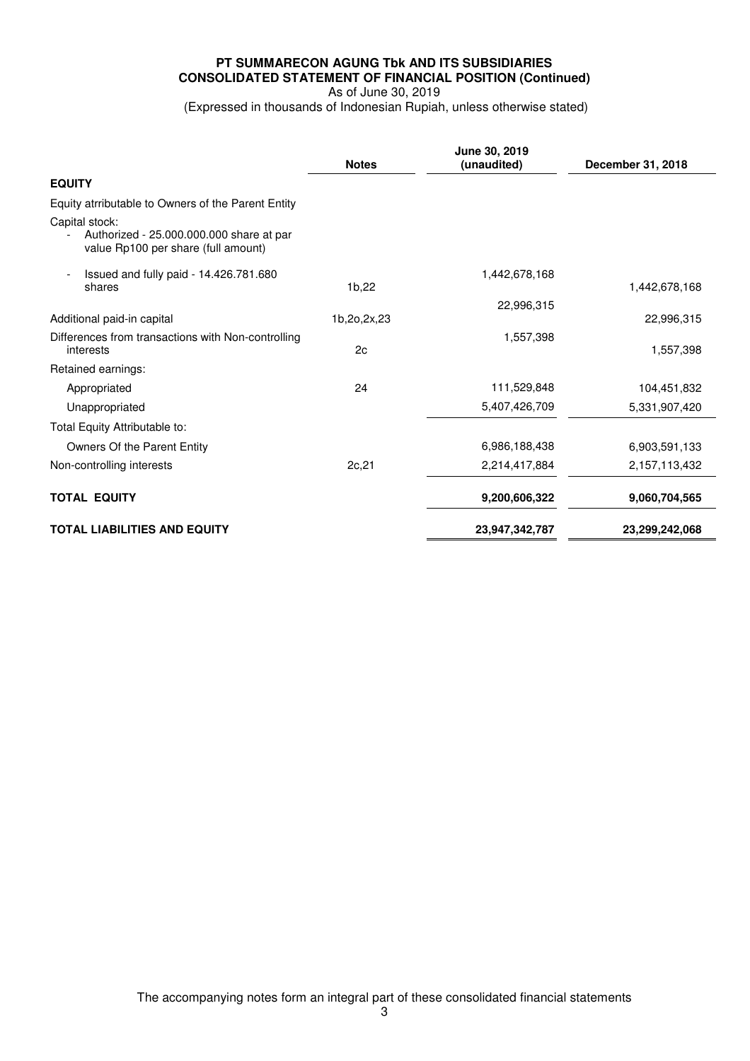**PT SUMMARECON AGUNG Tbk AND ITS SUBSIDIARIES**
**CONSOLIDATED STATEMENT OF FINANCIAL POSITION (Continued)**
As of June 30, 2019
(Expressed in thousands of Indonesian Rupiah, unless otherwise stated)

| | Notes | June 30, 2019 (unaudited) | December 31, 2018 |
|---|---|---|---|
| **EQUITY** | | | |
| Equity atrributable to Owners of the Parent Entity | | | |
| Capital stock: | | | |
| - Authorized - 25.000.000.000 share at par value Rp100 per share (full amount) | | | |
| - Issued and fully paid - 14.426.781.680 shares | 1b,22 | 1,442,678,168 | 1,442,678,168 |
| Additional paid-in capital | 1b,2o,2x,23 | 22,996,315 | 22,996,315 |
| Differences from transactions with Non-controlling interests | 2c | 1,557,398 | 1,557,398 |
| Retained earnings: | | | |
| Appropriated | 24 | 111,529,848 | 104,451,832 |
| Unappropriated | | 5,407,426,709 | 5,331,907,420 |
| Total Equity Attributable to: | | | |
| Owners Of the Parent Entity | | 6,986,188,438 | 6,903,591,133 |
| Non-controlling interests | 2c,21 | 2,214,417,884 | 2,157,113,432 |
| **TOTAL EQUITY** | | **9,200,606,322** | **9,060,704,565** |
| **TOTAL LIABILITIES AND EQUITY** | | **23,947,342,787** | **23,299,242,068** |

The accompanying notes form an integral part of these consolidated financial statements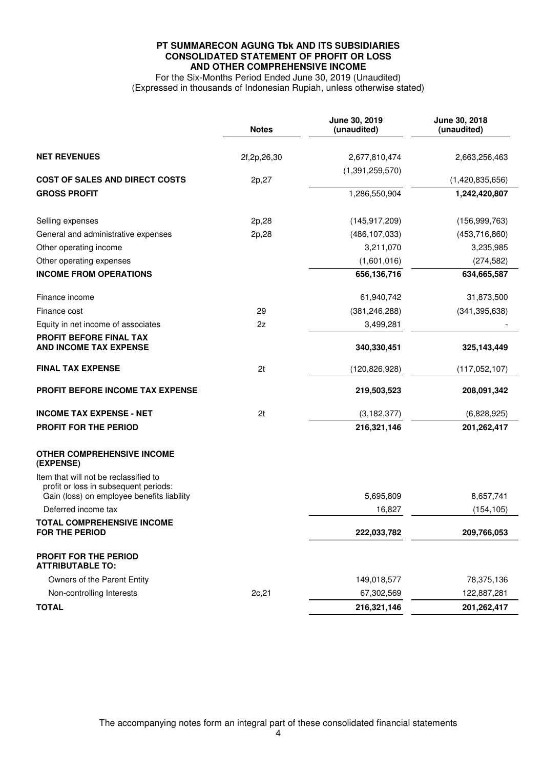**PT SUMMARECON AGUNG Tbk AND ITS SUBSIDIARIES**
**CONSOLIDATED STATEMENT OF PROFIT OR LOSS**
**AND OTHER COMPREHENSIVE INCOME**
For the Six-Months Period Ended June 30, 2019 (Unaudited)
(Expressed in thousands of Indonesian Rupiah, unless otherwise stated)

| | Notes | June 30, 2019 (unaudited) | June 30, 2018 (unaudited) |
|---|---|---|---|
| **NET REVENUES** | 2f,2p,26,30 | 2,677,810,474 | 2,663,256,463 |
| **COST OF SALES AND DIRECT COSTS** | 2p,27 | (1,391,259,570) | (1,420,835,656) |
| **GROSS PROFIT** | | 1,286,550,904 | **1,242,420,807** |
| Selling expenses | 2p,28 | (145,917,209) | (156,999,763) |
| General and administrative expenses | 2p,28 | (486,107,033) | (453,716,860) |
| Other operating income | | 3,211,070 | 3,235,985 |
| Other operating expenses | | (1,601,016) | (274,582) |
| **INCOME FROM OPERATIONS** | | **656,136,716** | **634,665,587** |
| Finance income | | 61,940,742 | 31,873,500 |
| Finance cost | 29 | (381,246,288) | (341,395,638) |
| Equity in net income of associates | 2z | 3,499,281 | - |
| **PROFIT BEFORE FINAL TAX AND INCOME TAX EXPENSE** | | **340,330,451** | **325,143,449** |
| **FINAL TAX EXPENSE** | 2t | (120,826,928) | (117,052,107) |
| **PROFIT BEFORE INCOME TAX EXPENSE** | | **219,503,523** | **208,091,342** |
| **INCOME TAX EXPENSE - NET** | 2t | (3,182,377) | (6,828,925) |
| **PROFIT FOR THE PERIOD** | | **216,321,146** | **201,262,417** |
| **OTHER COMPREHENSIVE INCOME (EXPENSE)** | | | |
| Item that will not be reclassified to profit or loss in subsequent periods: | | | |
| Gain (loss) on employee benefits liability | | 5,695,809 | 8,657,741 |
| Deferred income tax | | 16,827 | (154,105) |
| **TOTAL COMPREHENSIVE INCOME FOR THE PERIOD** | | **222,033,782** | **209,766,053** |
| **PROFIT FOR THE PERIOD ATTRIBUTABLE TO:** | | | |
| Owners of the Parent Entity | | 149,018,577 | 78,375,136 |
| Non-controlling Interests | 2c,21 | 67,302,569 | 122,887,281 |
| **TOTAL** | | **216,321,146** | **201,262,417** |

The accompanying notes form an integral part of these consolidated financial statements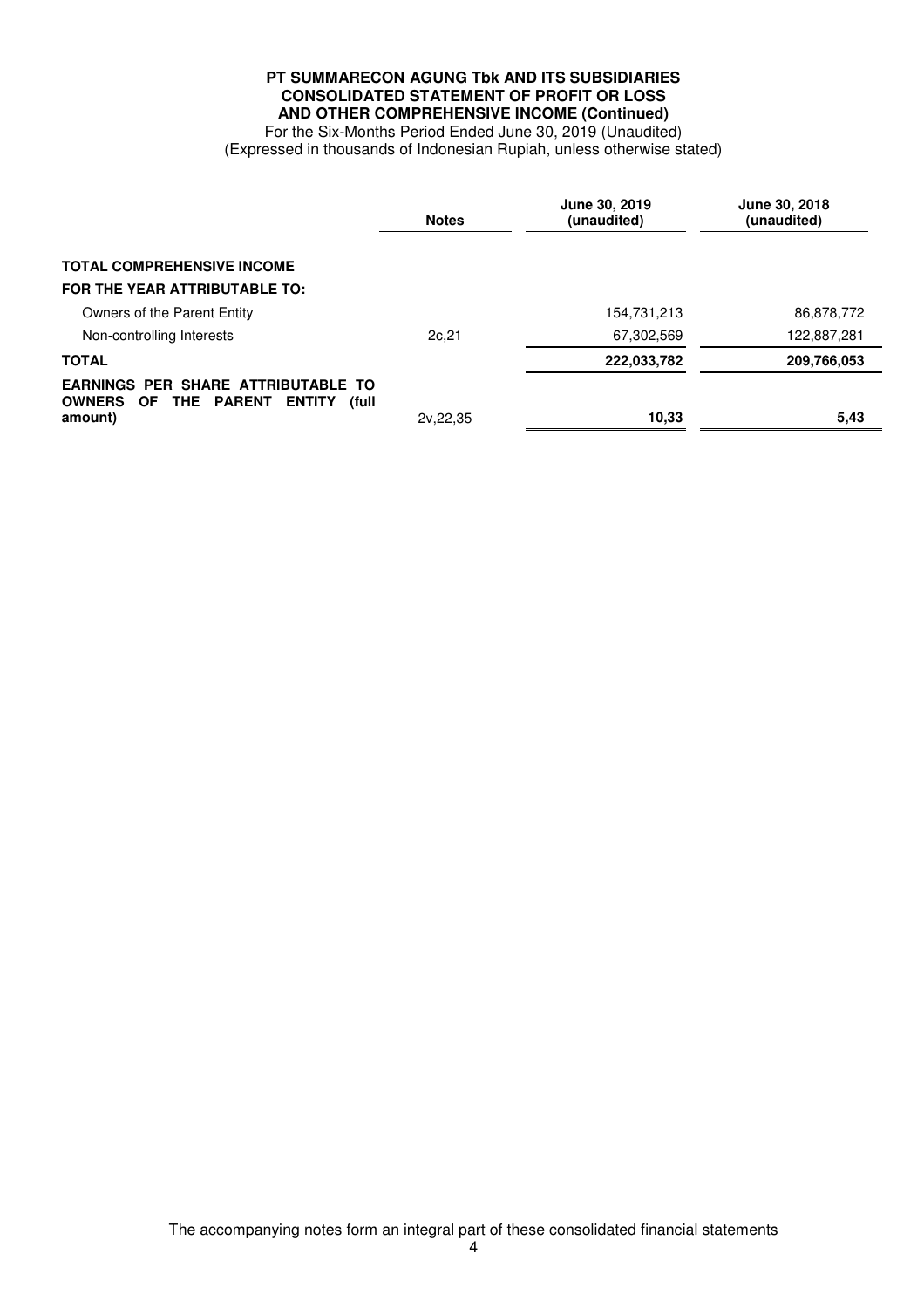**PT SUMMARECON AGUNG Tbk AND ITS SUBSIDIARIES**
**CONSOLIDATED STATEMENT OF PROFIT OR LOSS**
**AND OTHER COMPREHENSIVE INCOME (Continued)**
For the Six-Months Period Ended June 30, 2019 (Unaudited)
(Expressed in thousands of Indonesian Rupiah, unless otherwise stated)

| | Notes | June 30, 2019 (unaudited) | June 30, 2018 (unaudited) |
|---|---|---|---|
| **TOTAL COMPREHENSIVE INCOME** | | | |
| **FOR THE YEAR ATTRIBUTABLE TO:** | | | |
| Owners of the Parent Entity | | 154,731,213 | 86,878,772 |
| Non-controlling Interests | 2c,21 | 67,302,569 | 122,887,281 |
| **TOTAL** | | **222,033,782** | **209,766,053** |
| **EARNINGS PER SHARE ATTRIBUTABLE TO OWNERS OF THE PARENT ENTITY (full amount)** | 2v,22,35 | **10,33** | **5,43** |

The accompanying notes form an integral part of these consolidated financial statements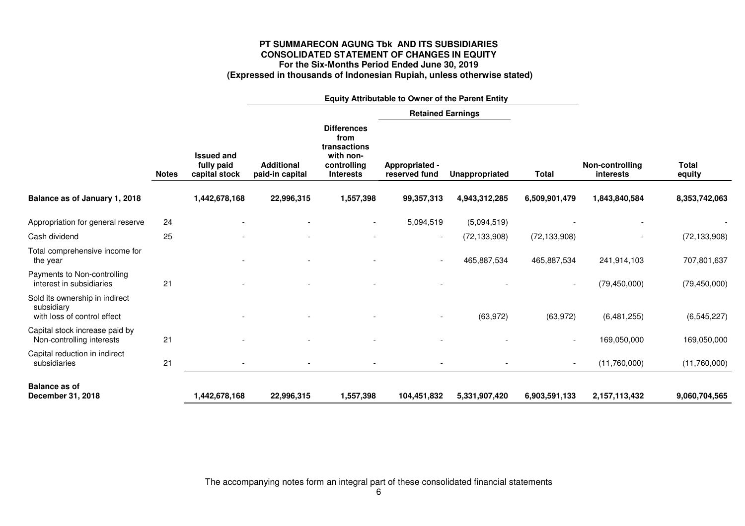**PT SUMMARECON AGUNG Tbk AND ITS SUBSIDIARIES**
**CONSOLIDATED STATEMENT OF CHANGES IN EQUITY**
**For the Six-Months Period Ended June 30, 2019**
**(Expressed in thousands of Indonesian Rupiah, unless otherwise stated)**

| | | Equity Attributable to Owner of the Parent Entity | | | | | | | |
|---|---|---|---|---|---|---|---|---|---|
| | | | | | Retained Earnings | | | | |
| | Notes | Issued and fully paid capital stock | Additional paid-in capital | Differences from transactions with non-controlling Interests | Appropriated - reserved fund | Unappropriated | Total | Non-controlling interests | Total equity |
| **Balance as of January 1, 2018** | | **1,442,678,168** | **22,996,315** | **1,557,398** | **99,357,313** | **4,943,312,285** | **6,509,901,479** | **1,843,840,584** | **8,353,742,063** |
| Appropriation for general reserve | 24 | - | - | - | 5,094,519 | (5,094,519) | - | - | - |
| Cash dividend | 25 | - | - | - | - | (72,133,908) | (72,133,908) | - | (72,133,908) |
| Total comprehensive income for the year | | - | - | - | - | 465,887,534 | 465,887,534 | 241,914,103 | 707,801,637 |
| Payments to Non-controlling interest in subsidiaries | 21 | - | - | - | - | - | - | (79,450,000) | (79,450,000) |
| Sold its ownership in indirect subsidiary with loss of control effect | | - | - | - | - | (63,972) | (63,972) | (6,481,255) | (6,545,227) |
| Capital stock increase paid by Non-controlling interests | 21 | - | - | - | - | - | - | 169,050,000 | 169,050,000 |
| Capital reduction in indirect subsidiaries | 21 | - | - | - | - | - | - | (11,760,000) | (11,760,000) |
| **Balance as of December 31, 2018** | | **1,442,678,168** | **22,996,315** | **1,557,398** | **104,451,832** | **5,331,907,420** | **6,903,591,133** | **2,157,113,432** | **9,060,704,565** |

The accompanying notes form an integral part of these consolidated financial statements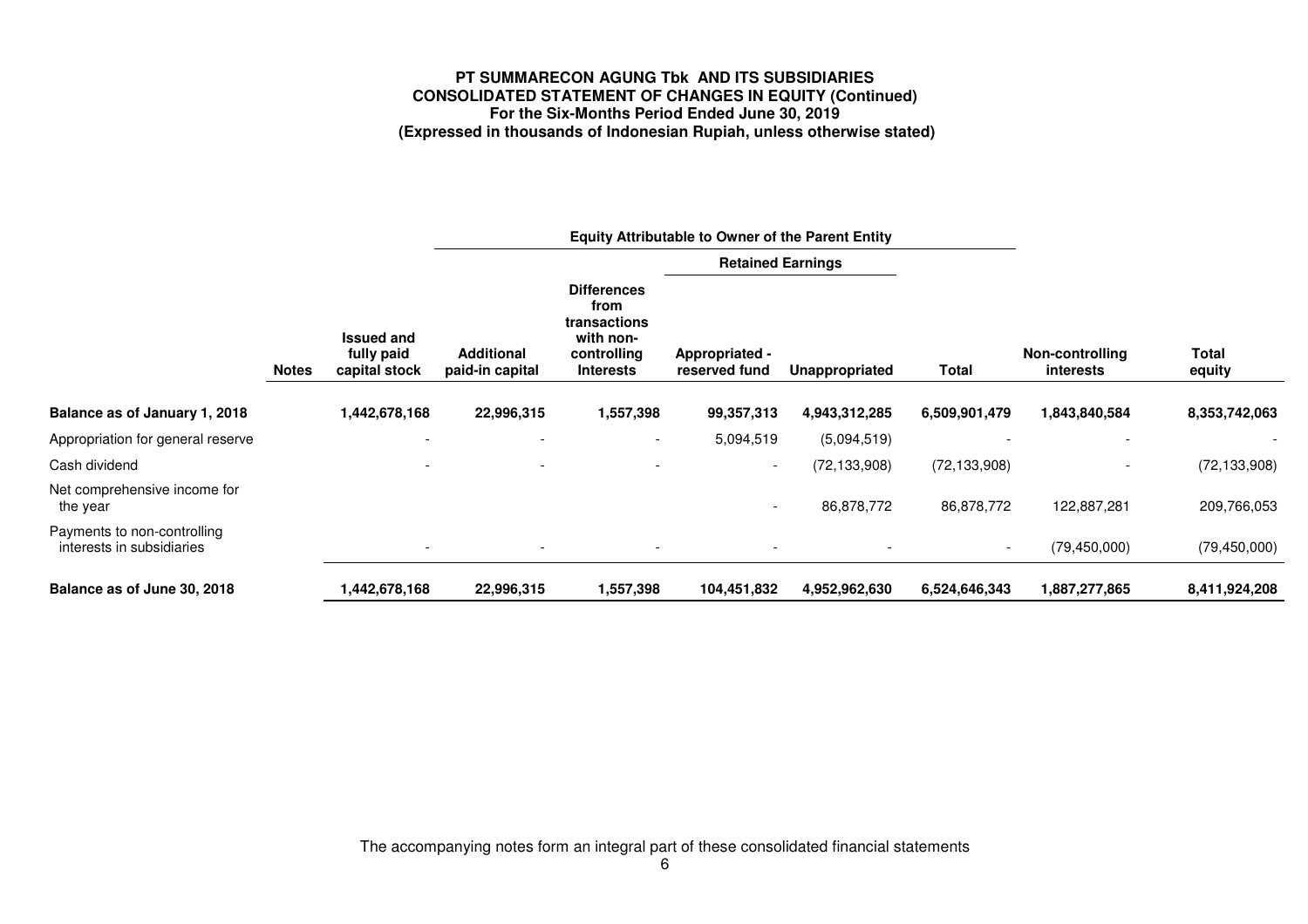**PT SUMMARECON AGUNG Tbk AND ITS SUBSIDIARIES**
**CONSOLIDATED STATEMENT OF CHANGES IN EQUITY (Continued)**
**For the Six-Months Period Ended June 30, 2019**
**(Expressed in thousands of Indonesian Rupiah, unless otherwise stated)**

| | | Equity Attributable to Owner of the Parent Entity | | | | | | | |
|---|---|---|---|---|---|---|---|---|---|
| | | | | | Retained Earnings | | | | |
| | Notes | Issued and fully paid capital stock | Additional paid-in capital | Differences from transactions with non-controlling Interests | Appropriated - reserved fund | Unappropriated | Total | Non-controlling interests | Total equity |
| **Balance as of January 1, 2018** | | **1,442,678,168** | **22,996,315** | **1,557,398** | **99,357,313** | **4,943,312,285** | **6,509,901,479** | **1,843,840,584** | **8,353,742,063** |
| Appropriation for general reserve | | - | - | - | 5,094,519 | (5,094,519) | - | - | - |
| Cash dividend | | - | - | - | - | (72,133,908) | (72,133,908) | - | (72,133,908) |
| Net comprehensive income for the year | | | | | - | 86,878,772 | 86,878,772 | 122,887,281 | 209,766,053 |
| Payments to non-controlling interests in subsidiaries | | - | - | - | - | - | - | (79,450,000) | (79,450,000) |
| **Balance as of June 30, 2018** | | **1,442,678,168** | **22,996,315** | **1,557,398** | **104,451,832** | **4,952,962,630** | **6,524,646,343** | **1,887,277,865** | **8,411,924,208** |

The accompanying notes form an integral part of these consolidated financial statements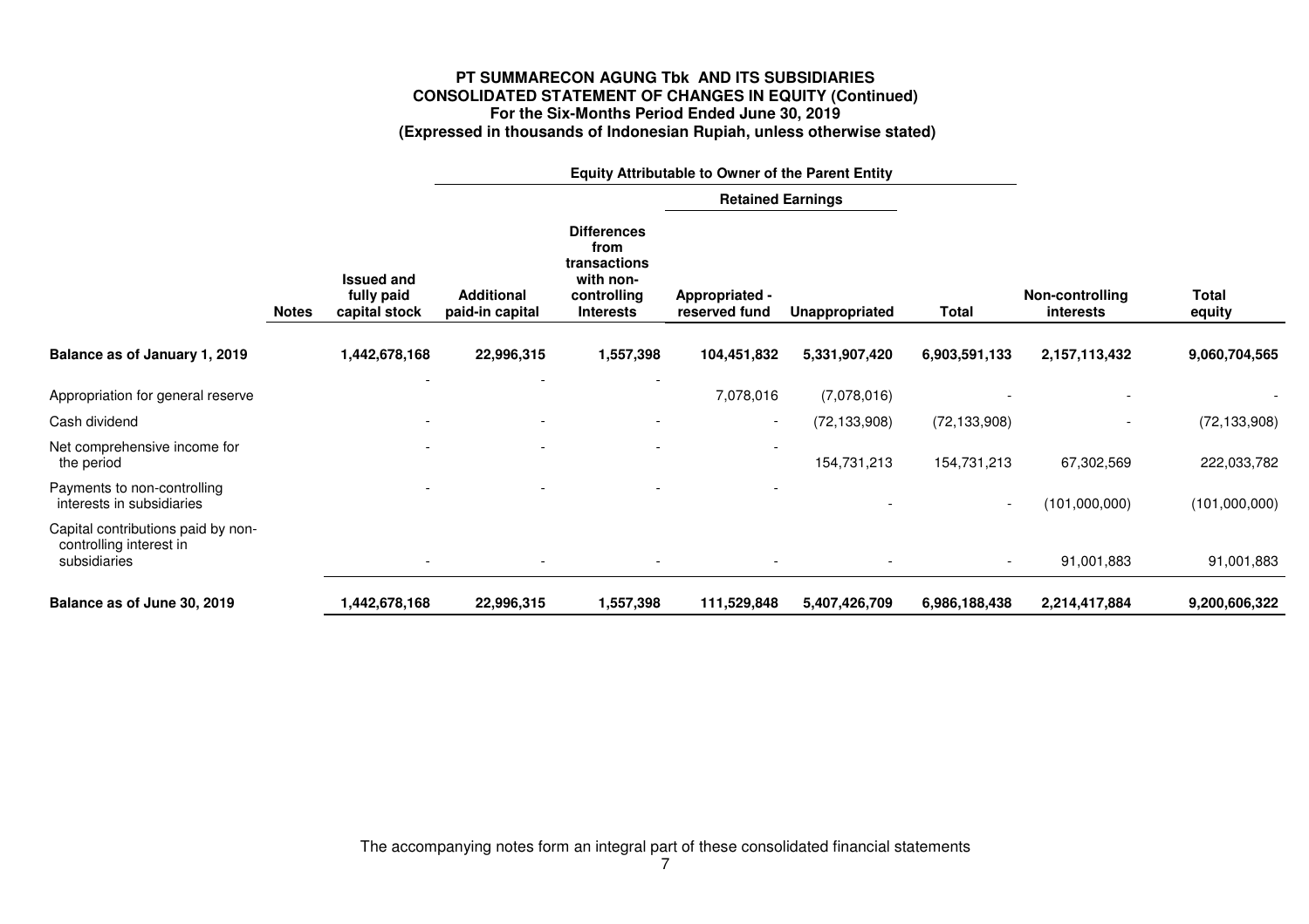**PT SUMMARECON AGUNG Tbk AND ITS SUBSIDIARIES**
**CONSOLIDATED STATEMENT OF CHANGES IN EQUITY (Continued)**
**For the Six-Months Period Ended June 30, 2019**
**(Expressed in thousands of Indonesian Rupiah, unless otherwise stated)**

| | | Equity Attributable to Owner of the Parent Entity | | | | | | | |
|---|---|---|---|---|---|---|---|---|---|
| | | | | | Retained Earnings | | | | |
| | Notes | Issued and fully paid capital stock | Additional paid-in capital | Differences from transactions with non-controlling Interests | Appropriated - reserved fund | Unappropriated | Total | Non-controlling interests | Total equity |
| **Balance as of January 1, 2019** | | **1,442,678,168** | **22,996,315** | **1,557,398** | **104,451,832** | **5,331,907,420** | **6,903,591,133** | **2,157,113,432** | **9,060,704,565** |
| Appropriation for general reserve | | - | - | - | 7,078,016 | (7,078,016) | - | - | - |
| Cash dividend | | - | - | - | - | (72,133,908) | (72,133,908) | - | (72,133,908) |
| Net comprehensive income for the period | | - | - | - | - | 154,731,213 | 154,731,213 | 67,302,569 | 222,033,782 |
| Payments to non-controlling interests in subsidiaries | | - | - | - | - | - | - | (101,000,000) | (101,000,000) |
| Capital contributions paid by non-controlling interest in subsidiaries | | - | - | - | - | - | - | 91,001,883 | 91,001,883 |
| **Balance as of June 30, 2019** | | **1,442,678,168** | **22,996,315** | **1,557,398** | **111,529,848** | **5,407,426,709** | **6,986,188,438** | **2,214,417,884** | **9,200,606,322** |

The accompanying notes form an integral part of these consolidated financial statements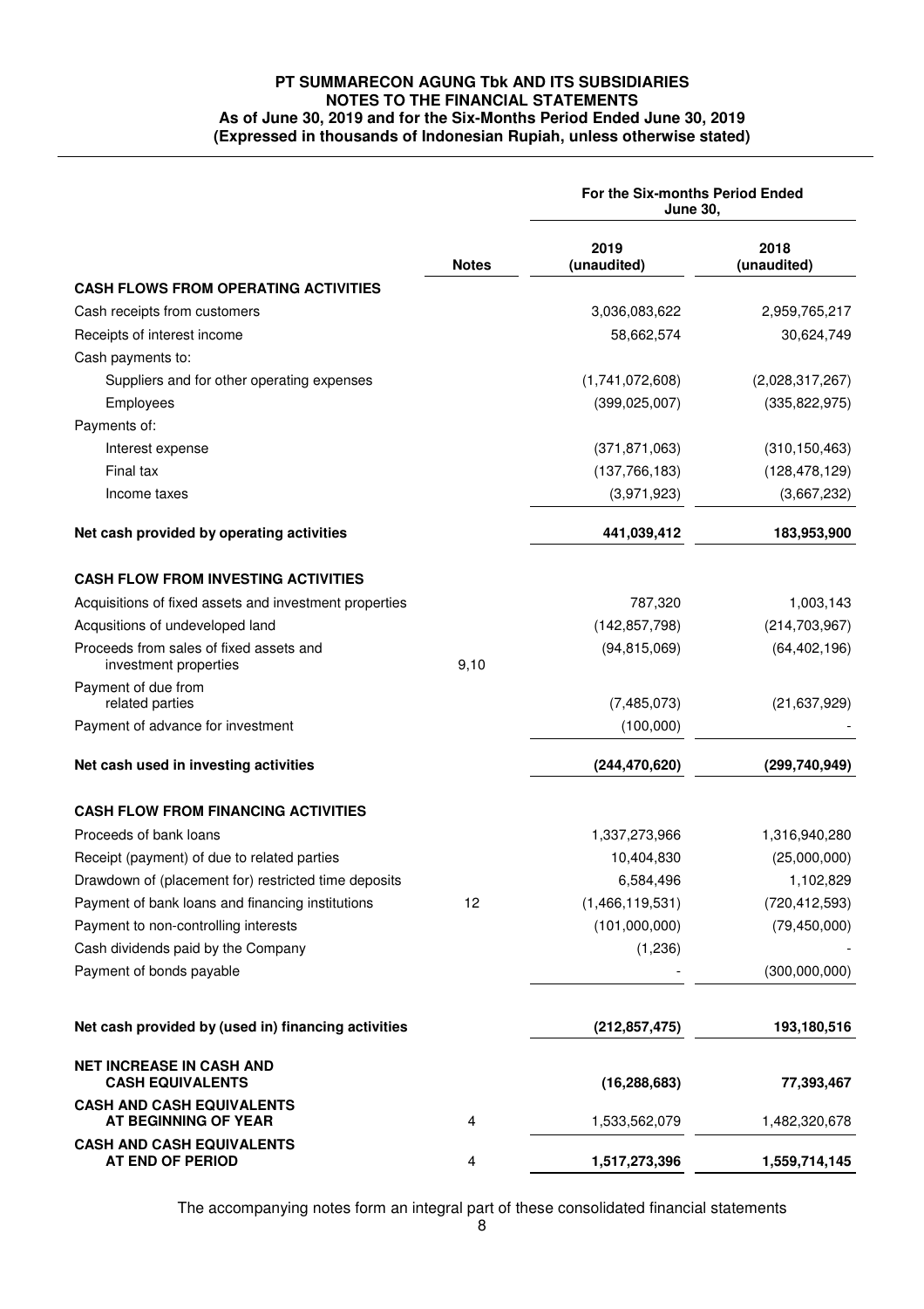**PT SUMMARECON AGUNG Tbk AND ITS SUBSIDIARIES**
**NOTES TO THE FINANCIAL STATEMENTS**
**As of June 30, 2019 and for the Six-Months Period Ended June 30, 2019**
**(Expressed in thousands of Indonesian Rupiah, unless otherwise stated)**

| | Notes | For the Six-months Period Ended June 30, 2019 (unaudited) | 2018 (unaudited) |
|---|---|---|---|
| **CASH FLOWS FROM OPERATING ACTIVITIES** | | | |
| Cash receipts from customers | | 3,036,083,622 | 2,959,765,217 |
| Receipts of interest income | | 58,662,574 | 30,624,749 |
| Cash payments to: | | | |
| Suppliers and for other operating expenses | | (1,741,072,608) | (2,028,317,267) |
| Employees | | (399,025,007) | (335,822,975) |
| Payments of: | | | |
| Interest expense | | (371,871,063) | (310,150,463) |
| Final tax | | (137,766,183) | (128,478,129) |
| Income taxes | | (3,971,923) | (3,667,232) |
| **Net cash provided by operating activities** | | **441,039,412** | **183,953,900** |
| **CASH FLOW FROM INVESTING ACTIVITIES** | | | |
| Acquisitions of fixed assets and investment properties | | 787,320 | 1,003,143 |
| Acqusitions of undeveloped land | | (142,857,798) | (214,703,967) |
| Proceeds from sales of fixed assets and investment properties | 9,10 | (94,815,069) | (64,402,196) |
| Payment of due from related parties | | (7,485,073) | (21,637,929) |
| Payment of advance for investment | | (100,000) | - |
| **Net cash used in investing activities** | | **(244,470,620)** | **(299,740,949)** |
| **CASH FLOW FROM FINANCING ACTIVITIES** | | | |
| Proceeds of bank loans | | 1,337,273,966 | 1,316,940,280 |
| Receipt (payment) of due to related parties | | 10,404,830 | (25,000,000) |
| Drawdown of (placement for) restricted time deposits | | 6,584,496 | 1,102,829 |
| Payment of bank loans and financing institutions | 12 | (1,466,119,531) | (720,412,593) |
| Payment to non-controlling interests | | (101,000,000) | (79,450,000) |
| Cash dividends paid by the Company | | (1,236) | - |
| Payment of bonds payable | | - | (300,000,000) |
| **Net cash provided by (used in) financing activities** | | **(212,857,475)** | **193,180,516** |
| **NET INCREASE IN CASH AND CASH EQUIVALENTS** | | **(16,288,683)** | **77,393,467** |
| **CASH AND CASH EQUIVALENTS AT BEGINNING OF YEAR** | 4 | 1,533,562,079 | 1,482,320,678 |
| **CASH AND CASH EQUIVALENTS AT END OF PERIOD** | 4 | **1,517,273,396** | **1,559,714,145** |

The accompanying notes form an integral part of these consolidated financial statements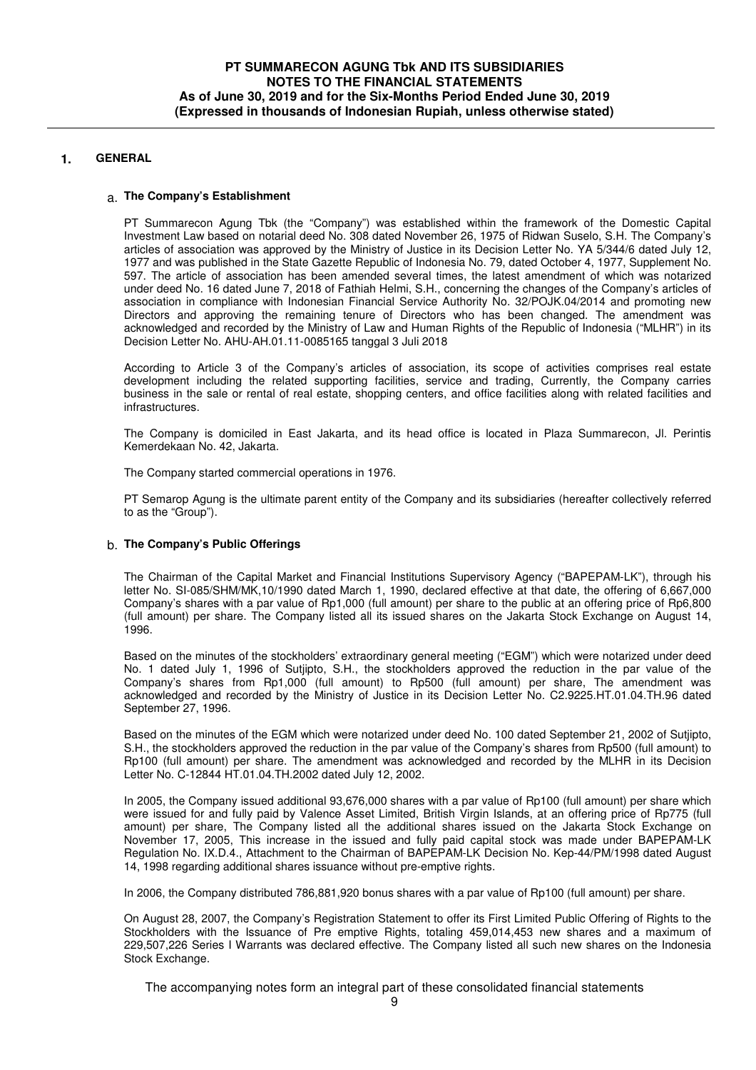## 1. GENERAL

### a. The Company's Establishment

PT Summarecon Agung Tbk (the "Company") was established within the framework of the Domestic Capital Investment Law based on notarial deed No. 308 dated November 26, 1975 of Ridwan Suselo, S.H. The Company's articles of association was approved by the Ministry of Justice in its Decision Letter No. YA 5/344/6 dated July 12, 1977 and was published in the State Gazette Republic of Indonesia No. 79, dated October 4, 1977, Supplement No. 597. The article of association has been amended several times, the latest amendment of which was notarized under deed No. 16 dated June 7, 2018 of Fathiah Helmi, S.H., concerning the changes of the Company's articles of association in compliance with Indonesian Financial Service Authority No. 32/POJK.04/2014 and promoting new Directors and approving the remaining tenure of Directors who has been changed. The amendment was acknowledged and recorded by the Ministry of Law and Human Rights of the Republic of Indonesia ("MLHR") in its Decision Letter No. AHU-AH.01.11-0085165 tanggal 3 Juli 2018

According to Article 3 of the Company's articles of association, its scope of activities comprises real estate development including the related supporting facilities, service and trading, Currently, the Company carries business in the sale or rental of real estate, shopping centers, and office facilities along with related facilities and infrastructures.

The Company is domiciled in East Jakarta, and its head office is located in Plaza Summarecon, Jl. Perintis Kemerdekaan No. 42, Jakarta.

The Company started commercial operations in 1976.

PT Semarop Agung is the ultimate parent entity of the Company and its subsidiaries (hereafter collectively referred to as the "Group").

### b. The Company's Public Offerings

The Chairman of the Capital Market and Financial Institutions Supervisory Agency ("BAPEPAM-LK"), through his letter No. SI-085/SHM/MK,10/1990 dated March 1, 1990, declared effective at that date, the offering of 6,667,000 Company's shares with a par value of Rp1,000 (full amount) per share to the public at an offering price of Rp6,800 (full amount) per share. The Company listed all its issued shares on the Jakarta Stock Exchange on August 14, 1996.

Based on the minutes of the stockholders' extraordinary general meeting ("EGM") which were notarized under deed No. 1 dated July 1, 1996 of Sutjipto, S.H., the stockholders approved the reduction in the par value of the Company's shares from Rp1,000 (full amount) to Rp500 (full amount) per share, The amendment was acknowledged and recorded by the Ministry of Justice in its Decision Letter No. C2.9225.HT.01.04.TH.96 dated September 27, 1996.

Based on the minutes of the EGM which were notarized under deed No. 100 dated September 21, 2002 of Sutjipto, S.H., the stockholders approved the reduction in the par value of the Company's shares from Rp500 (full amount) to Rp100 (full amount) per share. The amendment was acknowledged and recorded by the MLHR in its Decision Letter No. C-12844 HT.01.04.TH.2002 dated July 12, 2002.

In 2005, the Company issued additional 93,676,000 shares with a par value of Rp100 (full amount) per share which were issued for and fully paid by Valence Asset Limited, British Virgin Islands, at an offering price of Rp775 (full amount) per share, The Company listed all the additional shares issued on the Jakarta Stock Exchange on November 17, 2005, This increase in the issued and fully paid capital stock was made under BAPEPAM-LK Regulation No. IX.D.4., Attachment to the Chairman of BAPEPAM-LK Decision No. Kep-44/PM/1998 dated August 14, 1998 regarding additional shares issuance without pre-emptive rights.

In 2006, the Company distributed 786,881,920 bonus shares with a par value of Rp100 (full amount) per share.

On August 28, 2007, the Company's Registration Statement to offer its First Limited Public Offering of Rights to the Stockholders with the Issuance of Pre emptive Rights, totaling 459,014,453 new shares and a maximum of 229,507,226 Series I Warrants was declared effective. The Company listed all such new shares on the Indonesia Stock Exchange.

The accompanying notes form an integral part of these consolidated financial statements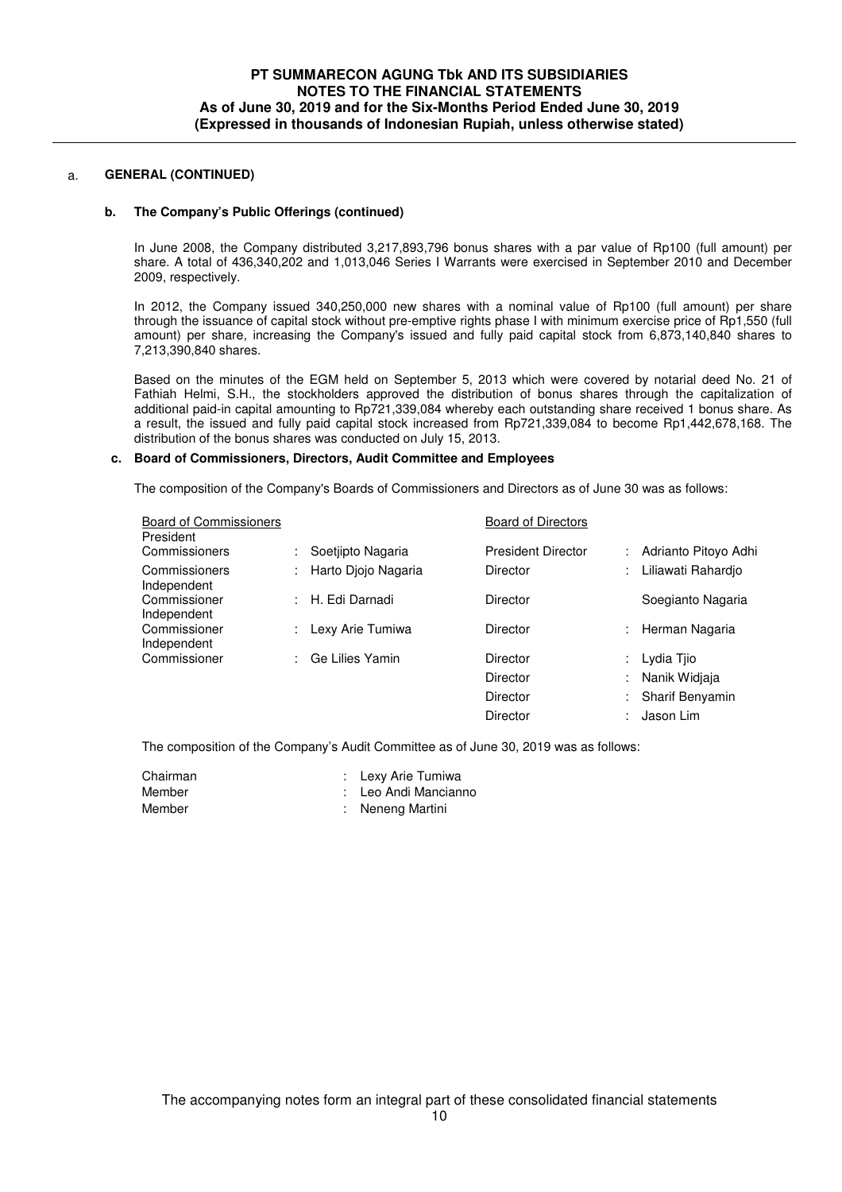## a. GENERAL (CONTINUED)

### b. The Company's Public Offerings (continued)

In June 2008, the Company distributed 3,217,893,796 bonus shares with a par value of Rp100 (full amount) per share. A total of 436,340,202 and 1,013,046 Series I Warrants were exercised in September 2010 and December 2009, respectively.

In 2012, the Company issued 340,250,000 new shares with a nominal value of Rp100 (full amount) per share through the issuance of capital stock without pre-emptive rights phase I with minimum exercise price of Rp1,550 (full amount) per share, increasing the Company's issued and fully paid capital stock from 6,873,140,840 shares to 7,213,390,840 shares.

Based on the minutes of the EGM held on September 5, 2013 which were covered by notarial deed No. 21 of Fathiah Helmi, S.H., the stockholders approved the distribution of bonus shares through the capitalization of additional paid-in capital amounting to Rp721,339,084 whereby each outstanding share received 1 bonus share. As a result, the issued and fully paid capital stock increased from Rp721,339,084 to become Rp1,442,678,168. The distribution of the bonus shares was conducted on July 15, 2013.

### c. Board of Commissioners, Directors, Audit Committee and Employees

The composition of the Company's Boards of Commissioners and Directors as of June 30 was as follows:

| Board of Commissioners | | Board of Directors | |
|---|---|---|---|
| President Commissioners | : Soetjipto Nagaria | President Director | : Adrianto Pitoyo Adhi |
| Commissioners | : Harto Djojo Nagaria | Director | : Liliawati Rahardjo |
| Independent Commissioner | : H. Edi Darnadi | Director | Soegianto Nagaria |
| Independent Commissioner | : Lexy Arie Tumiwa | Director | : Herman Nagaria |
| Independent Commissioner | : Ge Lilies Yamin | Director | : Lydia Tjio |
| | | Director | : Nanik Widjaja |
| | | Director | : Sharif Benyamin |
| | | Director | : Jason Lim |

The composition of the Company's Audit Committee as of June 30, 2019 was as follows:

| | |
|---|---|
| Chairman | : Lexy Arie Tumiwa |
| Member | : Leo Andi Mancianno |
| Member | : Neneng Martini |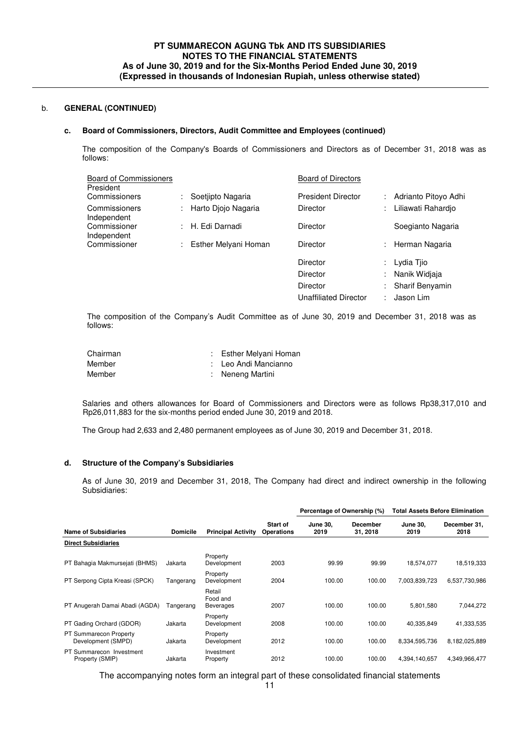## b. GENERAL (CONTINUED)

### c. Board of Commissioners, Directors, Audit Committee and Employees (continued)

The composition of the Company's Boards of Commissioners and Directors as of December 31, 2018 was as follows:

| Board of Commissioners | | Board of Directors | |
|---|---|---|---|
| President Commissioners | : Soetjipto Nagaria | President Director | : Adrianto Pitoyo Adhi |
| Commissioners | : Harto Djojo Nagaria | Director | : Liliawati Rahardjo |
| Independent Commissioner | : H. Edi Darnadi | Director | Soegianto Nagaria |
| Independent Commissioner | : Esther Melyani Homan | Director | : Herman Nagaria |
| | | Director | : Lydia Tjio |
| | | Director | : Nanik Widjaja |
| | | Director | : Sharif Benyamin |
| | | Unaffiliated Director | : Jason Lim |

The composition of the Company's Audit Committee as of June 30, 2019 and December 31, 2018 was as follows:

| | |
|---|---|
| Chairman | : Esther Melyani Homan |
| Member | : Leo Andi Mancianno |
| Member | : Neneng Martini |

Salaries and others allowances for Board of Commissioners and Directors were as follows Rp38,317,010 and Rp26,011,883 for the six-months period ended June 30, 2019 and 2018.

The Group had 2,633 and 2,480 permanent employees as of June 30, 2019 and December 31, 2018.

### d. Structure of the Company's Subsidiaries

As of June 30, 2019 and December 31, 2018, The Company had direct and indirect ownership in the following Subsidiaries:

| | | | | Percentage of Ownership (%) | | Total Assets Before Elimination | |
|---|---|---|---|---|---|---|---|
| **Name of Subsidiaries** | **Domicile** | **Principal Activity** | **Start of Operations** | **June 30, 2019** | **December 31, 2018** | **June 30, 2019** | **December 31, 2018** |
| **Direct Subsidiaries** | | | | | | | |
| PT Bahagia Makmursejati (BHMS) | Jakarta | Property Development | 2003 | 99.99 | 99.99 | 18,574,077 | 18,519,333 |
| PT Serpong Cipta Kreasi (SPCK) | Tangerang | Property Development | 2004 | 100.00 | 100.00 | 7,003,839,723 | 6,537,730,986 |
| PT Anugerah Damai Abadi (AGDA) | Tangerang | Retail Food and Beverages | 2007 | 100.00 | 100.00 | 5,801,580 | 7,044,272 |
| PT Gading Orchard (GDOR) | Jakarta | Property Development | 2008 | 100.00 | 100.00 | 40,335,849 | 41,333,535 |
| PT Summarecon Property Development (SMPD) | Jakarta | Property Development | 2012 | 100.00 | 100.00 | 8,334,595,736 | 8,182,025,889 |
| PT Summarecon Investment Property (SMIP) | Jakarta | Investment Property | 2012 | 100.00 | 100.00 | 4,394,140,657 | 4,349,966,477 |

The accompanying notes form an integral part of these consolidated financial statements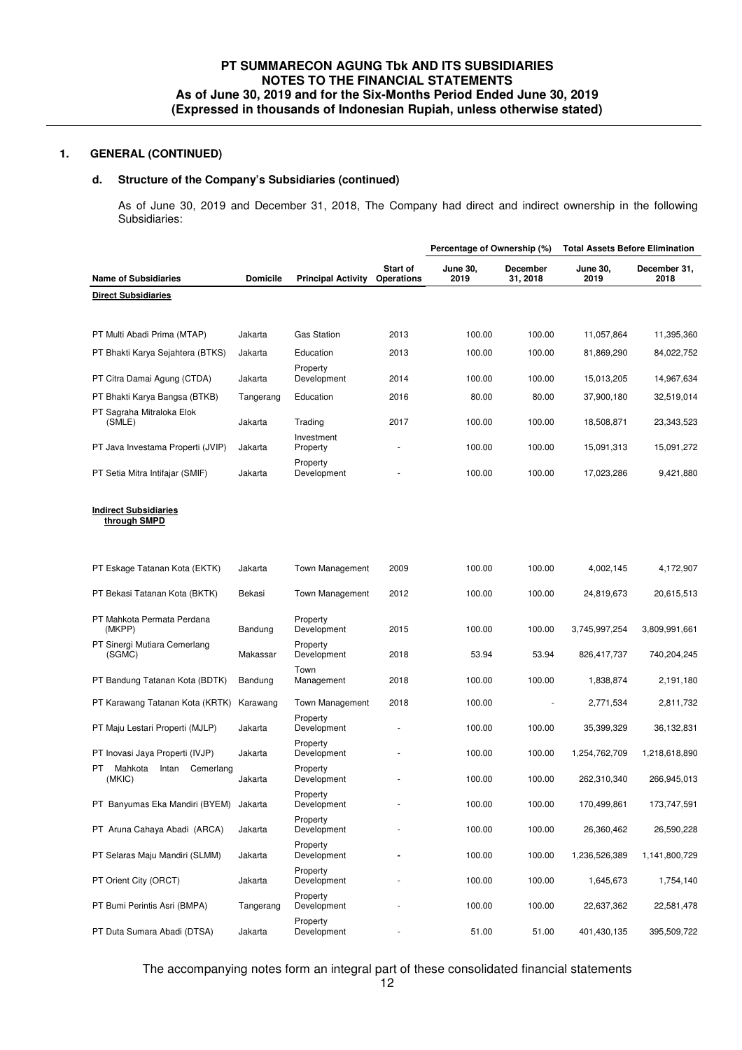## 1. GENERAL (CONTINUED)

### d. Structure of the Company's Subsidiaries (continued)

As of June 30, 2019 and December 31, 2018, The Company had direct and indirect ownership in the following Subsidiaries:

| Name of Subsidiaries | Domicile | Principal Activity | Start of Operations | Percentage of Ownership (%) June 30, 2019 | Percentage of Ownership (%) December 31, 2018 | Total Assets Before Elimination June 30, 2019 | Total Assets Before Elimination December 31, 2018 |
|---|---|---|---|---|---|---|---|
| **Direct Subsidiaries** | | | | | | | |
| PT Multi Abadi Prima (MTAP) | Jakarta | Gas Station | 2013 | 100.00 | 100.00 | 11,057,864 | 11,395,360 |
| PT Bhakti Karya Sejahtera (BTKS) | Jakarta | Education | 2013 | 100.00 | 100.00 | 81,869,290 | 84,022,752 |
| PT Citra Damai Agung (CTDA) | Jakarta | Property Development | 2014 | 100.00 | 100.00 | 15,013,205 | 14,967,634 |
| PT Bhakti Karya Bangsa (BTKB) | Tangerang | Education | 2016 | 80.00 | 80.00 | 37,900,180 | 32,519,014 |
| PT Sagraha Mitraloka Elok (SMLE) | Jakarta | Trading | 2017 | 100.00 | 100.00 | 18,508,871 | 23,343,523 |
| PT Java Investama Properti (JVIP) | Jakarta | Investment Property | - | 100.00 | 100.00 | 15,091,313 | 15,091,272 |
| PT Setia Mitra Intifajar (SMIF) | Jakarta | Property Development | - | 100.00 | 100.00 | 17,023,286 | 9,421,880 |
| **Indirect Subsidiaries through SMPD** | | | | | | | |
| PT Eskage Tatanan Kota (EKTK) | Jakarta | Town Management | 2009 | 100.00 | 100.00 | 4,002,145 | 4,172,907 |
| PT Bekasi Tatanan Kota (BKTK) | Bekasi | Town Management | 2012 | 100.00 | 100.00 | 24,819,673 | 20,615,513 |
| PT Mahkota Permata Perdana (MKPP) | Bandung | Property Development | 2015 | 100.00 | 100.00 | 3,745,997,254 | 3,809,991,661 |
| PT Sinergi Mutiara Cemerlang (SGMC) | Makassar | Property Development | 2018 | 53.94 | 53.94 | 826,417,737 | 740,204,245 |
| PT Bandung Tatanan Kota (BDTK) | Bandung | Town Management | 2018 | 100.00 | 100.00 | 1,838,874 | 2,191,180 |
| PT Karawang Tatanan Kota (KRTK) | Karawang | Town Management | 2018 | 100.00 | - | 2,771,534 | 2,811,732 |
| PT Maju Lestari Properti (MJLP) | Jakarta | Property Development | - | 100.00 | 100.00 | 35,399,329 | 36,132,831 |
| PT Inovasi Jaya Properti (IVJP) | Jakarta | Property Development | - | 100.00 | 100.00 | 1,254,762,709 | 1,218,618,890 |
| PT Mahkota Intan Cemerlang (MKIC) | Jakarta | Property Development | - | 100.00 | 100.00 | 262,310,340 | 266,945,013 |
| PT Banyumas Eka Mandiri (BYEM) | Jakarta | Property Development | - | 100.00 | 100.00 | 170,499,861 | 173,747,591 |
| PT Aruna Cahaya Abadi (ARCA) | Jakarta | Property Development | - | 100.00 | 100.00 | 26,360,462 | 26,590,228 |
| PT Selaras Maju Mandiri (SLMM) | Jakarta | Property Development | - | 100.00 | 100.00 | 1,236,526,389 | 1,141,800,729 |
| PT Orient City (ORCT) | Jakarta | Property Development | - | 100.00 | 100.00 | 1,645,673 | 1,754,140 |
| PT Bumi Perintis Asri (BMPA) | Tangerang | Property Development | - | 100.00 | 100.00 | 22,637,362 | 22,581,478 |
| PT Duta Sumara Abadi (DTSA) | Jakarta | Property Development | - | 51.00 | 51.00 | 401,430,135 | 395,509,722 |

The accompanying notes form an integral part of these consolidated financial statements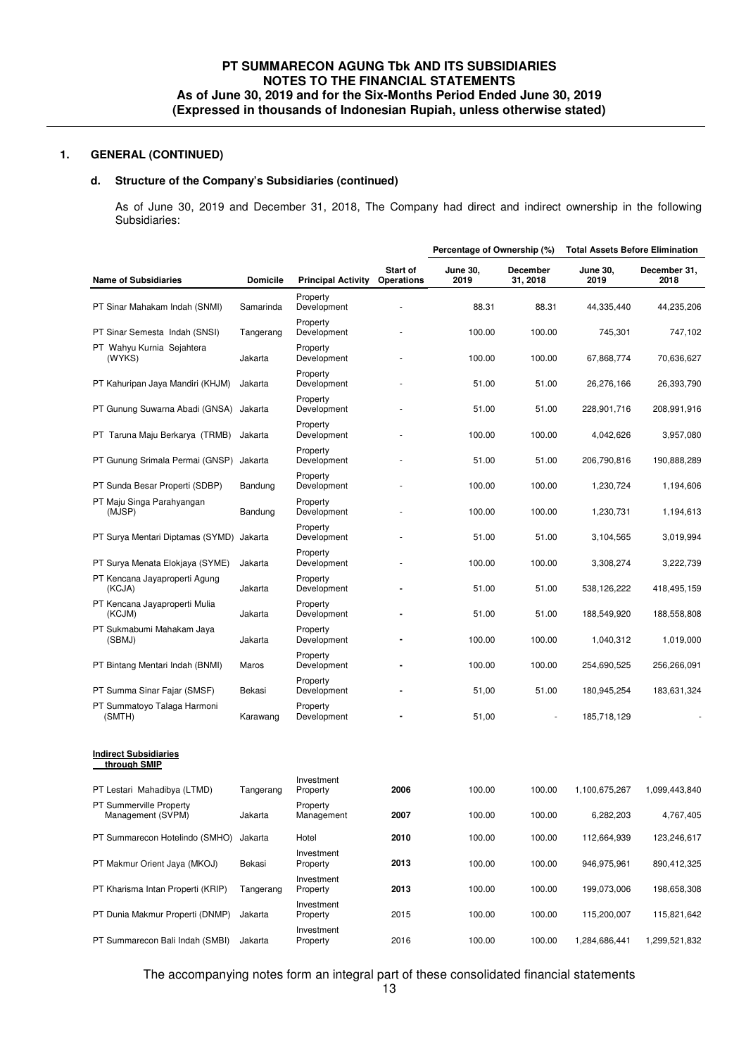## 1. GENERAL (CONTINUED)

### d. Structure of the Company's Subsidiaries (continued)

As of June 30, 2019 and December 31, 2018, The Company had direct and indirect ownership in the following Subsidiaries:

| Name of Subsidiaries | Domicile | Principal Activity | Start of Operations | Percentage of Ownership (%) June 30, 2019 | Percentage of Ownership (%) December 31, 2018 | Total Assets Before Elimination June 30, 2019 | Total Assets Before Elimination December 31, 2018 |
|---|---|---|---|---|---|---|---|
| PT Sinar Mahakam Indah (SNMI) | Samarinda | Property Development | - | 88.31 | 88.31 | 44,335,440 | 44,235,206 |
| PT Sinar Semesta Indah (SNSI) | Tangerang | Property Development | - | 100.00 | 100.00 | 745,301 | 747,102 |
| PT Wahyu Kurnia Sejahtera (WYKS) | Jakarta | Property Development | - | 100.00 | 100.00 | 67,868,774 | 70,636,627 |
| PT Kahuripan Jaya Mandiri (KHJM) | Jakarta | Property Development | - | 51.00 | 51.00 | 26,276,166 | 26,393,790 |
| PT Gunung Suwarna Abadi (GNSA) | Jakarta | Property Development | - | 51.00 | 51.00 | 228,901,716 | 208,991,916 |
| PT Taruna Maju Berkarya (TRMB) | Jakarta | Property Development | - | 100.00 | 100.00 | 4,042,626 | 3,957,080 |
| PT Gunung Srimala Permai (GNSP) | Jakarta | Property Development | - | 51.00 | 51.00 | 206,790,816 | 190,888,289 |
| PT Sunda Besar Properti (SDBP) | Bandung | Property Development | - | 100.00 | 100.00 | 1,230,724 | 1,194,606 |
| PT Maju Singa Parahyangan (MJSP) | Bandung | Property Development | - | 100.00 | 100.00 | 1,230,731 | 1,194,613 |
| PT Surya Mentari Diptamas (SYMD) | Jakarta | Property Development | - | 51.00 | 51.00 | 3,104,565 | 3,019,994 |
| PT Surya Menata Elokjaya (SYME) | Jakarta | Property Development | - | 100.00 | 100.00 | 3,308,274 | 3,222,739 |
| PT Kencana Jayaproperti Agung (KCJA) | Jakarta | Property Development | - | 51.00 | 51.00 | 538,126,222 | 418,495,159 |
| PT Kencana Jayaproperti Mulia (KCJM) | Jakarta | Property Development | - | 51.00 | 51.00 | 188,549,920 | 188,558,808 |
| PT Sukmabumi Mahakam Jaya (SBMJ) | Jakarta | Property Development | - | 100.00 | 100.00 | 1,040,312 | 1,019,000 |
| PT Bintang Mentari Indah (BNMI) | Maros | Property Development | - | 100.00 | 100.00 | 254,690,525 | 256,266,091 |
| PT Summa Sinar Fajar (SMSF) | Bekasi | Property Development | - | 51,00 | 51.00 | 180,945,254 | 183,631,324 |
| PT Summatoyo Talaga Harmoni (SMTH) | Karawang | Property Development | - | 51,00 | - | 185,718,129 | - |
| **Indirect Subsidiaries through SMIP** | | | | | | | |
| PT Lestari Mahadibya (LTMD) | Tangerang | Investment Property | **2006** | 100.00 | 100.00 | 1,100,675,267 | 1,099,443,840 |
| PT Summerville Property Management (SVPM) | Jakarta | Property Management | **2007** | 100.00 | 100.00 | 6,282,203 | 4,767,405 |
| PT Summarecon Hotelindo (SMHO) | Jakarta | Hotel | **2010** | 100.00 | 100.00 | 112,664,939 | 123,246,617 |
| PT Makmur Orient Jaya (MKOJ) | Bekasi | Investment Property | **2013** | 100.00 | 100.00 | 946,975,961 | 890,412,325 |
| PT Kharisma Intan Properti (KRIP) | Tangerang | Investment Property | **2013** | 100.00 | 100.00 | 199,073,006 | 198,658,308 |
| PT Dunia Makmur Properti (DNMP) | Jakarta | Investment Property | 2015 | 100.00 | 100.00 | 115,200,007 | 115,821,642 |
| PT Summarecon Bali Indah (SMBI) | Jakarta | Investment Property | 2016 | 100.00 | 100.00 | 1,284,686,441 | 1,299,521,832 |

The accompanying notes form an integral part of these consolidated financial statements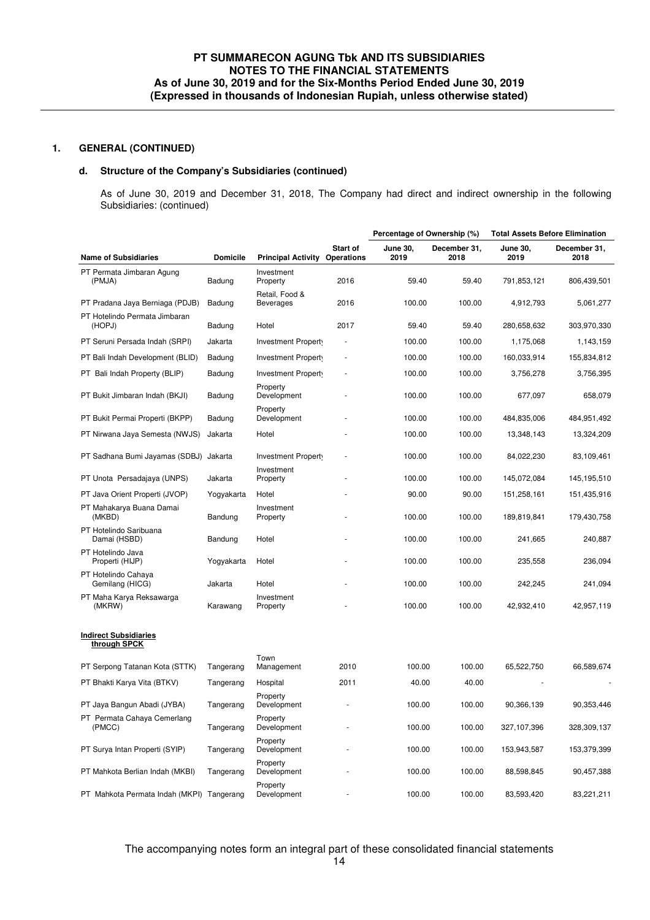## 1. GENERAL (CONTINUED)

### d. Structure of the Company's Subsidiaries (continued)

As of June 30, 2019 and December 31, 2018, The Company had direct and indirect ownership in the following Subsidiaries: (continued)

| | | | | Percentage of Ownership (%) | | Total Assets Before Elimination | |
|---|---|---|---|---|---|---|---|
| **Name of Subsidiaries** | **Domicile** | **Principal Activity** | **Start of Operations** | **June 30, 2019** | **December 31, 2018** | **June 30, 2019** | **December 31, 2018** |
| PT Permata Jimbaran Agung (PMJA) | Badung | Investment Property | 2016 | 59.40 | 59.40 | 791,853,121 | 806,439,501 |
| PT Pradana Jaya Berniaga (PDJB) | Badung | Retail, Food & Beverages | 2016 | 100.00 | 100.00 | 4,912,793 | 5,061,277 |
| PT Hotelindo Permata Jimbaran (HOPJ) | Badung | Hotel | 2017 | 59.40 | 59.40 | 280,658,632 | 303,970,330 |
| PT Seruni Persada Indah (SRPI) | Jakarta | Investment Property | - | 100.00 | 100.00 | 1,175,068 | 1,143,159 |
| PT Bali Indah Development (BLID) | Badung | Investment Property | - | 100.00 | 100.00 | 160,033,914 | 155,834,812 |
| PT Bali Indah Property (BLIP) | Badung | Investment Property | - | 100.00 | 100.00 | 3,756,278 | 3,756,395 |
| PT Bukit Jimbaran Indah (BKJI) | Badung | Property Development | - | 100.00 | 100.00 | 677,097 | 658,079 |
| PT Bukit Permai Properti (BKPP) | Badung | Property Development | - | 100.00 | 100.00 | 484,835,006 | 484,951,492 |
| PT Nirwana Jaya Semesta (NWJS) | Jakarta | Hotel | - | 100.00 | 100.00 | 13,348,143 | 13,324,209 |
| PT Sadhana Bumi Jayamas (SDBJ) | Jakarta | Investment Property | - | 100.00 | 100.00 | 84,022,230 | 83,109,461 |
| PT Unota Persadajaya (UNPS) | Jakarta | Investment Property | - | 100.00 | 100.00 | 145,072,084 | 145,195,510 |
| PT Java Orient Properti (JVOP) | Yogyakarta | Hotel | - | 90.00 | 90.00 | 151,258,161 | 151,435,916 |
| PT Mahakarya Buana Damai (MKBD) | Bandung | Investment Property | - | 100.00 | 100.00 | 189,819,841 | 179,430,758 |
| PT Hotelindo Saribuana Damai (HSBD) | Bandung | Hotel | - | 100.00 | 100.00 | 241,665 | 240,887 |
| PT Hotelindo Java Properti (HIJP) | Yogyakarta | Hotel | - | 100.00 | 100.00 | 235,558 | 236,094 |
| PT Hotelindo Cahaya Gemilang (HICG) | Jakarta | Hotel | - | 100.00 | 100.00 | 242,245 | 241,094 |
| PT Maha Karya Reksawarga (MKRW) | Karawang | Investment Property | - | 100.00 | 100.00 | 42,932,410 | 42,957,119 |
| **Indirect Subsidiaries through SPCK** | | | | | | | |
| PT Serpong Tatanan Kota (STTK) | Tangerang | Town Management | 2010 | 100.00 | 100.00 | 65,522,750 | 66,589,674 |
| PT Bhakti Karya Vita (BTKV) | Tangerang | Hospital | 2011 | 40.00 | 40.00 | - | - |
| PT Jaya Bangun Abadi (JYBA) | Tangerang | Property Development | - | 100.00 | 100.00 | 90,366,139 | 90,353,446 |
| PT Permata Cahaya Cemerlang (PMCC) | Tangerang | Property Development | - | 100.00 | 100.00 | 327,107,396 | 328,309,137 |
| PT Surya Intan Properti (SYIP) | Tangerang | Property Development | - | 100.00 | 100.00 | 153,943,587 | 153,379,399 |
| PT Mahkota Berlian Indah (MKBI) | Tangerang | Property Development | - | 100.00 | 100.00 | 88,598,845 | 90,457,388 |
| PT Mahkota Permata Indah (MKPI) | Tangerang | Property Development | - | 100.00 | 100.00 | 83,593,420 | 83,221,211 |

The accompanying notes form an integral part of these consolidated financial statements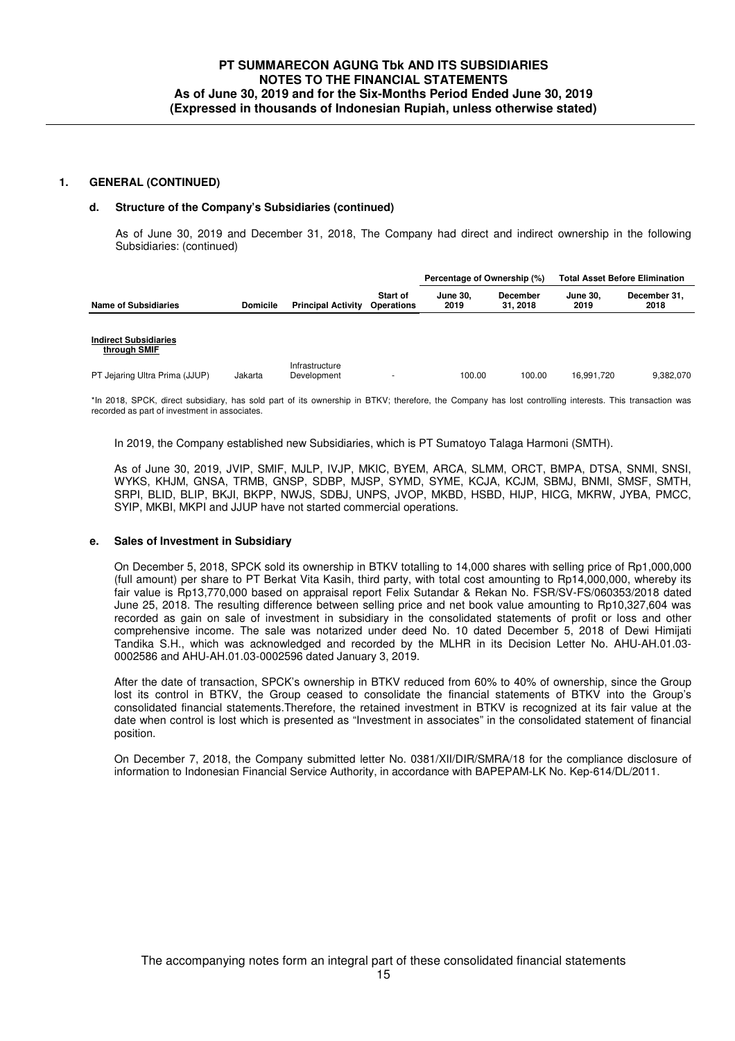## 1. GENERAL (CONTINUED)

### d. Structure of the Company's Subsidiaries (continued)

As of June 30, 2019 and December 31, 2018, The Company had direct and indirect ownership in the following Subsidiaries: (continued)

| Name of Subsidiaries | Domicile | Principal Activity | Start of Operations | Percentage of Ownership (%) | | Total Asset Before Elimination | |
|---|---|---|---|---|---|---|---|
| | | | | June 30, 2019 | December 31, 2018 | June 30, 2019 | December 31, 2018 |
| **Indirect Subsidiaries through SMIF** | | | | | | | |
| PT Jejaring Ultra Prima (JJUP) | Jakarta | Infrastructure Development | - | 100.00 | 100.00 | 16,991,720 | 9,382,070 |

*In 2018, SPCK, direct subsidiary, has sold part of its ownership in BTKV; therefore, the Company has lost controlling interests. This transaction was recorded as part of investment in associates.

In 2019, the Company established new Subsidiaries, which is PT Sumatoyo Talaga Harmoni (SMTH).

As of June 30, 2019, JVIP, SMIF, MJLP, IVJP, MKIC, BYEM, ARCA, SLMM, ORCT, BMPA, DTSA, SNMI, SNSI, WYKS, KHJM, GNSA, TRMB, GNSP, SDBP, MJSP, SYMD, SYME, KCJA, KCJM, SBMJ, BNMI, SMSF, SMTH, SRPI, BLID, BLIP, BKJI, BKPP, NWJS, SDBJ, UNPS, JVOP, MKBD, HSBD, HIJP, HICG, MKRW, JYBA, PMCC, SYIP, MKBI, MKPI and JJUP have not started commercial operations.

### e. Sales of Investment in Subsidiary

On December 5, 2018, SPCK sold its ownership in BTKV totalling to 14,000 shares with selling price of Rp1,000,000 (full amount) per share to PT Berkat Vita Kasih, third party, with total cost amounting to Rp14,000,000, whereby its fair value is Rp13,770,000 based on appraisal report Felix Sutandar & Rekan No. FSR/SV-FS/060353/2018 dated June 25, 2018. The resulting difference between selling price and net book value amounting to Rp10,327,604 was recorded as gain on sale of investment in subsidiary in the consolidated statements of profit or loss and other comprehensive income. The sale was notarized under deed No. 10 dated December 5, 2018 of Dewi Himijati Tandika S.H., which was acknowledged and recorded by the MLHR in its Decision Letter No. AHU-AH.01.03-0002586 and AHU-AH.01.03-0002596 dated January 3, 2019.

After the date of transaction, SPCK's ownership in BTKV reduced from 60% to 40% of ownership, since the Group lost its control in BTKV, the Group ceased to consolidate the financial statements of BTKV into the Group's consolidated financial statements.Therefore, the retained investment in BTKV is recognized at its fair value at the date when control is lost which is presented as "Investment in associates" in the consolidated statement of financial position.

On December 7, 2018, the Company submitted letter No. 0381/XII/DIR/SMRA/18 for the compliance disclosure of information to Indonesian Financial Service Authority, in accordance with BAPEPAM-LK No. Kep-614/DL/2011.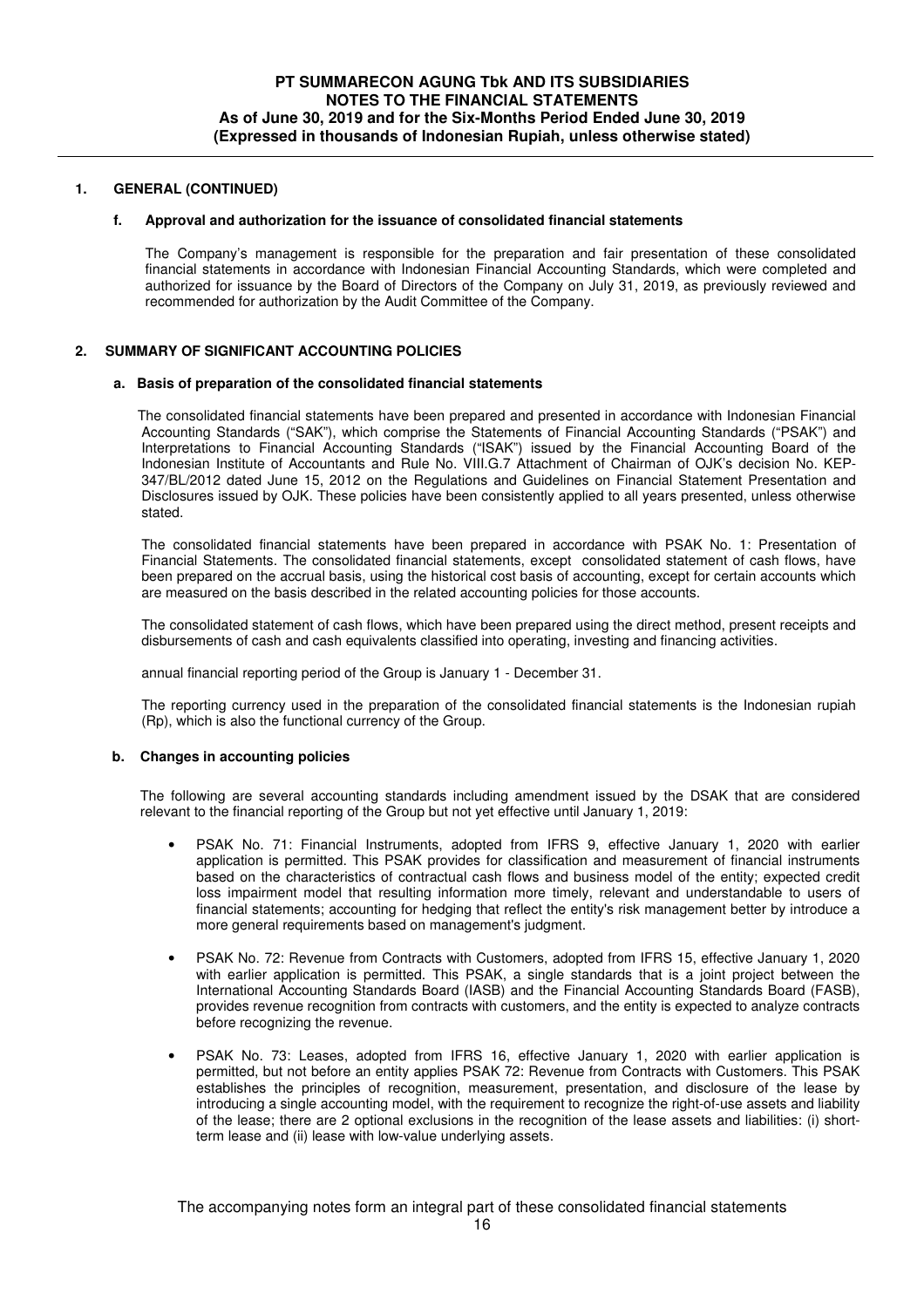## 1. GENERAL (CONTINUED)

### f. Approval and authorization for the issuance of consolidated financial statements

The Company's management is responsible for the preparation and fair presentation of these consolidated financial statements in accordance with Indonesian Financial Accounting Standards, which were completed and authorized for issuance by the Board of Directors of the Company on July 31, 2019, as previously reviewed and recommended for authorization by the Audit Committee of the Company.

## 2. SUMMARY OF SIGNIFICANT ACCOUNTING POLICIES

### a. Basis of preparation of the consolidated financial statements

The consolidated financial statements have been prepared and presented in accordance with Indonesian Financial Accounting Standards ("SAK"), which comprise the Statements of Financial Accounting Standards ("PSAK") and Interpretations to Financial Accounting Standards ("ISAK") issued by the Financial Accounting Board of the Indonesian Institute of Accountants and Rule No. VIII.G.7 Attachment of Chairman of OJK's decision No. KEP-347/BL/2012 dated June 15, 2012 on the Regulations and Guidelines on Financial Statement Presentation and Disclosures issued by OJK. These policies have been consistently applied to all years presented, unless otherwise stated.

The consolidated financial statements have been prepared in accordance with PSAK No. 1: Presentation of Financial Statements. The consolidated financial statements, except consolidated statement of cash flows, have been prepared on the accrual basis, using the historical cost basis of accounting, except for certain accounts which are measured on the basis described in the related accounting policies for those accounts.

The consolidated statement of cash flows, which have been prepared using the direct method, present receipts and disbursements of cash and cash equivalents classified into operating, investing and financing activities.

annual financial reporting period of the Group is January 1 - December 31.

The reporting currency used in the preparation of the consolidated financial statements is the Indonesian rupiah (Rp), which is also the functional currency of the Group.

### b. Changes in accounting policies

The following are several accounting standards including amendment issued by the DSAK that are considered relevant to the financial reporting of the Group but not yet effective until January 1, 2019:

- PSAK No. 71: Financial Instruments, adopted from IFRS 9, effective January 1, 2020 with earlier application is permitted. This PSAK provides for classification and measurement of financial instruments based on the characteristics of contractual cash flows and business model of the entity; expected credit loss impairment model that resulting information more timely, relevant and understandable to users of financial statements; accounting for hedging that reflect the entity's risk management better by introduce a more general requirements based on management's judgment.

- PSAK No. 72: Revenue from Contracts with Customers, adopted from IFRS 15, effective January 1, 2020 with earlier application is permitted. This PSAK, a single standards that is a joint project between the International Accounting Standards Board (IASB) and the Financial Accounting Standards Board (FASB), provides revenue recognition from contracts with customers, and the entity is expected to analyze contracts before recognizing the revenue.

- PSAK No. 73: Leases, adopted from IFRS 16, effective January 1, 2020 with earlier application is permitted, but not before an entity applies PSAK 72: Revenue from Contracts with Customers. This PSAK establishes the principles of recognition, measurement, presentation, and disclosure of the lease by introducing a single accounting model, with the requirement to recognize the right-of-use assets and liability of the lease; there are 2 optional exclusions in the recognition of the lease assets and liabilities: (i) short-term lease and (ii) lease with low-value underlying assets.

The accompanying notes form an integral part of these consolidated financial statements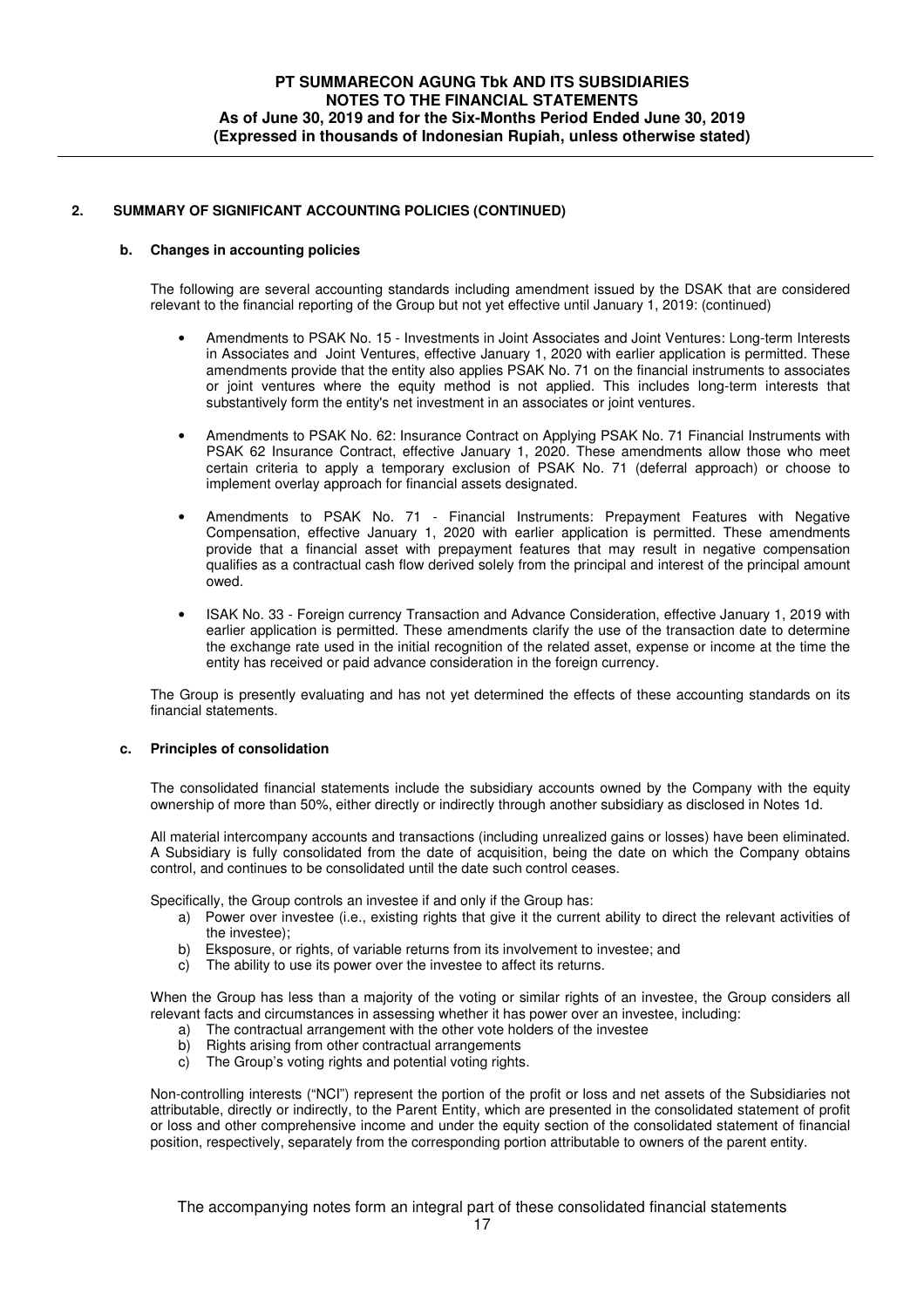## 2. SUMMARY OF SIGNIFICANT ACCOUNTING POLICIES (CONTINUED)

### b. Changes in accounting policies

The following are several accounting standards including amendment issued by the DSAK that are considered relevant to the financial reporting of the Group but not yet effective until January 1, 2019: (continued)

- Amendments to PSAK No. 15 - Investments in Joint Associates and Joint Ventures: Long-term Interests in Associates and Joint Ventures, effective January 1, 2020 with earlier application is permitted. These amendments provide that the entity also applies PSAK No. 71 on the financial instruments to associates or joint ventures where the equity method is not applied. This includes long-term interests that substantively form the entity's net investment in an associates or joint ventures.

- Amendments to PSAK No. 62: Insurance Contract on Applying PSAK No. 71 Financial Instruments with PSAK 62 Insurance Contract, effective January 1, 2020. These amendments allow those who meet certain criteria to apply a temporary exclusion of PSAK No. 71 (deferral approach) or choose to implement overlay approach for financial assets designated.

- Amendments to PSAK No. 71 - Financial Instruments: Prepayment Features with Negative Compensation, effective January 1, 2020 with earlier application is permitted. These amendments provide that a financial asset with prepayment features that may result in negative compensation qualifies as a contractual cash flow derived solely from the principal and interest of the principal amount owed.

- ISAK No. 33 - Foreign currency Transaction and Advance Consideration, effective January 1, 2019 with earlier application is permitted. These amendments clarify the use of the transaction date to determine the exchange rate used in the initial recognition of the related asset, expense or income at the time the entity has received or paid advance consideration in the foreign currency.

The Group is presently evaluating and has not yet determined the effects of these accounting standards on its financial statements.

### c. Principles of consolidation

The consolidated financial statements include the subsidiary accounts owned by the Company with the equity ownership of more than 50%, either directly or indirectly through another subsidiary as disclosed in Notes 1d.

All material intercompany accounts and transactions (including unrealized gains or losses) have been eliminated. A Subsidiary is fully consolidated from the date of acquisition, being the date on which the Company obtains control, and continues to be consolidated until the date such control ceases.

Specifically, the Group controls an investee if and only if the Group has:

a) Power over investee (i.e., existing rights that give it the current ability to direct the relevant activities of the investee);
b) Eksposure, or rights, of variable returns from its involvement to investee; and
c) The ability to use its power over the investee to affect its returns.

When the Group has less than a majority of the voting or similar rights of an investee, the Group considers all relevant facts and circumstances in assessing whether it has power over an investee, including:

a) The contractual arrangement with the other vote holders of the investee
b) Rights arising from other contractual arrangements
c) The Group's voting rights and potential voting rights.

Non-controlling interests ("NCI") represent the portion of the profit or loss and net assets of the Subsidiaries not attributable, directly or indirectly, to the Parent Entity, which are presented in the consolidated statement of profit or loss and other comprehensive income and under the equity section of the consolidated statement of financial position, respectively, separately from the corresponding portion attributable to owners of the parent entity.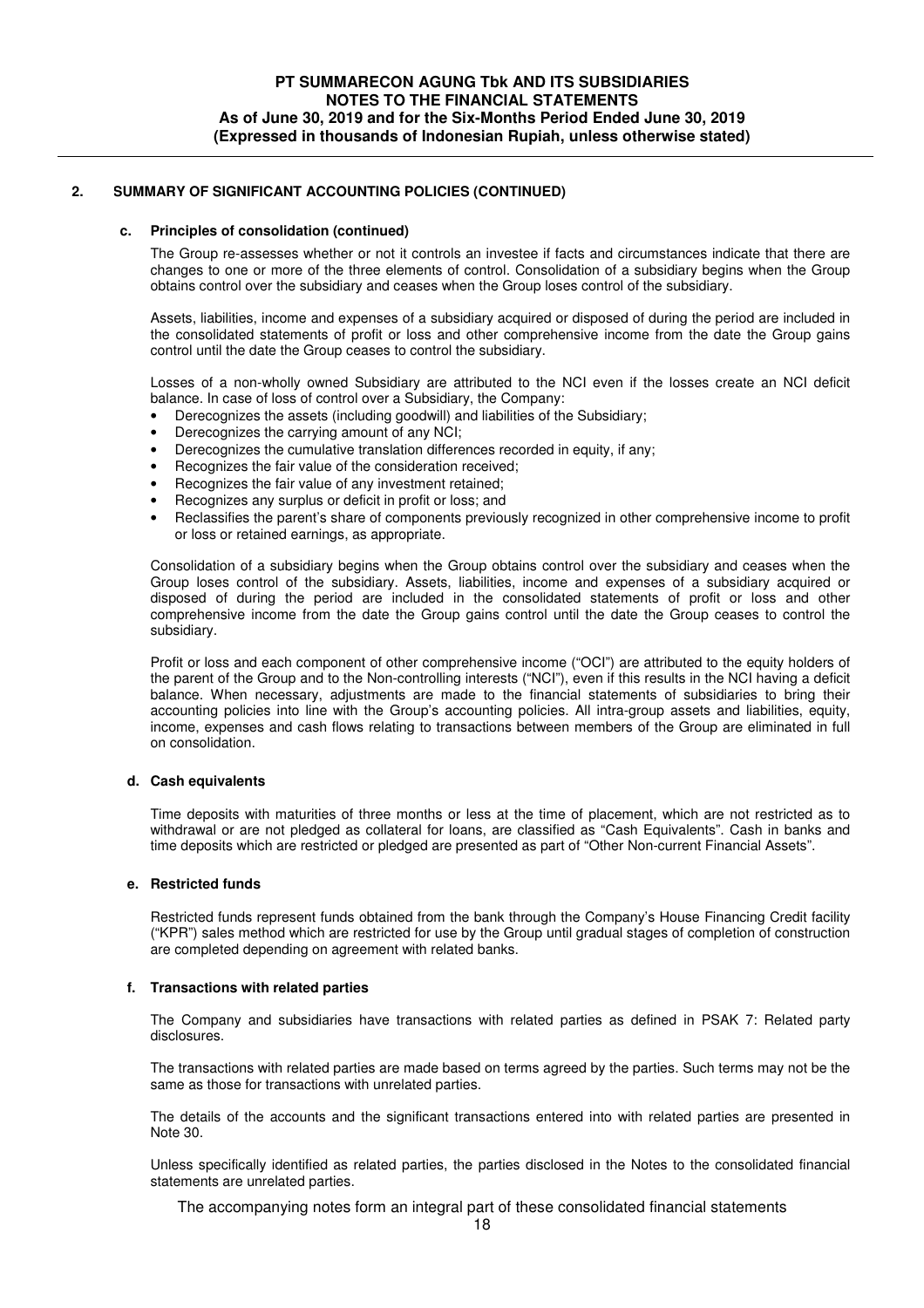## 2. SUMMARY OF SIGNIFICANT ACCOUNTING POLICIES (CONTINUED)

### c. Principles of consolidation (continued)

The Group re-assesses whether or not it controls an investee if facts and circumstances indicate that there are changes to one or more of the three elements of control. Consolidation of a subsidiary begins when the Group obtains control over the subsidiary and ceases when the Group loses control of the subsidiary.

Assets, liabilities, income and expenses of a subsidiary acquired or disposed of during the period are included in the consolidated statements of profit or loss and other comprehensive income from the date the Group gains control until the date the Group ceases to control the subsidiary.

Losses of a non-wholly owned Subsidiary are attributed to the NCI even if the losses create an NCI deficit balance. In case of loss of control over a Subsidiary, the Company:

- Derecognizes the assets (including goodwill) and liabilities of the Subsidiary;
- Derecognizes the carrying amount of any NCI;
- Derecognizes the cumulative translation differences recorded in equity, if any;
- Recognizes the fair value of the consideration received;
- Recognizes the fair value of any investment retained;
- Recognizes any surplus or deficit in profit or loss; and
- Reclassifies the parent's share of components previously recognized in other comprehensive income to profit or loss or retained earnings, as appropriate.

Consolidation of a subsidiary begins when the Group obtains control over the subsidiary and ceases when the Group loses control of the subsidiary. Assets, liabilities, income and expenses of a subsidiary acquired or disposed of during the period are included in the consolidated statements of profit or loss and other comprehensive income from the date the Group gains control until the date the Group ceases to control the subsidiary.

Profit or loss and each component of other comprehensive income ("OCI") are attributed to the equity holders of the parent of the Group and to the Non-controlling interests ("NCI"), even if this results in the NCI having a deficit balance. When necessary, adjustments are made to the financial statements of subsidiaries to bring their accounting policies into line with the Group's accounting policies. All intra-group assets and liabilities, equity, income, expenses and cash flows relating to transactions between members of the Group are eliminated in full on consolidation.

### d. Cash equivalents

Time deposits with maturities of three months or less at the time of placement, which are not restricted as to withdrawal or are not pledged as collateral for loans, are classified as "Cash Equivalents". Cash in banks and time deposits which are restricted or pledged are presented as part of "Other Non-current Financial Assets".

### e. Restricted funds

Restricted funds represent funds obtained from the bank through the Company's House Financing Credit facility ("KPR") sales method which are restricted for use by the Group until gradual stages of completion of construction are completed depending on agreement with related banks.

### f. Transactions with related parties

The Company and subsidiaries have transactions with related parties as defined in PSAK 7: Related party disclosures.

The transactions with related parties are made based on terms agreed by the parties. Such terms may not be the same as those for transactions with unrelated parties.

The details of the accounts and the significant transactions entered into with related parties are presented in Note 30.

Unless specifically identified as related parties, the parties disclosed in the Notes to the consolidated financial statements are unrelated parties.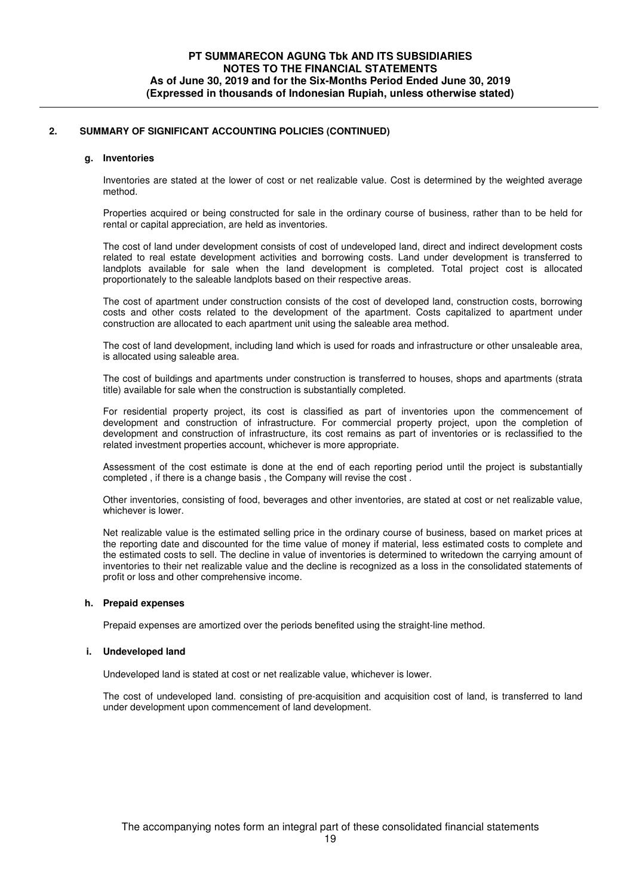## 2. SUMMARY OF SIGNIFICANT ACCOUNTING POLICIES (CONTINUED)

### g. Inventories

Inventories are stated at the lower of cost or net realizable value. Cost is determined by the weighted average method.

Properties acquired or being constructed for sale in the ordinary course of business, rather than to be held for rental or capital appreciation, are held as inventories.

The cost of land under development consists of cost of undeveloped land, direct and indirect development costs related to real estate development activities and borrowing costs. Land under development is transferred to landplots available for sale when the land development is completed. Total project cost is allocated proportionately to the saleable landplots based on their respective areas.

The cost of apartment under construction consists of the cost of developed land, construction costs, borrowing costs and other costs related to the development of the apartment. Costs capitalized to apartment under construction are allocated to each apartment unit using the saleable area method.

The cost of land development, including land which is used for roads and infrastructure or other unsaleable area, is allocated using saleable area.

The cost of buildings and apartments under construction is transferred to houses, shops and apartments (strata title) available for sale when the construction is substantially completed.

For residential property project, its cost is classified as part of inventories upon the commencement of development and construction of infrastructure. For commercial property project, upon the completion of development and construction of infrastructure, its cost remains as part of inventories or is reclassified to the related investment properties account, whichever is more appropriate.

Assessment of the cost estimate is done at the end of each reporting period until the project is substantially completed , if there is a change basis , the Company will revise the cost .

Other inventories, consisting of food, beverages and other inventories, are stated at cost or net realizable value, whichever is lower.

Net realizable value is the estimated selling price in the ordinary course of business, based on market prices at the reporting date and discounted for the time value of money if material, less estimated costs to complete and the estimated costs to sell. The decline in value of inventories is determined to writedown the carrying amount of inventories to their net realizable value and the decline is recognized as a loss in the consolidated statements of profit or loss and other comprehensive income.

### h. Prepaid expenses

Prepaid expenses are amortized over the periods benefited using the straight-line method.

### i. Undeveloped land

Undeveloped land is stated at cost or net realizable value, whichever is lower.

The cost of undeveloped land. consisting of pre-acquisition and acquisition cost of land, is transferred to land under development upon commencement of land development.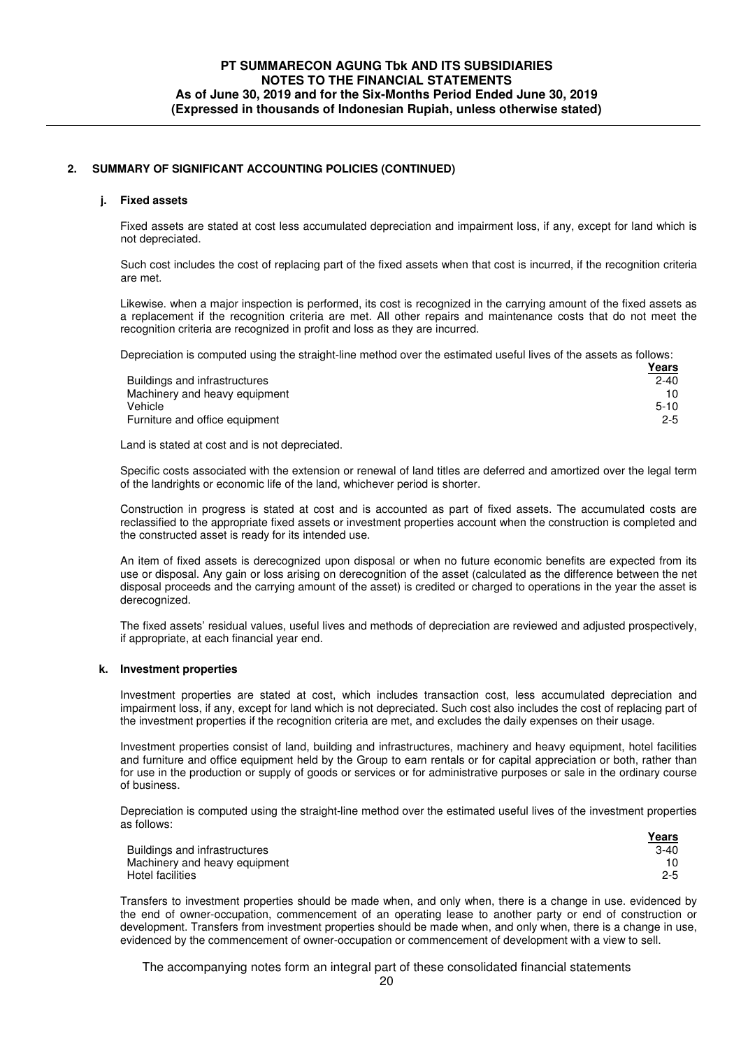## 2. SUMMARY OF SIGNIFICANT ACCOUNTING POLICIES (CONTINUED)

### j. Fixed assets

Fixed assets are stated at cost less accumulated depreciation and impairment loss, if any, except for land which is not depreciated.

Such cost includes the cost of replacing part of the fixed assets when that cost is incurred, if the recognition criteria are met.

Likewise. when a major inspection is performed, its cost is recognized in the carrying amount of the fixed assets as a replacement if the recognition criteria are met. All other repairs and maintenance costs that do not meet the recognition criteria are recognized in profit and loss as they are incurred.

Depreciation is computed using the straight-line method over the estimated useful lives of the assets as follows:

| | Years |
|---|---|
| Buildings and infrastructures | 2-40 |
| Machinery and heavy equipment | 10 |
| Vehicle | 5-10 |
| Furniture and office equipment | 2-5 |

Land is stated at cost and is not depreciated.

Specific costs associated with the extension or renewal of land titles are deferred and amortized over the legal term of the landrights or economic life of the land, whichever period is shorter.

Construction in progress is stated at cost and is accounted as part of fixed assets. The accumulated costs are reclassified to the appropriate fixed assets or investment properties account when the construction is completed and the constructed asset is ready for its intended use.

An item of fixed assets is derecognized upon disposal or when no future economic benefits are expected from its use or disposal. Any gain or loss arising on derecognition of the asset (calculated as the difference between the net disposal proceeds and the carrying amount of the asset) is credited or charged to operations in the year the asset is derecognized.

The fixed assets' residual values, useful lives and methods of depreciation are reviewed and adjusted prospectively, if appropriate, at each financial year end.

### k. Investment properties

Investment properties are stated at cost, which includes transaction cost, less accumulated depreciation and impairment loss, if any, except for land which is not depreciated. Such cost also includes the cost of replacing part of the investment properties if the recognition criteria are met, and excludes the daily expenses on their usage.

Investment properties consist of land, building and infrastructures, machinery and heavy equipment, hotel facilities and furniture and office equipment held by the Group to earn rentals or for capital appreciation or both, rather than for use in the production or supply of goods or services or for administrative purposes or sale in the ordinary course of business.

Depreciation is computed using the straight-line method over the estimated useful lives of the investment properties as follows:

| | Years |
|---|---|
| Buildings and infrastructures | 3-40 |
| Machinery and heavy equipment | 10 |
| Hotel facilities | 2-5 |

Transfers to investment properties should be made when, and only when, there is a change in use. evidenced by the end of owner-occupation, commencement of an operating lease to another party or end of construction or development. Transfers from investment properties should be made when, and only when, there is a change in use, evidenced by the commencement of owner-occupation or commencement of development with a view to sell.

The accompanying notes form an integral part of these consolidated financial statements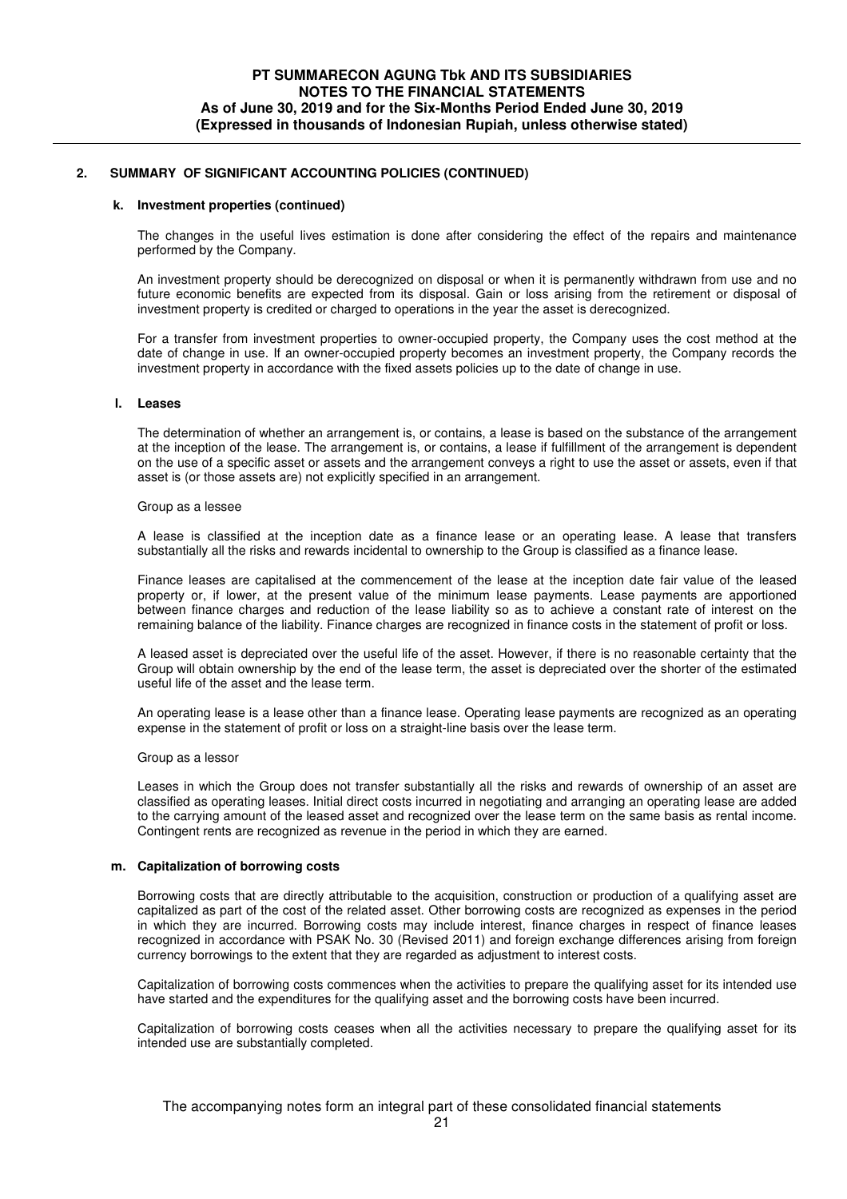## 2. SUMMARY OF SIGNIFICANT ACCOUNTING POLICIES (CONTINUED)

### k. Investment properties (continued)

The changes in the useful lives estimation is done after considering the effect of the repairs and maintenance performed by the Company.

An investment property should be derecognized on disposal or when it is permanently withdrawn from use and no future economic benefits are expected from its disposal. Gain or loss arising from the retirement or disposal of investment property is credited or charged to operations in the year the asset is derecognized.

For a transfer from investment properties to owner-occupied property, the Company uses the cost method at the date of change in use. If an owner-occupied property becomes an investment property, the Company records the investment property in accordance with the fixed assets policies up to the date of change in use.

### l. Leases

The determination of whether an arrangement is, or contains, a lease is based on the substance of the arrangement at the inception of the lease. The arrangement is, or contains, a lease if fulfillment of the arrangement is dependent on the use of a specific asset or assets and the arrangement conveys a right to use the asset or assets, even if that asset is (or those assets are) not explicitly specified in an arrangement.

Group as a lessee

A lease is classified at the inception date as a finance lease or an operating lease. A lease that transfers substantially all the risks and rewards incidental to ownership to the Group is classified as a finance lease.

Finance leases are capitalised at the commencement of the lease at the inception date fair value of the leased property or, if lower, at the present value of the minimum lease payments. Lease payments are apportioned between finance charges and reduction of the lease liability so as to achieve a constant rate of interest on the remaining balance of the liability. Finance charges are recognized in finance costs in the statement of profit or loss.

A leased asset is depreciated over the useful life of the asset. However, if there is no reasonable certainty that the Group will obtain ownership by the end of the lease term, the asset is depreciated over the shorter of the estimated useful life of the asset and the lease term.

An operating lease is a lease other than a finance lease. Operating lease payments are recognized as an operating expense in the statement of profit or loss on a straight-line basis over the lease term.

Group as a lessor

Leases in which the Group does not transfer substantially all the risks and rewards of ownership of an asset are classified as operating leases. Initial direct costs incurred in negotiating and arranging an operating lease are added to the carrying amount of the leased asset and recognized over the lease term on the same basis as rental income. Contingent rents are recognized as revenue in the period in which they are earned.

### m. Capitalization of borrowing costs

Borrowing costs that are directly attributable to the acquisition, construction or production of a qualifying asset are capitalized as part of the cost of the related asset. Other borrowing costs are recognized as expenses in the period in which they are incurred. Borrowing costs may include interest, finance charges in respect of finance leases recognized in accordance with PSAK No. 30 (Revised 2011) and foreign exchange differences arising from foreign currency borrowings to the extent that they are regarded as adjustment to interest costs.

Capitalization of borrowing costs commences when the activities to prepare the qualifying asset for its intended use have started and the expenditures for the qualifying asset and the borrowing costs have been incurred.

Capitalization of borrowing costs ceases when all the activities necessary to prepare the qualifying asset for its intended use are substantially completed.

The accompanying notes form an integral part of these consolidated financial statements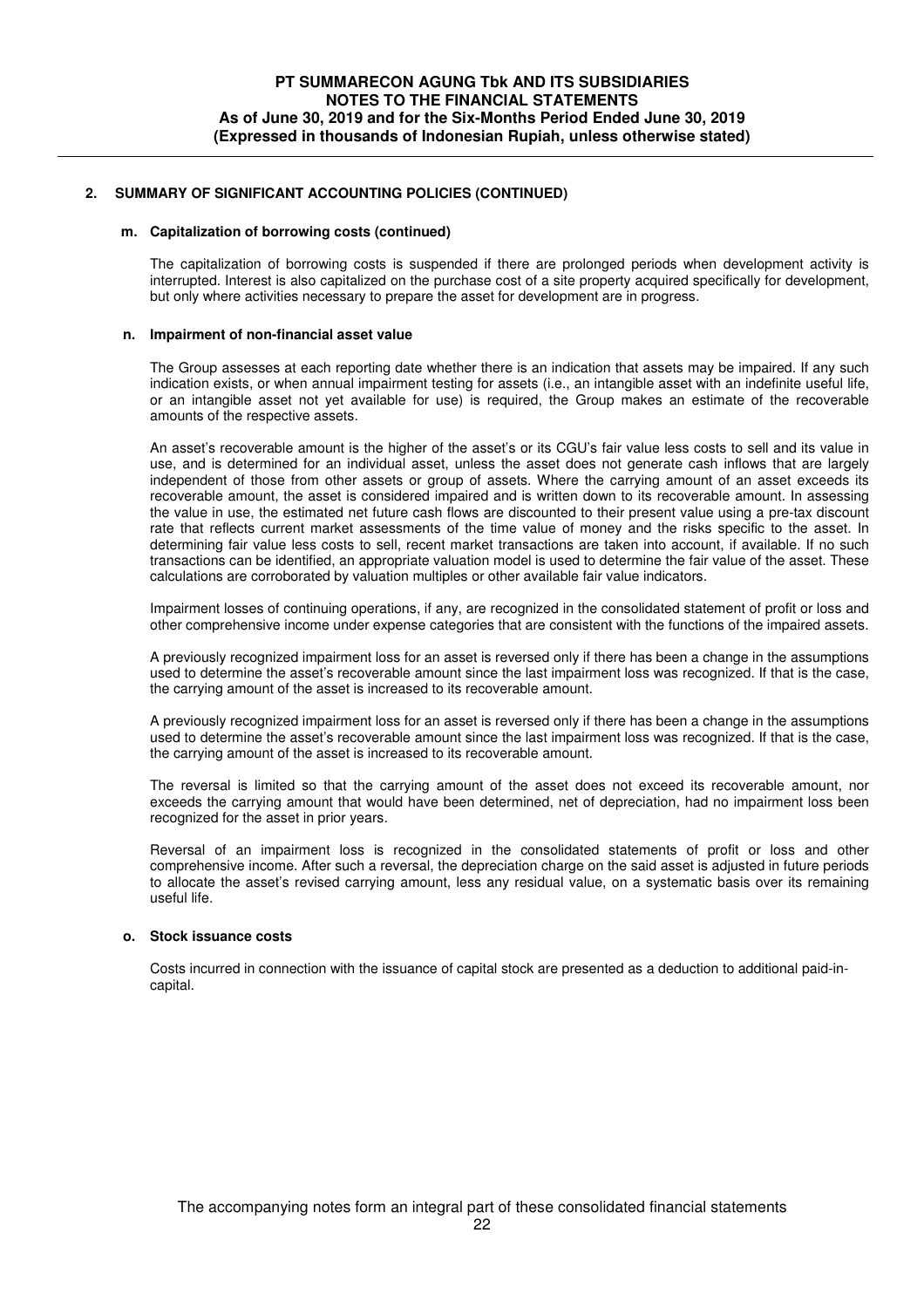## 2. SUMMARY OF SIGNIFICANT ACCOUNTING POLICIES (CONTINUED)

### m. Capitalization of borrowing costs (continued)

The capitalization of borrowing costs is suspended if there are prolonged periods when development activity is interrupted. Interest is also capitalized on the purchase cost of a site property acquired specifically for development, but only where activities necessary to prepare the asset for development are in progress.

### n. Impairment of non-financial asset value

The Group assesses at each reporting date whether there is an indication that assets may be impaired. If any such indication exists, or when annual impairment testing for assets (i.e., an intangible asset with an indefinite useful life, or an intangible asset not yet available for use) is required, the Group makes an estimate of the recoverable amounts of the respective assets.

An asset's recoverable amount is the higher of the asset's or its CGU's fair value less costs to sell and its value in use, and is determined for an individual asset, unless the asset does not generate cash inflows that are largely independent of those from other assets or group of assets. Where the carrying amount of an asset exceeds its recoverable amount, the asset is considered impaired and is written down to its recoverable amount. In assessing the value in use, the estimated net future cash flows are discounted to their present value using a pre-tax discount rate that reflects current market assessments of the time value of money and the risks specific to the asset. In determining fair value less costs to sell, recent market transactions are taken into account, if available. If no such transactions can be identified, an appropriate valuation model is used to determine the fair value of the asset. These calculations are corroborated by valuation multiples or other available fair value indicators.

Impairment losses of continuing operations, if any, are recognized in the consolidated statement of profit or loss and other comprehensive income under expense categories that are consistent with the functions of the impaired assets.

A previously recognized impairment loss for an asset is reversed only if there has been a change in the assumptions used to determine the asset's recoverable amount since the last impairment loss was recognized. If that is the case, the carrying amount of the asset is increased to its recoverable amount.

A previously recognized impairment loss for an asset is reversed only if there has been a change in the assumptions used to determine the asset's recoverable amount since the last impairment loss was recognized. If that is the case, the carrying amount of the asset is increased to its recoverable amount.

The reversal is limited so that the carrying amount of the asset does not exceed its recoverable amount, nor exceeds the carrying amount that would have been determined, net of depreciation, had no impairment loss been recognized for the asset in prior years.

Reversal of an impairment loss is recognized in the consolidated statements of profit or loss and other comprehensive income. After such a reversal, the depreciation charge on the said asset is adjusted in future periods to allocate the asset's revised carrying amount, less any residual value, on a systematic basis over its remaining useful life.

### o. Stock issuance costs

Costs incurred in connection with the issuance of capital stock are presented as a deduction to additional paid-in-capital.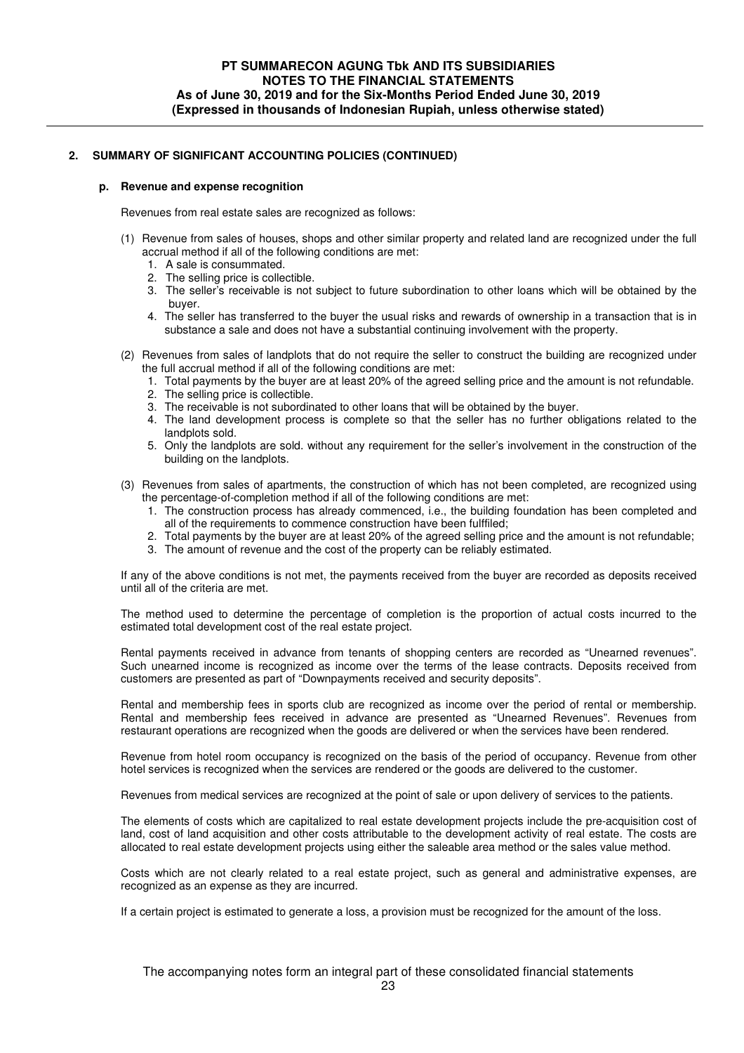## 2. SUMMARY OF SIGNIFICANT ACCOUNTING POLICIES (CONTINUED)

### p. Revenue and expense recognition

Revenues from real estate sales are recognized as follows:

(1) Revenue from sales of houses, shops and other similar property and related land are recognized under the full accrual method if all of the following conditions are met:
   1. A sale is consummated.
   2. The selling price is collectible.
   3. The seller's receivable is not subject to future subordination to other loans which will be obtained by the buyer.
   4. The seller has transferred to the buyer the usual risks and rewards of ownership in a transaction that is in substance a sale and does not have a substantial continuing involvement with the property.

(2) Revenues from sales of landplots that do not require the seller to construct the building are recognized under the full accrual method if all of the following conditions are met:
   1. Total payments by the buyer are at least 20% of the agreed selling price and the amount is not refundable.
   2. The selling price is collectible.
   3. The receivable is not subordinated to other loans that will be obtained by the buyer.
   4. The land development process is complete so that the seller has no further obligations related to the landplots sold.
   5. Only the landplots are sold. without any requirement for the seller's involvement in the construction of the building on the landplots.

(3) Revenues from sales of apartments, the construction of which has not been completed, are recognized using the percentage-of-completion method if all of the following conditions are met:
   1. The construction process has already commenced, i.e., the building foundation has been completed and all of the requirements to commence construction have been fulfiled;
   2. Total payments by the buyer are at least 20% of the agreed selling price and the amount is not refundable;
   3. The amount of revenue and the cost of the property can be reliably estimated.

If any of the above conditions is not met, the payments received from the buyer are recorded as deposits received until all of the criteria are met.

The method used to determine the percentage of completion is the proportion of actual costs incurred to the estimated total development cost of the real estate project.

Rental payments received in advance from tenants of shopping centers are recorded as "Unearned revenues". Such unearned income is recognized as income over the terms of the lease contracts. Deposits received from customers are presented as part of "Downpayments received and security deposits".

Rental and membership fees in sports club are recognized as income over the period of rental or membership. Rental and membership fees received in advance are presented as "Unearned Revenues". Revenues from restaurant operations are recognized when the goods are delivered or when the services have been rendered.

Revenue from hotel room occupancy is recognized on the basis of the period of occupancy. Revenue from other hotel services is recognized when the services are rendered or the goods are delivered to the customer.

Revenues from medical services are recognized at the point of sale or upon delivery of services to the patients.

The elements of costs which are capitalized to real estate development projects include the pre-acquisition cost of land, cost of land acquisition and other costs attributable to the development activity of real estate. The costs are allocated to real estate development projects using either the saleable area method or the sales value method.

Costs which are not clearly related to a real estate project, such as general and administrative expenses, are recognized as an expense as they are incurred.

If a certain project is estimated to generate a loss, a provision must be recognized for the amount of the loss.

The accompanying notes form an integral part of these consolidated financial statements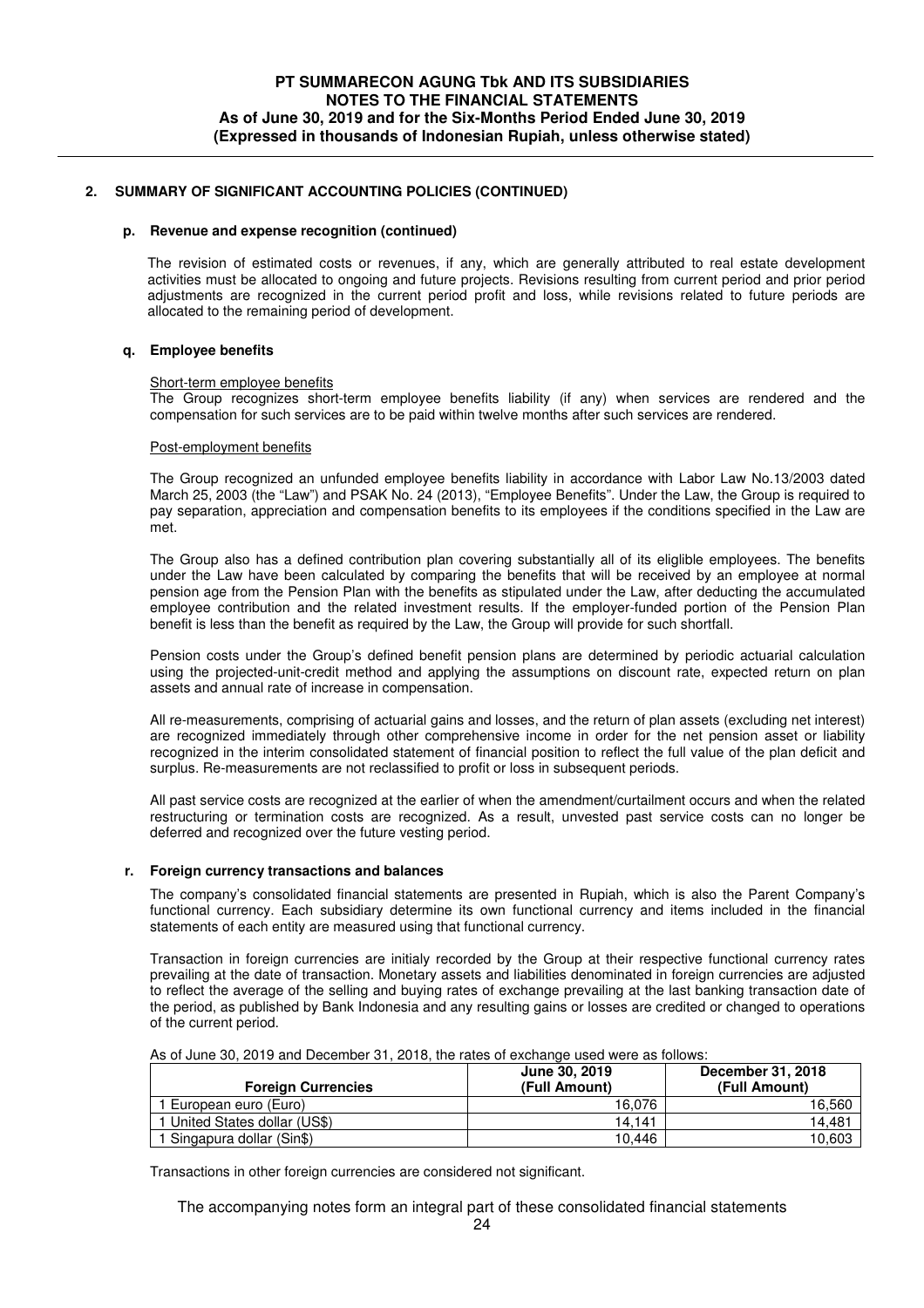## 2. SUMMARY OF SIGNIFICANT ACCOUNTING POLICIES (CONTINUED)

### p. Revenue and expense recognition (continued)

The revision of estimated costs or revenues, if any, which are generally attributed to real estate development activities must be allocated to ongoing and future projects. Revisions resulting from current period and prior period adjustments are recognized in the current period profit and loss, while revisions related to future periods are allocated to the remaining period of development.

### q. Employee benefits

Short-term employee benefits

The Group recognizes short-term employee benefits liability (if any) when services are rendered and the compensation for such services are to be paid within twelve months after such services are rendered.

Post-employment benefits

The Group recognized an unfunded employee benefits liability in accordance with Labor Law No.13/2003 dated March 25, 2003 (the "Law") and PSAK No. 24 (2013), "Employee Benefits". Under the Law, the Group is required to pay separation, appreciation and compensation benefits to its employees if the conditions specified in the Law are met.

The Group also has a defined contribution plan covering substantially all of its eliglible employees. The benefits under the Law have been calculated by comparing the benefits that will be received by an employee at normal pension age from the Pension Plan with the benefits as stipulated under the Law, after deducting the accumulated employee contribution and the related investment results. If the employer-funded portion of the Pension Plan benefit is less than the benefit as required by the Law, the Group will provide for such shortfall.

Pension costs under the Group's defined benefit pension plans are determined by periodic actuarial calculation using the projected-unit-credit method and applying the assumptions on discount rate, expected return on plan assets and annual rate of increase in compensation.

All re-measurements, comprising of actuarial gains and losses, and the return of plan assets (excluding net interest) are recognized immediately through other comprehensive income in order for the net pension asset or liability recognized in the interim consolidated statement of financial position to reflect the full value of the plan deficit and surplus. Re-measurements are not reclassified to profit or loss in subsequent periods.

All past service costs are recognized at the earlier of when the amendment/curtailment occurs and when the related restructuring or termination costs are recognized. As a result, unvested past service costs can no longer be deferred and recognized over the future vesting period.

### r. Foreign currency transactions and balances

The company's consolidated financial statements are presented in Rupiah, which is also the Parent Company's functional currency. Each subsidiary determine its own functional currency and items included in the financial statements of each entity are measured using that functional currency.

Transaction in foreign currencies are initialy recorded by the Group at their respective functional currency rates prevailing at the date of transaction. Monetary assets and liabilities denominated in foreign currencies are adjusted to reflect the average of the selling and buying rates of exchange prevailing at the last banking transaction date of the period, as published by Bank Indonesia and any resulting gains or losses are credited or changed to operations of the current period.

As of June 30, 2019 and December 31, 2018, the rates of exchange used were as follows:

| Foreign Currencies | June 30, 2019 (Full Amount) | December 31, 2018 (Full Amount) |
|---|---|---|
| 1 European euro (Euro) | 16,076 | 16,560 |
| 1 United States dollar (US$) | 14,141 | 14,481 |
| 1 Singapura dollar (Sin$) | 10,446 | 10,603 |

Transactions in other foreign currencies are considered not significant.

The accompanying notes form an integral part of these consolidated financial statements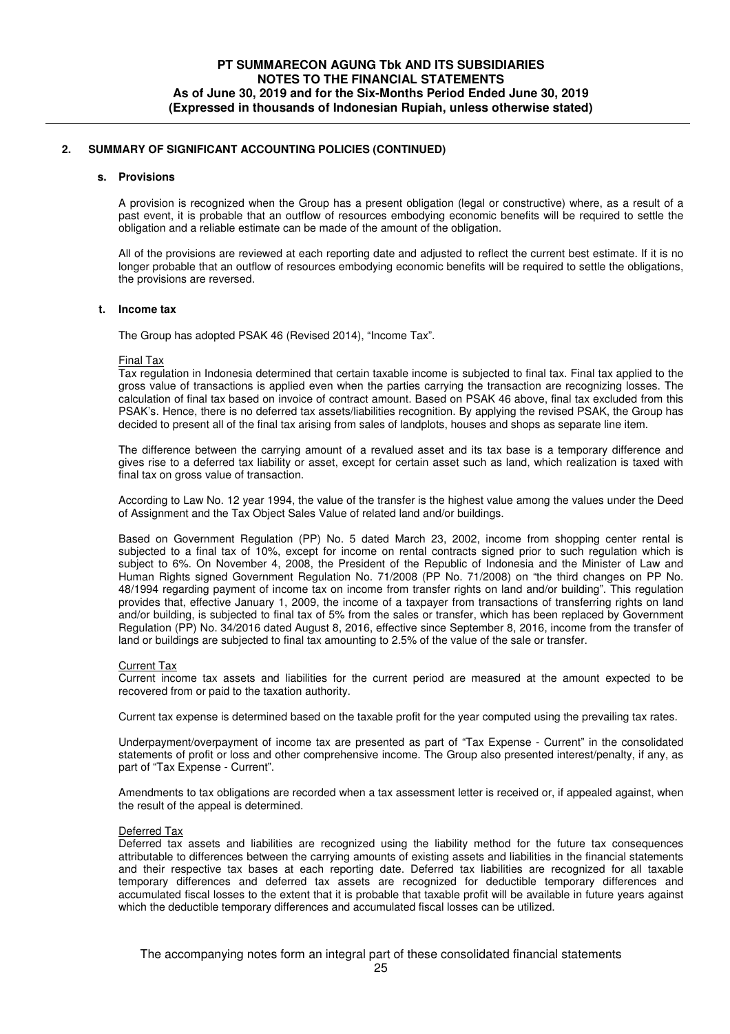## 2. SUMMARY OF SIGNIFICANT ACCOUNTING POLICIES (CONTINUED)

### s. Provisions

A provision is recognized when the Group has a present obligation (legal or constructive) where, as a result of a past event, it is probable that an outflow of resources embodying economic benefits will be required to settle the obligation and a reliable estimate can be made of the amount of the obligation.

All of the provisions are reviewed at each reporting date and adjusted to reflect the current best estimate. If it is no longer probable that an outflow of resources embodying economic benefits will be required to settle the obligations, the provisions are reversed.

### t. Income tax

The Group has adopted PSAK 46 (Revised 2014), "Income Tax".

Final Tax

Tax regulation in Indonesia determined that certain taxable income is subjected to final tax. Final tax applied to the gross value of transactions is applied even when the parties carrying the transaction are recognizing losses. The calculation of final tax based on invoice of contract amount. Based on PSAK 46 above, final tax excluded from this PSAK's. Hence, there is no deferred tax assets/liabilities recognition. By applying the revised PSAK, the Group has decided to present all of the final tax arising from sales of landplots, houses and shops as separate line item.

The difference between the carrying amount of a revalued asset and its tax base is a temporary difference and gives rise to a deferred tax liability or asset, except for certain asset such as land, which realization is taxed with final tax on gross value of transaction.

According to Law No. 12 year 1994, the value of the transfer is the highest value among the values under the Deed of Assignment and the Tax Object Sales Value of related land and/or buildings.

Based on Government Regulation (PP) No. 5 dated March 23, 2002, income from shopping center rental is subjected to a final tax of 10%, except for income on rental contracts signed prior to such regulation which is subject to 6%. On November 4, 2008, the President of the Republic of Indonesia and the Minister of Law and Human Rights signed Government Regulation No. 71/2008 (PP No. 71/2008) on "the third changes on PP No. 48/1994 regarding payment of income tax on income from transfer rights on land and/or building". This regulation provides that, effective January 1, 2009, the income of a taxpayer from transactions of transferring rights on land and/or building, is subjected to final tax of 5% from the sales or transfer, which has been replaced by Government Regulation (PP) No. 34/2016 dated August 8, 2016, effective since September 8, 2016, income from the transfer of land or buildings are subjected to final tax amounting to 2.5% of the value of the sale or transfer.

Current Tax

Current income tax assets and liabilities for the current period are measured at the amount expected to be recovered from or paid to the taxation authority.

Current tax expense is determined based on the taxable profit for the year computed using the prevailing tax rates.

Underpayment/overpayment of income tax are presented as part of "Tax Expense - Current" in the consolidated statements of profit or loss and other comprehensive income. The Group also presented interest/penalty, if any, as part of "Tax Expense - Current".

Amendments to tax obligations are recorded when a tax assessment letter is received or, if appealed against, when the result of the appeal is determined.

Deferred Tax

Deferred tax assets and liabilities are recognized using the liability method for the future tax consequences attributable to differences between the carrying amounts of existing assets and liabilities in the financial statements and their respective tax bases at each reporting date. Deferred tax liabilities are recognized for all taxable temporary differences and deferred tax assets are recognized for deductible temporary differences and accumulated fiscal losses to the extent that it is probable that taxable profit will be available in future years against which the deductible temporary differences and accumulated fiscal losses can be utilized.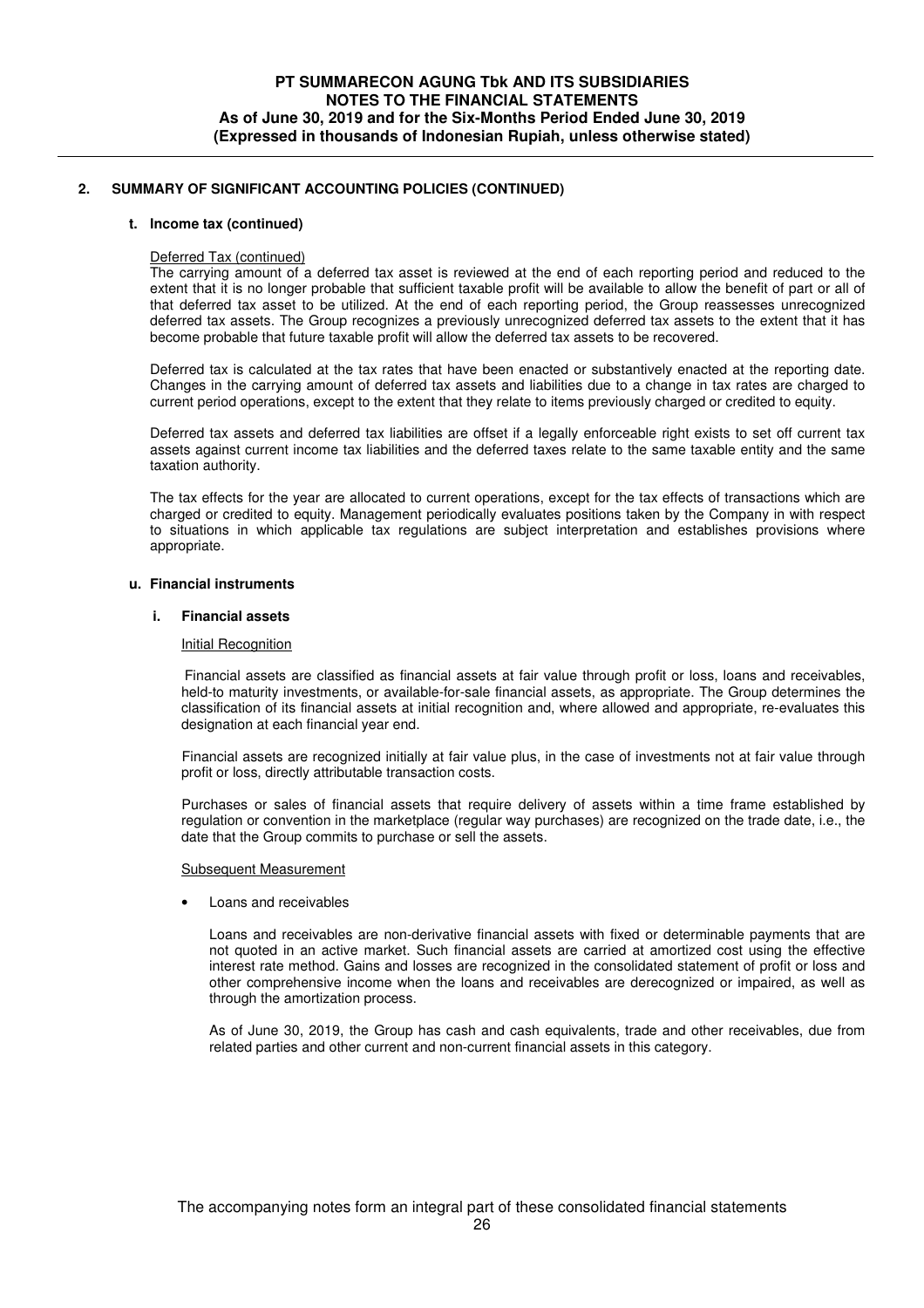## 2. SUMMARY OF SIGNIFICANT ACCOUNTING POLICIES (CONTINUED)

### t. Income tax (continued)

Deferred Tax (continued)

The carrying amount of a deferred tax asset is reviewed at the end of each reporting period and reduced to the extent that it is no longer probable that sufficient taxable profit will be available to allow the benefit of part or all of that deferred tax asset to be utilized. At the end of each reporting period, the Group reassesses unrecognized deferred tax assets. The Group recognizes a previously unrecognized deferred tax assets to the extent that it has become probable that future taxable profit will allow the deferred tax assets to be recovered.

Deferred tax is calculated at the tax rates that have been enacted or substantively enacted at the reporting date. Changes in the carrying amount of deferred tax assets and liabilities due to a change in tax rates are charged to current period operations, except to the extent that they relate to items previously charged or credited to equity.

Deferred tax assets and deferred tax liabilities are offset if a legally enforceable right exists to set off current tax assets against current income tax liabilities and the deferred taxes relate to the same taxable entity and the same taxation authority.

The tax effects for the year are allocated to current operations, except for the tax effects of transactions which are charged or credited to equity. Management periodically evaluates positions taken by the Company in with respect to situations in which applicable tax regulations are subject interpretation and establishes provisions where appropriate.

### u. Financial instruments

#### i. Financial assets

Initial Recognition

Financial assets are classified as financial assets at fair value through profit or loss, loans and receivables, held-to maturity investments, or available-for-sale financial assets, as appropriate. The Group determines the classification of its financial assets at initial recognition and, where allowed and appropriate, re-evaluates this designation at each financial year end.

Financial assets are recognized initially at fair value plus, in the case of investments not at fair value through profit or loss, directly attributable transaction costs.

Purchases or sales of financial assets that require delivery of assets within a time frame established by regulation or convention in the marketplace (regular way purchases) are recognized on the trade date, i.e., the date that the Group commits to purchase or sell the assets.

Subsequent Measurement

- Loans and receivables

  Loans and receivables are non-derivative financial assets with fixed or determinable payments that are not quoted in an active market. Such financial assets are carried at amortized cost using the effective interest rate method. Gains and losses are recognized in the consolidated statement of profit or loss and other comprehensive income when the loans and receivables are derecognized or impaired, as well as through the amortization process.

  As of June 30, 2019, the Group has cash and cash equivalents, trade and other receivables, due from related parties and other current and non-current financial assets in this category.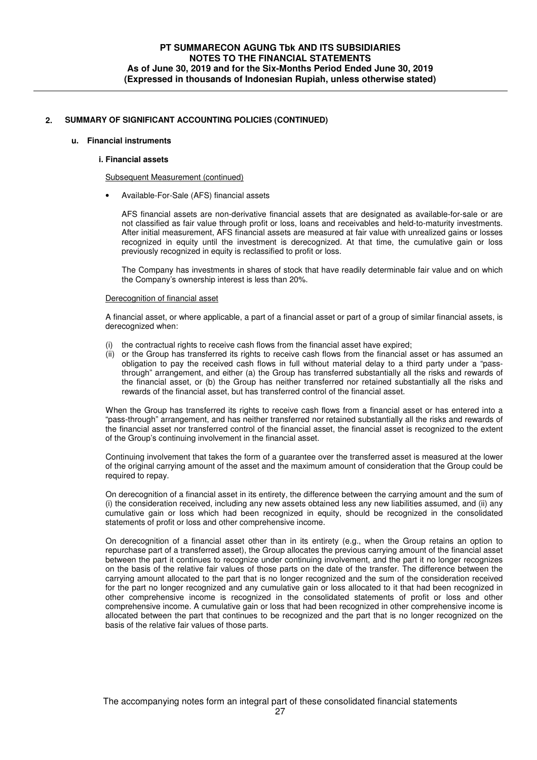## 2. SUMMARY OF SIGNIFICANT ACCOUNTING POLICIES (CONTINUED)

### u. Financial instruments

#### i. Financial assets

Subsequent Measurement (continued)

- Available-For-Sale (AFS) financial assets

  AFS financial assets are non-derivative financial assets that are designated as available-for-sale or are not classified as fair value through profit or loss, loans and receivables and held-to-maturity investments. After initial measurement, AFS financial assets are measured at fair value with unrealized gains or losses recognized in equity until the investment is derecognized. At that time, the cumulative gain or loss previously recognized in equity is reclassified to profit or loss.

  The Company has investments in shares of stock that have readily determinable fair value and on which the Company's ownership interest is less than 20%.

Derecognition of financial asset

A financial asset, or where applicable, a part of a financial asset or part of a group of similar financial assets, is derecognized when:

(i) the contractual rights to receive cash flows from the financial asset have expired;
(ii) or the Group has transferred its rights to receive cash flows from the financial asset or has assumed an obligation to pay the received cash flows in full without material delay to a third party under a "pass-through" arrangement, and either (a) the Group has transferred substantially all the risks and rewards of the financial asset, or (b) the Group has neither transferred nor retained substantially all the risks and rewards of the financial asset, but has transferred control of the financial asset.

When the Group has transferred its rights to receive cash flows from a financial asset or has entered into a "pass-through" arrangement, and has neither transferred nor retained substantially all the risks and rewards of the financial asset nor transferred control of the financial asset, the financial asset is recognized to the extent of the Group's continuing involvement in the financial asset.

Continuing involvement that takes the form of a guarantee over the transferred asset is measured at the lower of the original carrying amount of the asset and the maximum amount of consideration that the Group could be required to repay.

On derecognition of a financial asset in its entirety, the difference between the carrying amount and the sum of (i) the consideration received, including any new assets obtained less any new liabilities assumed, and (ii) any cumulative gain or loss which had been recognized in equity, should be recognized in the consolidated statements of profit or loss and other comprehensive income.

On derecognition of a financial asset other than in its entirety (e.g., when the Group retains an option to repurchase part of a transferred asset), the Group allocates the previous carrying amount of the financial asset between the part it continues to recognize under continuing involvement, and the part it no longer recognizes on the basis of the relative fair values of those parts on the date of the transfer. The difference between the carrying amount allocated to the part that is no longer recognized and the sum of the consideration received for the part no longer recognized and any cumulative gain or loss allocated to it that had been recognized in other comprehensive income is recognized in the consolidated statements of profit or loss and other comprehensive income. A cumulative gain or loss that had been recognized in other comprehensive income is allocated between the part that continues to be recognized and the part that is no longer recognized on the basis of the relative fair values of those parts.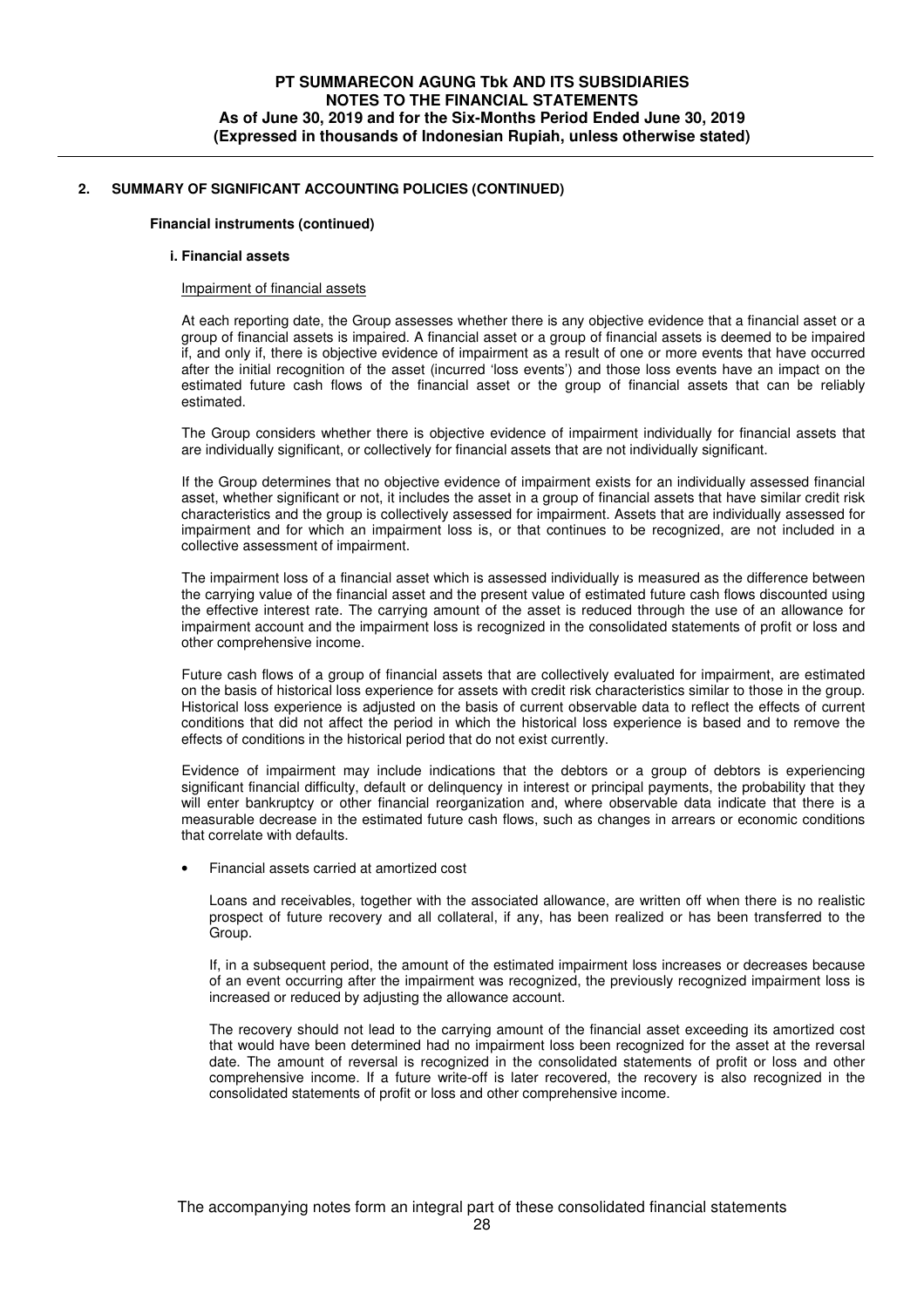## 2. SUMMARY OF SIGNIFICANT ACCOUNTING POLICIES (CONTINUED)

**Financial instruments (continued)**

**i. Financial assets**

Impairment of financial assets

At each reporting date, the Group assesses whether there is any objective evidence that a financial asset or a group of financial assets is impaired. A financial asset or a group of financial assets is deemed to be impaired if, and only if, there is objective evidence of impairment as a result of one or more events that have occurred after the initial recognition of the asset (incurred 'loss events') and those loss events have an impact on the estimated future cash flows of the financial asset or the group of financial assets that can be reliably estimated.

The Group considers whether there is objective evidence of impairment individually for financial assets that are individually significant, or collectively for financial assets that are not individually significant.

If the Group determines that no objective evidence of impairment exists for an individually assessed financial asset, whether significant or not, it includes the asset in a group of financial assets that have similar credit risk characteristics and the group is collectively assessed for impairment. Assets that are individually assessed for impairment and for which an impairment loss is, or that continues to be recognized, are not included in a collective assessment of impairment.

The impairment loss of a financial asset which is assessed individually is measured as the difference between the carrying value of the financial asset and the present value of estimated future cash flows discounted using the effective interest rate. The carrying amount of the asset is reduced through the use of an allowance for impairment account and the impairment loss is recognized in the consolidated statements of profit or loss and other comprehensive income.

Future cash flows of a group of financial assets that are collectively evaluated for impairment, are estimated on the basis of historical loss experience for assets with credit risk characteristics similar to those in the group. Historical loss experience is adjusted on the basis of current observable data to reflect the effects of current conditions that did not affect the period in which the historical loss experience is based and to remove the effects of conditions in the historical period that do not exist currently.

Evidence of impairment may include indications that the debtors or a group of debtors is experiencing significant financial difficulty, default or delinquency in interest or principal payments, the probability that they will enter bankruptcy or other financial reorganization and, where observable data indicate that there is a measurable decrease in the estimated future cash flows, such as changes in arrears or economic conditions that correlate with defaults.

- Financial assets carried at amortized cost

  Loans and receivables, together with the associated allowance, are written off when there is no realistic prospect of future recovery and all collateral, if any, has been realized or has been transferred to the Group.

  If, in a subsequent period, the amount of the estimated impairment loss increases or decreases because of an event occurring after the impairment was recognized, the previously recognized impairment loss is increased or reduced by adjusting the allowance account.

  The recovery should not lead to the carrying amount of the financial asset exceeding its amortized cost that would have been determined had no impairment loss been recognized for the asset at the reversal date. The amount of reversal is recognized in the consolidated statements of profit or loss and other comprehensive income. If a future write-off is later recovered, the recovery is also recognized in the consolidated statements of profit or loss and other comprehensive income.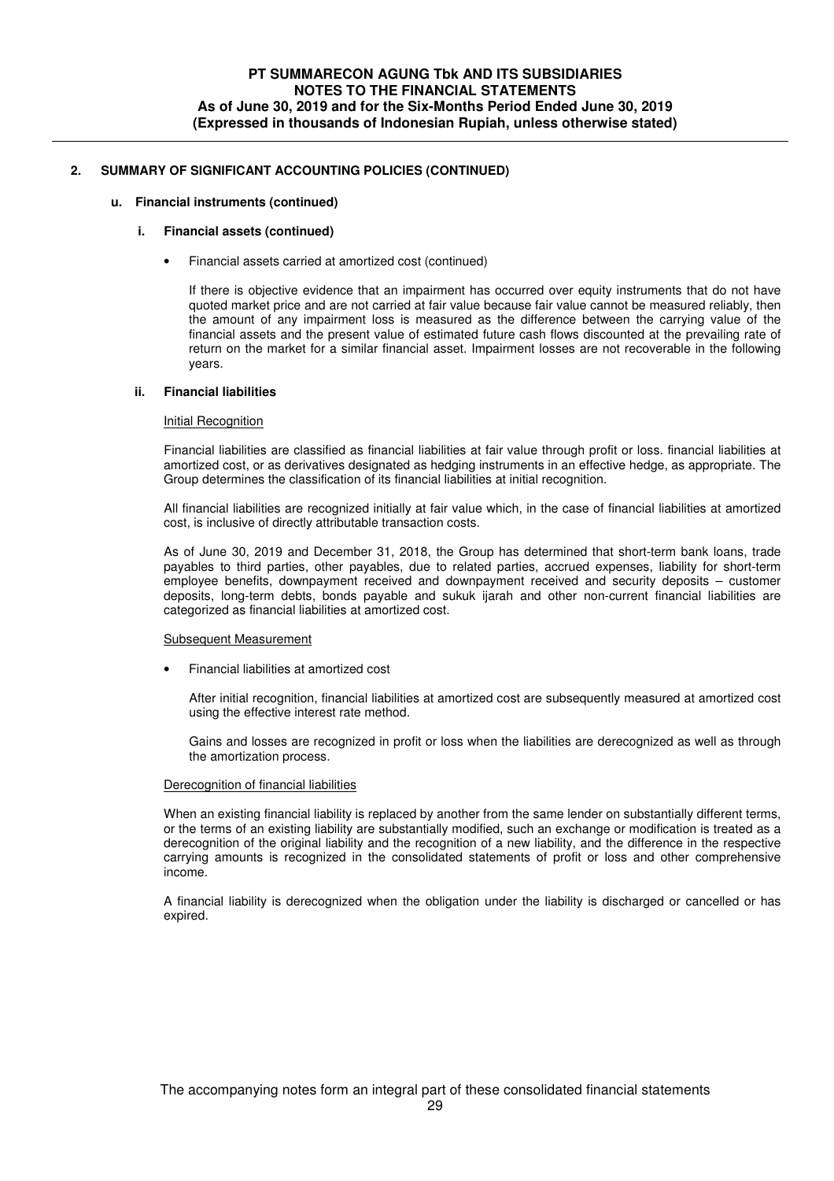## 2. SUMMARY OF SIGNIFICANT ACCOUNTING POLICIES (CONTINUED)

### u. Financial instruments (continued)

#### i. Financial assets (continued)

- Financial assets carried at amortized cost (continued)

  If there is objective evidence that an impairment has occurred over equity instruments that do not have quoted market price and are not carried at fair value because fair value cannot be measured reliably, then the amount of any impairment loss is measured as the difference between the carrying value of the financial assets and the present value of estimated future cash flows discounted at the prevailing rate of return on the market for a similar financial asset. Impairment losses are not recoverable in the following years.

#### ii. Financial liabilities

Initial Recognition

Financial liabilities are classified as financial liabilities at fair value through profit or loss. financial liabilities at amortized cost, or as derivatives designated as hedging instruments in an effective hedge, as appropriate. The Group determines the classification of its financial liabilities at initial recognition.

All financial liabilities are recognized initially at fair value which, in the case of financial liabilities at amortized cost, is inclusive of directly attributable transaction costs.

As of June 30, 2019 and December 31, 2018, the Group has determined that short-term bank loans, trade payables to third parties, other payables, due to related parties, accrued expenses, liability for short-term employee benefits, downpayment received and downpayment received and security deposits – customer deposits, long-term debts, bonds payable and sukuk ijarah and other non-current financial liabilities are categorized as financial liabilities at amortized cost.

Subsequent Measurement

- Financial liabilities at amortized cost

  After initial recognition, financial liabilities at amortized cost are subsequently measured at amortized cost using the effective interest rate method.

  Gains and losses are recognized in profit or loss when the liabilities are derecognized as well as through the amortization process.

Derecognition of financial liabilities

When an existing financial liability is replaced by another from the same lender on substantially different terms, or the terms of an existing liability are substantially modified, such an exchange or modification is treated as a derecognition of the original liability and the recognition of a new liability, and the difference in the respective carrying amounts is recognized in the consolidated statements of profit or loss and other comprehensive income.

A financial liability is derecognized when the obligation under the liability is discharged or cancelled or has expired.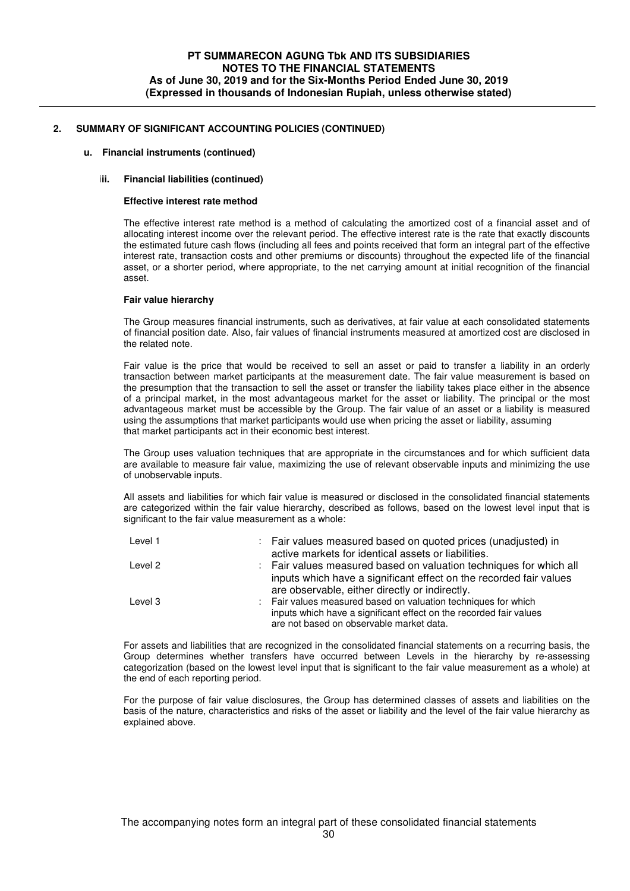## 2. SUMMARY OF SIGNIFICANT ACCOUNTING POLICIES (CONTINUED)

### u. Financial instruments (continued)

#### ii. Financial liabilities (continued)

**Effective interest rate method**

The effective interest rate method is a method of calculating the amortized cost of a financial asset and of allocating interest income over the relevant period. The effective interest rate is the rate that exactly discounts the estimated future cash flows (including all fees and points received that form an integral part of the effective interest rate, transaction costs and other premiums or discounts) throughout the expected life of the financial asset, or a shorter period, where appropriate, to the net carrying amount at initial recognition of the financial asset.

**Fair value hierarchy**

The Group measures financial instruments, such as derivatives, at fair value at each consolidated statements of financial position date. Also, fair values of financial instruments measured at amortized cost are disclosed in the related note.

Fair value is the price that would be received to sell an asset or paid to transfer a liability in an orderly transaction between market participants at the measurement date. The fair value measurement is based on the presumption that the transaction to sell the asset or transfer the liability takes place either in the absence of a principal market, in the most advantageous market for the asset or liability. The principal or the most advantageous market must be accessible by the Group. The fair value of an asset or a liability is measured using the assumptions that market participants would use when pricing the asset or liability, assuming that market participants act in their economic best interest.

The Group uses valuation techniques that are appropriate in the circumstances and for which sufficient data are available to measure fair value, maximizing the use of relevant observable inputs and minimizing the use of unobservable inputs.

All assets and liabilities for which fair value is measured or disclosed in the consolidated financial statements are categorized within the fair value hierarchy, described as follows, based on the lowest level input that is significant to the fair value measurement as a whole:

| | |
|---|---|
| Level 1 | : Fair values measured based on quoted prices (unadjusted) in active markets for identical assets or liabilities. |
| Level 2 | : Fair values measured based on valuation techniques for which all inputs which have a significant effect on the recorded fair values are observable, either directly or indirectly. |
| Level 3 | : Fair values measured based on valuation techniques for which inputs which have a significant effect on the recorded fair values are not based on observable market data. |

For assets and liabilities that are recognized in the consolidated financial statements on a recurring basis, the Group determines whether transfers have occurred between Levels in the hierarchy by re-assessing categorization (based on the lowest level input that is significant to the fair value measurement as a whole) at the end of each reporting period.

For the purpose of fair value disclosures, the Group has determined classes of assets and liabilities on the basis of the nature, characteristics and risks of the asset or liability and the level of the fair value hierarchy as explained above.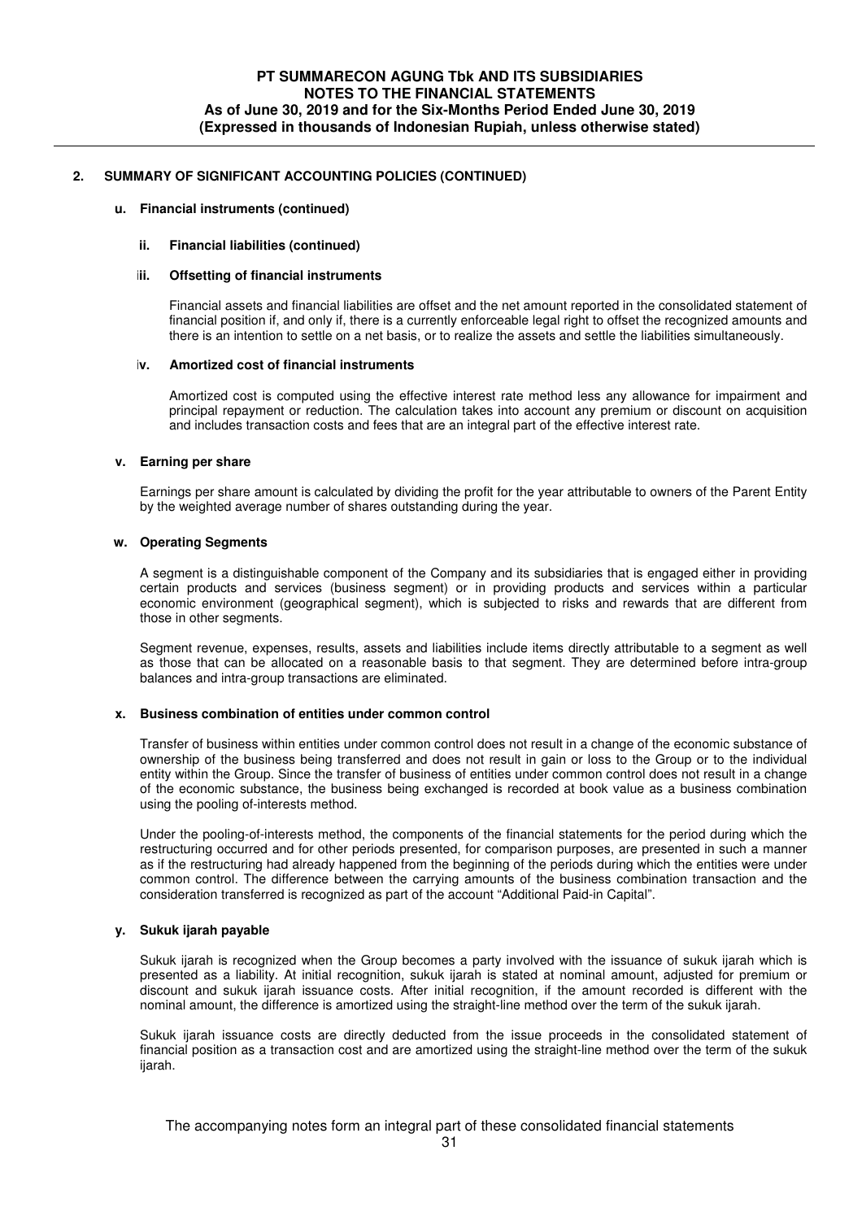## 2. SUMMARY OF SIGNIFICANT ACCOUNTING POLICIES (CONTINUED)

### u. Financial instruments (continued)

#### ii. Financial liabilities (continued)

#### iii. Offsetting of financial instruments

Financial assets and financial liabilities are offset and the net amount reported in the consolidated statement of financial position if, and only if, there is a currently enforceable legal right to offset the recognized amounts and there is an intention to settle on a net basis, or to realize the assets and settle the liabilities simultaneously.

#### iv. Amortized cost of financial instruments

Amortized cost is computed using the effective interest rate method less any allowance for impairment and principal repayment or reduction. The calculation takes into account any premium or discount on acquisition and includes transaction costs and fees that are an integral part of the effective interest rate.

### v. Earning per share

Earnings per share amount is calculated by dividing the profit for the year attributable to owners of the Parent Entity by the weighted average number of shares outstanding during the year.

### w. Operating Segments

A segment is a distinguishable component of the Company and its subsidiaries that is engaged either in providing certain products and services (business segment) or in providing products and services within a particular economic environment (geographical segment), which is subjected to risks and rewards that are different from those in other segments.

Segment revenue, expenses, results, assets and liabilities include items directly attributable to a segment as well as those that can be allocated on a reasonable basis to that segment. They are determined before intra-group balances and intra-group transactions are eliminated.

### x. Business combination of entities under common control

Transfer of business within entities under common control does not result in a change of the economic substance of ownership of the business being transferred and does not result in gain or loss to the Group or to the individual entity within the Group. Since the transfer of business of entities under common control does not result in a change of the economic substance, the business being exchanged is recorded at book value as a business combination using the pooling of-interests method.

Under the pooling-of-interests method, the components of the financial statements for the period during which the restructuring occurred and for other periods presented, for comparison purposes, are presented in such a manner as if the restructuring had already happened from the beginning of the periods during which the entities were under common control. The difference between the carrying amounts of the business combination transaction and the consideration transferred is recognized as part of the account "Additional Paid-in Capital".

### y. Sukuk ijarah payable

Sukuk ijarah is recognized when the Group becomes a party involved with the issuance of sukuk ijarah which is presented as a liability. At initial recognition, sukuk ijarah is stated at nominal amount, adjusted for premium or discount and sukuk ijarah issuance costs. After initial recognition, if the amount recorded is different with the nominal amount, the difference is amortized using the straight-line method over the term of the sukuk ijarah.

Sukuk ijarah issuance costs are directly deducted from the issue proceeds in the consolidated statement of financial position as a transaction cost and are amortized using the straight-line method over the term of the sukuk ijarah.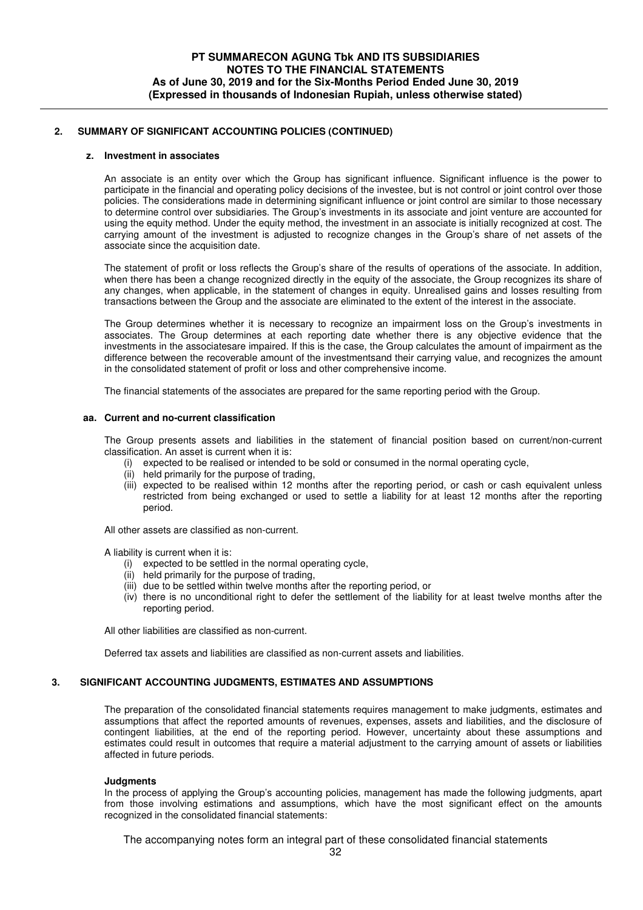## 2. SUMMARY OF SIGNIFICANT ACCOUNTING POLICIES (CONTINUED)

### z. Investment in associates

An associate is an entity over which the Group has significant influence. Significant influence is the power to participate in the financial and operating policy decisions of the investee, but is not control or joint control over those policies. The considerations made in determining significant influence or joint control are similar to those necessary to determine control over subsidiaries. The Group's investments in its associate and joint venture are accounted for using the equity method. Under the equity method, the investment in an associate is initially recognized at cost. The carrying amount of the investment is adjusted to recognize changes in the Group's share of net assets of the associate since the acquisition date.

The statement of profit or loss reflects the Group's share of the results of operations of the associate. In addition, when there has been a change recognized directly in the equity of the associate, the Group recognizes its share of any changes, when applicable, in the statement of changes in equity. Unrealised gains and losses resulting from transactions between the Group and the associate are eliminated to the extent of the interest in the associate.

The Group determines whether it is necessary to recognize an impairment loss on the Group's investments in associates. The Group determines at each reporting date whether there is any objective evidence that the investments in the associatesare impaired. If this is the case, the Group calculates the amount of impairment as the difference between the recoverable amount of the investmentsand their carrying value, and recognizes the amount in the consolidated statement of profit or loss and other comprehensive income.

The financial statements of the associates are prepared for the same reporting period with the Group.

### aa. Current and no-current classification

The Group presents assets and liabilities in the statement of financial position based on current/non-current classification. An asset is current when it is:

(i) expected to be realised or intended to be sold or consumed in the normal operating cycle,
(ii) held primarily for the purpose of trading,
(iii) expected to be realised within 12 months after the reporting period, or cash or cash equivalent unless restricted from being exchanged or used to settle a liability for at least 12 months after the reporting period.

All other assets are classified as non-current.

A liability is current when it is:

(i) expected to be settled in the normal operating cycle,
(ii) held primarily for the purpose of trading,
(iii) due to be settled within twelve months after the reporting period, or
(iv) there is no unconditional right to defer the settlement of the liability for at least twelve months after the reporting period.

All other liabilities are classified as non-current.

Deferred tax assets and liabilities are classified as non-current assets and liabilities.

## 3. SIGNIFICANT ACCOUNTING JUDGMENTS, ESTIMATES AND ASSUMPTIONS

The preparation of the consolidated financial statements requires management to make judgments, estimates and assumptions that affect the reported amounts of revenues, expenses, assets and liabilities, and the disclosure of contingent liabilities, at the end of the reporting period. However, uncertainty about these assumptions and estimates could result in outcomes that require a material adjustment to the carrying amount of assets or liabilities affected in future periods.

**Judgments**

In the process of applying the Group's accounting policies, management has made the following judgments, apart from those involving estimations and assumptions, which have the most significant effect on the amounts recognized in the consolidated financial statements: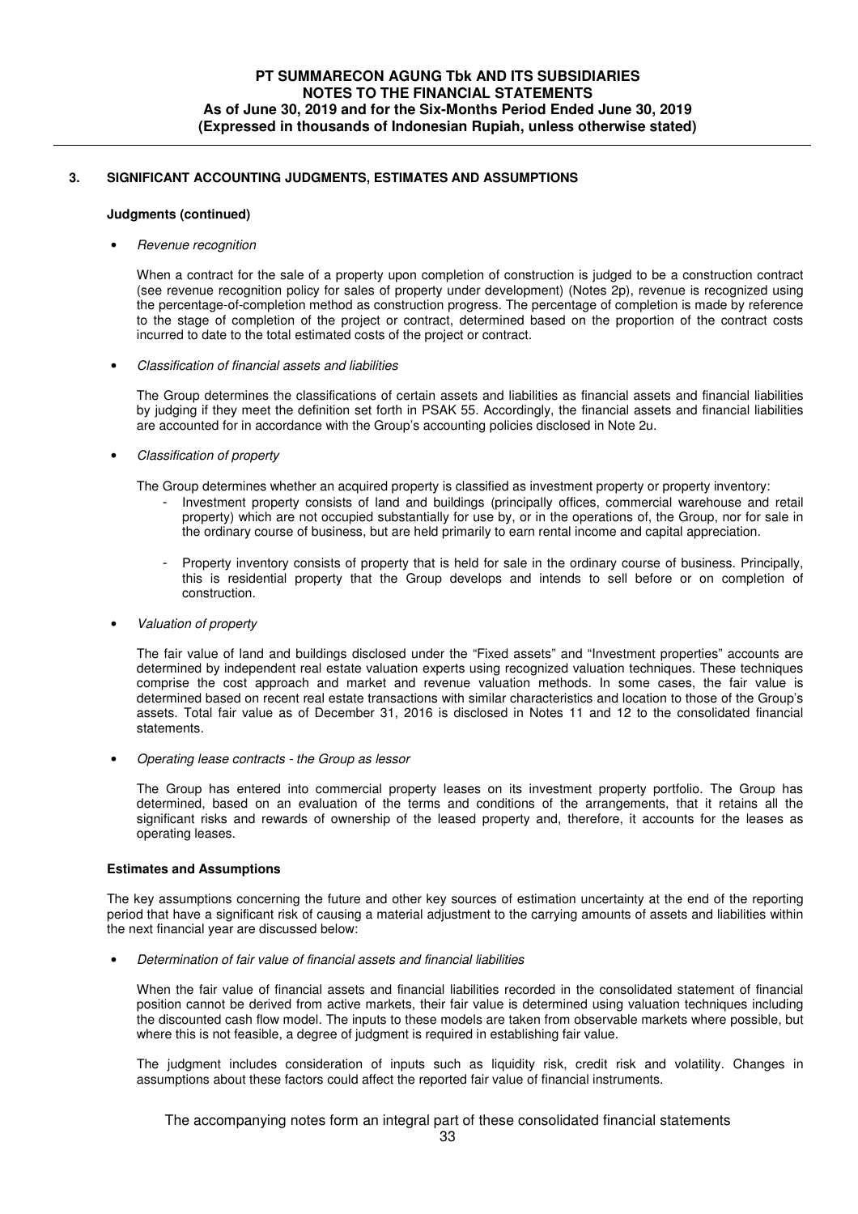## 3. SIGNIFICANT ACCOUNTING JUDGMENTS, ESTIMATES AND ASSUMPTIONS

**Judgments (continued)**

- *Revenue recognition*

  When a contract for the sale of a property upon completion of construction is judged to be a construction contract (see revenue recognition policy for sales of property under development) (Notes 2p), revenue is recognized using the percentage-of-completion method as construction progress. The percentage of completion is made by reference to the stage of completion of the project or contract, determined based on the proportion of the contract costs incurred to date to the total estimated costs of the project or contract.

- *Classification of financial assets and liabilities*

  The Group determines the classifications of certain assets and liabilities as financial assets and financial liabilities by judging if they meet the definition set forth in PSAK 55. Accordingly, the financial assets and financial liabilities are accounted for in accordance with the Group's accounting policies disclosed in Note 2u.

- *Classification of property*

  The Group determines whether an acquired property is classified as investment property or property inventory:

  - Investment property consists of land and buildings (principally offices, commercial warehouse and retail property) which are not occupied substantially for use by, or in the operations of, the Group, nor for sale in the ordinary course of business, but are held primarily to earn rental income and capital appreciation.

  - Property inventory consists of property that is held for sale in the ordinary course of business. Principally, this is residential property that the Group develops and intends to sell before or on completion of construction.

- *Valuation of property*

  The fair value of land and buildings disclosed under the "Fixed assets" and "Investment properties" accounts are determined by independent real estate valuation experts using recognized valuation techniques. These techniques comprise the cost approach and market and revenue valuation methods. In some cases, the fair value is determined based on recent real estate transactions with similar characteristics and location to those of the Group's assets. Total fair value as of December 31, 2016 is disclosed in Notes 11 and 12 to the consolidated financial statements.

- *Operating lease contracts - the Group as lessor*

  The Group has entered into commercial property leases on its investment property portfolio. The Group has determined, based on an evaluation of the terms and conditions of the arrangements, that it retains all the significant risks and rewards of ownership of the leased property and, therefore, it accounts for the leases as operating leases.

**Estimates and Assumptions**

The key assumptions concerning the future and other key sources of estimation uncertainty at the end of the reporting period that have a significant risk of causing a material adjustment to the carrying amounts of assets and liabilities within the next financial year are discussed below:

- *Determination of fair value of financial assets and financial liabilities*

  When the fair value of financial assets and financial liabilities recorded in the consolidated statement of financial position cannot be derived from active markets, their fair value is determined using valuation techniques including the discounted cash flow model. The inputs to these models are taken from observable markets where possible, but where this is not feasible, a degree of judgment is required in establishing fair value.

  The judgment includes consideration of inputs such as liquidity risk, credit risk and volatility. Changes in assumptions about these factors could affect the reported fair value of financial instruments.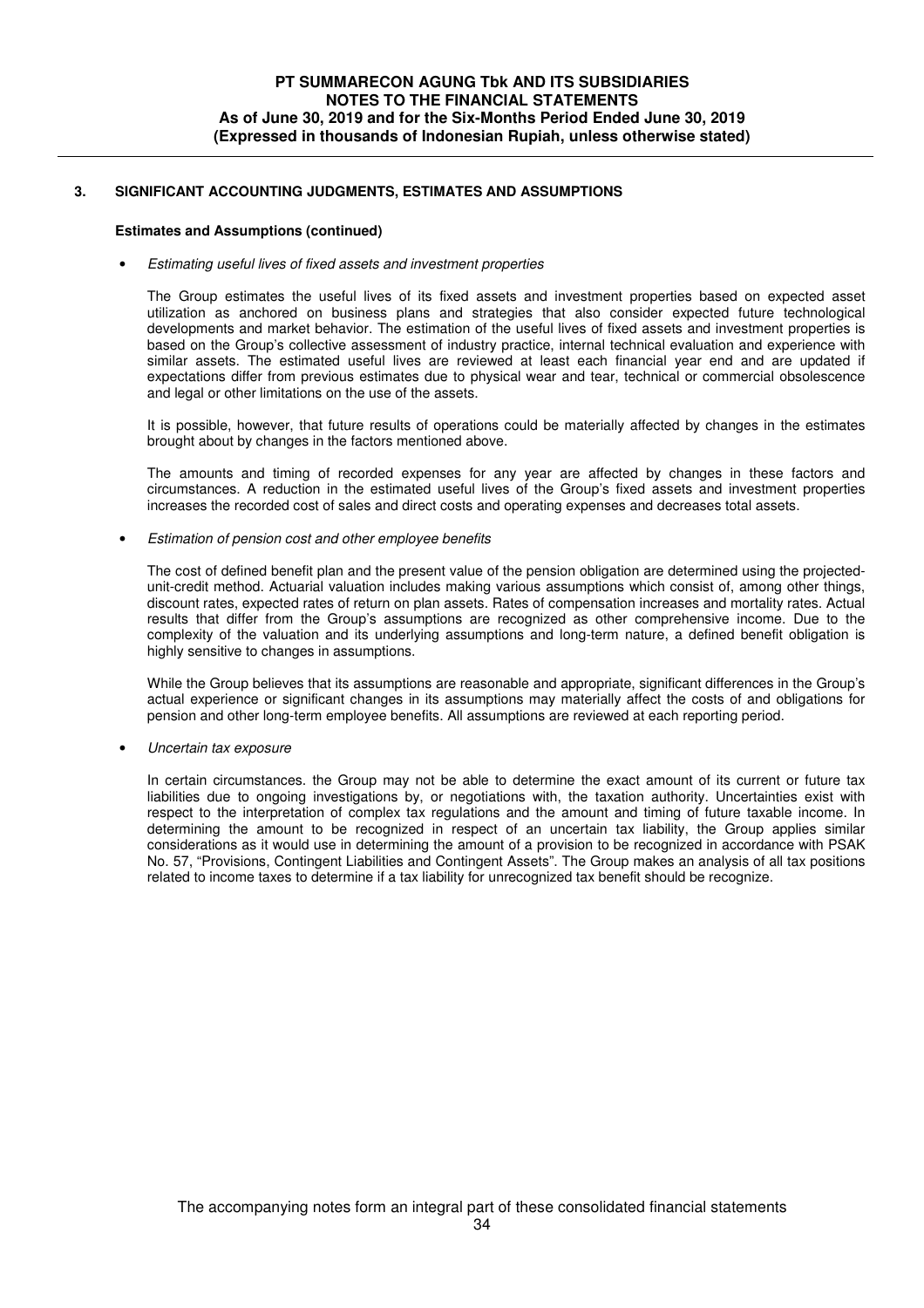## 3. SIGNIFICANT ACCOUNTING JUDGMENTS, ESTIMATES AND ASSUMPTIONS

**Estimates and Assumptions (continued)**

- *Estimating useful lives of fixed assets and investment properties*

  The Group estimates the useful lives of its fixed assets and investment properties based on expected asset utilization as anchored on business plans and strategies that also consider expected future technological developments and market behavior. The estimation of the useful lives of fixed assets and investment properties is based on the Group's collective assessment of industry practice, internal technical evaluation and experience with similar assets. The estimated useful lives are reviewed at least each financial year end and are updated if expectations differ from previous estimates due to physical wear and tear, technical or commercial obsolescence and legal or other limitations on the use of the assets.

  It is possible, however, that future results of operations could be materially affected by changes in the estimates brought about by changes in the factors mentioned above.

  The amounts and timing of recorded expenses for any year are affected by changes in these factors and circumstances. A reduction in the estimated useful lives of the Group's fixed assets and investment properties increases the recorded cost of sales and direct costs and operating expenses and decreases total assets.

- *Estimation of pension cost and other employee benefits*

  The cost of defined benefit plan and the present value of the pension obligation are determined using the projected-unit-credit method. Actuarial valuation includes making various assumptions which consist of, among other things, discount rates, expected rates of return on plan assets. Rates of compensation increases and mortality rates. Actual results that differ from the Group's assumptions are recognized as other comprehensive income. Due to the complexity of the valuation and its underlying assumptions and long-term nature, a defined benefit obligation is highly sensitive to changes in assumptions.

  While the Group believes that its assumptions are reasonable and appropriate, significant differences in the Group's actual experience or significant changes in its assumptions may materially affect the costs of and obligations for pension and other long-term employee benefits. All assumptions are reviewed at each reporting period.

- *Uncertain tax exposure*

  In certain circumstances. the Group may not be able to determine the exact amount of its current or future tax liabilities due to ongoing investigations by, or negotiations with, the taxation authority. Uncertainties exist with respect to the interpretation of complex tax regulations and the amount and timing of future taxable income. In determining the amount to be recognized in respect of an uncertain tax liability, the Group applies similar considerations as it would use in determining the amount of a provision to be recognized in accordance with PSAK No. 57, "Provisions, Contingent Liabilities and Contingent Assets". The Group makes an analysis of all tax positions related to income taxes to determine if a tax liability for unrecognized tax benefit should be recognize.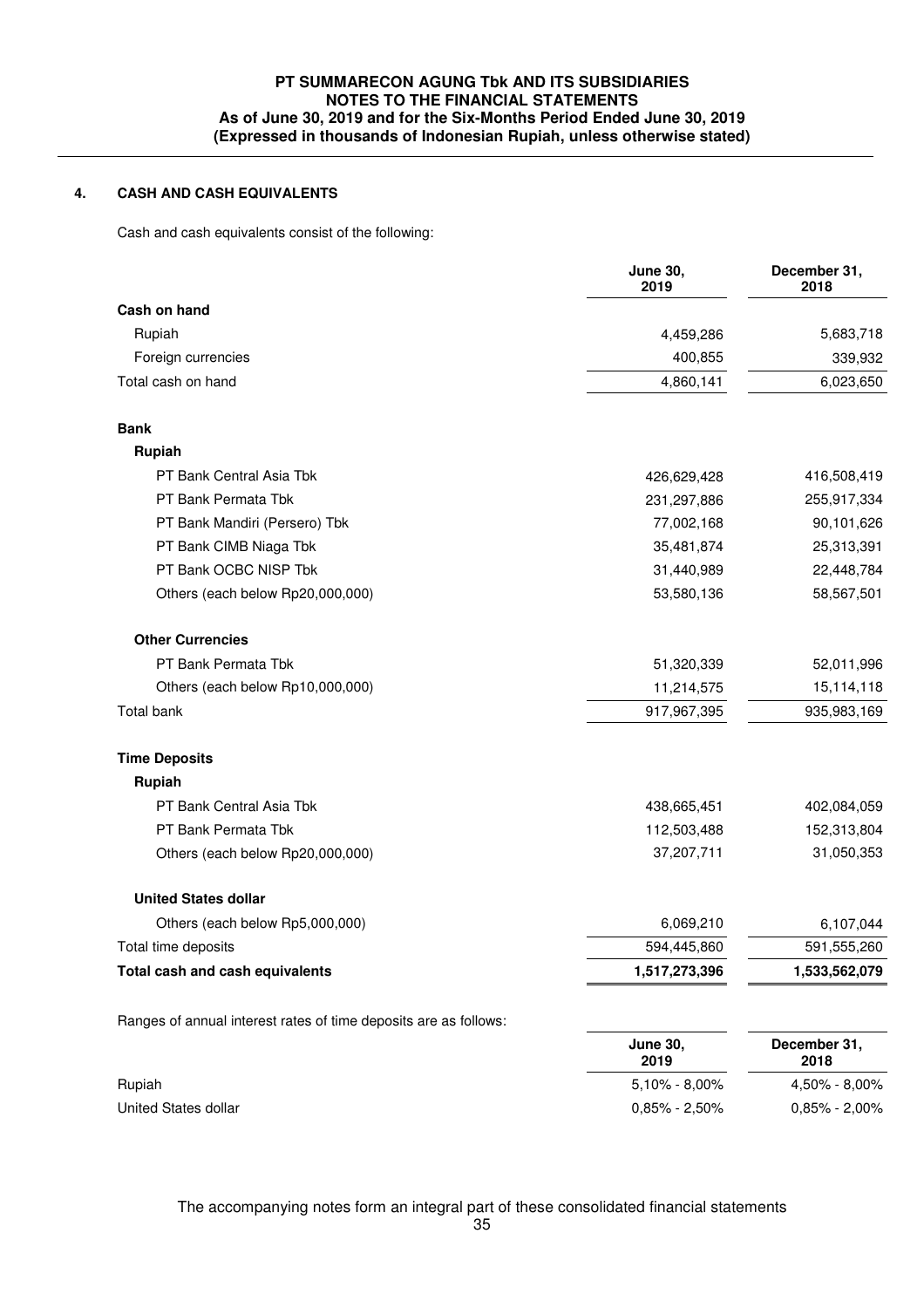## 4. CASH AND CASH EQUIVALENTS

Cash and cash equivalents consist of the following:

| | June 30, 2019 | December 31, 2018 |
|---|---|---|
| **Cash on hand** | | |
| Rupiah | 4,459,286 | 5,683,718 |
| Foreign currencies | 400,855 | 339,932 |
| Total cash on hand | 4,860,141 | 6,023,650 |
| **Bank** | | |
| **Rupiah** | | |
| PT Bank Central Asia Tbk | 426,629,428 | 416,508,419 |
| PT Bank Permata Tbk | 231,297,886 | 255,917,334 |
| PT Bank Mandiri (Persero) Tbk | 77,002,168 | 90,101,626 |
| PT Bank CIMB Niaga Tbk | 35,481,874 | 25,313,391 |
| PT Bank OCBC NISP Tbk | 31,440,989 | 22,448,784 |
| Others (each below Rp20,000,000) | 53,580,136 | 58,567,501 |
| **Other Currencies** | | |
| PT Bank Permata Tbk | 51,320,339 | 52,011,996 |
| Others (each below Rp10,000,000) | 11,214,575 | 15,114,118 |
| Total bank | 917,967,395 | 935,983,169 |
| **Time Deposits** | | |
| **Rupiah** | | |
| PT Bank Central Asia Tbk | 438,665,451 | 402,084,059 |
| PT Bank Permata Tbk | 112,503,488 | 152,313,804 |
| Others (each below Rp20,000,000) | 37,207,711 | 31,050,353 |
| **United States dollar** | | |
| Others (each below Rp5,000,000) | 6,069,210 | 6,107,044 |
| Total time deposits | 594,445,860 | 591,555,260 |
| **Total cash and cash equivalents** | **1,517,273,396** | **1,533,562,079** |

Ranges of annual interest rates of time deposits are as follows:

| | June 30, 2019 | December 31, 2018 |
|---|---|---|
| Rupiah | 5,10% - 8,00% | 4,50% - 8,00% |
| United States dollar | 0,85% - 2,50% | 0,85% - 2,00% |

The accompanying notes form an integral part of these consolidated financial statements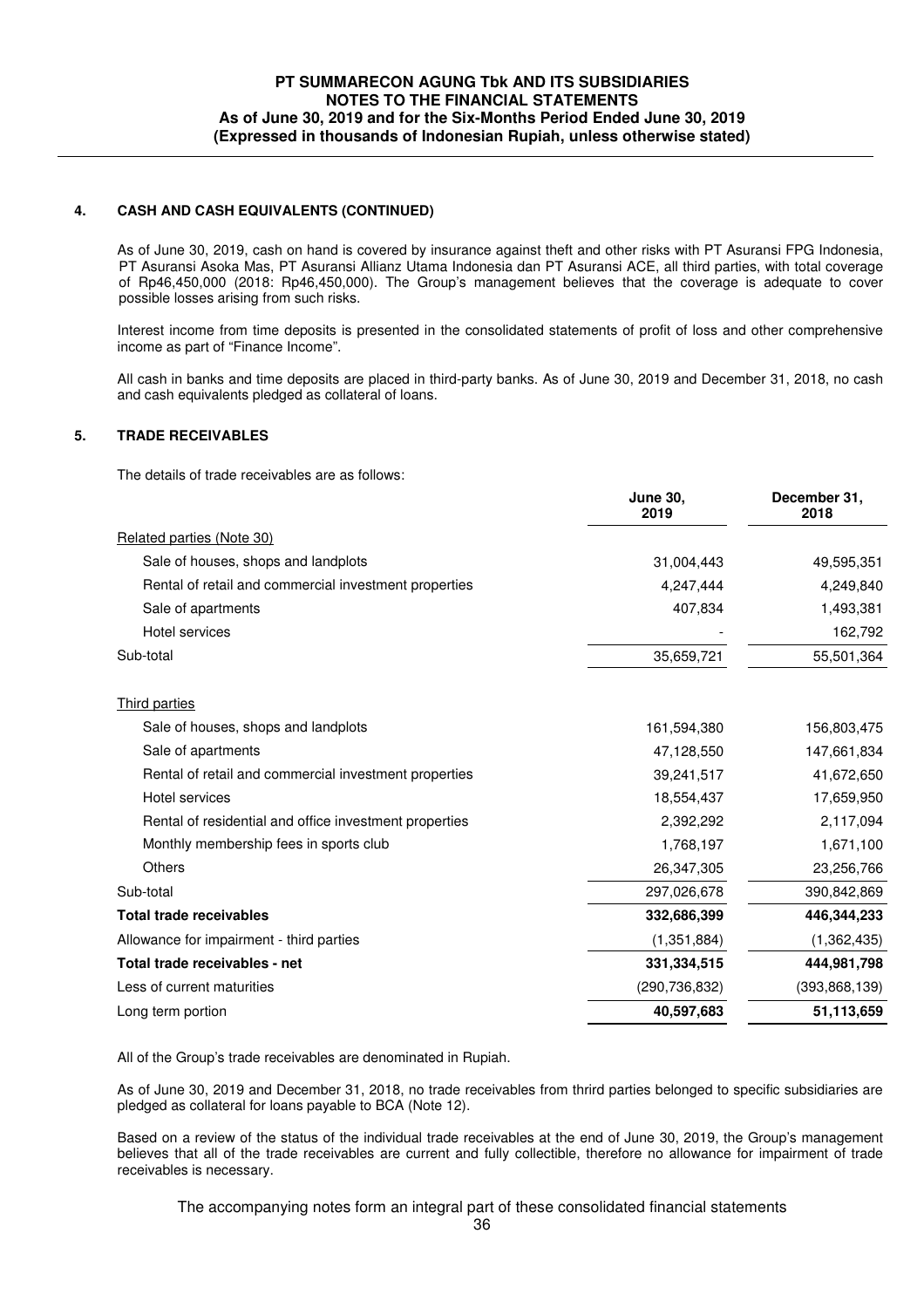## 4. CASH AND CASH EQUIVALENTS (CONTINUED)

As of June 30, 2019, cash on hand is covered by insurance against theft and other risks with PT Asuransi FPG Indonesia, PT Asuransi Asoka Mas, PT Asuransi Allianz Utama Indonesia dan PT Asuransi ACE, all third parties, with total coverage of Rp46,450,000 (2018: Rp46,450,000). The Group's management believes that the coverage is adequate to cover possible losses arising from such risks.

Interest income from time deposits is presented in the consolidated statements of profit of loss and other comprehensive income as part of "Finance Income".

All cash in banks and time deposits are placed in third-party banks. As of June 30, 2019 and December 31, 2018, no cash and cash equivalents pledged as collateral of loans.

## 5. TRADE RECEIVABLES

The details of trade receivables are as follows:

| | June 30, 2019 | December 31, 2018 |
|---|---|---|
| Related parties (Note 30) | | |
| Sale of houses, shops and landplots | 31,004,443 | 49,595,351 |
| Rental of retail and commercial investment properties | 4,247,444 | 4,249,840 |
| Sale of apartments | 407,834 | 1,493,381 |
| Hotel services | - | 162,792 |
| Sub-total | 35,659,721 | 55,501,364 |
| Third parties | | |
| Sale of houses, shops and landplots | 161,594,380 | 156,803,475 |
| Sale of apartments | 47,128,550 | 147,661,834 |
| Rental of retail and commercial investment properties | 39,241,517 | 41,672,650 |
| Hotel services | 18,554,437 | 17,659,950 |
| Rental of residential and office investment properties | 2,392,292 | 2,117,094 |
| Monthly membership fees in sports club | 1,768,197 | 1,671,100 |
| Others | 26,347,305 | 23,256,766 |
| Sub-total | 297,026,678 | 390,842,869 |
| **Total trade receivables** | **332,686,399** | **446,344,233** |
| Allowance for impairment - third parties | (1,351,884) | (1,362,435) |
| **Total trade receivables - net** | **331,334,515** | **444,981,798** |
| Less of current maturities | (290,736,832) | (393,868,139) |
| Long term portion | **40,597,683** | **51,113,659** |

All of the Group's trade receivables are denominated in Rupiah.

As of June 30, 2019 and December 31, 2018, no trade receivables from thrird parties belonged to specific subsidiaries are pledged as collateral for loans payable to BCA (Note 12).

Based on a review of the status of the individual trade receivables at the end of June 30, 2019, the Group's management believes that all of the trade receivables are current and fully collectible, therefore no allowance for impairment of trade receivables is necessary.

The accompanying notes form an integral part of these consolidated financial statements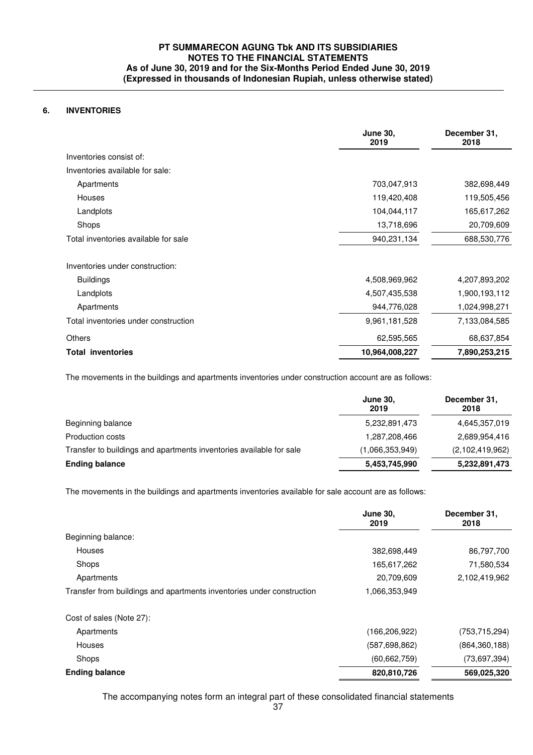## 6. INVENTORIES

| | June 30, 2019 | December 31, 2018 |
|---|---|---|
| Inventories consist of: | | |
| Inventories available for sale: | | |
| Apartments | 703,047,913 | 382,698,449 |
| Houses | 119,420,408 | 119,505,456 |
| Landplots | 104,044,117 | 165,617,262 |
| Shops | 13,718,696 | 20,709,609 |
| Total inventories available for sale | 940,231,134 | 688,530,776 |
| Inventories under construction: | | |
| Buildings | 4,508,969,962 | 4,207,893,202 |
| Landplots | 4,507,435,538 | 1,900,193,112 |
| Apartments | 944,776,028 | 1,024,998,271 |
| Total inventories under construction | 9,961,181,528 | 7,133,084,585 |
| Others | 62,595,565 | 68,637,854 |
| **Total inventories** | **10,964,008,227** | **7,890,253,215** |

The movements in the buildings and apartments inventories under construction account are as follows:

| | June 30, 2019 | December 31, 2018 |
|---|---|---|
| Beginning balance | 5,232,891,473 | 4,645,357,019 |
| Production costs | 1,287,208,466 | 2,689,954,416 |
| Transfer to buildings and apartments inventories available for sale | (1,066,353,949) | (2,102,419,962) |
| **Ending balance** | **5,453,745,990** | **5,232,891,473** |

The movements in the buildings and apartments inventories available for sale account are as follows:

| | June 30, 2019 | December 31, 2018 |
|---|---|---|
| Beginning balance: | | |
| Houses | 382,698,449 | 86,797,700 |
| Shops | 165,617,262 | 71,580,534 |
| Apartments | 20,709,609 | 2,102,419,962 |
| Transfer from buildings and apartments inventories under construction | 1,066,353,949 | |
| Cost of sales (Note 27): | | |
| Apartments | (166,206,922) | (753,715,294) |
| Houses | (587,698,862) | (864,360,188) |
| Shops | (60,662,759) | (73,697,394) |
| **Ending balance** | **820,810,726** | **569,025,320** |

The accompanying notes form an integral part of these consolidated financial statements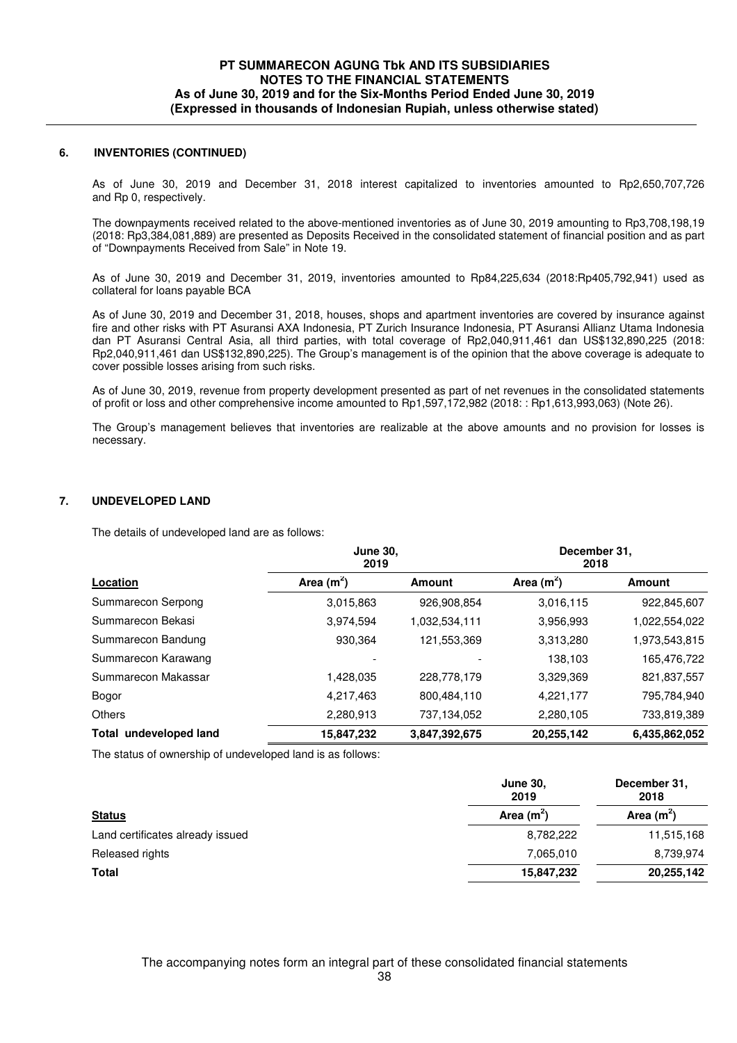## 6. INVENTORIES (CONTINUED)

As of June 30, 2019 and December 31, 2018 interest capitalized to inventories amounted to Rp2,650,707,726 and Rp 0, respectively.

The downpayments received related to the above-mentioned inventories as of June 30, 2019 amounting to Rp3,708,198,19 (2018: Rp3,384,081,889) are presented as Deposits Received in the consolidated statement of financial position and as part of "Downpayments Received from Sale" in Note 19.

As of June 30, 2019 and December 31, 2019, inventories amounted to Rp84,225,634 (2018:Rp405,792,941) used as collateral for loans payable BCA

As of June 30, 2019 and December 31, 2018, houses, shops and apartment inventories are covered by insurance against fire and other risks with PT Asuransi AXA Indonesia, PT Zurich Insurance Indonesia, PT Asuransi Allianz Utama Indonesia dan PT Asuransi Central Asia, all third parties, with total coverage of Rp2,040,911,461 dan US$132,890,225 (2018: Rp2,040,911,461 dan US$132,890,225). The Group's management is of the opinion that the above coverage is adequate to cover possible losses arising from such risks.

As of June 30, 2019, revenue from property development presented as part of net revenues in the consolidated statements of profit or loss and other comprehensive income amounted to Rp1,597,172,982 (2018: : Rp1,613,993,063) (Note 26).

The Group's management believes that inventories are realizable at the above amounts and no provision for losses is necessary.

## 7. UNDEVELOPED LAND

The details of undeveloped land are as follows:

| | June 30, 2019 | | December 31, 2018 | |
|---|---|---|---|---|
| **Location** | **Area (m$^2$)** | **Amount** | **Area (m$^2$)** | **Amount** |
| Summarecon Serpong | 3,015,863 | 926,908,854 | 3,016,115 | 922,845,607 |
| Summarecon Bekasi | 3,974,594 | 1,032,534,111 | 3,956,993 | 1,022,554,022 |
| Summarecon Bandung | 930,364 | 121,553,369 | 3,313,280 | 1,973,543,815 |
| Summarecon Karawang | - | - | 138,103 | 165,476,722 |
| Summarecon Makassar | 1,428,035 | 228,778,179 | 3,329,369 | 821,837,557 |
| Bogor | 4,217,463 | 800,484,110 | 4,221,177 | 795,784,940 |
| Others | 2,280,913 | 737,134,052 | 2,280,105 | 733,819,389 |
| **Total undeveloped land** | **15,847,232** | **3,847,392,675** | **20,255,142** | **6,435,862,052** |

The status of ownership of undeveloped land is as follows:

| | June 30, 2019 | December 31, 2018 |
|---|---|---|
| **Status** | **Area (m$^2$)** | **Area (m$^2$)** |
| Land certificates already issued | 8,782,222 | 11,515,168 |
| Released rights | 7,065,010 | 8,739,974 |
| **Total** | **15,847,232** | **20,255,142** |

The accompanying notes form an integral part of these consolidated financial statements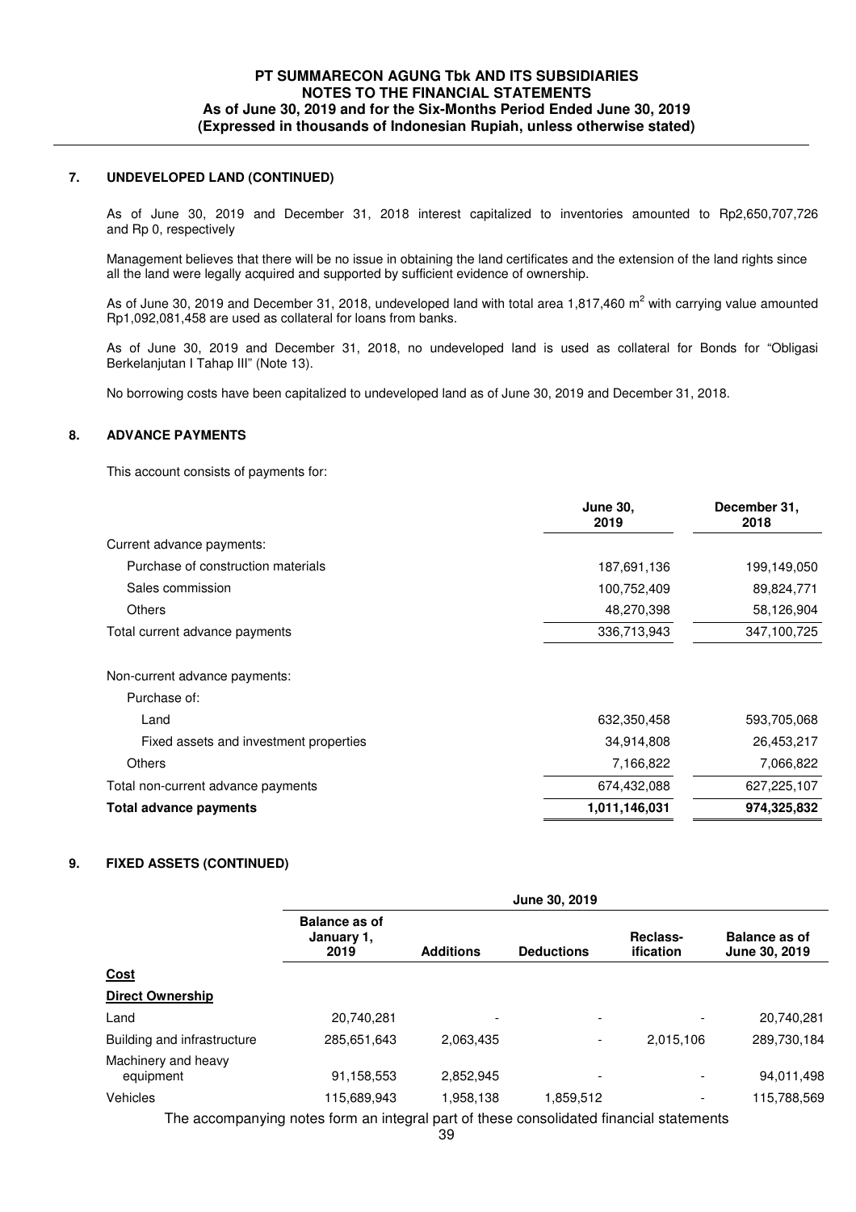## 7. UNDEVELOPED LAND (CONTINUED)

As of June 30, 2019 and December 31, 2018 interest capitalized to inventories amounted to Rp2,650,707,726 and Rp 0, respectively

Management believes that there will be no issue in obtaining the land certificates and the extension of the land rights since all the land were legally acquired and supported by sufficient evidence of ownership.

As of June 30, 2019 and December 31, 2018, undeveloped land with total area 1,817,460 m$^2$ with carrying value amounted Rp1,092,081,458 are used as collateral for loans from banks.

As of June 30, 2019 and December 31, 2018, no undeveloped land is used as collateral for Bonds for "Obligasi Berkelanjutan I Tahap III" (Note 13).

No borrowing costs have been capitalized to undeveloped land as of June 30, 2019 and December 31, 2018.

## 8. ADVANCE PAYMENTS

This account consists of payments for:

| | June 30, 2019 | December 31, 2018 |
|---|---|---|
| Current advance payments: | | |
| Purchase of construction materials | 187,691,136 | 199,149,050 |
| Sales commission | 100,752,409 | 89,824,771 |
| Others | 48,270,398 | 58,126,904 |
| Total current advance payments | 336,713,943 | 347,100,725 |
| Non-current advance payments: | | |
| Purchase of: | | |
| Land | 632,350,458 | 593,705,068 |
| Fixed assets and investment properties | 34,914,808 | 26,453,217 |
| Others | 7,166,822 | 7,066,822 |
| Total non-current advance payments | 674,432,088 | 627,225,107 |
| **Total advance payments** | **1,011,146,031** | **974,325,832** |

## 9. FIXED ASSETS (CONTINUED)

| | June 30, 2019 | | | | |
|---|---|---|---|---|---|
| | Balance as of January 1, 2019 | Additions | Deductions | Reclass-ification | Balance as of June 30, 2019 |
| **Cost** | | | | | |
| **Direct Ownership** | | | | | |
| Land | 20,740,281 | - | - | - | 20,740,281 |
| Building and infrastructure | 285,651,643 | 2,063,435 | - | 2,015,106 | 289,730,184 |
| Machinery and heavy equipment | 91,158,553 | 2,852,945 | - | - | 94,011,498 |
| Vehicles | 115,689,943 | 1,958,138 | 1,859,512 | - | 115,788,569 |

The accompanying notes form an integral part of these consolidated financial statements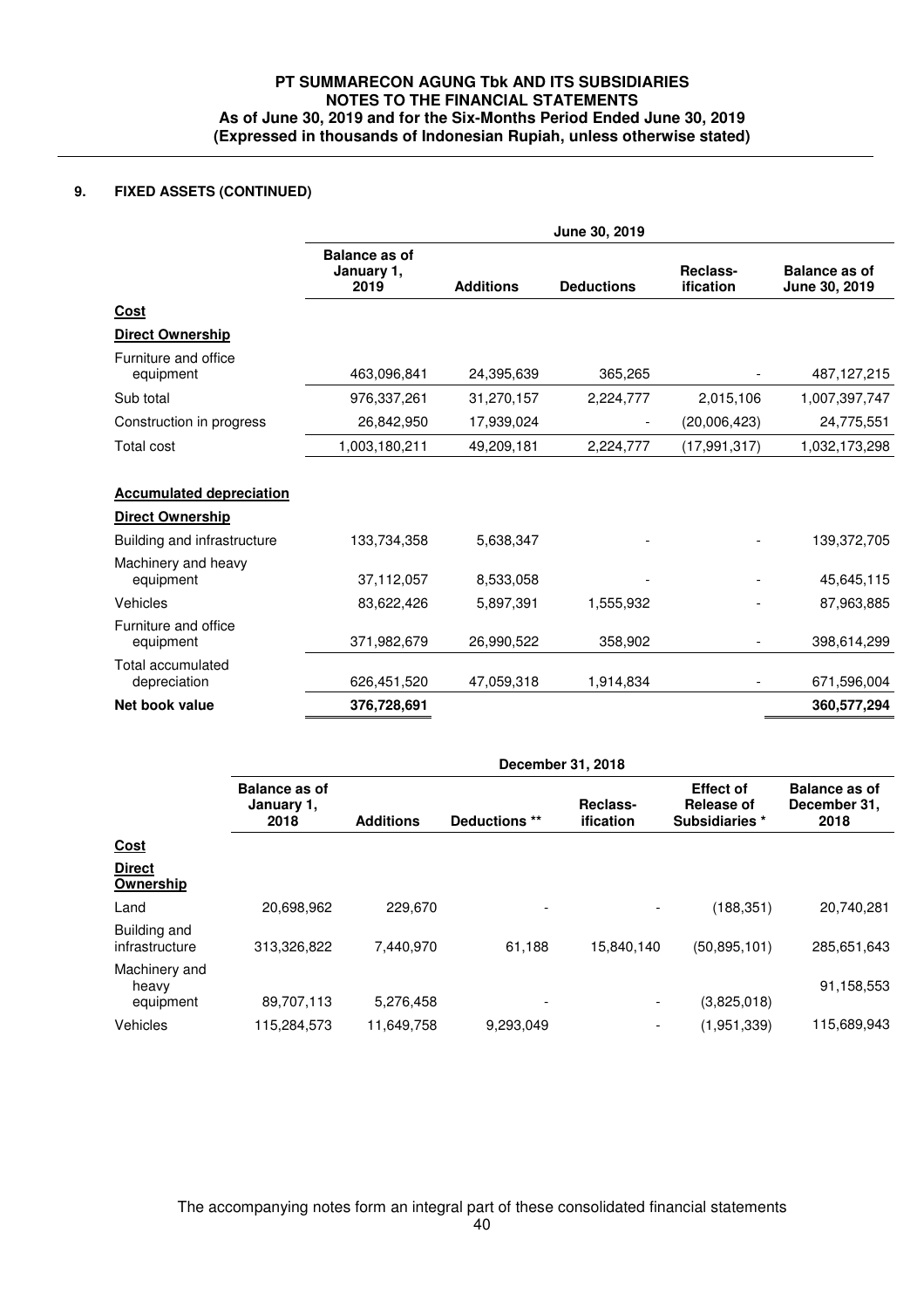## 9. FIXED ASSETS (CONTINUED)

| | June 30, 2019 | | | | |
|---|---|---|---|---|---|
| | Balance as of January 1, 2019 | Additions | Deductions | Reclass-ification | Balance as of June 30, 2019 |
| **Cost** | | | | | |
| **Direct Ownership** | | | | | |
| Furniture and office equipment | 463,096,841 | 24,395,639 | 365,265 | - | 487,127,215 |
| Sub total | 976,337,261 | 31,270,157 | 2,224,777 | 2,015,106 | 1,007,397,747 |
| Construction in progress | 26,842,950 | 17,939,024 | - | (20,006,423) | 24,775,551 |
| Total cost | 1,003,180,211 | 49,209,181 | 2,224,777 | (17,991,317) | 1,032,173,298 |
| **Accumulated depreciation** | | | | | |
| **Direct Ownership** | | | | | |
| Building and infrastructure | 133,734,358 | 5,638,347 | - | - | 139,372,705 |
| Machinery and heavy equipment | 37,112,057 | 8,533,058 | - | - | 45,645,115 |
| Vehicles | 83,622,426 | 5,897,391 | 1,555,932 | - | 87,963,885 |
| Furniture and office equipment | 371,982,679 | 26,990,522 | 358,902 | - | 398,614,299 |
| Total accumulated depreciation | 626,451,520 | 47,059,318 | 1,914,834 | - | 671,596,004 |
| **Net book value** | **376,728,691** | | | | **360,577,294** |

| | December 31, 2018 | | | | | |
|---|---|---|---|---|---|---|
| | Balance as of January 1, 2018 | Additions | Deductions ** | Reclass-ification | Effect of Release of Subsidiaries * | Balance as of December 31, 2018 |
| **Cost** | | | | | | |
| **Direct Ownership** | | | | | | |
| Land | 20,698,962 | 229,670 | - | - | (188,351) | 20,740,281 |
| Building and infrastructure | 313,326,822 | 7,440,970 | 61,188 | 15,840,140 | (50,895,101) | 285,651,643 |
| Machinery and heavy equipment | 89,707,113 | 5,276,458 | - | - | (3,825,018) | 91,158,553 |
| Vehicles | 115,284,573 | 11,649,758 | 9,293,049 | - | (1,951,339) | 115,689,943 |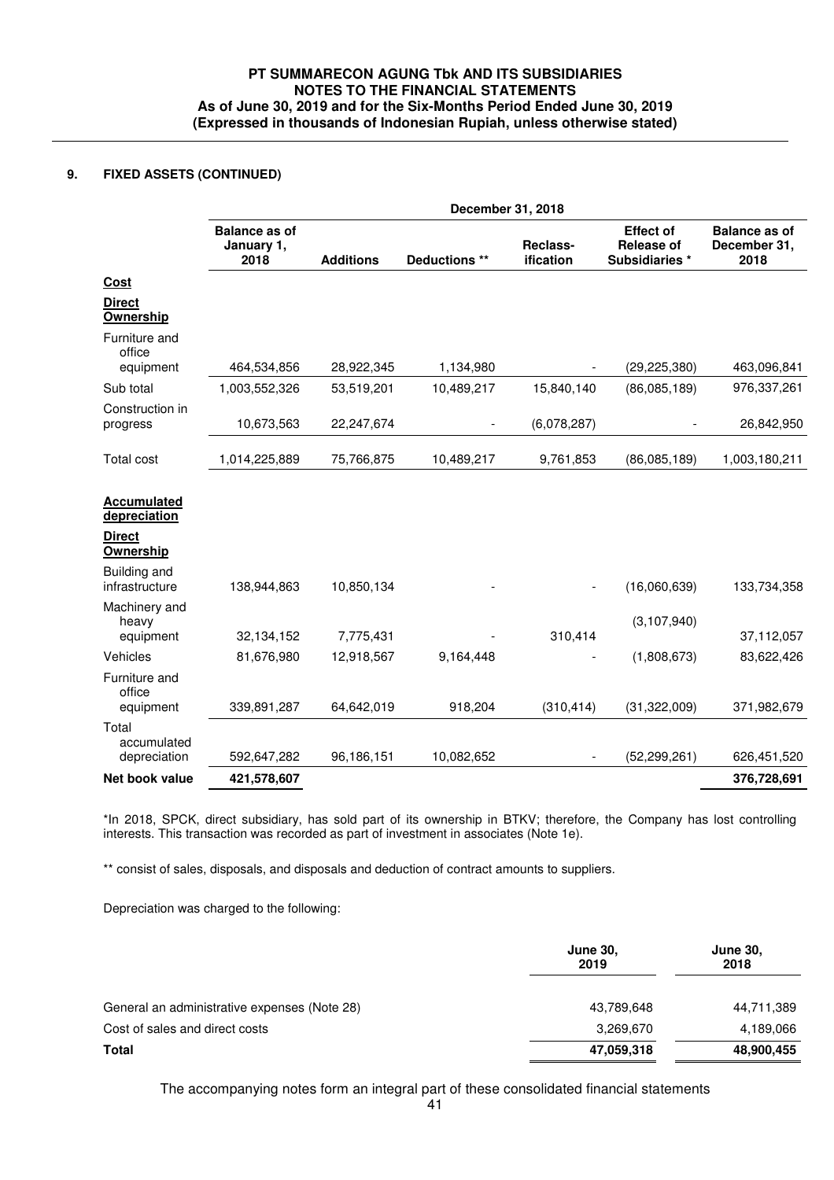## 9. FIXED ASSETS (CONTINUED)

| | December 31, 2018 | | | | | |
|---|---|---|---|---|---|---|
| | Balance as of January 1, 2018 | Additions | Deductions ** | Reclass-ification | Effect of Release of Subsidiaries * | Balance as of December 31, 2018 |
| **Cost** | | | | | | |
| **Direct Ownership** | | | | | | |
| Furniture and office equipment | 464,534,856 | 28,922,345 | 1,134,980 | - | (29,225,380) | 463,096,841 |
| Sub total | 1,003,552,326 | 53,519,201 | 10,489,217 | 15,840,140 | (86,085,189) | 976,337,261 |
| Construction in progress | 10,673,563 | 22,247,674 | - | (6,078,287) | - | 26,842,950 |
| Total cost | 1,014,225,889 | 75,766,875 | 10,489,217 | 9,761,853 | (86,085,189) | 1,003,180,211 |
| **Accumulated depreciation** | | | | | | |
| **Direct Ownership** | | | | | | |
| Building and infrastructure | 138,944,863 | 10,850,134 | - | - | (16,060,639) | 133,734,358 |
| Machinery and heavy equipment | 32,134,152 | 7,775,431 | - | 310,414 | (3,107,940) | 37,112,057 |
| Vehicles | 81,676,980 | 12,918,567 | 9,164,448 | - | (1,808,673) | 83,622,426 |
| Furniture and office equipment | 339,891,287 | 64,642,019 | 918,204 | (310,414) | (31,322,009) | 371,982,679 |
| Total accumulated depreciation | 592,647,282 | 96,186,151 | 10,082,652 | - | (52,299,261) | 626,451,520 |
| **Net book value** | **421,578,607** | | | | | **376,728,691** |

*In 2018, SPCK, direct subsidiary, has sold part of its ownership in BTKV; therefore, the Company has lost controlling interests. This transaction was recorded as part of investment in associates (Note 1e).

** consist of sales, disposals, and disposals and deduction of contract amounts to suppliers.

Depreciation was charged to the following:

| | June 30, 2019 | June 30, 2018 |
|---|---|---|
| General an administrative expenses (Note 28) | 43,789,648 | 44,711,389 |
| Cost of sales and direct costs | 3,269,670 | 4,189,066 |
| **Total** | **47,059,318** | **48,900,455** |

The accompanying notes form an integral part of these consolidated financial statements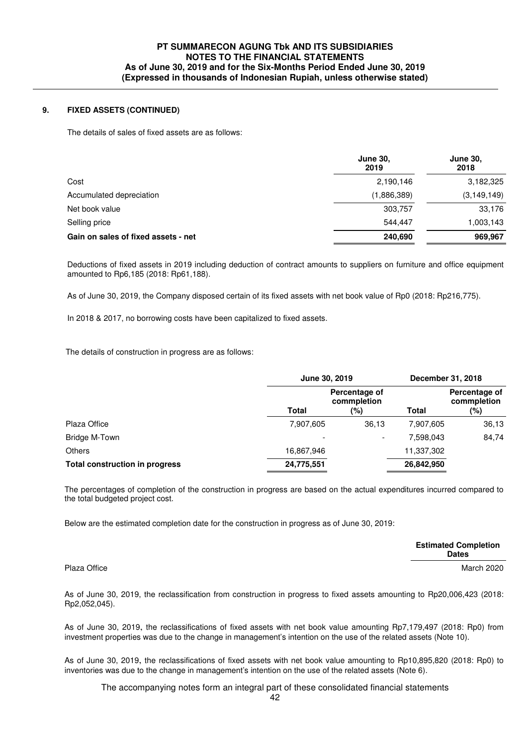## 9. FIXED ASSETS (CONTINUED)

The details of sales of fixed assets are as follows:

| | June 30, 2019 | June 30, 2018 |
|---|---|---|
| Cost | 2,190,146 | 3,182,325 |
| Accumulated depreciation | (1,886,389) | (3,149,149) |
| Net book value | 303,757 | 33,176 |
| Selling price | 544,447 | 1,003,143 |
| **Gain on sales of fixed assets - net** | **240,690** | **969,967** |

Deductions of fixed assets in 2019 including deduction of contract amounts to suppliers on furniture and office equipment amounted to Rp6,185 (2018: Rp61,188).

As of June 30, 2019, the Company disposed certain of its fixed assets with net book value of Rp0 (2018: Rp216,775).

In 2018 & 2017, no borrowing costs have been capitalized to fixed assets.

The details of construction in progress are as follows:

| | June 30, 2019 | | December 31, 2018 | |
|---|---|---|---|---|
| | Total | Percentage of commpletion (%) | Total | Percentage of commpletion (%) |
| Plaza Office | 7,907,605 | 36,13 | 7,907,605 | 36,13 |
| Bridge M-Town | - | - | 7,598,043 | 84,74 |
| Others | 16,867,946 | | 11,337,302 | |
| **Total construction in progress** | **24,775,551** | | **26,842,950** | |

The percentages of completion of the construction in progress are based on the actual expenditures incurred compared to the total budgeted project cost.

Below are the estimated completion date for the construction in progress as of June 30, 2019:

| | Estimated Completion Dates |
|---|---|
| Plaza Office | March 2020 |

As of June 30, 2019, the reclassification from construction in progress to fixed assets amounting to Rp20,006,423 (2018: Rp2,052,045).

As of June 30, 2019, the reclassifications of fixed assets with net book value amounting Rp7,179,497 (2018: Rp0) from investment properties was due to the change in management's intention on the use of the related assets (Note 10).

As of June 30, 2019, the reclassifications of fixed assets with net book value amounting to Rp10,895,820 (2018: Rp0) to inventories was due to the change in management's intention on the use of the related assets (Note 6).

The accompanying notes form an integral part of these consolidated financial statements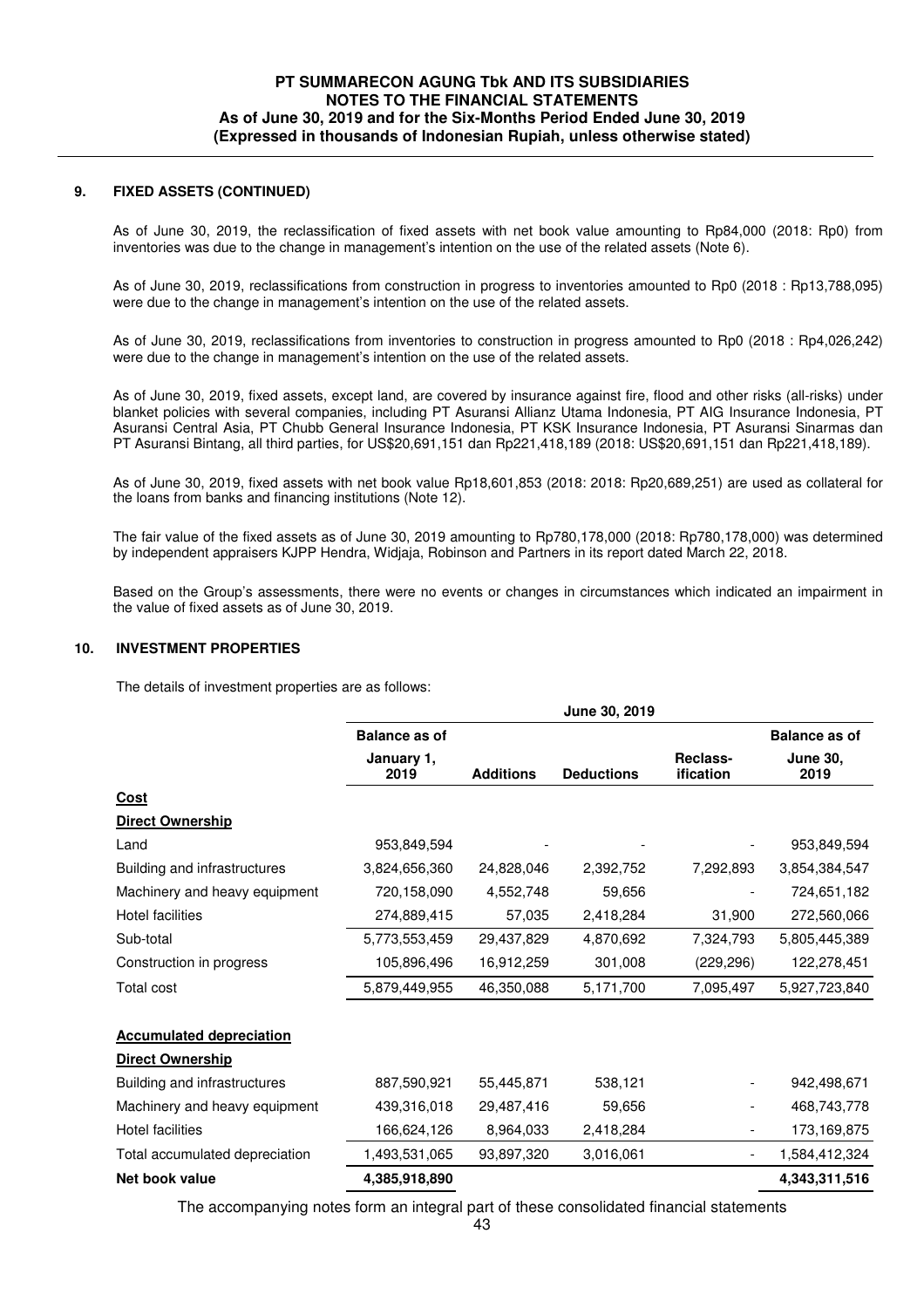## 9. FIXED ASSETS (CONTINUED)

As of June 30, 2019, the reclassification of fixed assets with net book value amounting to Rp84,000 (2018: Rp0) from inventories was due to the change in management's intention on the use of the related assets (Note 6).

As of June 30, 2019, reclassifications from construction in progress to inventories amounted to Rp0 (2018 : Rp13,788,095) were due to the change in management's intention on the use of the related assets.

As of June 30, 2019, reclassifications from inventories to construction in progress amounted to Rp0 (2018 : Rp4,026,242) were due to the change in management's intention on the use of the related assets.

As of June 30, 2019, fixed assets, except land, are covered by insurance against fire, flood and other risks (all-risks) under blanket policies with several companies, including PT Asuransi Allianz Utama Indonesia, PT AIG Insurance Indonesia, PT Asuransi Central Asia, PT Chubb General Insurance Indonesia, PT KSK Insurance Indonesia, PT Asuransi Sinarmas dan PT Asuransi Bintang, all third parties, for US$20,691,151 dan Rp221,418,189 (2018: US$20,691,151 dan Rp221,418,189).

As of June 30, 2019, fixed assets with net book value Rp18,601,853 (2018: 2018: Rp20,689,251) are used as collateral for the loans from banks and financing institutions (Note 12).

The fair value of the fixed assets as of June 30, 2019 amounting to Rp780,178,000 (2018: Rp780,178,000) was determined by independent appraisers KJPP Hendra, Widjaja, Robinson and Partners in its report dated March 22, 2018.

Based on the Group's assessments, there were no events or changes in circumstances which indicated an impairment in the value of fixed assets as of June 30, 2019.

## 10. INVESTMENT PROPERTIES

The details of investment properties are as follows:

| | June 30, 2019 | | | | |
|---|---|---|---|---|---|
| | Balance as of January 1, 2019 | Additions | Deductions | Reclass-ification | Balance as of June 30, 2019 |
| **Cost** | | | | | |
| **Direct Ownership** | | | | | |
| Land | 953,849,594 | - | - | - | 953,849,594 |
| Building and infrastructures | 3,824,656,360 | 24,828,046 | 2,392,752 | 7,292,893 | 3,854,384,547 |
| Machinery and heavy equipment | 720,158,090 | 4,552,748 | 59,656 | - | 724,651,182 |
| Hotel facilities | 274,889,415 | 57,035 | 2,418,284 | 31,900 | 272,560,066 |
| Sub-total | 5,773,553,459 | 29,437,829 | 4,870,692 | 7,324,793 | 5,805,445,389 |
| Construction in progress | 105,896,496 | 16,912,259 | 301,008 | (229,296) | 122,278,451 |
| Total cost | 5,879,449,955 | 46,350,088 | 5,171,700 | 7,095,497 | 5,927,723,840 |
| **Accumulated depreciation** | | | | | |
| **Direct Ownership** | | | | | |
| Building and infrastructures | 887,590,921 | 55,445,871 | 538,121 | - | 942,498,671 |
| Machinery and heavy equipment | 439,316,018 | 29,487,416 | 59,656 | - | 468,743,778 |
| Hotel facilities | 166,624,126 | 8,964,033 | 2,418,284 | - | 173,169,875 |
| Total accumulated depreciation | 1,493,531,065 | 93,897,320 | 3,016,061 | - | 1,584,412,324 |
| **Net book value** | **4,385,918,890** | | | | **4,343,311,516** |

The accompanying notes form an integral part of these consolidated financial statements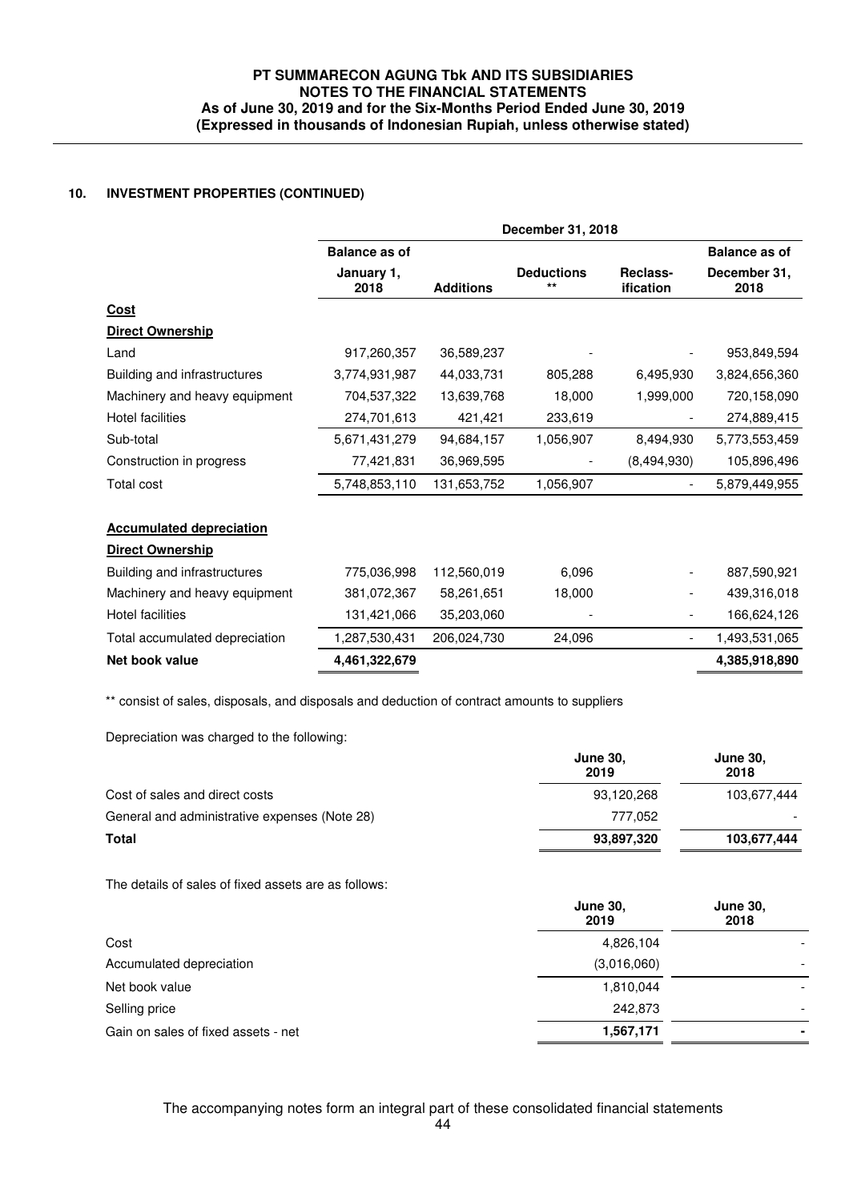## 10. INVESTMENT PROPERTIES (CONTINUED)

| | December 31, 2018 | | | | |
|---|---|---|---|---|---|
| | Balance as of January 1, 2018 | Additions | Deductions ** | Reclass-ification | Balance as of December 31, 2018 |
| **Cost** | | | | | |
| **Direct Ownership** | | | | | |
| Land | 917,260,357 | 36,589,237 | - | - | 953,849,594 |
| Building and infrastructures | 3,774,931,987 | 44,033,731 | 805,288 | 6,495,930 | 3,824,656,360 |
| Machinery and heavy equipment | 704,537,322 | 13,639,768 | 18,000 | 1,999,000 | 720,158,090 |
| Hotel facilities | 274,701,613 | 421,421 | 233,619 | - | 274,889,415 |
| Sub-total | 5,671,431,279 | 94,684,157 | 1,056,907 | 8,494,930 | 5,773,553,459 |
| Construction in progress | 77,421,831 | 36,969,595 | - | (8,494,930) | 105,896,496 |
| Total cost | 5,748,853,110 | 131,653,752 | 1,056,907 | - | 5,879,449,955 |
| **Accumulated depreciation** | | | | | |
| **Direct Ownership** | | | | | |
| Building and infrastructures | 775,036,998 | 112,560,019 | 6,096 | - | 887,590,921 |
| Machinery and heavy equipment | 381,072,367 | 58,261,651 | 18,000 | - | 439,316,018 |
| Hotel facilities | 131,421,066 | 35,203,060 | - | - | 166,624,126 |
| Total accumulated depreciation | 1,287,530,431 | 206,024,730 | 24,096 | - | 1,493,531,065 |
| **Net book value** | **4,461,322,679** | | | | **4,385,918,890** |

** consist of sales, disposals, and disposals and deduction of contract amounts to suppliers

Depreciation was charged to the following:

| | June 30, 2019 | June 30, 2018 |
|---|---|---|
| Cost of sales and direct costs | 93,120,268 | 103,677,444 |
| General and administrative expenses (Note 28) | 777,052 | - |
| **Total** | **93,897,320** | **103,677,444** |

The details of sales of fixed assets are as follows:

| | June 30, 2019 | June 30, 2018 |
|---|---|---|
| Cost | 4,826,104 | - |
| Accumulated depreciation | (3,016,060) | - |
| Net book value | 1,810,044 | - |
| Selling price | 242,873 | - |
| Gain on sales of fixed assets - net | **1,567,171** | **-** |

The accompanying notes form an integral part of these consolidated financial statements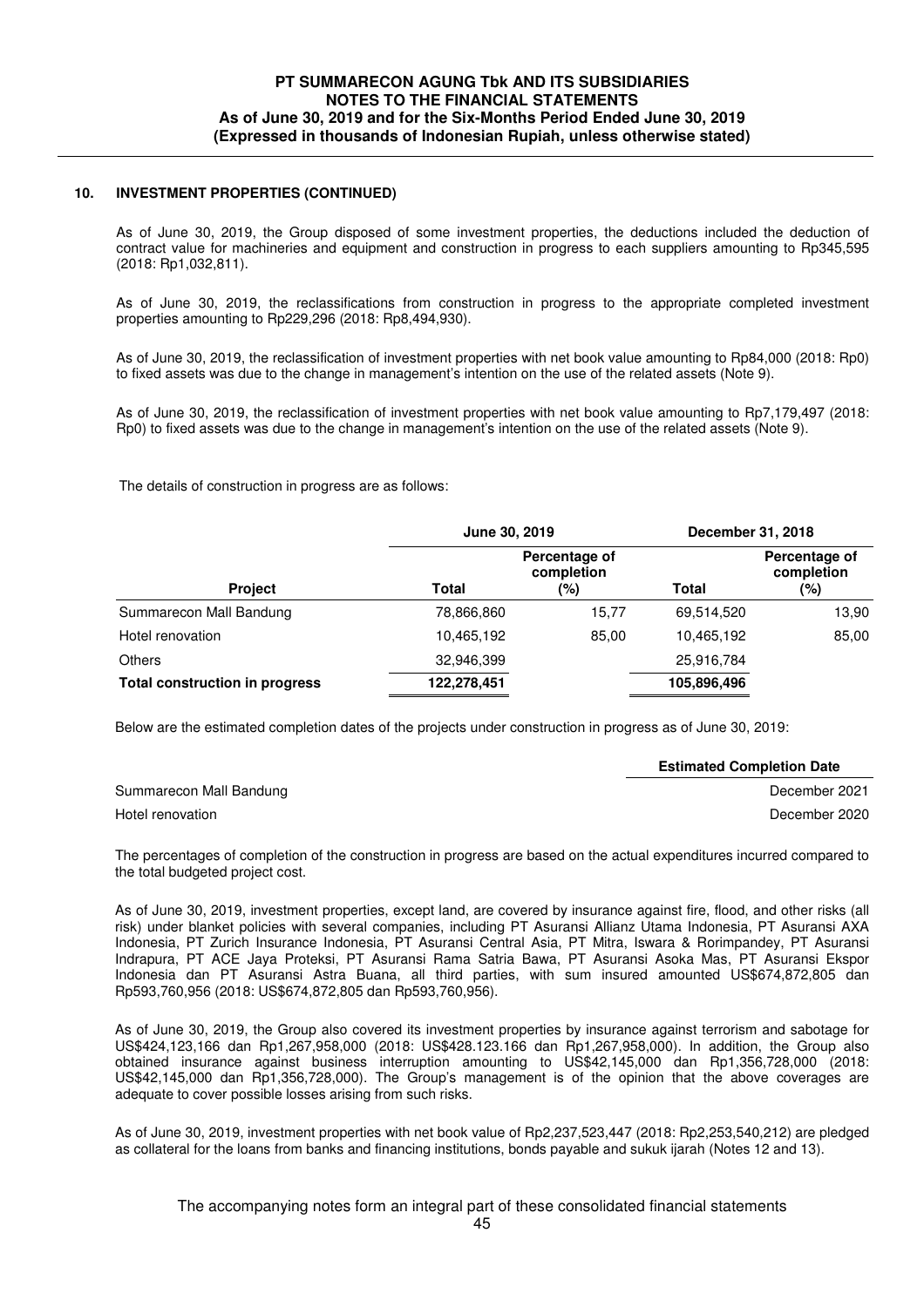## 10. INVESTMENT PROPERTIES (CONTINUED)

As of June 30, 2019, the Group disposed of some investment properties, the deductions included the deduction of contract value for machineries and equipment and construction in progress to each suppliers amounting to Rp345,595 (2018: Rp1,032,811).

As of June 30, 2019, the reclassifications from construction in progress to the appropriate completed investment properties amounting to Rp229,296 (2018: Rp8,494,930).

As of June 30, 2019, the reclassification of investment properties with net book value amounting to Rp84,000 (2018: Rp0) to fixed assets was due to the change in management's intention on the use of the related assets (Note 9).

As of June 30, 2019, the reclassification of investment properties with net book value amounting to Rp7,179,497 (2018: Rp0) to fixed assets was due to the change in management's intention on the use of the related assets (Note 9).

The details of construction in progress are as follows:

| | June 30, 2019 | | December 31, 2018 | |
|---|---|---|---|---|
| **Project** | **Total** | **Percentage of completion (%)** | **Total** | **Percentage of completion (%)** |
| Summarecon Mall Bandung | 78,866,860 | 15,77 | 69,514,520 | 13,90 |
| Hotel renovation | 10,465,192 | 85,00 | 10,465,192 | 85,00 |
| Others | 32,946,399 | | 25,916,784 | |
| **Total construction in progress** | **122,278,451** | | **105,896,496** | |

Below are the estimated completion dates of the projects under construction in progress as of June 30, 2019:

| | Estimated Completion Date |
|---|---|
| Summarecon Mall Bandung | December 2021 |
| Hotel renovation | December 2020 |

The percentages of completion of the construction in progress are based on the actual expenditures incurred compared to the total budgeted project cost.

As of June 30, 2019, investment properties, except land, are covered by insurance against fire, flood, and other risks (all risk) under blanket policies with several companies, including PT Asuransi Allianz Utama Indonesia, PT Asuransi AXA Indonesia, PT Zurich Insurance Indonesia, PT Asuransi Central Asia, PT Mitra, Iswara & Rorimpandey, PT Asuransi Indrapura, PT ACE Jaya Proteksi, PT Asuransi Rama Satria Bawa, PT Asuransi Asoka Mas, PT Asuransi Ekspor Indonesia dan PT Asuransi Astra Buana, all third parties, with sum insured amounted US$674,872,805 dan Rp593,760,956 (2018: US$674,872,805 dan Rp593,760,956).

As of June 30, 2019, the Group also covered its investment properties by insurance against terrorism and sabotage for US$424,123,166 dan Rp1,267,958,000 (2018: US$428.123.166 dan Rp1,267,958,000). In addition, the Group also obtained insurance against business interruption amounting to US$42,145,000 dan Rp1,356,728,000 (2018: US$42,145,000 dan Rp1,356,728,000). The Group's management is of the opinion that the above coverages are adequate to cover possible losses arising from such risks.

As of June 30, 2019, investment properties with net book value of Rp2,237,523,447 (2018: Rp2,253,540,212) are pledged as collateral for the loans from banks and financing institutions, bonds payable and sukuk ijarah (Notes 12 and 13).

The accompanying notes form an integral part of these consolidated financial statements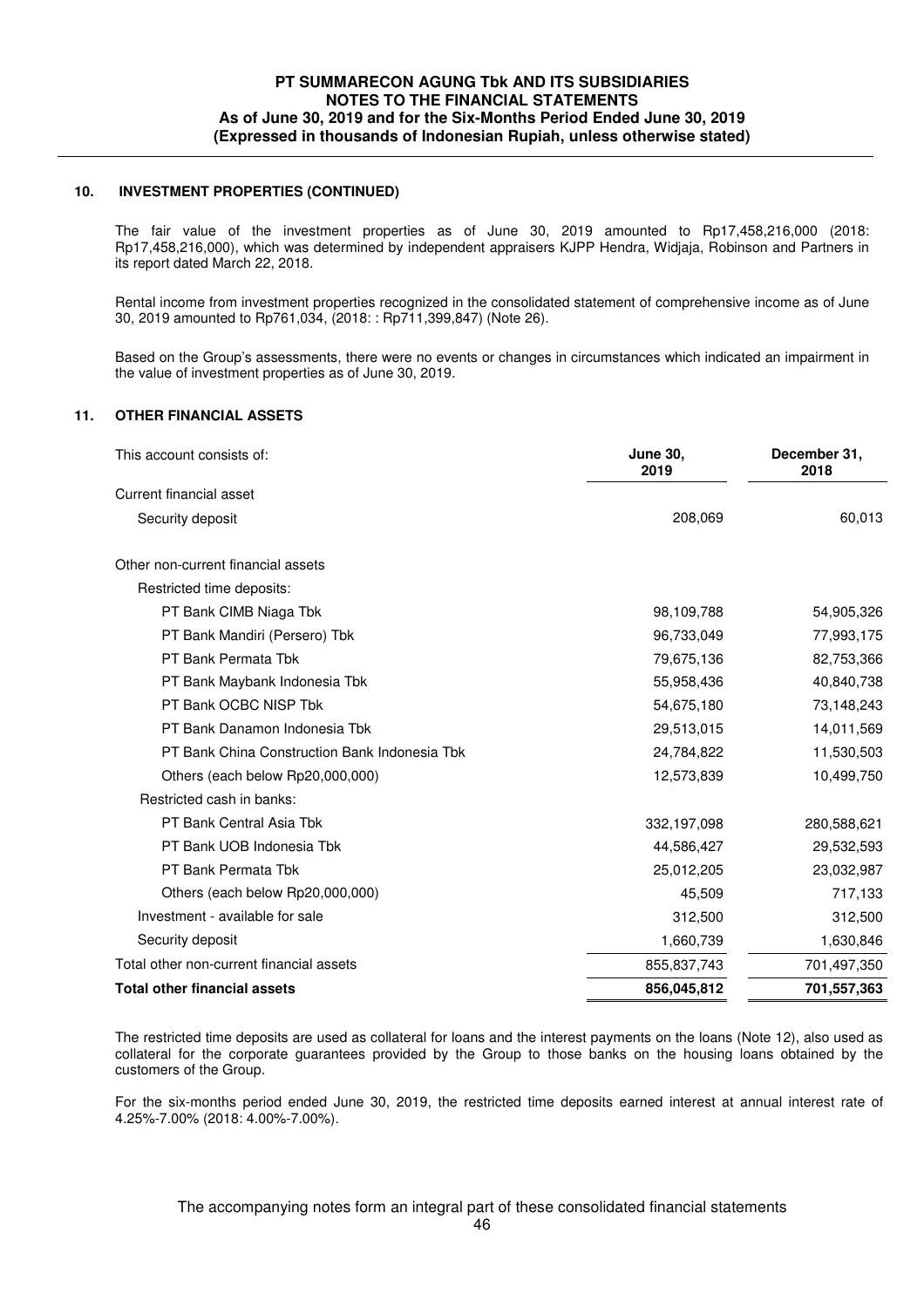## 10. INVESTMENT PROPERTIES (CONTINUED)

The fair value of the investment properties as of June 30, 2019 amounted to Rp17,458,216,000 (2018: Rp17,458,216,000), which was determined by independent appraisers KJPP Hendra, Widjaja, Robinson and Partners in its report dated March 22, 2018.

Rental income from investment properties recognized in the consolidated statement of comprehensive income as of June 30, 2019 amounted to Rp761,034, (2018: : Rp711,399,847) (Note 26).

Based on the Group's assessments, there were no events or changes in circumstances which indicated an impairment in the value of investment properties as of June 30, 2019.

## 11. OTHER FINANCIAL ASSETS

| This account consists of: | June 30, 2019 | December 31, 2018 |
|---|---|---|
| Current financial asset | | |
| Security deposit | 208,069 | 60,013 |
| Other non-current financial assets | | |
| Restricted time deposits: | | |
| PT Bank CIMB Niaga Tbk | 98,109,788 | 54,905,326 |
| PT Bank Mandiri (Persero) Tbk | 96,733,049 | 77,993,175 |
| PT Bank Permata Tbk | 79,675,136 | 82,753,366 |
| PT Bank Maybank Indonesia Tbk | 55,958,436 | 40,840,738 |
| PT Bank OCBC NISP Tbk | 54,675,180 | 73,148,243 |
| PT Bank Danamon Indonesia Tbk | 29,513,015 | 14,011,569 |
| PT Bank China Construction Bank Indonesia Tbk | 24,784,822 | 11,530,503 |
| Others (each below Rp20,000,000) | 12,573,839 | 10,499,750 |
| Restricted cash in banks: | | |
| PT Bank Central Asia Tbk | 332,197,098 | 280,588,621 |
| PT Bank UOB Indonesia Tbk | 44,586,427 | 29,532,593 |
| PT Bank Permata Tbk | 25,012,205 | 23,032,987 |
| Others (each below Rp20,000,000) | 45,509 | 717,133 |
| Investment - available for sale | 312,500 | 312,500 |
| Security deposit | 1,660,739 | 1,630,846 |
| Total other non-current financial assets | 855,837,743 | 701,497,350 |
| **Total other financial assets** | **856,045,812** | **701,557,363** |

The restricted time deposits are used as collateral for loans and the interest payments on the loans (Note 12), also used as collateral for the corporate guarantees provided by the Group to those banks on the housing loans obtained by the customers of the Group.

For the six-months period ended June 30, 2019, the restricted time deposits earned interest at annual interest rate of 4.25%-7.00% (2018: 4.00%-7.00%).

The accompanying notes form an integral part of these consolidated financial statements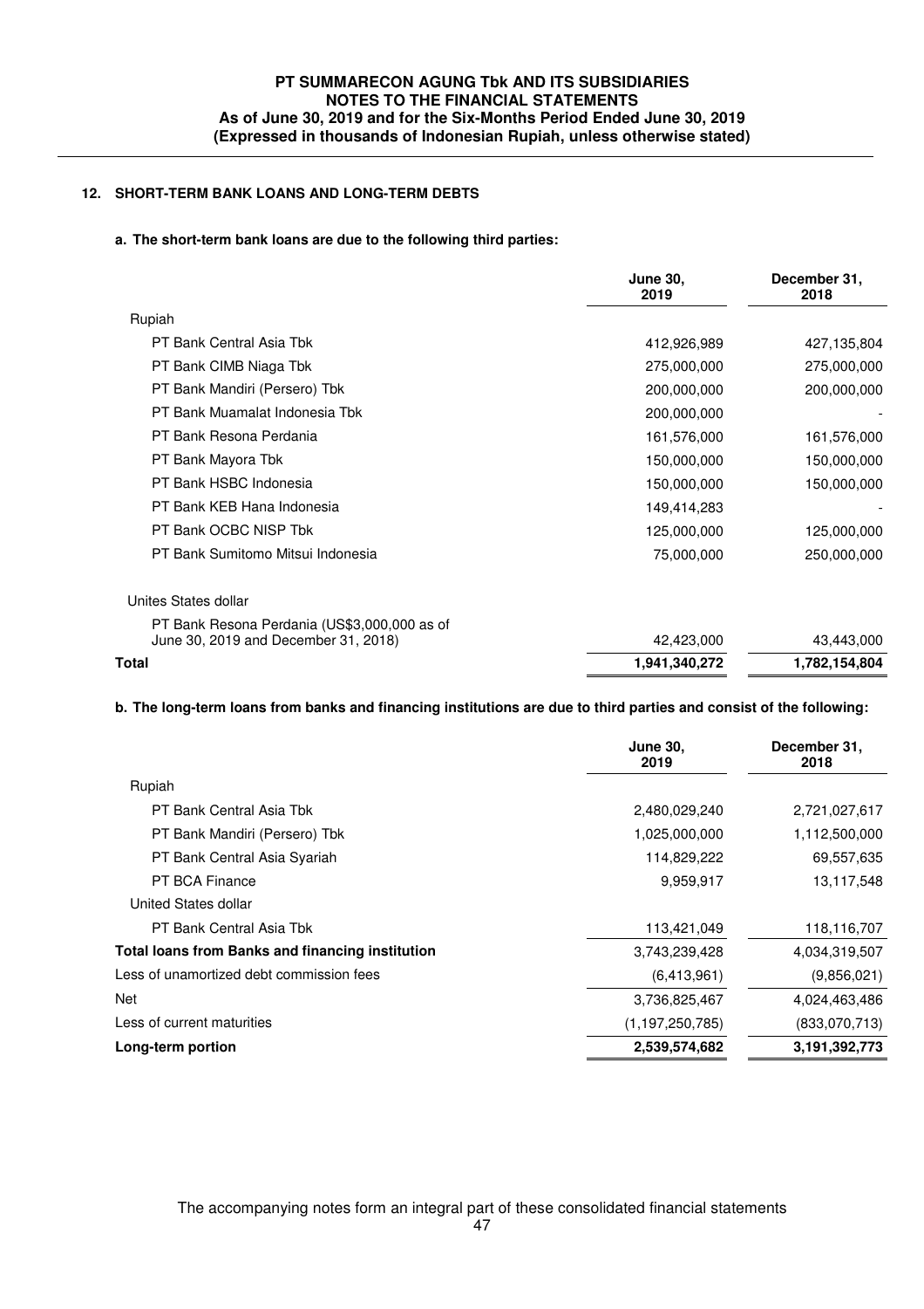## 12. SHORT-TERM BANK LOANS AND LONG-TERM DEBTS

### a. The short-term bank loans are due to the following third parties:

| | June 30, 2019 | December 31, 2018 |
|---|---|---|
| Rupiah | | |
| PT Bank Central Asia Tbk | 412,926,989 | 427,135,804 |
| PT Bank CIMB Niaga Tbk | 275,000,000 | 275,000,000 |
| PT Bank Mandiri (Persero) Tbk | 200,000,000 | 200,000,000 |
| PT Bank Muamalat Indonesia Tbk | 200,000,000 | - |
| PT Bank Resona Perdania | 161,576,000 | 161,576,000 |
| PT Bank Mayora Tbk | 150,000,000 | 150,000,000 |
| PT Bank HSBC Indonesia | 150,000,000 | 150,000,000 |
| PT Bank KEB Hana Indonesia | 149,414,283 | - |
| PT Bank OCBC NISP Tbk | 125,000,000 | 125,000,000 |
| PT Bank Sumitomo Mitsui Indonesia | 75,000,000 | 250,000,000 |
| Unites States dollar | | |
| PT Bank Resona Perdania (US$3,000,000 as of June 30, 2019 and December 31, 2018) | 42,423,000 | 43,443,000 |
| **Total** | **1,941,340,272** | **1,782,154,804** |

### b. The long-term loans from banks and financing institutions are due to third parties and consist of the following:

| | June 30, 2019 | December 31, 2018 |
|---|---|---|
| Rupiah | | |
| PT Bank Central Asia Tbk | 2,480,029,240 | 2,721,027,617 |
| PT Bank Mandiri (Persero) Tbk | 1,025,000,000 | 1,112,500,000 |
| PT Bank Central Asia Syariah | 114,829,222 | 69,557,635 |
| PT BCA Finance | 9,959,917 | 13,117,548 |
| United States dollar | | |
| PT Bank Central Asia Tbk | 113,421,049 | 118,116,707 |
| **Total loans from Banks and financing institution** | 3,743,239,428 | 4,034,319,507 |
| Less of unamortized debt commission fees | (6,413,961) | (9,856,021) |
| Net | 3,736,825,467 | 4,024,463,486 |
| Less of current maturities | (1,197,250,785) | (833,070,713) |
| **Long-term portion** | **2,539,574,682** | **3,191,392,773** |

The accompanying notes form an integral part of these consolidated financial statements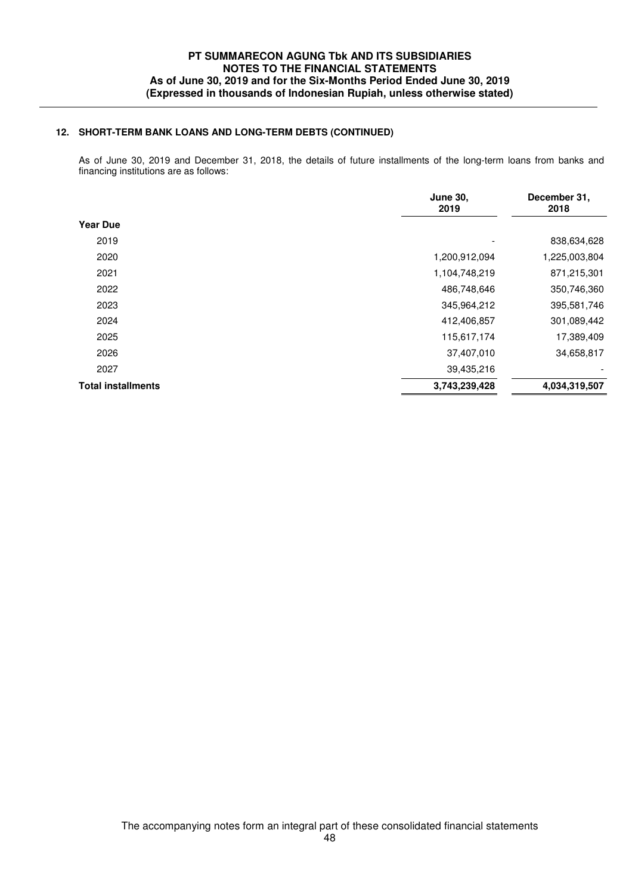## 12. SHORT-TERM BANK LOANS AND LONG-TERM DEBTS (CONTINUED)

As of June 30, 2019 and December 31, 2018, the details of future installments of the long-term loans from banks and financing institutions are as follows:

| | June 30, 2019 | December 31, 2018 |
|---|---|---|
| **Year Due** | | |
| 2019 | - | 838,634,628 |
| 2020 | 1,200,912,094 | 1,225,003,804 |
| 2021 | 1,104,748,219 | 871,215,301 |
| 2022 | 486,748,646 | 350,746,360 |
| 2023 | 345,964,212 | 395,581,746 |
| 2024 | 412,406,857 | 301,089,442 |
| 2025 | 115,617,174 | 17,389,409 |
| 2026 | 37,407,010 | 34,658,817 |
| 2027 | 39,435,216 | - |
| **Total installments** | **3,743,239,428** | **4,034,319,507** |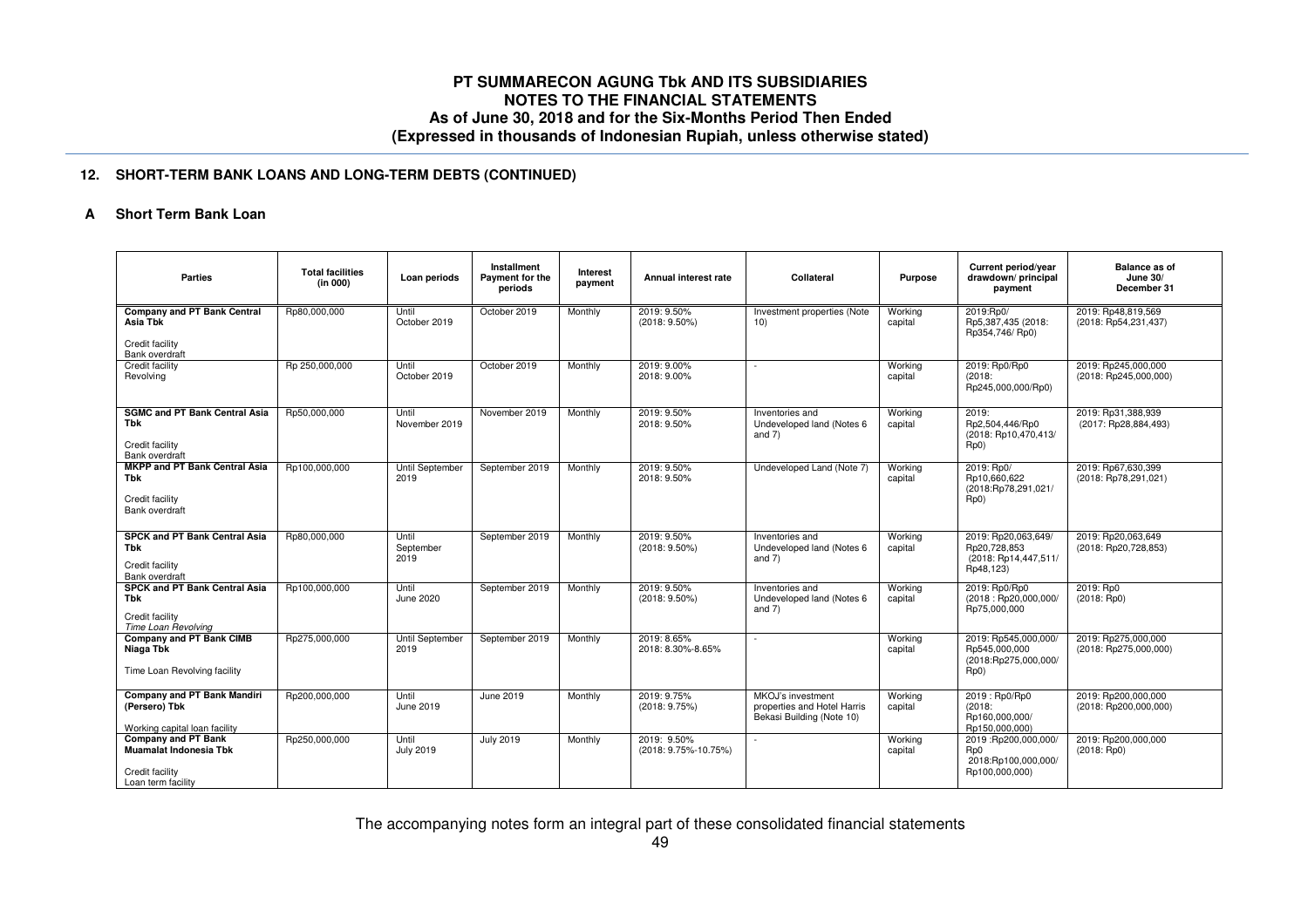## 12. SHORT-TERM BANK LOANS AND LONG-TERM DEBTS (CONTINUED)

### A Short Term Bank Loan

| Parties | Total facilities (in 000) | Loan periods | Installment Payment for the periods | Interest payment | Annual interest rate | Collateral | Purpose | Current period/year drawdown/ principal payment | Balance as of June 30/ December 31 |
|---|---|---|---|---|---|---|---|---|---|
| **Company and PT Bank Central Asia Tbk**<br>Credit facility<br>Bank overdraft | Rp80,000,000 | Until October 2019 | October 2019 | Monthly | 2019: 9.50%<br>(2018: 9.50%) | Investment properties (Note 10) | Working capital | 2019:Rp0/ Rp5,387,435 (2018: Rp354,746/ Rp0) | 2019: Rp48,819,569<br>(2018: Rp54,231,437) |
| Credit facility<br>Revolving | Rp 250,000,000 | Until October 2019 | October 2019 | Monthly | 2019: 9.00%<br>2018: 9.00% | - | Working capital | 2019: Rp0/Rp0<br>(2018: Rp245,000,000/Rp0) | 2019: Rp245,000,000<br>(2018: Rp245,000,000) |
| **SGMC and PT Bank Central Asia Tbk**<br>Credit facility<br>Bank overdraft | Rp50,000,000 | Until November 2019 | November 2019 | Monthly | 2019: 9.50%<br>2018: 9.50% | Inventories and Undeveloped land (Notes 6 and 7) | Working capital | 2019: Rp2,504,446/Rp0<br>(2018: Rp10,470,413/ Rp0) | 2019: Rp31,388,939<br>(2017: Rp28,884,493) |
| **MKPP and PT Bank Central Asia Tbk**<br>Credit facility<br>Bank overdraft | Rp100,000,000 | Until September 2019 | September 2019 | Monthly | 2019: 9.50%<br>2018: 9.50% | Undeveloped Land (Note 7) | Working capital | 2019: Rp0/ Rp10,660,622<br>(2018:Rp78,291,021/ Rp0) | 2019: Rp67,630,399<br>(2018: Rp78,291,021) |
| **SPCK and PT Bank Central Asia Tbk**<br>Credit facility<br>Bank overdraft | Rp80,000,000 | Until September 2019 | September 2019 | Monthly | 2019: 9.50%<br>(2018: 9.50%) | Inventories and Undeveloped land (Notes 6 and 7) | Working capital | 2019: Rp20,063,649/ Rp20,728,853<br>(2018: Rp14,447,511/ Rp48,123) | 2019: Rp20,063,649<br>(2018: Rp20,728,853) |
| **SPCK and PT Bank Central Asia Tbk**<br>Credit facility<br>*Time Loan Revolving* | Rp100,000,000 | Until June 2020 | September 2019 | Monthly | 2019: 9.50%<br>(2018: 9.50%) | Inventories and Undeveloped land (Notes 6 and 7) | Working capital | 2019: Rp0/Rp0<br>(2018 : Rp20,000,000/ Rp75,000,000 | 2019: Rp0<br>(2018: Rp0) |
| **Company and PT Bank CIMB Niaga Tbk**<br>Time Loan Revolving facility | Rp275,000,000 | Until September 2019 | September 2019 | Monthly | 2019: 8.65%<br>2018: 8.30%-8.65% | - | Working capital | 2019: Rp545,000,000/ Rp545,000,000<br>(2018:Rp275,000,000/ Rp0) | 2019: Rp275,000,000<br>(2018: Rp275,000,000) |
| **Company and PT Bank Mandiri (Persero) Tbk**<br>Working capital loan facility | Rp200,000,000 | Until June 2019 | June 2019 | Monthly | 2019: 9.75%<br>(2018: 9.75%) | MKOJ's investment properties and Hotel Harris Bekasi Building (Note 10) | Working capital | 2019 : Rp0/Rp0<br>(2018: Rp160,000,000/ Rp150,000,000) | 2019: Rp200,000,000<br>(2018: Rp200,000,000) |
| **Company and PT Bank Muamalat Indonesia Tbk**<br>Credit facility<br>Loan term facility | Rp250,000,000 | Until July 2019 | July 2019 | Monthly | 2019: 9.50%<br>(2018: 9.75%-10.75%) | - | Working capital | 2019 :Rp200,000,000/ Rp0<br>2018:Rp100,000,000/ Rp100,000,000) | 2019: Rp200,000,000<br>(2018: Rp0) |

The accompanying notes form an integral part of these consolidated financial statements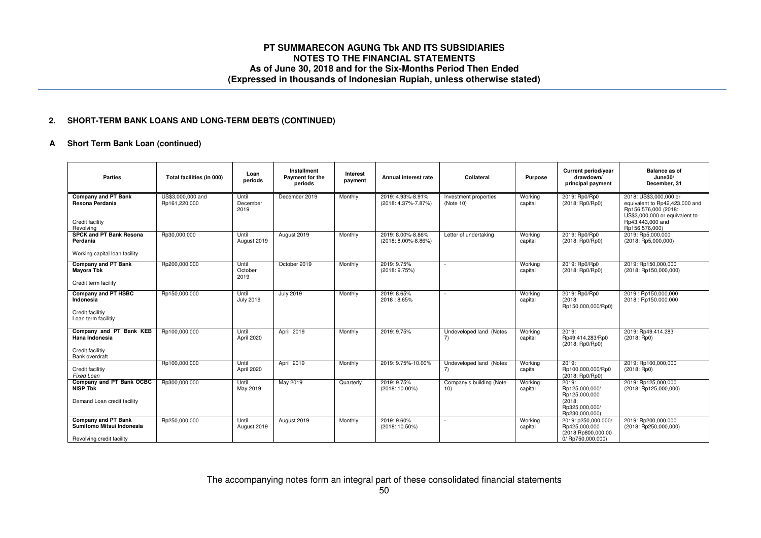## 2. SHORT-TERM BANK LOANS AND LONG-TERM DEBTS (CONTINUED)

### A Short Term Bank Loan (continued)

| Parties | Total facilities (in 000) | Loan periods | Installment Payment for the periods | Interest payment | Annual interest rate | Collateral | Purpose | Current period/year drawdown/ principal payment | Balance as of June30/ December, 31 |
|---|---|---|---|---|---|---|---|---|---|
| **Company and PT Bank Resona Perdania**<br><br>Credit facility<br>Revolving | US$3,000,000 and Rp161,220,000 | Until December 2019 | December 2019 | Monthly | 2019: 4.93%-8.91% (2018: 4.37%-7.87%) | Investment properties (Note 10) | Working capital | 2019: Rp0/Rp0 (2018: Rp0/Rp0) | 2018: US$3,000,000 or equivalent to Rp42,423,000 and Rp156,576,000 (2018: US$3,000,000 or equivalent to Rp43,443,000 and Rp156,576,000) |
| **SPCK and PT Bank Resona Perdania**<br><br>Working capital loan facility | Rp30,000,000 | Until August 2019 | August 2019 | Monthly | 2019: 8.00%-8.86% (2018: 8.00%-8.86%) | Letter of undertaking | Working capital | 2019: Rp0/Rp0 (2018: Rp0/Rp0) | 2019: Rp5,000,000 (2018: Rp5,000,000) |
| **Company and PT Bank Mayora Tbk**<br><br>Credit term facility | Rp200,000,000 | Until October 2019 | October 2019 | Monthly | 2019: 9.75% (2018: 9.75%) | - | Working capital | 2019: Rp0/Rp0 (2018: Rp0/Rp0) | 2019: Rp150,000,000 (2018: Rp150,000,000) |
| **Company and PT HSBC Indonesia**<br><br>Credit facilitiy<br>Loan term facilitiy | Rp150,000,000 | Until July 2019 | July 2019 | Monthly | 2019: 8.65%<br>2018 : 8.65% | - | Working capital | 2019: Rp0/Rp0 (2018: Rp150,000,000/Rp0) | 2019 : Rp150,000,000<br>2018 : Rp150.000.000 |
| **Company and PT Bank KEB Hana Indonesia**<br><br>Credit facilitiy<br>Bank overdraft | Rp100,000,000 | Until April 2020 | April 2019 | Monthly | 2019: 9.75% | Undeveloped land (Notes 7) | Working capital | 2019: Rp49.414.283/Rp0 (2018: Rp0/Rp0) | 2019: Rp49.414.283 (2018: Rp0) |
| Credit facilitiy<br>*Fixed Loan* | Rp100,000,000 | Until April 2020 | April 2019 | Monthly | 2019: 9.75%-10.00% | Undeveloped land (Notes 7) | Working capita | 2019: Rp100,000,000/Rp0 (2018: Rp0/Rp0) | 2019: Rp100,000,000 (2018: Rp0) |
| **Company and PT Bank OCBC NISP Tbk**<br><br>Demand Loan credit facility | Rp300,000,000 | Until May 2019 | May 2019 | Quarterly | 2019: 9.75% (2018: 10.00%) | Company's building (Note 10) | Working capital | 2019: Rp125,000,000/ Rp125,000,000 (2018: Rp325,000,000/ Rp230,000,000) | 2019: Rp125,000,000 (2018: Rp125,000,000) |
| **Company and PT Bank Sumitomo Mitsui Indonesia**<br><br>Revolving credit facility | Rp250,000,000 | Until August 2019 | August 2019 | Monthly | 2019: 9.60% (2018: 10.50%) | - | Working capital | 2019: p250,000,000/ Rp425,000,000 (2018:Rp800,000,00 0/ Rp750,000,000) | 2019: Rp200,000,000 (2018: Rp250,000,000) |

The accompanying notes form an integral part of these consolidated financial statements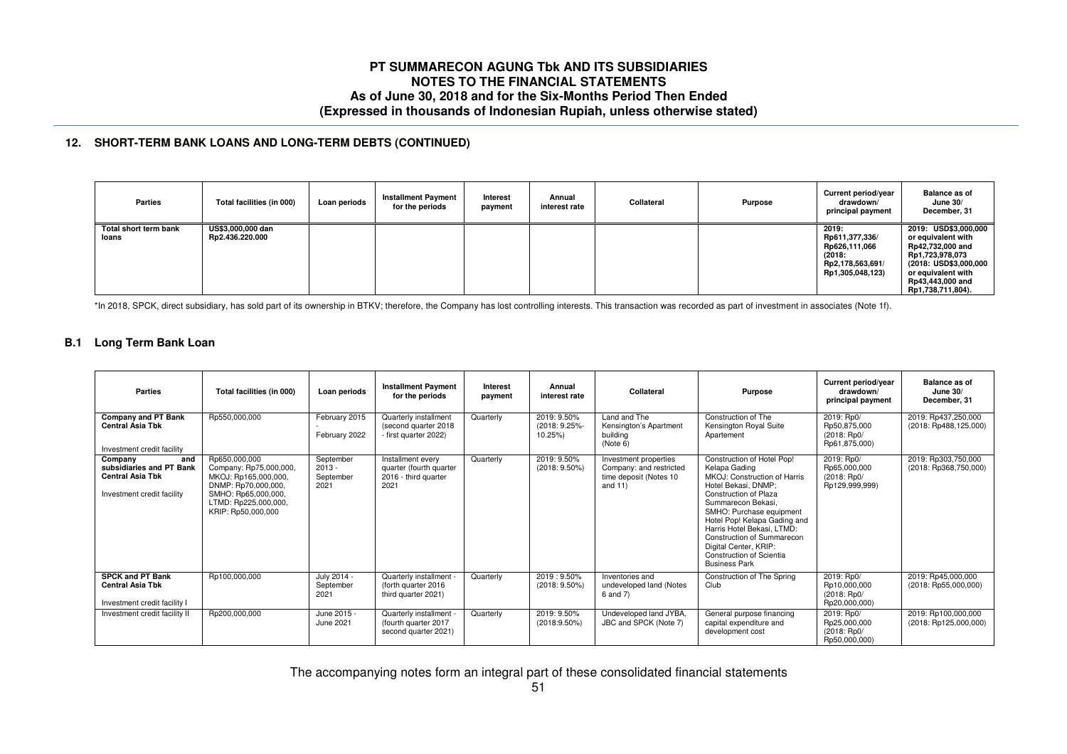## 12. SHORT-TERM BANK LOANS AND LONG-TERM DEBTS (CONTINUED)

| Parties | Total facilities (in 000) | Loan periods | Installment Payment for the periods | Interest payment | Annual interest rate | Collateral | Purpose | Current period/year drawdown/ principal payment | Balance as of June 30/ December, 31 |
|---|---|---|---|---|---|---|---|---|---|
| **Total short term bank loans** | **US$3,000,000 dan Rp2.436.220.000** | | | | | | | **2019: Rp611,377,336/ Rp626,111,066 (2018: Rp2,178,563,691/ Rp1,305,048,123)** | **2019: USD$3,000,000 or equivalent with Rp42,732,000 and Rp1,723,978,073 (2018: USD$3,000,000 or equivalent with Rp43,443,000 and Rp1,738,711,804).** |

*In 2018, SPCK, direct subsidiary, has sold part of its ownership in BTKV; therefore, the Company has lost controlling interests. This transaction was recorded as part of investment in associates (Note 1f).

### B.1 Long Term Bank Loan

| Parties | Total facilities (in 000) | Loan periods | Installment Payment for the periods | Interest payment | Annual interest rate | Collateral | Purpose | Current period/year drawdown/ principal payment | Balance as of June 30/ December, 31 |
|---|---|---|---|---|---|---|---|---|---|
| **Company and PT Bank Central Asia Tbk**<br><br>Investment credit facility | Rp550,000,000 | February 2015 - February 2022 | Quarterly installment (second quarter 2018 - first quarter 2022) | Quarterly | 2019: 9.50% (2018: 9.25%-10.25%) | Land and The Kensington's Apartment building (Note 6) | Construction of The Kensington Royal Suite Apartement | 2019: Rp0/ Rp50,875,000 (2018: Rp0/ Rp61,875,000) | 2019: Rp437,250,000 (2018: Rp488,125,000) |
| **Company and subsidiaries and PT Bank Central Asia Tbk**<br><br>Investment credit facility | Rp650,000,000 Company: Rp75,000,000, MKOJ: Rp165,000,000, DNMP: Rp70,000,000, SMHO: Rp65,000,000, LTMD: Rp225,000,000, KRIP: Rp50,000,000 | September 2013 - September 2021 | Installment every quarter (fourth quarter 2016 - third quarter 2021) | Quarterly | 2019: 9.50% (2018: 9.50%) | Investment properties Company: and restricted time deposit (Notes 10 and 11) | Construction of Hotel Pop! Kelapa Gading MKOJ: Construction of Harris Hotel Bekasi, DNMP; Construction of Plaza Summarecon Bekasi, SMHO: Purchase equipment Hotel Pop! Kelapa Gading and Harris Hotel Bekasi, LTMD: Construction of Summarecon Digital Center, KRIP: Construction of Scientia Business Park | 2019: Rp0/ Rp65,000,000 (2018: Rp0/ Rp129,999,999) | 2019: Rp303,750,000 (2018: Rp368,750,000) |
| **SPCK and PT Bank Central Asia Tbk**<br><br>Investment credit facility I | Rp100,000,000 | July 2014 - September 2021 | Quarterly installment - (forth quarter 2016 third quarter 2021) | Quarterly | 2019 : 9.50% (2018: 9.50%) | Inventories and undeveloped land (Notes 6 and 7) | Construction of The Spring Club | 2019: Rp0/ Rp10,000,000 (2018: Rp0/ Rp20,000,000) | 2019: Rp45,000,000 (2018: Rp55,000,000) |
| Investment credit facility II | Rp200,000,000 | June 2015 - June 2021 | Quarterly installment - (fourth quarter 2017 second quarter 2021) | Quarterly | 2019: 9.50% (2018:9.50%) | Undeveloped land JYBA, JBC and SPCK (Note 7) | General purpose financing capital expenditure and development cost | 2019: Rp0/ Rp25,000,000 (2018: Rp0/ Rp50,000,000) | 2019: Rp100,000,000 (2018: Rp125,000,000) |

The accompanying notes form an integral part of these consolidated financial statements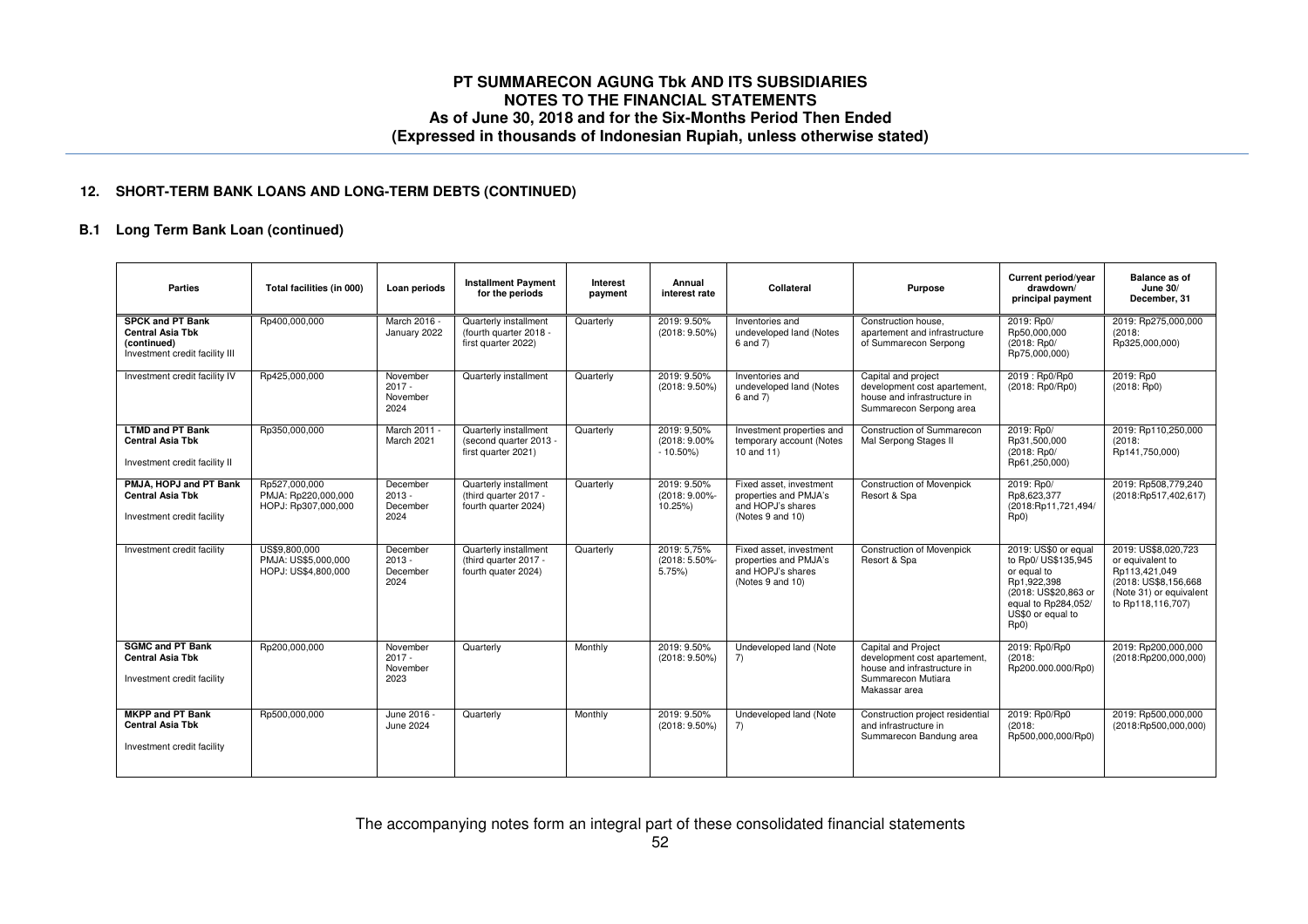## 12. SHORT-TERM BANK LOANS AND LONG-TERM DEBTS (CONTINUED)

### B.1 Long Term Bank Loan (continued)

| Parties | Total facilities (in 000) | Loan periods | Installment Payment for the periods | Interest payment | Annual interest rate | Collateral | Purpose | Current period/year drawdown/ principal payment | Balance as of June 30/ December, 31 |
|---|---|---|---|---|---|---|---|---|---|
| **SPCK and PT Bank Central Asia Tbk (continued)** Investment credit facility III | Rp400,000,000 | March 2016 - January 2022 | Quarterly installment (fourth quarter 2018 - first quarter 2022) | Quarterly | 2019: 9.50% (2018: 9.50%) | Inventories and undeveloped land (Notes 6 and 7) | Construction house, apartement and infrastructure of Summarecon Serpong | 2019: Rp0/ Rp50,000,000 (2018: Rp0/ Rp75,000,000) | 2019: Rp275,000,000 (2018: Rp325,000,000) |
| Investment credit facility IV | Rp425,000,000 | November 2017 - November 2024 | Quarterly installment | Quarterly | 2019: 9.50% (2018: 9.50%) | Inventories and undeveloped land (Notes 6 and 7) | Capital and project development cost apartement, house and infrastructure in Summarecon Serpong area | 2019 : Rp0/Rp0 (2018: Rp0/Rp0) | 2019: Rp0 (2018: Rp0) |
| **LTMD and PT Bank Central Asia Tbk** Investment credit facility II | Rp350,000,000 | March 2011 - March 2021 | Quarterly installment (second quarter 2013 - first quarter 2021) | Quarterly | 2019: 9,50% (2018: 9.00% - 10.50%) | Investment properties and temporary account (Notes 10 and 11) | Construction of Summarecon Mal Serpong Stages II | 2019: Rp0/ Rp31,500,000 (2018: Rp0/ Rp61,250,000) | 2019: Rp110,250,000 (2018: Rp141,750,000) |
| **PMJA, HOPJ and PT Bank Central Asia Tbk** Investment credit facility | Rp527,000,000 PMJA: Rp220,000,000 HOPJ: Rp307,000,000 | December 2013 - December 2024 | Quarterly installment (third quarter 2017 - fourth quarter 2024) | Quarterly | 2019: 9.50% (2018: 9.00%- 10.25%) | Fixed asset, investment properties and PMJA's and HOPJ's shares (Notes 9 and 10) | Construction of Movenpick Resort & Spa | 2019: Rp0/ Rp8,623,377 (2018:Rp11,721,494/ Rp0) | 2019: Rp508,779,240 (2018:Rp517,402,617) |
| Investment credit facility | US$9,800,000 PMJA: US$5,000,000 HOPJ: US$4,800,000 | December 2013 - December 2024 | Quarterly installment (third quarter 2017 - fourth quater 2024) | Quarterly | 2019: 5,75% (2018: 5.50%- 5.75%) | Fixed asset, investment properties and PMJA's and HOPJ's shares (Notes 9 and 10) | Construction of Movenpick Resort & Spa | 2019: US$0 or equal to Rp0/ US$135,945 or equal to Rp1,922,398 (2018: US$20,863 or equal to Rp284,052/ US$0 or equal to Rp0) | 2019: US$8,020,723 or equivalent to Rp113,421,049 (2018: US$8,156,668 (Note 31) or equivalent to Rp118,116,707) |
| **SGMC and PT Bank Central Asia Tbk** Investment credit facility | Rp200,000,000 | November 2017 - November 2023 | Quarterly | Monthly | 2019: 9.50% (2018: 9.50%) | Undeveloped land (Note 7) | Capital and Project development cost apartement, house and infrastructure in Summarecon Mutiara Makassar area | 2019: Rp0/Rp0 (2018: Rp200.000.000/Rp0) | 2019: Rp200,000,000 (2018:Rp200,000,000) |
| **MKPP and PT Bank Central Asia Tbk** Investment credit facility | Rp500,000,000 | June 2016 - June 2024 | Quarterly | Monthly | 2019: 9.50% (2018: 9.50%) | Undeveloped land (Note 7) | Construction project residential and infrastructure in Summarecon Bandung area | 2019: Rp0/Rp0 (2018: Rp500,000,000/Rp0) | 2019: Rp500,000,000 (2018:Rp500,000,000) |

The accompanying notes form an integral part of these consolidated financial statements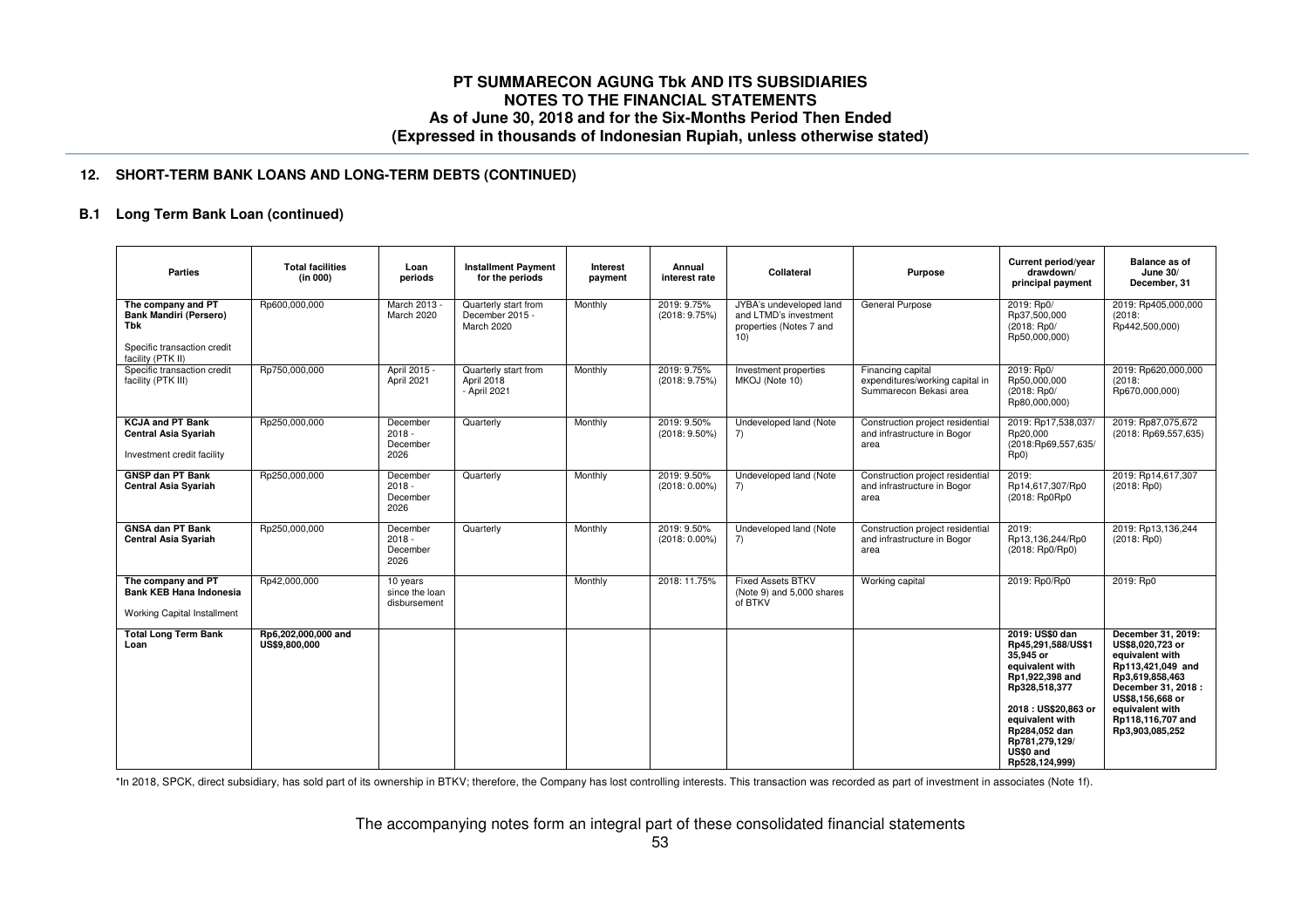## 12. SHORT-TERM BANK LOANS AND LONG-TERM DEBTS (CONTINUED)

### B.1 Long Term Bank Loan (continued)

| Parties | Total facilities (in 000) | Loan periods | Installment Payment for the periods | Interest payment | Annual interest rate | Collateral | Purpose | Current period/year drawdown/ principal payment | Balance as of June 30/ December, 31 |
|---|---|---|---|---|---|---|---|---|---|
| **The company and PT Bank Mandiri (Persero) Tbk**<br><br>Specific transaction credit facility (PTK II) | Rp600,000,000 | March 2013 - March 2020 | Quarterly start from December 2015 - March 2020 | Monthly | 2019: 9.75% (2018: 9.75%) | JYBA's undeveloped land and LTMD's investment properties (Notes 7 and 10) | General Purpose | 2019: Rp0/ Rp37,500,000 (2018: Rp0/ Rp50,000,000) | 2019: Rp405,000,000 (2018: Rp442,500,000) |
| Specific transaction credit facility (PTK III) | Rp750,000,000 | April 2015 - April 2021 | Quarterly start from April 2018 - April 2021 | Monthly | 2019: 9.75% (2018: 9.75%) | Investment properties MKOJ (Note 10) | Financing capital expenditures/working capital in Summarecon Bekasi area | 2019: Rp0/ Rp50,000,000 (2018: Rp0/ Rp80,000,000) | 2019: Rp620,000,000 (2018: Rp670,000,000) |
| **KCJA and PT Bank Central Asia Syariah**<br><br>Investment credit facility | Rp250,000,000 | December 2018 - December 2026 | Quarterly | Monthly | 2019: 9.50% (2018: 9.50%) | Undeveloped land (Note 7) | Construction project residential and infrastructure in Bogor area | 2019: Rp17,538,037/ Rp20,000 (2018:Rp69,557,635/ Rp0) | 2019: Rp87,075,672 (2018: Rp69,557,635) |
| **GNSP dan PT Bank Central Asia Syariah** | Rp250,000,000 | December 2018 - December 2026 | Quarterly | Monthly | 2019: 9.50% (2018: 0.00%) | Undeveloped land (Note 7) | Construction project residential and infrastructure in Bogor area | 2019: Rp14,617,307/Rp0 (2018: Rp0Rp0 | 2019: Rp14,617,307 (2018: Rp0) |
| **GNSA dan PT Bank Central Asia Syariah** | Rp250,000,000 | December 2018 - December 2026 | Quarterly | Monthly | 2019: 9.50% (2018: 0.00%) | Undeveloped land (Note 7) | Construction project residential and infrastructure in Bogor area | 2019: Rp13,136,244/Rp0 (2018: Rp0/Rp0) | 2019: Rp13,136,244 (2018: Rp0) |
| **The company and PT Bank KEB Hana Indonesia**<br><br>Working Capital Installment | Rp42,000,000 | 10 years since the loan disbursement | | Monthly | 2018: 11.75% | Fixed Assets BTKV (Note 9) and 5,000 shares of BTKV | Working capital | 2019: Rp0/Rp0 | 2019: Rp0 |
| **Total Long Term Bank Loan** | **Rp6,202,000,000 and US$9,800,000** | | | | | | | **2019: US$0 dan Rp45,291,588/US$135,945 or equivalent with Rp1,922,398 and Rp328,518,377**<br><br>**2018 : US$20,863 or equivalent with Rp284,052 dan Rp781,279,129/ US$0 and Rp528,124,999)** | **December 31, 2019: US$8,020,723 or equivalent with Rp113,421,049 and Rp3,619,858,463 December 31, 2018 : US$8,156,668 or equivalent with Rp118,116,707 and Rp3,903,085,252** |

*In 2018, SPCK, direct subsidiary, has sold part of its ownership in BTKV; therefore, the Company has lost controlling interests. This transaction was recorded as part of investment in associates (Note 1f).

The accompanying notes form an integral part of these consolidated financial statements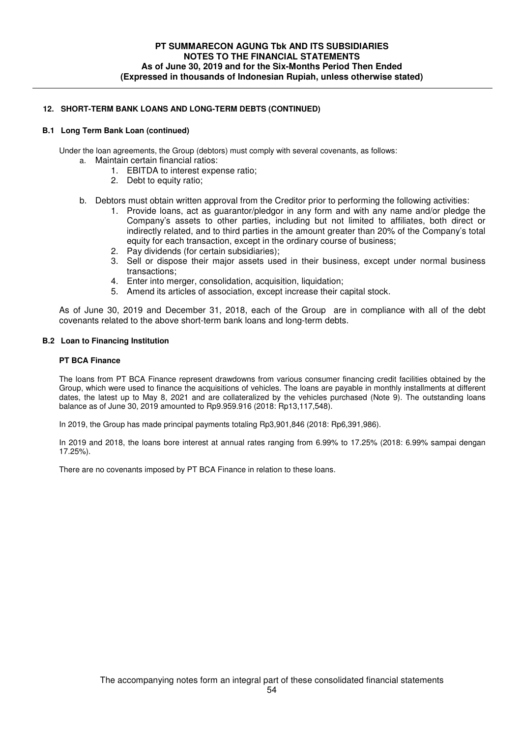### 12. SHORT-TERM BANK LOANS AND LONG-TERM DEBTS (CONTINUED)

#### B.1 Long Term Bank Loan (continued)

Under the loan agreements, the Group (debtors) must comply with several covenants, as follows:

a. Maintain certain financial ratios:
   1. EBITDA to interest expense ratio;
   2. Debt to equity ratio;

b. Debtors must obtain written approval from the Creditor prior to performing the following activities:
   1. Provide loans, act as guarantor/pledgor in any form and with any name and/or pledge the Company's assets to other parties, including but not limited to affiliates, both direct or indirectly related, and to third parties in the amount greater than 20% of the Company's total equity for each transaction, except in the ordinary course of business;
   2. Pay dividends (for certain subsidiaries);
   3. Sell or dispose their major assets used in their business, except under normal business transactions;
   4. Enter into merger, consolidation, acquisition, liquidation;
   5. Amend its articles of association, except increase their capital stock.

As of June 30, 2019 and December 31, 2018, each of the Group are in compliance with all of the debt covenants related to the above short-term bank loans and long-term debts.

#### B.2 Loan to Financing Institution

**PT BCA Finance**

The loans from PT BCA Finance represent drawdowns from various consumer financing credit facilities obtained by the Group, which were used to finance the acquisitions of vehicles. The loans are payable in monthly installments at different dates, the latest up to May 8, 2021 and are collateralized by the vehicles purchased (Note 9). The outstanding loans balance as of June 30, 2019 amounted to Rp9.959.916 (2018: Rp13,117,548).

In 2019, the Group has made principal payments totaling Rp3,901,846 (2018: Rp6,391,986).

In 2019 and 2018, the loans bore interest at annual rates ranging from 6.99% to 17.25% (2018: 6.99% sampai dengan 17.25%).

There are no covenants imposed by PT BCA Finance in relation to these loans.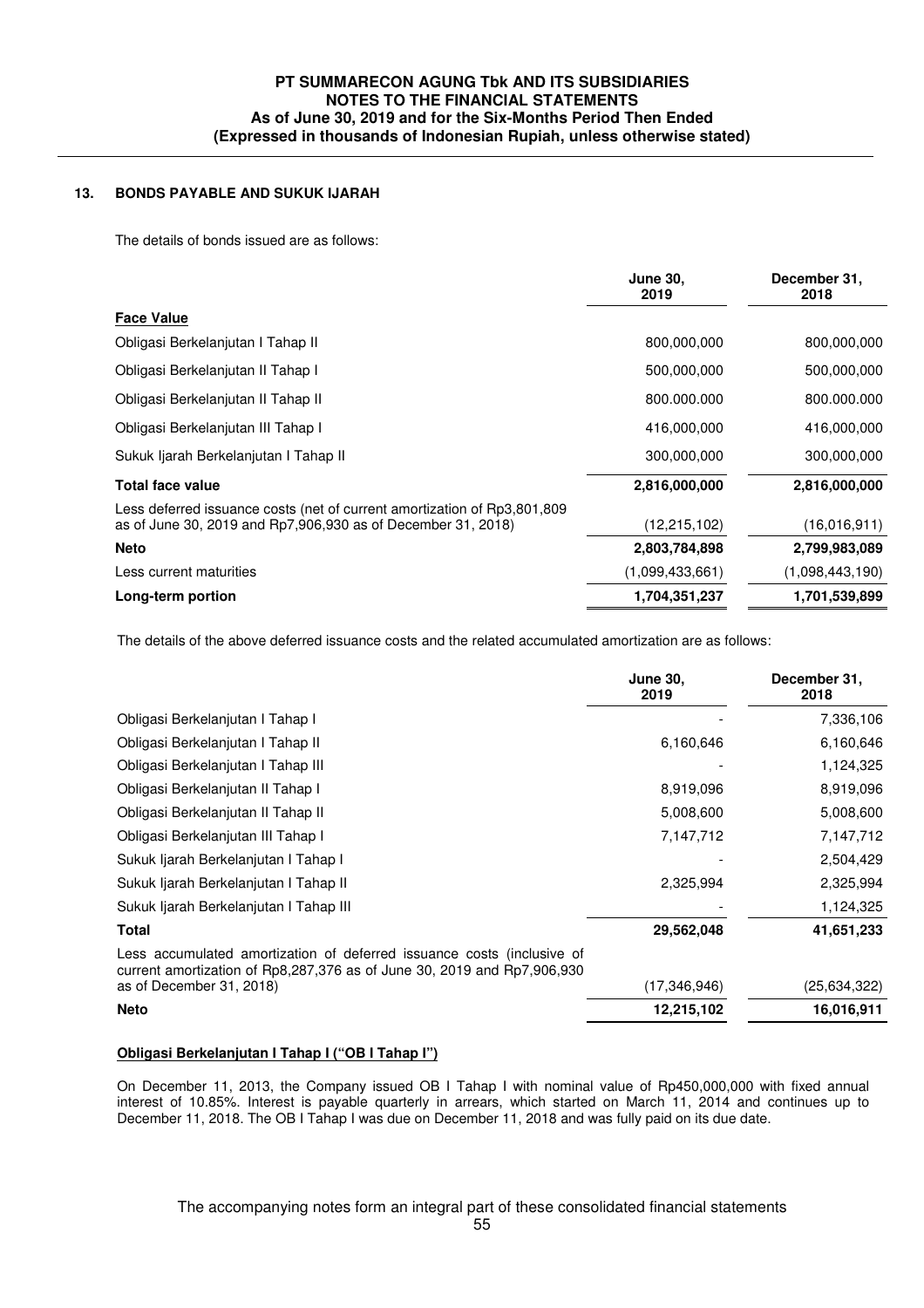## 13. BONDS PAYABLE AND SUKUK IJARAH

The details of bonds issued are as follows:

| | June 30, 2019 | December 31, 2018 |
|---|---|---|
| **Face Value** | | |
| Obligasi Berkelanjutan I Tahap II | 800,000,000 | 800,000,000 |
| Obligasi Berkelanjutan II Tahap I | 500,000,000 | 500,000,000 |
| Obligasi Berkelanjutan II Tahap II | 800.000.000 | 800.000.000 |
| Obligasi Berkelanjutan III Tahap I | 416,000,000 | 416,000,000 |
| Sukuk Ijarah Berkelanjutan I Tahap II | 300,000,000 | 300,000,000 |
| **Total face value** | **2,816,000,000** | **2,816,000,000** |
| Less deferred issuance costs (net of current amortization of Rp3,801,809 as of June 30, 2019 and Rp7,906,930 as of December 31, 2018) | (12,215,102) | (16,016,911) |
| **Neto** | **2,803,784,898** | **2,799,983,089** |
| Less current maturities | (1,099,433,661) | (1,098,443,190) |
| **Long-term portion** | **1,704,351,237** | **1,701,539,899** |

The details of the above deferred issuance costs and the related accumulated amortization are as follows:

| | June 30, 2019 | December 31, 2018 |
|---|---|---|
| Obligasi Berkelanjutan I Tahap I | - | 7,336,106 |
| Obligasi Berkelanjutan I Tahap II | 6,160,646 | 6,160,646 |
| Obligasi Berkelanjutan I Tahap III | - | 1,124,325 |
| Obligasi Berkelanjutan II Tahap I | 8,919,096 | 8,919,096 |
| Obligasi Berkelanjutan II Tahap II | 5,008,600 | 5,008,600 |
| Obligasi Berkelanjutan III Tahap I | 7,147,712 | 7,147,712 |
| Sukuk Ijarah Berkelanjutan I Tahap I | - | 2,504,429 |
| Sukuk Ijarah Berkelanjutan I Tahap II | 2,325,994 | 2,325,994 |
| Sukuk Ijarah Berkelanjutan I Tahap III | - | 1,124,325 |
| **Total** | **29,562,048** | **41,651,233** |
| Less accumulated amortization of deferred issuance costs (inclusive of current amortization of Rp8,287,376 as of June 30, 2019 and Rp7,906,930 as of December 31, 2018) | (17,346,946) | (25,634,322) |
| **Neto** | **12,215,102** | **16,016,911** |

**Obligasi Berkelanjutan I Tahap I ("OB I Tahap I")**

On December 11, 2013, the Company issued OB I Tahap I with nominal value of Rp450,000,000 with fixed annual interest of 10.85%. Interest is payable quarterly in arrears, which started on March 11, 2014 and continues up to December 11, 2018. The OB I Tahap I was due on December 11, 2018 and was fully paid on its due date.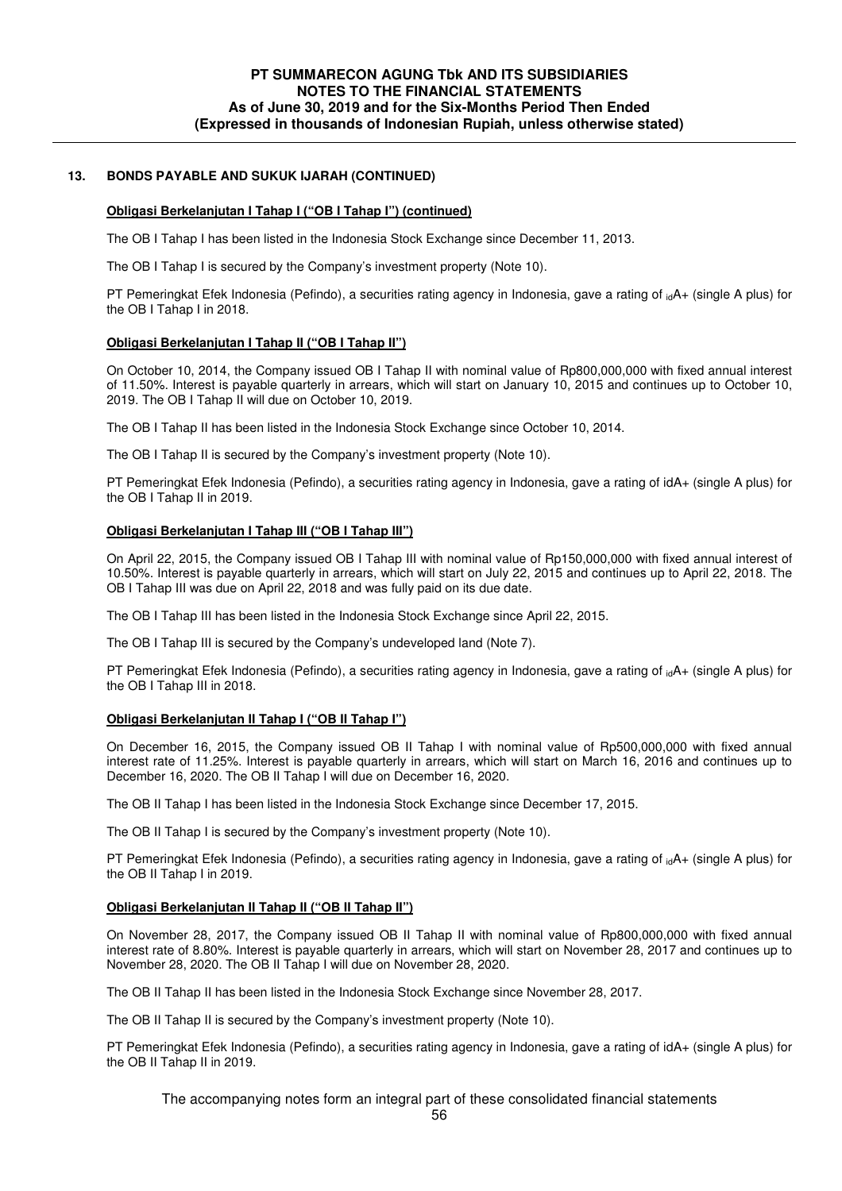## 13. BONDS PAYABLE AND SUKUK IJARAH (CONTINUED)

### Obligasi Berkelanjutan I Tahap I ("OB I Tahap I") (continued)

The OB I Tahap I has been listed in the Indonesia Stock Exchange since December 11, 2013.

The OB I Tahap I is secured by the Company's investment property (Note 10).

PT Pemeringkat Efek Indonesia (Pefindo), a securities rating agency in Indonesia, gave a rating of $_{id}$A+ (single A plus) for the OB I Tahap I in 2018.

### Obligasi Berkelanjutan I Tahap II ("OB I Tahap II")

On October 10, 2014, the Company issued OB I Tahap II with nominal value of Rp800,000,000 with fixed annual interest of 11.50%. Interest is payable quarterly in arrears, which will start on January 10, 2015 and continues up to October 10, 2019. The OB I Tahap II will due on October 10, 2019.

The OB I Tahap II has been listed in the Indonesia Stock Exchange since October 10, 2014.

The OB I Tahap II is secured by the Company's investment property (Note 10).

PT Pemeringkat Efek Indonesia (Pefindo), a securities rating agency in Indonesia, gave a rating of idA+ (single A plus) for the OB I Tahap II in 2019.

### Obligasi Berkelanjutan I Tahap III ("OB I Tahap III")

On April 22, 2015, the Company issued OB I Tahap III with nominal value of Rp150,000,000 with fixed annual interest of 10.50%. Interest is payable quarterly in arrears, which will start on July 22, 2015 and continues up to April 22, 2018. The OB I Tahap III was due on April 22, 2018 and was fully paid on its due date.

The OB I Tahap III has been listed in the Indonesia Stock Exchange since April 22, 2015.

The OB I Tahap III is secured by the Company's undeveloped land (Note 7).

PT Pemeringkat Efek Indonesia (Pefindo), a securities rating agency in Indonesia, gave a rating of $_{id}$A+ (single A plus) for the OB I Tahap III in 2018.

### Obligasi Berkelanjutan II Tahap I ("OB II Tahap I")

On December 16, 2015, the Company issued OB II Tahap I with nominal value of Rp500,000,000 with fixed annual interest rate of 11.25%. Interest is payable quarterly in arrears, which will start on March 16, 2016 and continues up to December 16, 2020. The OB II Tahap I will due on December 16, 2020.

The OB II Tahap I has been listed in the Indonesia Stock Exchange since December 17, 2015.

The OB II Tahap I is secured by the Company's investment property (Note 10).

PT Pemeringkat Efek Indonesia (Pefindo), a securities rating agency in Indonesia, gave a rating of $_{id}$A+ (single A plus) for the OB II Tahap I in 2019.

### Obligasi Berkelanjutan II Tahap II ("OB II Tahap II")

On November 28, 2017, the Company issued OB II Tahap II with nominal value of Rp800,000,000 with fixed annual interest rate of 8.80%. Interest is payable quarterly in arrears, which will start on November 28, 2017 and continues up to November 28, 2020. The OB II Tahap I will due on November 28, 2020.

The OB II Tahap II has been listed in the Indonesia Stock Exchange since November 28, 2017.

The OB II Tahap II is secured by the Company's investment property (Note 10).

PT Pemeringkat Efek Indonesia (Pefindo), a securities rating agency in Indonesia, gave a rating of idA+ (single A plus) for the OB II Tahap II in 2019.

The accompanying notes form an integral part of these consolidated financial statements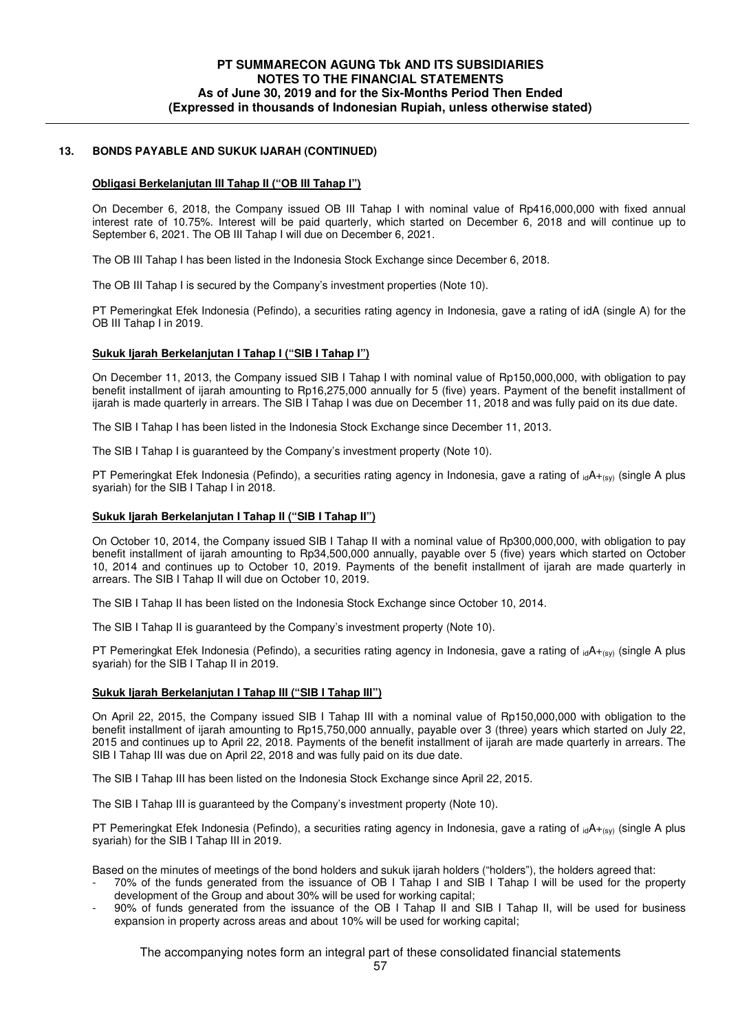## 13. BONDS PAYABLE AND SUKUK IJARAH (CONTINUED)

**Obligasi Berkelanjutan III Tahap II ("OB III Tahap I")**

On December 6, 2018, the Company issued OB III Tahap I with nominal value of Rp416,000,000 with fixed annual interest rate of 10.75%. Interest will be paid quarterly, which started on December 6, 2018 and will continue up to September 6, 2021. The OB III Tahap I will due on December 6, 2021.

The OB III Tahap I has been listed in the Indonesia Stock Exchange since December 6, 2018.

The OB III Tahap I is secured by the Company's investment properties (Note 10).

PT Pemeringkat Efek Indonesia (Pefindo), a securities rating agency in Indonesia, gave a rating of idA (single A) for the OB III Tahap I in 2019.

**Sukuk Ijarah Berkelanjutan I Tahap I ("SIB I Tahap I")**

On December 11, 2013, the Company issued SIB I Tahap I with nominal value of Rp150,000,000, with obligation to pay benefit installment of ijarah amounting to Rp16,275,000 annually for 5 (five) years. Payment of the benefit installment of ijarah is made quarterly in arrears. The SIB I Tahap I was due on December 11, 2018 and was fully paid on its due date.

The SIB I Tahap I has been listed in the Indonesia Stock Exchange since December 11, 2013.

The SIB I Tahap I is guaranteed by the Company's investment property (Note 10).

PT Pemeringkat Efek Indonesia (Pefindo), a securities rating agency in Indonesia, gave a rating of $_{id}A+_{(sy)}$ (single A plus syariah) for the SIB I Tahap I in 2018.

**Sukuk Ijarah Berkelanjutan I Tahap II ("SIB I Tahap II")**

On October 10, 2014, the Company issued SIB I Tahap II with a nominal value of Rp300,000,000, with obligation to pay benefit installment of ijarah amounting to Rp34,500,000 annually, payable over 5 (five) years which started on October 10, 2014 and continues up to October 10, 2019. Payments of the benefit installment of ijarah are made quarterly in arrears. The SIB I Tahap II will due on October 10, 2019.

The SIB I Tahap II has been listed on the Indonesia Stock Exchange since October 10, 2014.

The SIB I Tahap II is guaranteed by the Company's investment property (Note 10).

PT Pemeringkat Efek Indonesia (Pefindo), a securities rating agency in Indonesia, gave a rating of $_{id}A+_{(sy)}$ (single A plus syariah) for the SIB I Tahap II in 2019.

**Sukuk Ijarah Berkelanjutan I Tahap III ("SIB I Tahap III")**

On April 22, 2015, the Company issued SIB I Tahap III with a nominal value of Rp150,000,000 with obligation to the benefit installment of ijarah amounting to Rp15,750,000 annually, payable over 3 (three) years which started on July 22, 2015 and continues up to April 22, 2018. Payments of the benefit installment of ijarah are made quarterly in arrears. The SIB I Tahap III was due on April 22, 2018 and was fully paid on its due date.

The SIB I Tahap III has been listed on the Indonesia Stock Exchange since April 22, 2015.

The SIB I Tahap III is guaranteed by the Company's investment property (Note 10).

PT Pemeringkat Efek Indonesia (Pefindo), a securities rating agency in Indonesia, gave a rating of $_{id}A+_{(sy)}$ (single A plus syariah) for the SIB I Tahap III in 2019.

Based on the minutes of meetings of the bond holders and sukuk ijarah holders ("holders"), the holders agreed that:

- 70% of the funds generated from the issuance of OB I Tahap I and SIB I Tahap I will be used for the property development of the Group and about 30% will be used for working capital;
- 90% of funds generated from the issuance of the OB I Tahap II and SIB I Tahap II, will be used for business expansion in property across areas and about 10% will be used for working capital;

The accompanying notes form an integral part of these consolidated financial statements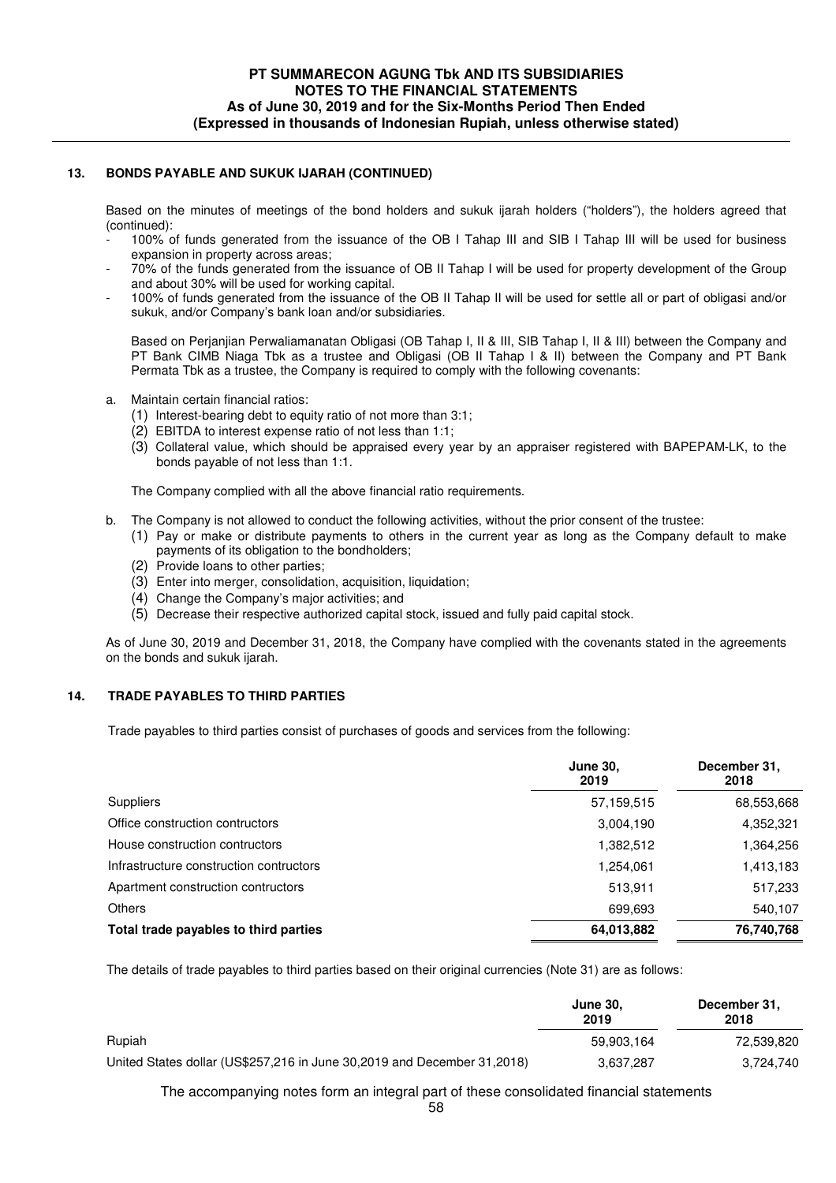## 13. BONDS PAYABLE AND SUKUK IJARAH (CONTINUED)

Based on the minutes of meetings of the bond holders and sukuk ijarah holders ("holders"), the holders agreed that (continued):

- 100% of funds generated from the issuance of the OB I Tahap III and SIB I Tahap III will be used for business expansion in property across areas;
- 70% of the funds generated from the issuance of OB II Tahap I will be used for property development of the Group and about 30% will be used for working capital.
- 100% of funds generated from the issuance of the OB II Tahap II will be used for settle all or part of obligasi and/or sukuk, and/or Company's bank loan and/or subsidiaries.

Based on Perjanjian Perwaliamanatan Obligasi (OB Tahap I, II & III, SIB Tahap I, II & III) between the Company and PT Bank CIMB Niaga Tbk as a trustee and Obligasi (OB II Tahap I & II) between the Company and PT Bank Permata Tbk as a trustee, the Company is required to comply with the following covenants:

a. Maintain certain financial ratios:
   (1) Interest-bearing debt to equity ratio of not more than 3:1;
   (2) EBITDA to interest expense ratio of not less than 1:1;
   (3) Collateral value, which should be appraised every year by an appraiser registered with BAPEPAM-LK, to the bonds payable of not less than 1:1.

   The Company complied with all the above financial ratio requirements.

b. The Company is not allowed to conduct the following activities, without the prior consent of the trustee:
   (1) Pay or make or distribute payments to others in the current year as long as the Company default to make payments of its obligation to the bondholders;
   (2) Provide loans to other parties;
   (3) Enter into merger, consolidation, acquisition, liquidation;
   (4) Change the Company's major activities; and
   (5) Decrease their respective authorized capital stock, issued and fully paid capital stock.

As of June 30, 2019 and December 31, 2018, the Company have complied with the covenants stated in the agreements on the bonds and sukuk ijarah.

## 14. TRADE PAYABLES TO THIRD PARTIES

Trade payables to third parties consist of purchases of goods and services from the following:

| | June 30, 2019 | December 31, 2018 |
|---|---|---|
| Suppliers | 57,159,515 | 68,553,668 |
| Office construction contractors | 3,004,190 | 4,352,321 |
| House construction contractors | 1,382,512 | 1,364,256 |
| Infrastructure construction contractors | 1,254,061 | 1,413,183 |
| Apartment construction contractors | 513,911 | 517,233 |
| Others | 699,693 | 540,107 |
| **Total trade payables to third parties** | **64,013,882** | **76,740,768** |

The details of trade payables to third parties based on their original currencies (Note 31) are as follows:

| | June 30, 2019 | December 31, 2018 |
|---|---|---|
| Rupiah | 59,903,164 | 72,539,820 |
| United States dollar (US$257,216 in June 30,2019 and December 31,2018) | 3,637,287 | 3,724,740 |

The accompanying notes form an integral part of these consolidated financial statements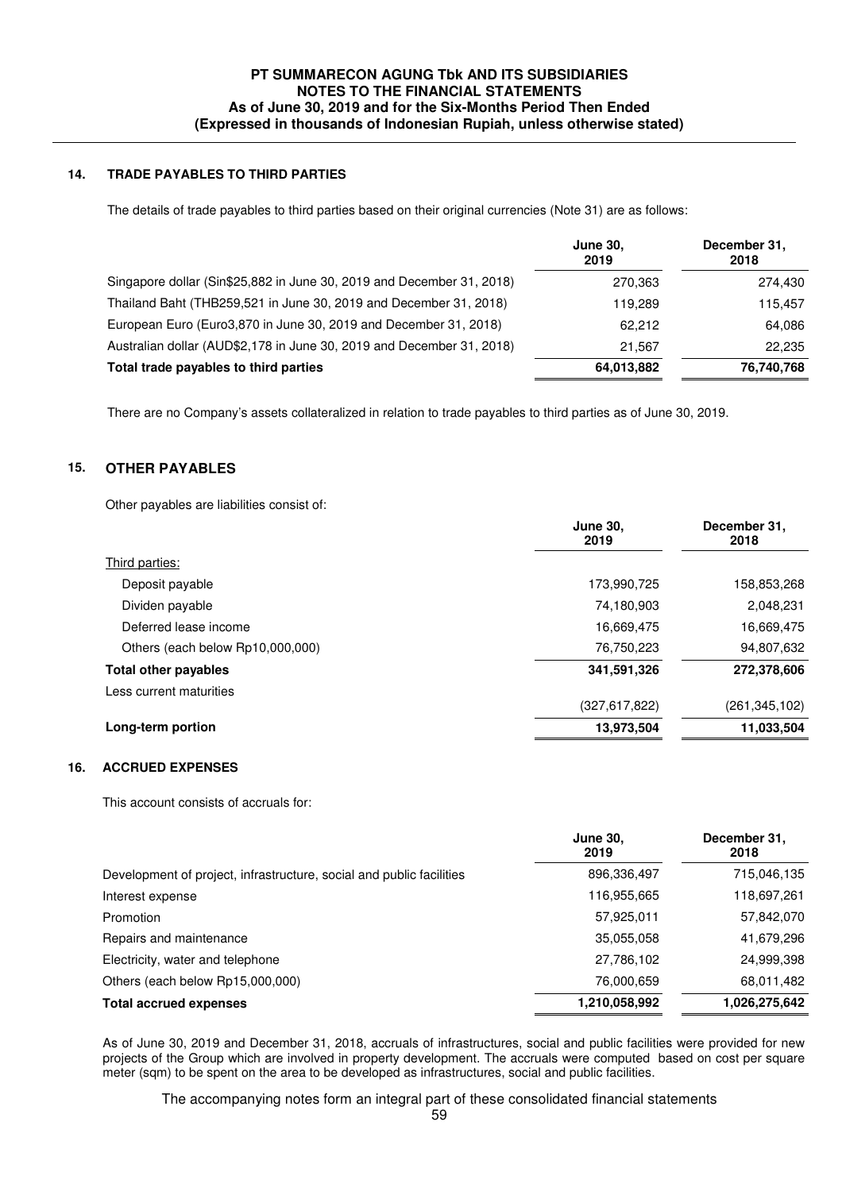## 14. TRADE PAYABLES TO THIRD PARTIES

The details of trade payables to third parties based on their original currencies (Note 31) are as follows:

| | June 30, 2019 | December 31, 2018 |
|---|---|---|
| Singapore dollar (Sin$25,882 in June 30, 2019 and December 31, 2018) | 270,363 | 274,430 |
| Thailand Baht (THB259,521 in June 30, 2019 and December 31, 2018) | 119,289 | 115,457 |
| European Euro (Euro3,870 in June 30, 2019 and December 31, 2018) | 62,212 | 64,086 |
| Australian dollar (AUD$2,178 in June 30, 2019 and December 31, 2018) | 21,567 | 22,235 |
| **Total trade payables to third parties** | **64,013,882** | **76,740,768** |

There are no Company's assets collateralized in relation to trade payables to third parties as of June 30, 2019.

## 15. OTHER PAYABLES

Other payables are liabilities consist of:

| | June 30, 2019 | December 31, 2018 |
|---|---|---|
| Third parties: | | |
| Deposit payable | 173,990,725 | 158,853,268 |
| Dividen payable | 74,180,903 | 2,048,231 |
| Deferred lease income | 16,669,475 | 16,669,475 |
| Others (each below Rp10,000,000) | 76,750,223 | 94,807,632 |
| **Total other payables** | **341,591,326** | **272,378,606** |
| Less current maturities | (327,617,822) | (261,345,102) |
| **Long-term portion** | **13,973,504** | **11,033,504** |

## 16. ACCRUED EXPENSES

This account consists of accruals for:

| | June 30, 2019 | December 31, 2018 |
|---|---|---|
| Development of project, infrastructure, social and public facilities | 896,336,497 | 715,046,135 |
| Interest expense | 116,955,665 | 118,697,261 |
| Promotion | 57,925,011 | 57,842,070 |
| Repairs and maintenance | 35,055,058 | 41,679,296 |
| Electricity, water and telephone | 27,786,102 | 24,999,398 |
| Others (each below Rp15,000,000) | 76,000,659 | 68,011,482 |
| **Total accrued expenses** | **1,210,058,992** | **1,026,275,642** |

As of June 30, 2019 and December 31, 2018, accruals of infrastructures, social and public facilities were provided for new projects of the Group which are involved in property development. The accruals were computed based on cost per square meter (sqm) to be spent on the area to be developed as infrastructures, social and public facilities.

The accompanying notes form an integral part of these consolidated financial statements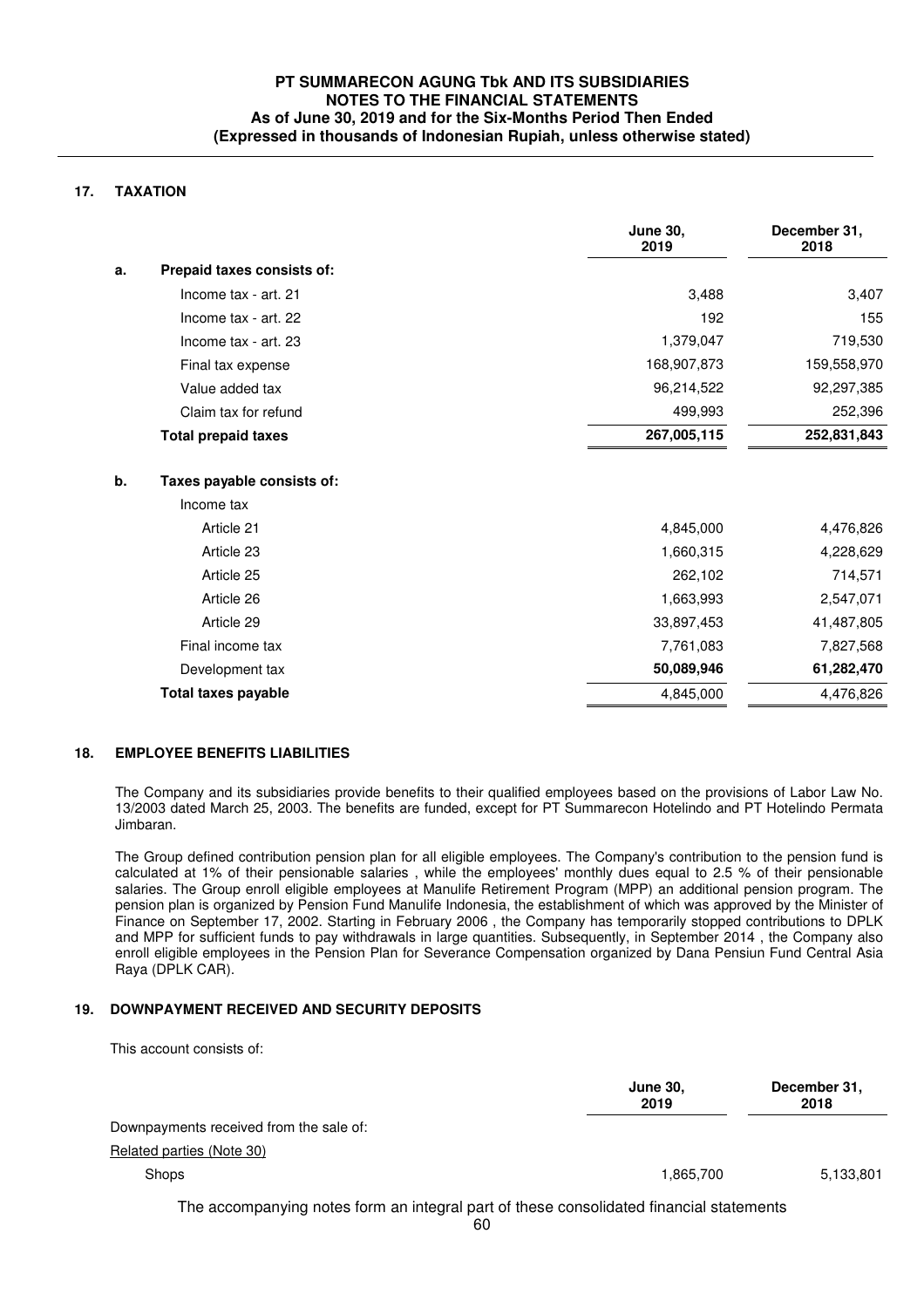## 17. TAXATION

| | | June 30, 2019 | December 31, 2018 |
|---|---|---|---|
| a. | **Prepaid taxes consists of:** | | |
| | Income tax - art. 21 | 3,488 | 3,407 |
| | Income tax - art. 22 | 192 | 155 |
| | Income tax - art. 23 | 1,379,047 | 719,530 |
| | Final tax expense | 168,907,873 | 159,558,970 |
| | Value added tax | 96,214,522 | 92,297,385 |
| | Claim tax for refund | 499,993 | 252,396 |
| | **Total prepaid taxes** | **267,005,115** | **252,831,843** |
| b. | **Taxes payable consists of:** | | |
| | Income tax | | |
| | Article 21 | 4,845,000 | 4,476,826 |
| | Article 23 | 1,660,315 | 4,228,629 |
| | Article 25 | 262,102 | 714,571 |
| | Article 26 | 1,663,993 | 2,547,071 |
| | Article 29 | 33,897,453 | 41,487,805 |
| | Final income tax | 7,761,083 | 7,827,568 |
| | Development tax | **50,089,946** | **61,282,470** |
| | **Total taxes payable** | 4,845,000 | 4,476,826 |

## 18. EMPLOYEE BENEFITS LIABILITIES

The Company and its subsidiaries provide benefits to their qualified employees based on the provisions of Labor Law No. 13/2003 dated March 25, 2003. The benefits are funded, except for PT Summarecon Hotelindo and PT Hotelindo Permata Jimbaran.

The Group defined contribution pension plan for all eligible employees. The Company's contribution to the pension fund is calculated at 1% of their pensionable salaries , while the employees' monthly dues equal to 2.5 % of their pensionable salaries. The Group enroll eligible employees at Manulife Retirement Program (MPP) an additional pension program. The pension plan is organized by Pension Fund Manulife Indonesia, the establishment of which was approved by the Minister of Finance on September 17, 2002. Starting in February 2006 , the Company has temporarily stopped contributions to DPLK and MPP for sufficient funds to pay withdrawals in large quantities. Subsequently, in September 2014 , the Company also enroll eligible employees in the Pension Plan for Severance Compensation organized by Dana Pensiun Fund Central Asia Raya (DPLK CAR).

## 19. DOWNPAYMENT RECEIVED AND SECURITY DEPOSITS

This account consists of:

| | June 30, 2019 | December 31, 2018 |
|---|---|---|
| Downpayments received from the sale of: | | |
| Related parties (Note 30) | | |
| Shops | 1,865,700 | 5,133,801 |

The accompanying notes form an integral part of these consolidated financial statements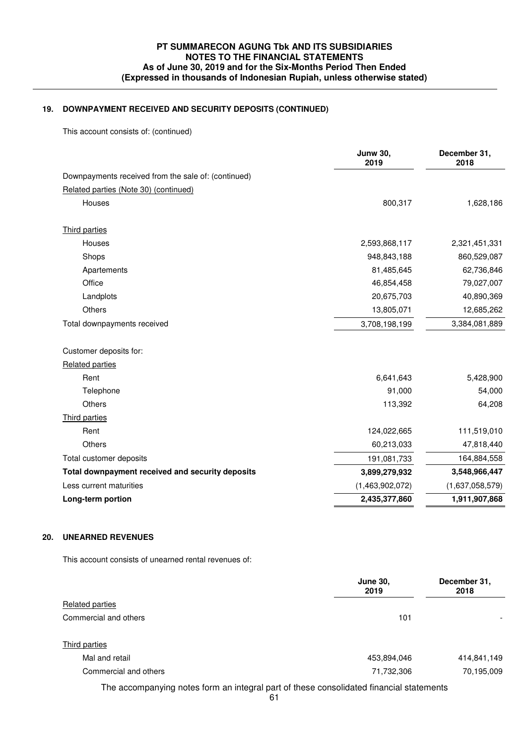## 19. DOWNPAYMENT RECEIVED AND SECURITY DEPOSITS (CONTINUED)

This account consists of: (continued)

| | Junw 30, 2019 | December 31, 2018 |
|---|---|---|
| Downpayments received from the sale of: (continued) | | |
| Related parties (Note 30) (continued) | | |
| Houses | 800,317 | 1,628,186 |
| Third parties | | |
| Houses | 2,593,868,117 | 2,321,451,331 |
| Shops | 948,843,188 | 860,529,087 |
| Apartements | 81,485,645 | 62,736,846 |
| Office | 46,854,458 | 79,027,007 |
| Landplots | 20,675,703 | 40,890,369 |
| Others | 13,805,071 | 12,685,262 |
| Total downpayments received | 3,708,198,199 | 3,384,081,889 |
| Customer deposits for: | | |
| Related parties | | |
| Rent | 6,641,643 | 5,428,900 |
| Telephone | 91,000 | 54,000 |
| Others | 113,392 | 64,208 |
| Third parties | | |
| Rent | 124,022,665 | 111,519,010 |
| Others | 60,213,033 | 47,818,440 |
| Total customer deposits | 191,081,733 | 164,884,558 |
| **Total downpayment received and security deposits** | **3,899,279,932** | **3,548,966,447** |
| Less current maturities | (1,463,902,072) | (1,637,058,579) |
| **Long-term portion** | **2,435,377,860** | **1,911,907,868** |

## 20. UNEARNED REVENUES

This account consists of unearned rental revenues of:

| | June 30, 2019 | December 31, 2018 |
|---|---|---|
| Related parties | | |
| Commercial and others | 101 | - |
| Third parties | | |
| Mal and retail | 453,894,046 | 414,841,149 |
| Commercial and others | 71,732,306 | 70,195,009 |

The accompanying notes form an integral part of these consolidated financial statements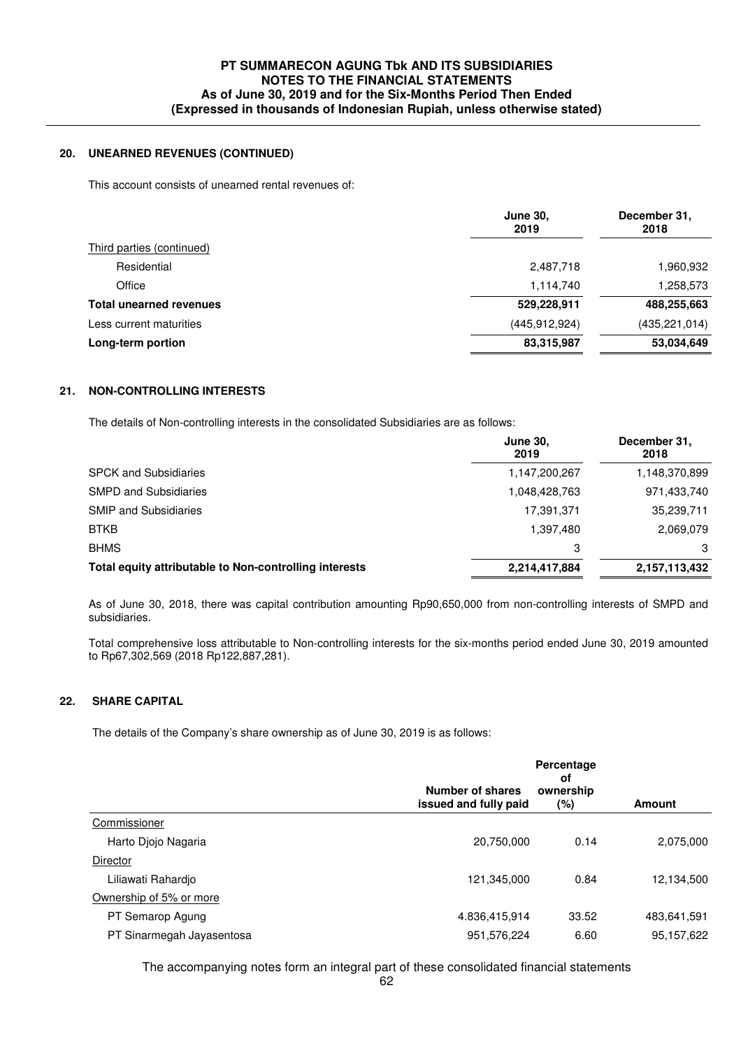## 20. UNEARNED REVENUES (CONTINUED)

This account consists of unearned rental revenues of:

| | June 30, 2019 | December 31, 2018 |
|---|---|---|
| Third parties (continued) | | |
| Residential | 2,487,718 | 1,960,932 |
| Office | 1,114,740 | 1,258,573 |
| **Total unearned revenues** | **529,228,911** | **488,255,663** |
| Less current maturities | (445,912,924) | (435,221,014) |
| **Long-term portion** | **83,315,987** | **53,034,649** |

## 21. NON-CONTROLLING INTERESTS

The details of Non-controlling interests in the consolidated Subsidiaries are as follows:

| | June 30, 2019 | December 31, 2018 |
|---|---|---|
| SPCK and Subsidiaries | 1,147,200,267 | 1,148,370,899 |
| SMPD and Subsidiaries | 1,048,428,763 | 971,433,740 |
| SMIP and Subsidiaries | 17,391,371 | 35,239,711 |
| BTKB | 1,397,480 | 2,069,079 |
| BHMS | 3 | 3 |
| **Total equity attributable to Non-controlling interests** | **2,214,417,884** | **2,157,113,432** |

As of June 30, 2018, there was capital contribution amounting Rp90,650,000 from non-controlling interests of SMPD and subsidiaries.

Total comprehensive loss attributable to Non-controlling interests for the six-months period ended June 30, 2019 amounted to Rp67,302,569 (2018 Rp122,887,281).

## 22. SHARE CAPITAL

The details of the Company's share ownership as of June 30, 2019 is as follows:

| | Number of shares issued and fully paid | Percentage of ownership (%) | Amount |
|---|---|---|---|
| Commissioner | | | |
| Harto Djojo Nagaria | 20,750,000 | 0.14 | 2,075,000 |
| Director | | | |
| Liliawati Rahardjo | 121,345,000 | 0.84 | 12,134,500 |
| Ownership of 5% or more | | | |
| PT Semarop Agung | 4.836,415,914 | 33.52 | 483,641,591 |
| PT Sinarmegah Jayasentosa | 951,576,224 | 6.60 | 95,157,622 |

The accompanying notes form an integral part of these consolidated financial statements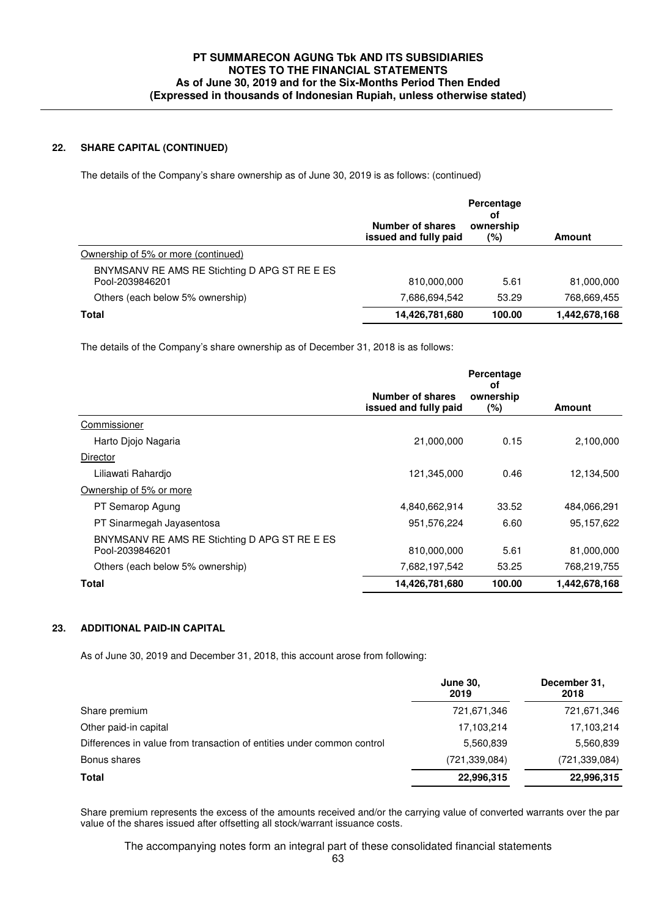## 22. SHARE CAPITAL (CONTINUED)

The details of the Company's share ownership as of June 30, 2019 is as follows: (continued)

| | Number of shares issued and fully paid | Percentage of ownership (%) | Amount |
|---|---|---|---|
| Ownership of 5% or more (continued) | | | |
| BNYMSANV RE AMS RE Stichting D APG ST RE E ES Pool-2039846201 | 810,000,000 | 5.61 | 81,000,000 |
| Others (each below 5% ownership) | 7,686,694,542 | 53.29 | 768,669,455 |
| **Total** | **14,426,781,680** | **100.00** | **1,442,678,168** |

The details of the Company's share ownership as of December 31, 2018 is as follows:

| | Number of shares issued and fully paid | Percentage of ownership (%) | Amount |
|---|---|---|---|
| Commissioner | | | |
| Harto Djojo Nagaria | 21,000,000 | 0.15 | 2,100,000 |
| Director | | | |
| Liliawati Rahardjo | 121,345,000 | 0.46 | 12,134,500 |
| Ownership of 5% or more | | | |
| PT Semarop Agung | 4,840,662,914 | 33.52 | 484,066,291 |
| PT Sinarmegah Jayasentosa | 951,576,224 | 6.60 | 95,157,622 |
| BNYMSANV RE AMS RE Stichting D APG ST RE E ES Pool-2039846201 | 810,000,000 | 5.61 | 81,000,000 |
| Others (each below 5% ownership) | 7,682,197,542 | 53.25 | 768,219,755 |
| **Total** | **14,426,781,680** | **100.00** | **1,442,678,168** |

## 23. ADDITIONAL PAID-IN CAPITAL

As of June 30, 2019 and December 31, 2018, this account arose from following:

| | June 30, 2019 | December 31, 2018 |
|---|---|---|
| Share premium | 721,671,346 | 721,671,346 |
| Other paid-in capital | 17,103,214 | 17,103,214 |
| Differences in value from transaction of entities under common control | 5,560,839 | 5,560,839 |
| Bonus shares | (721,339,084) | (721,339,084) |
| **Total** | **22,996,315** | **22,996,315** |

Share premium represents the excess of the amounts received and/or the carrying value of converted warrants over the par value of the shares issued after offsetting all stock/warrant issuance costs.

The accompanying notes form an integral part of these consolidated financial statements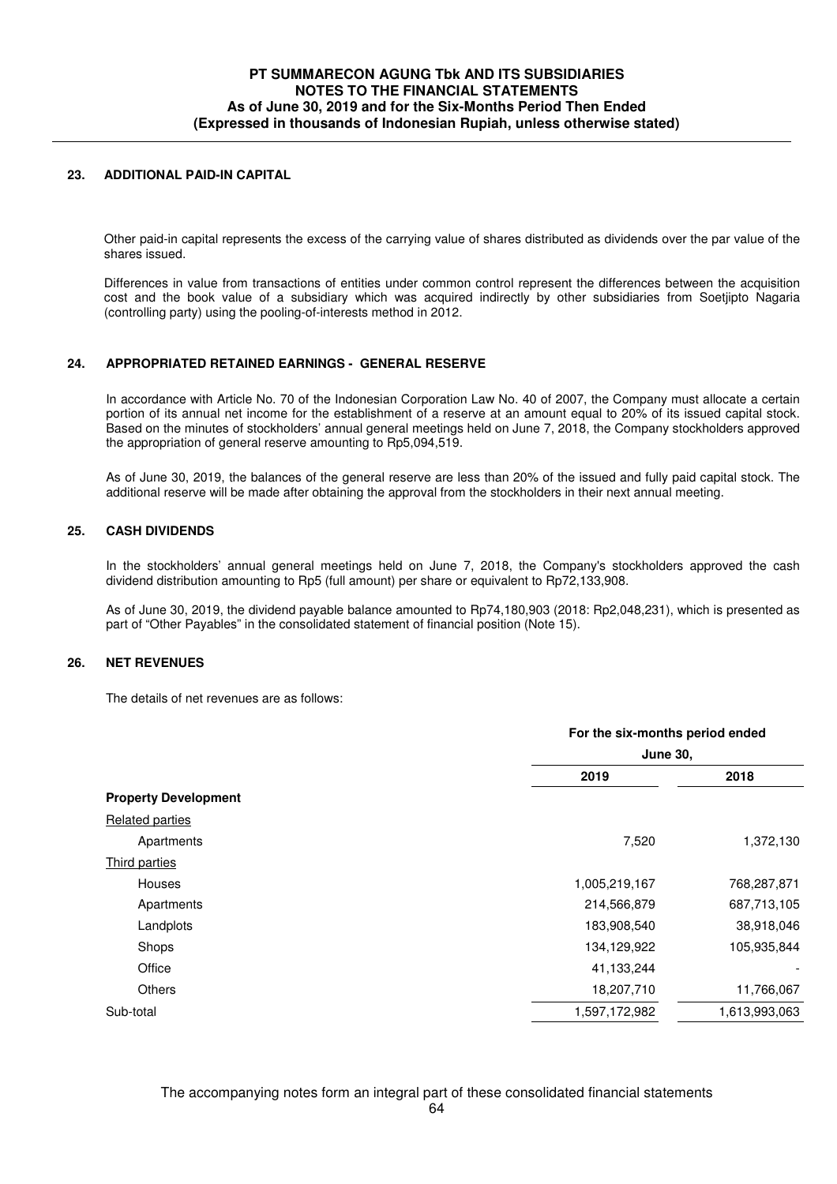## 23. ADDITIONAL PAID-IN CAPITAL

Other paid-in capital represents the excess of the carrying value of shares distributed as dividends over the par value of the shares issued.

Differences in value from transactions of entities under common control represent the differences between the acquisition cost and the book value of a subsidiary which was acquired indirectly by other subsidiaries from Soetjipto Nagaria (controlling party) using the pooling-of-interests method in 2012.

## 24. APPROPRIATED RETAINED EARNINGS - GENERAL RESERVE

In accordance with Article No. 70 of the Indonesian Corporation Law No. 40 of 2007, the Company must allocate a certain portion of its annual net income for the establishment of a reserve at an amount equal to 20% of its issued capital stock. Based on the minutes of stockholders' annual general meetings held on June 7, 2018, the Company stockholders approved the appropriation of general reserve amounting to Rp5,094,519.

As of June 30, 2019, the balances of the general reserve are less than 20% of the issued and fully paid capital stock. The additional reserve will be made after obtaining the approval from the stockholders in their next annual meeting.

## 25. CASH DIVIDENDS

In the stockholders' annual general meetings held on June 7, 2018, the Company's stockholders approved the cash dividend distribution amounting to Rp5 (full amount) per share or equivalent to Rp72,133,908.

As of June 30, 2019, the dividend payable balance amounted to Rp74,180,903 (2018: Rp2,048,231), which is presented as part of "Other Payables" in the consolidated statement of financial position (Note 15).

## 26. NET REVENUES

The details of net revenues are as follows:

| | For the six-months period ended June 30, | |
|---|---|---|
| | 2019 | 2018 |
| **Property Development** | | |
| Related parties | | |
| Apartments | 7,520 | 1,372,130 |
| Third parties | | |
| Houses | 1,005,219,167 | 768,287,871 |
| Apartments | 214,566,879 | 687,713,105 |
| Landplots | 183,908,540 | 38,918,046 |
| Shops | 134,129,922 | 105,935,844 |
| Office | 41,133,244 | - |
| Others | 18,207,710 | 11,766,067 |
| Sub-total | 1,597,172,982 | 1,613,993,063 |

The accompanying notes form an integral part of these consolidated financial statements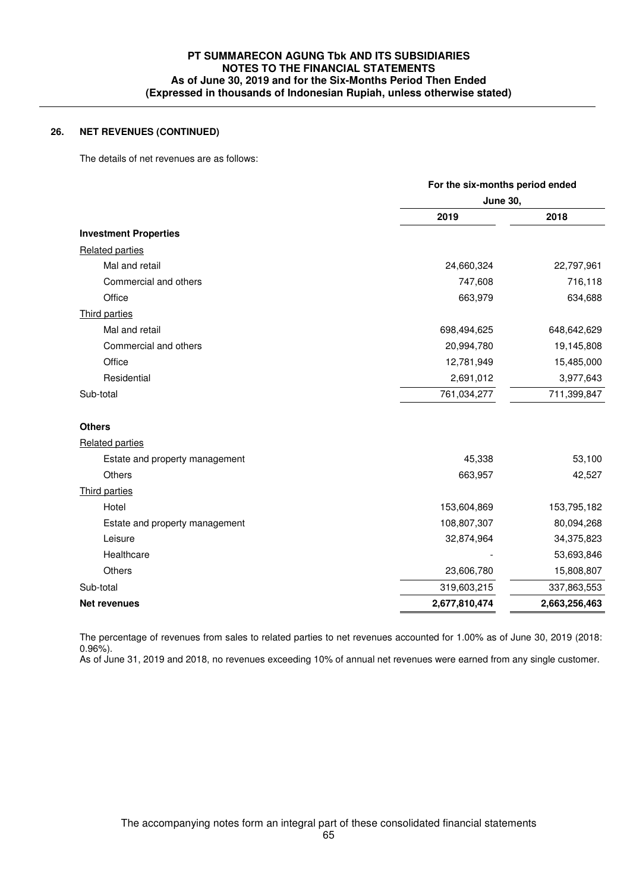## 26. NET REVENUES (CONTINUED)

The details of net revenues are as follows:

| | For the six-months period ended June 30, | |
|---|---|---|
| | **2019** | **2018** |
| **Investment Properties** | | |
| Related parties | | |
| Mal and retail | 24,660,324 | 22,797,961 |
| Commercial and others | 747,608 | 716,118 |
| Office | 663,979 | 634,688 |
| Third parties | | |
| Mal and retail | 698,494,625 | 648,642,629 |
| Commercial and others | 20,994,780 | 19,145,808 |
| Office | 12,781,949 | 15,485,000 |
| Residential | 2,691,012 | 3,977,643 |
| Sub-total | 761,034,277 | 711,399,847 |
| **Others** | | |
| Related parties | | |
| Estate and property management | 45,338 | 53,100 |
| Others | 663,957 | 42,527 |
| Third parties | | |
| Hotel | 153,604,869 | 153,795,182 |
| Estate and property management | 108,807,307 | 80,094,268 |
| Leisure | 32,874,964 | 34,375,823 |
| Healthcare | - | 53,693,846 |
| Others | 23,606,780 | 15,808,807 |
| Sub-total | 319,603,215 | 337,863,553 |
| **Net revenues** | **2,677,810,474** | **2,663,256,463** |

The percentage of revenues from sales to related parties to net revenues accounted for 1.00% as of June 30, 2019 (2018: 0.96%).
As of June 31, 2019 and 2018, no revenues exceeding 10% of annual net revenues were earned from any single customer.

The accompanying notes form an integral part of these consolidated financial statements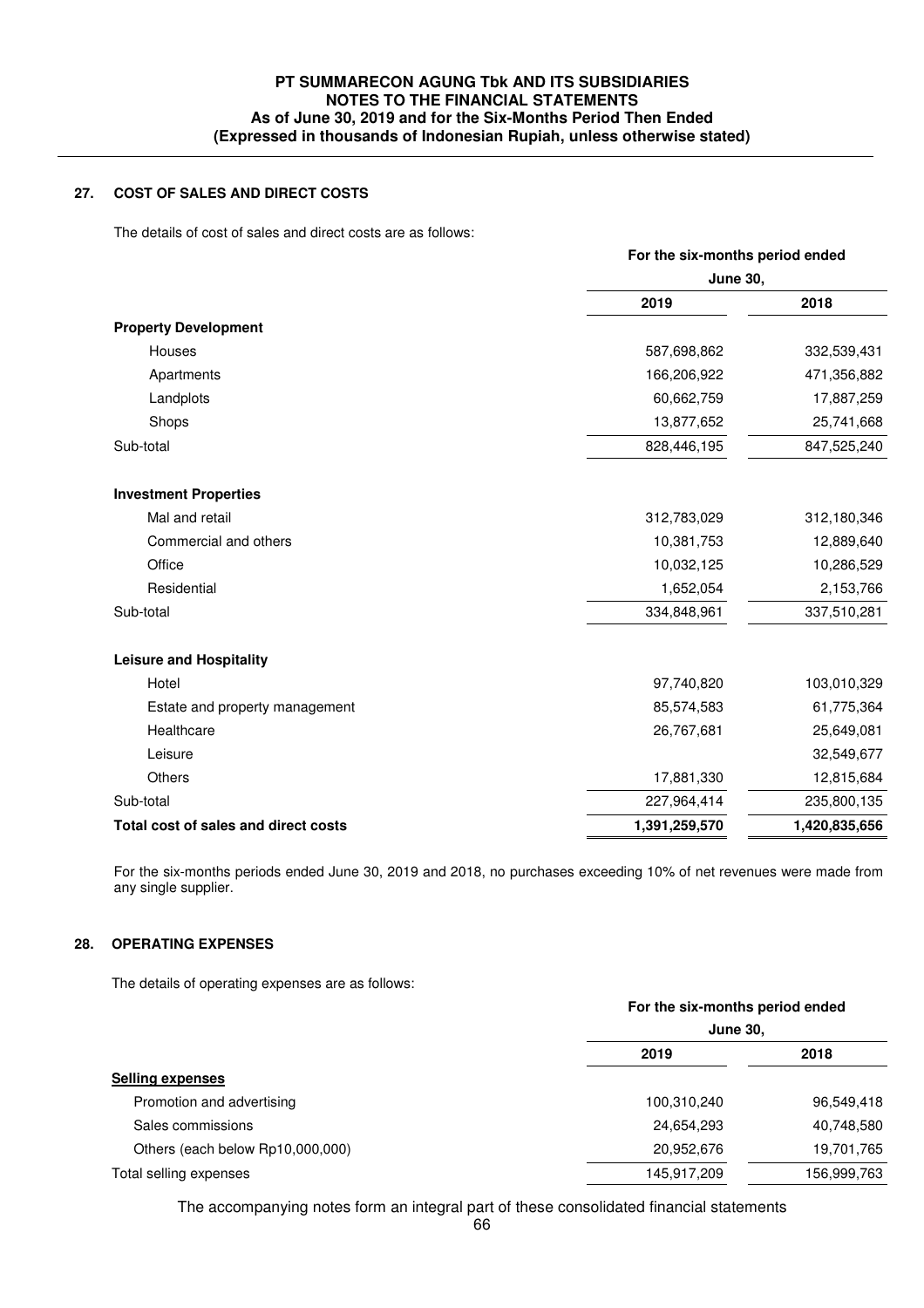## 27. COST OF SALES AND DIRECT COSTS

The details of cost of sales and direct costs are as follows:

| | For the six-months period ended June 30, | |
|---|---|---|
| | 2019 | 2018 |
| **Property Development** | | |
| Houses | 587,698,862 | 332,539,431 |
| Apartments | 166,206,922 | 471,356,882 |
| Landplots | 60,662,759 | 17,887,259 |
| Shops | 13,877,652 | 25,741,668 |
| Sub-total | 828,446,195 | 847,525,240 |
| **Investment Properties** | | |
| Mal and retail | 312,783,029 | 312,180,346 |
| Commercial and others | 10,381,753 | 12,889,640 |
| Office | 10,032,125 | 10,286,529 |
| Residential | 1,652,054 | 2,153,766 |
| Sub-total | 334,848,961 | 337,510,281 |
| **Leisure and Hospitality** | | |
| Hotel | 97,740,820 | 103,010,329 |
| Estate and property management | 85,574,583 | 61,775,364 |
| Healthcare | 26,767,681 | 25,649,081 |
| Leisure | | 32,549,677 |
| Others | 17,881,330 | 12,815,684 |
| Sub-total | 227,964,414 | 235,800,135 |
| **Total cost of sales and direct costs** | **1,391,259,570** | **1,420,835,656** |

For the six-months periods ended June 30, 2019 and 2018, no purchases exceeding 10% of net revenues were made from any single supplier.

## 28. OPERATING EXPENSES

The details of operating expenses are as follows:

| | For the six-months period ended June 30, | |
|---|---|---|
| | 2019 | 2018 |
| **Selling expenses** | | |
| Promotion and advertising | 100,310,240 | 96,549,418 |
| Sales commissions | 24,654,293 | 40,748,580 |
| Others (each below Rp10,000,000) | 20,952,676 | 19,701,765 |
| Total selling expenses | 145,917,209 | 156,999,763 |

The accompanying notes form an integral part of these consolidated financial statements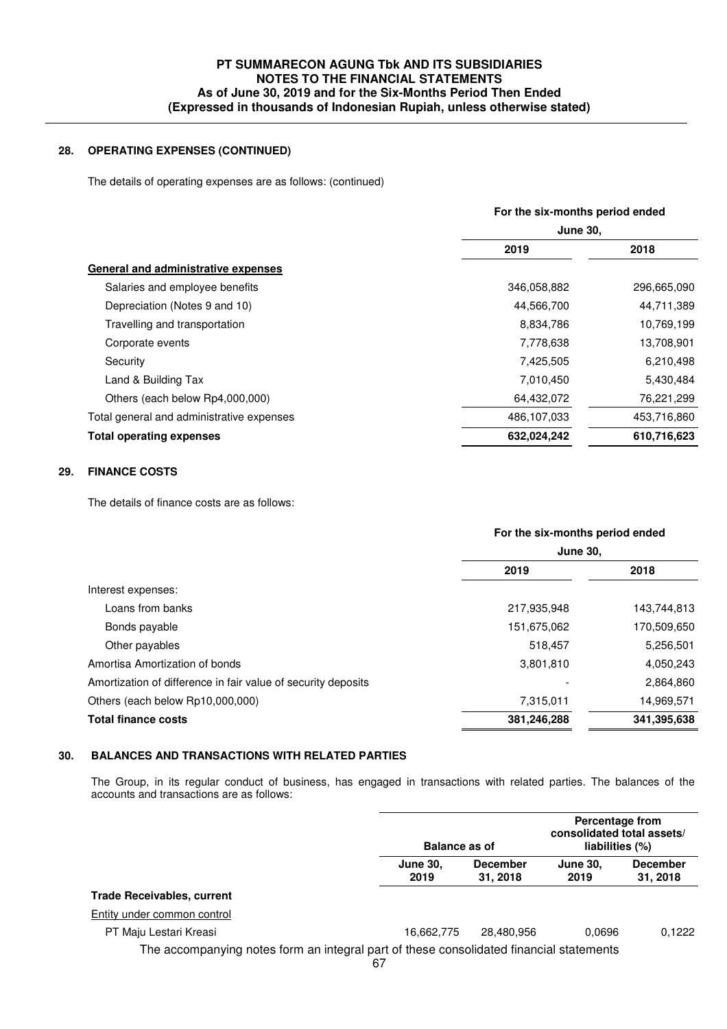## 28. OPERATING EXPENSES (CONTINUED)

The details of operating expenses are as follows: (continued)

| | For the six-months period ended June 30, | |
|---|---|---|
| | 2019 | 2018 |
| **General and administrative expenses** | | |
| Salaries and employee benefits | 346,058,882 | 296,665,090 |
| Depreciation (Notes 9 and 10) | 44,566,700 | 44,711,389 |
| Travelling and transportation | 8,834,786 | 10,769,199 |
| Corporate events | 7,778,638 | 13,708,901 |
| Security | 7,425,505 | 6,210,498 |
| Land & Building Tax | 7,010,450 | 5,430,484 |
| Others (each below Rp4,000,000) | 64,432,072 | 76,221,299 |
| Total general and administrative expenses | 486,107,033 | 453,716,860 |
| **Total operating expenses** | **632,024,242** | **610,716,623** |

## 29. FINANCE COSTS

The details of finance costs are as follows:

| | For the six-months period ended June 30, | |
|---|---|---|
| | 2019 | 2018 |
| Interest expenses: | | |
| Loans from banks | 217,935,948 | 143,744,813 |
| Bonds payable | 151,675,062 | 170,509,650 |
| Other payables | 518,457 | 5,256,501 |
| Amortisa Amortization of bonds | 3,801,810 | 4,050,243 |
| Amortization of difference in fair value of security deposits | - | 2,864,860 |
| Others (each below Rp10,000,000) | 7,315,011 | 14,969,571 |
| **Total finance costs** | **381,246,288** | **341,395,638** |

## 30. BALANCES AND TRANSACTIONS WITH RELATED PARTIES

The Group, in its regular conduct of business, has engaged in transactions with related parties. The balances of the accounts and transactions are as follows:

| | Balance as of | | Percentage from consolidated total assets/ liabilities (%) | |
|---|---|---|---|---|
| | June 30, 2019 | December 31, 2018 | June 30, 2019 | December 31, 2018 |
| **Trade Receivables, current** | | | | |
| Entity under common control | | | | |
| PT Maju Lestari Kreasi | 16,662,775 | 28,480,956 | 0,0696 | 0,1222 |

The accompanying notes form an integral part of these consolidated financial statements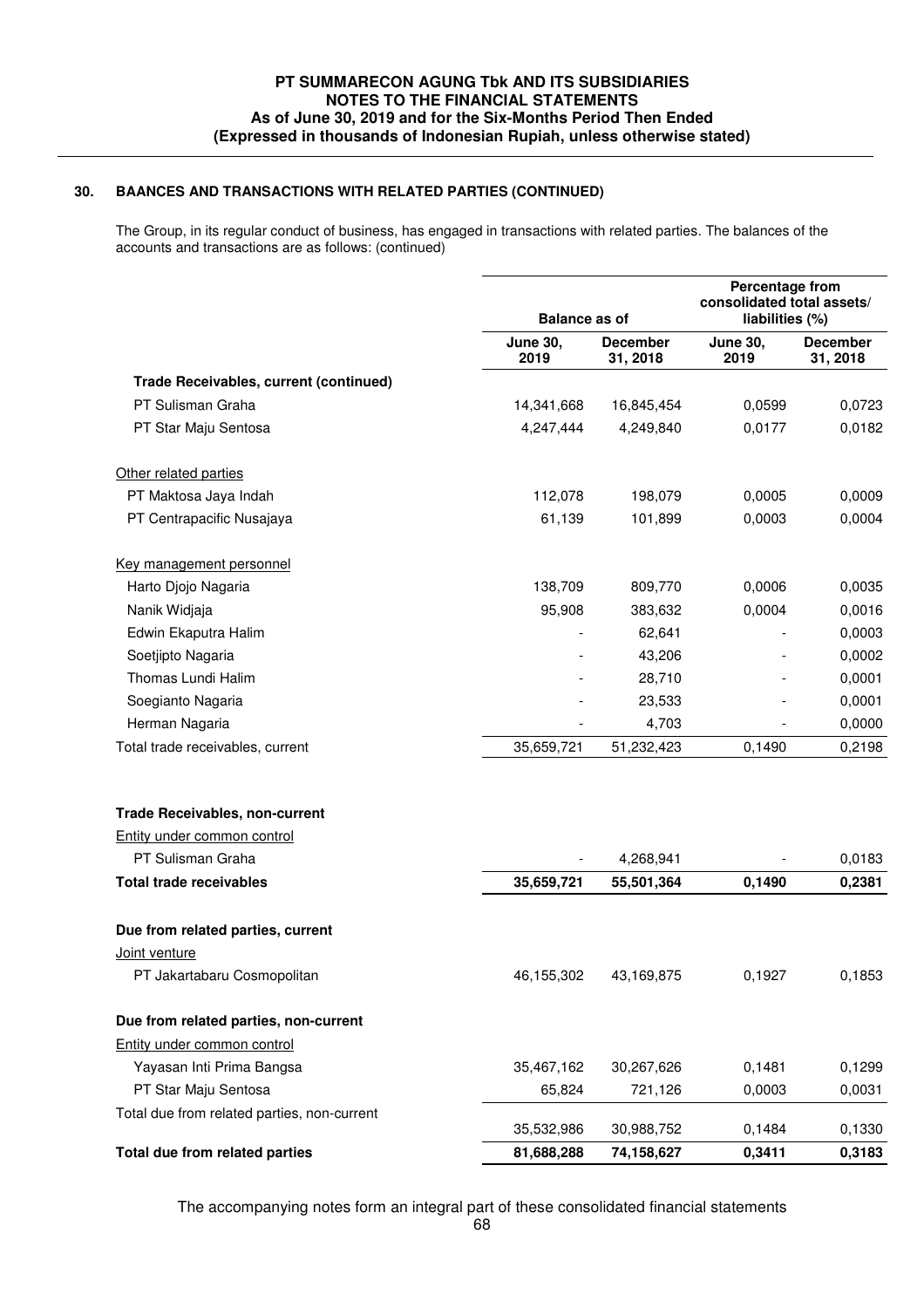## 30. BAANCES AND TRANSACTIONS WITH RELATED PARTIES (CONTINUED)

The Group, in its regular conduct of business, has engaged in transactions with related parties. The balances of the accounts and transactions are as follows: (continued)

| | Balance as of | | Percentage from consolidated total assets/ liabilities (%) | |
|---|---|---|---|---|
| | **June 30, 2019** | **December 31, 2018** | **June 30, 2019** | **December 31, 2018** |
| **Trade Receivables, current (continued)** | | | | |
| PT Sulisman Graha | 14,341,668 | 16,845,454 | 0,0599 | 0,0723 |
| PT Star Maju Sentosa | 4,247,444 | 4,249,840 | 0,0177 | 0,0182 |
| Other related parties | | | | |
| PT Maktosa Jaya Indah | 112,078 | 198,079 | 0,0005 | 0,0009 |
| PT Centrapacific Nusajaya | 61,139 | 101,899 | 0,0003 | 0,0004 |
| Key management personnel | | | | |
| Harto Djojo Nagaria | 138,709 | 809,770 | 0,0006 | 0,0035 |
| Nanik Widjaja | 95,908 | 383,632 | 0,0004 | 0,0016 |
| Edwin Ekaputra Halim | - | 62,641 | - | 0,0003 |
| Soetjipto Nagaria | - | 43,206 | - | 0,0002 |
| Thomas Lundi Halim | - | 28,710 | - | 0,0001 |
| Soegianto Nagaria | - | 23,533 | - | 0,0001 |
| Herman Nagaria | - | 4,703 | - | 0,0000 |
| Total trade receivables, current | 35,659,721 | 51,232,423 | 0,1490 | 0,2198 |
| **Trade Receivables, non-current** | | | | |
| Entity under common control | | | | |
| PT Sulisman Graha | - | 4,268,941 | - | 0,0183 |
| **Total trade receivables** | **35,659,721** | **55,501,364** | **0,1490** | **0,2381** |
| **Due from related parties, current** | | | | |
| Joint venture | | | | |
| PT Jakartabaru Cosmopolitan | 46,155,302 | 43,169,875 | 0,1927 | 0,1853 |
| **Due from related parties, non-current** | | | | |
| Entity under common control | | | | |
| Yayasan Inti Prima Bangsa | 35,467,162 | 30,267,626 | 0,1481 | 0,1299 |
| PT Star Maju Sentosa | 65,824 | 721,126 | 0,0003 | 0,0031 |
| Total due from related parties, non-current | 35,532,986 | 30,988,752 | 0,1484 | 0,1330 |
| **Total due from related parties** | **81,688,288** | **74,158,627** | **0,3411** | **0,3183** |

The accompanying notes form an integral part of these consolidated financial statements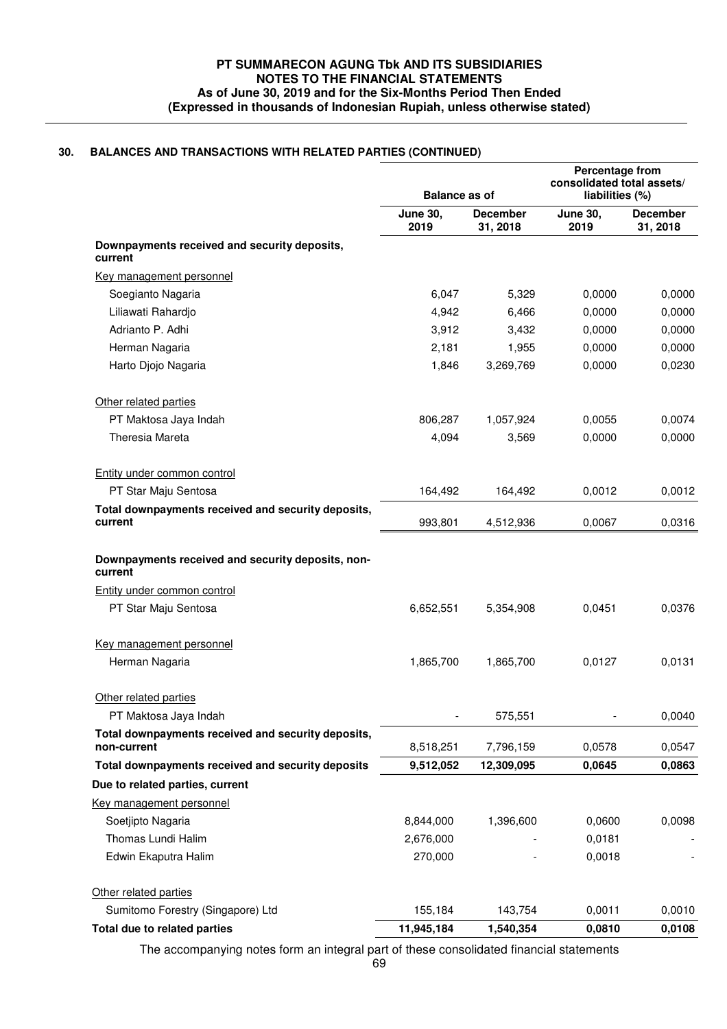## 30. BALANCES AND TRANSACTIONS WITH RELATED PARTIES (CONTINUED)

| | Balance as of | | Percentage from consolidated total assets/ liabilities (%) | |
|---|---|---|---|---|
| | June 30, 2019 | December 31, 2018 | June 30, 2019 | December 31, 2018 |
| **Downpayments received and security deposits, current** | | | | |
| Key management personnel | | | | |
| Soegianto Nagaria | 6,047 | 5,329 | 0,0000 | 0,0000 |
| Liliawati Rahardjo | 4,942 | 6,466 | 0,0000 | 0,0000 |
| Adrianto P. Adhi | 3,912 | 3,432 | 0,0000 | 0,0000 |
| Herman Nagaria | 2,181 | 1,955 | 0,0000 | 0,0000 |
| Harto Djojo Nagaria | 1,846 | 3,269,769 | 0,0000 | 0,0230 |
| Other related parties | | | | |
| PT Maktosa Jaya Indah | 806,287 | 1,057,924 | 0,0055 | 0,0074 |
| Theresia Mareta | 4,094 | 3,569 | 0,0000 | 0,0000 |
| Entity under common control | | | | |
| PT Star Maju Sentosa | 164,492 | 164,492 | 0,0012 | 0,0012 |
| **Total downpayments received and security deposits, current** | 993,801 | 4,512,936 | 0,0067 | 0,0316 |
| **Downpayments received and security deposits, non-current** | | | | |
| Entity under common control | | | | |
| PT Star Maju Sentosa | 6,652,551 | 5,354,908 | 0,0451 | 0,0376 |
| Key management personnel | | | | |
| Herman Nagaria | 1,865,700 | 1,865,700 | 0,0127 | 0,0131 |
| Other related parties | | | | |
| PT Maktosa Jaya Indah | - | 575,551 | - | 0,0040 |
| **Total downpayments received and security deposits, non-current** | 8,518,251 | 7,796,159 | 0,0578 | 0,0547 |
| **Total downpayments received and security deposits** | **9,512,052** | **12,309,095** | **0,0645** | **0,0863** |
| **Due to related parties, current** | | | | |
| Key management personnel | | | | |
| Soetjipto Nagaria | 8,844,000 | 1,396,600 | 0,0600 | 0,0098 |
| Thomas Lundi Halim | 2,676,000 | - | 0,0181 | - |
| Edwin Ekaputra Halim | 270,000 | - | 0,0018 | - |
| Other related parties | | | | |
| Sumitomo Forestry (Singapore) Ltd | 155,184 | 143,754 | 0,0011 | 0,0010 |
| **Total due to related parties** | **11,945,184** | **1,540,354** | **0,0810** | **0,0108** |

The accompanying notes form an integral part of these consolidated financial statements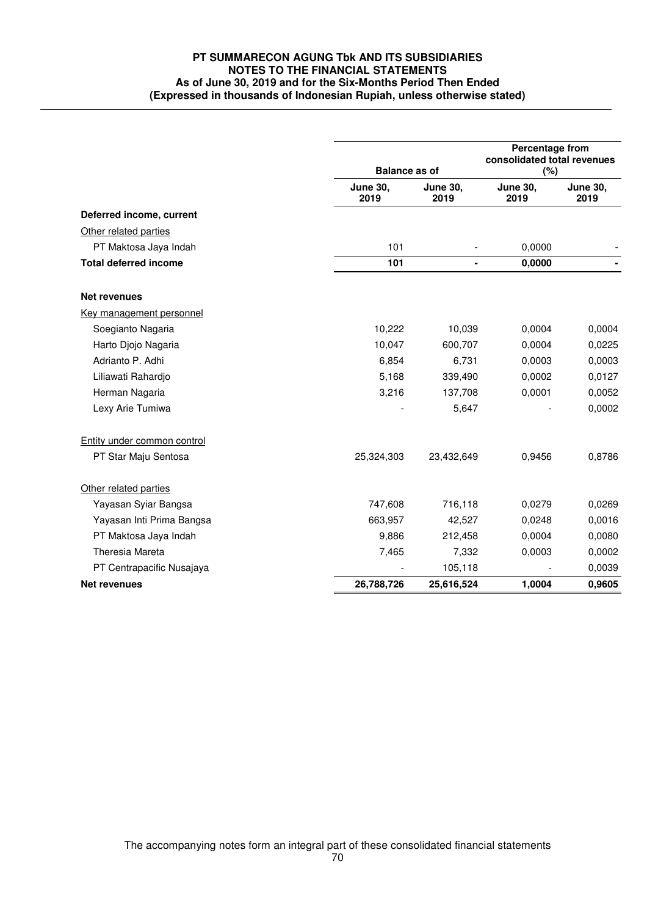| | Balance as of | | Percentage from consolidated total revenues (%) | |
|---|---|---|---|---|
| | **June 30, 2019** | **June 30, 2019** | **June 30, 2019** | **June 30, 2019** |
| **Deferred income, current** | | | | |
| Other related parties | | | | |
| PT Maktosa Jaya Indah | 101 | - | 0,0000 | - |
| **Total deferred income** | **101** | **-** | **0,0000** | **-** |
| | | | | |
| **Net revenues** | | | | |
| Key management personnel | | | | |
| Soegianto Nagaria | 10,222 | 10,039 | 0,0004 | 0,0004 |
| Harto Djojo Nagaria | 10,047 | 600,707 | 0,0004 | 0,0225 |
| Adrianto P. Adhi | 6,854 | 6,731 | 0,0003 | 0,0003 |
| Liliawati Rahardjo | 5,168 | 339,490 | 0,0002 | 0,0127 |
| Herman Nagaria | 3,216 | 137,708 | 0,0001 | 0,0052 |
| Lexy Arie Tumiwa | - | 5,647 | - | 0,0002 |
| | | | | |
| Entity under common control | | | | |
| PT Star Maju Sentosa | 25,324,303 | 23,432,649 | 0,9456 | 0,8786 |
| | | | | |
| Other related parties | | | | |
| Yayasan Syiar Bangsa | 747,608 | 716,118 | 0,0279 | 0,0269 |
| Yayasan Inti Prima Bangsa | 663,957 | 42,527 | 0,0248 | 0,0016 |
| PT Maktosa Jaya Indah | 9,886 | 212,458 | 0,0004 | 0,0080 |
| Theresia Mareta | 7,465 | 7,332 | 0,0003 | 0,0002 |
| PT Centrapacific Nusajaya | - | 105,118 | - | 0,0039 |
| **Net revenues** | **26,788,726** | **25,616,524** | **1,0004** | **0,9605** |

The accompanying notes form an integral part of these consolidated financial statements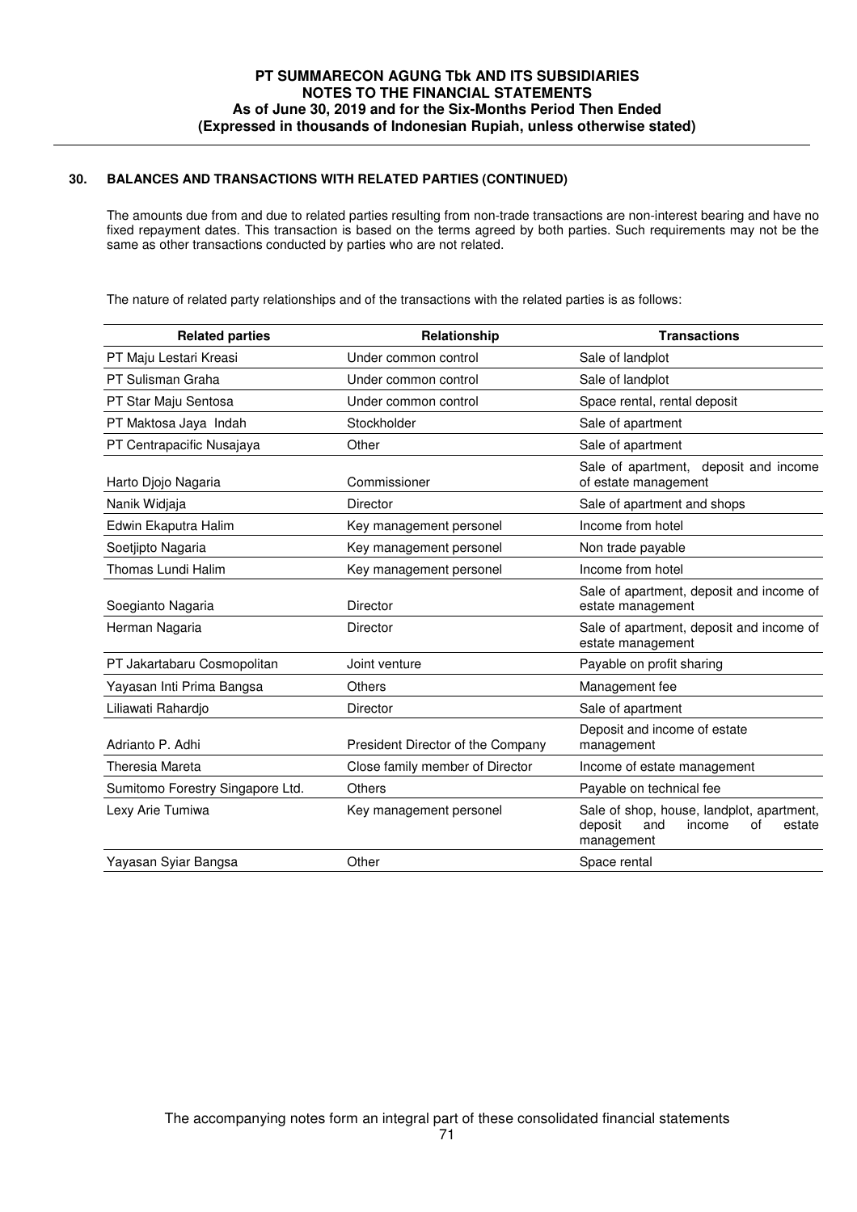## 30. BALANCES AND TRANSACTIONS WITH RELATED PARTIES (CONTINUED)

The amounts due from and due to related parties resulting from non-trade transactions are non-interest bearing and have no fixed repayment dates. This transaction is based on the terms agreed by both parties. Such requirements may not be the same as other transactions conducted by parties who are not related.

The nature of related party relationships and of the transactions with the related parties is as follows:

| Related parties | Relationship | Transactions |
|---|---|---|
| PT Maju Lestari Kreasi | Under common control | Sale of landplot |
| PT Sulisman Graha | Under common control | Sale of landplot |
| PT Star Maju Sentosa | Under common control | Space rental, rental deposit |
| PT Maktosa Jaya Indah | Stockholder | Sale of apartment |
| PT Centrapacific Nusajaya | Other | Sale of apartment |
| Harto Djojo Nagaria | Commissioner | Sale of apartment, deposit and income of estate management |
| Nanik Widjaja | Director | Sale of apartment and shops |
| Edwin Ekaputra Halim | Key management personel | Income from hotel |
| Soetjipto Nagaria | Key management personel | Non trade payable |
| Thomas Lundi Halim | Key management personel | Income from hotel |
| Soegianto Nagaria | Director | Sale of apartment, deposit and income of estate management |
| Herman Nagaria | Director | Sale of apartment, deposit and income of estate management |
| PT Jakartabaru Cosmopolitan | Joint venture | Payable on profit sharing |
| Yayasan Inti Prima Bangsa | Others | Management fee |
| Liliawati Rahardjo | Director | Sale of apartment |
| Adrianto P. Adhi | President Director of the Company | Deposit and income of estate management |
| Theresia Mareta | Close family member of Director | Income of estate management |
| Sumitomo Forestry Singapore Ltd. | Others | Payable on technical fee |
| Lexy Arie Tumiwa | Key management personel | Sale of shop, house, landplot, apartment, deposit and income of estate management |
| Yayasan Syiar Bangsa | Other | Space rental |

The accompanying notes form an integral part of these consolidated financial statements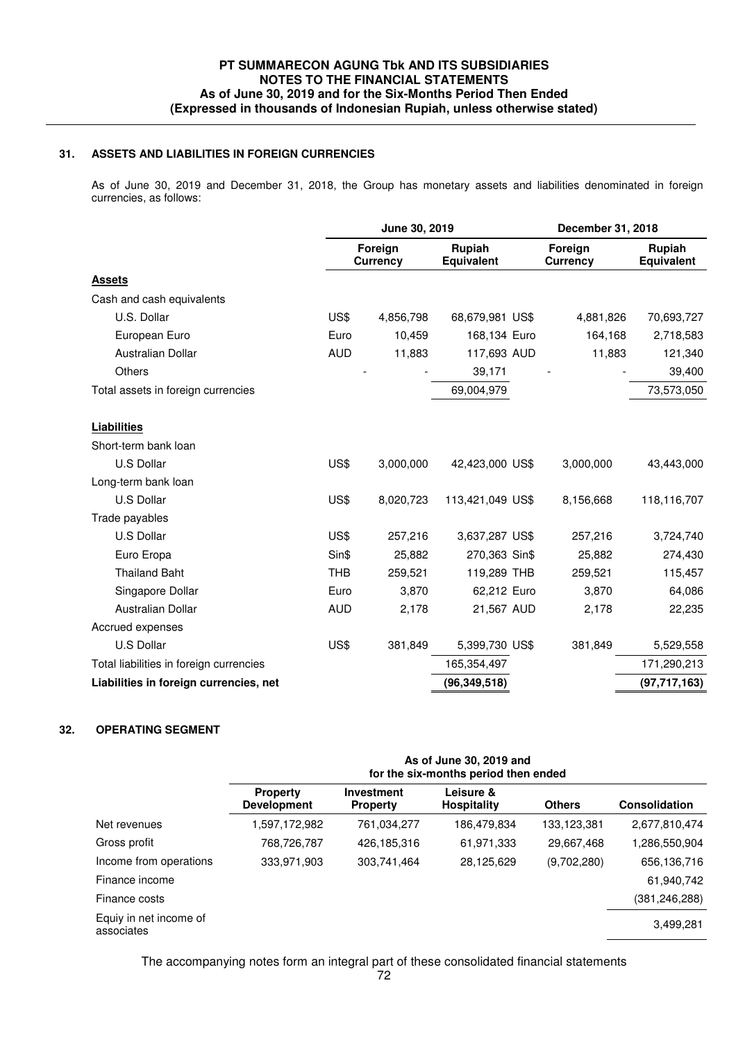# PT SUMMARECON AGUNG Tbk AND ITS SUBSIDIARIES
## NOTES TO THE FINANCIAL STATEMENTS
### As of June 30, 2019 and for the Six-Months Period Then Ended
### (Expressed in thousands of Indonesian Rupiah, unless otherwise stated)

## 31. ASSETS AND LIABILITIES IN FOREIGN CURRENCIES

As of June 30, 2019 and December 31, 2018, the Group has monetary assets and liabilities denominated in foreign currencies, as follows:

| | June 30, 2019 | | | December 31, 2018 | | |
|---|---|---|---|---|---|---|
| | Foreign Currency | | Rupiah Equivalent | Foreign Currency | | Rupiah Equivalent |
| **Assets** | | | | | | |
| Cash and cash equivalents | | | | | | |
| U.S. Dollar | US$ | 4,856,798 | 68,679,981 | US$ | 4,881,826 | 70,693,727 |
| European Euro | Euro | 10,459 | 168,134 | Euro | 164,168 | 2,718,583 |
| Australian Dollar | AUD | 11,883 | 117,693 | AUD | 11,883 | 121,340 |
| Others | - | - | 39,171 | - | - | 39,400 |
| Total assets in foreign currencies | | | 69,004,979 | | | 73,573,050 |
| **Liabilities** | | | | | | |
| Short-term bank loan | | | | | | |
| U.S Dollar | US$ | 3,000,000 | 42,423,000 | US$ | 3,000,000 | 43,443,000 |
| Long-term bank loan | | | | | | |
| U.S Dollar | US$ | 8,020,723 | 113,421,049 | US$ | 8,156,668 | 118,116,707 |
| Trade payables | | | | | | |
| U.S Dollar | US$ | 257,216 | 3,637,287 | US$ | 257,216 | 3,724,740 |
| Euro Eropa | Sin$ | 25,882 | 270,363 | Sin$ | 25,882 | 274,430 |
| Thailand Baht | THB | 259,521 | 119,289 | THB | 259,521 | 115,457 |
| Singapore Dollar | Euro | 3,870 | 62,212 | Euro | 3,870 | 64,086 |
| Australian Dollar | AUD | 2,178 | 21,567 | AUD | 2,178 | 22,235 |
| Accrued expenses | | | | | | |
| U.S Dollar | US$ | 381,849 | 5,399,730 | US$ | 381,849 | 5,529,558 |
| Total liabilities in foreign currencies | | | 165,354,497 | | | 171,290,213 |
| **Liabilities in foreign currencies, net** | | | **(96,349,518)** | | | **(97,717,163)** |

## 32. OPERATING SEGMENT

| | As of June 30, 2019 and for the six-months period then ended | | | | |
|---|---|---|---|---|---|
| | Property Development | Investment Property | Leisure & Hospitality | Others | Consolidation |
| Net revenues | 1,597,172,982 | 761,034,277 | 186,479,834 | 133,123,381 | 2,677,810,474 |
| Gross profit | 768,726,787 | 426,185,316 | 61,971,333 | 29,667,468 | 1,286,550,904 |
| Income from operations | 333,971,903 | 303,741,464 | 28,125,629 | (9,702,280) | 656,136,716 |
| Finance income | | | | | 61,940,742 |
| Finance costs | | | | | (381,246,288) |
| Equiy in net income of associates | | | | | 3,499,281 |

The accompanying notes form an integral part of these consolidated financial statements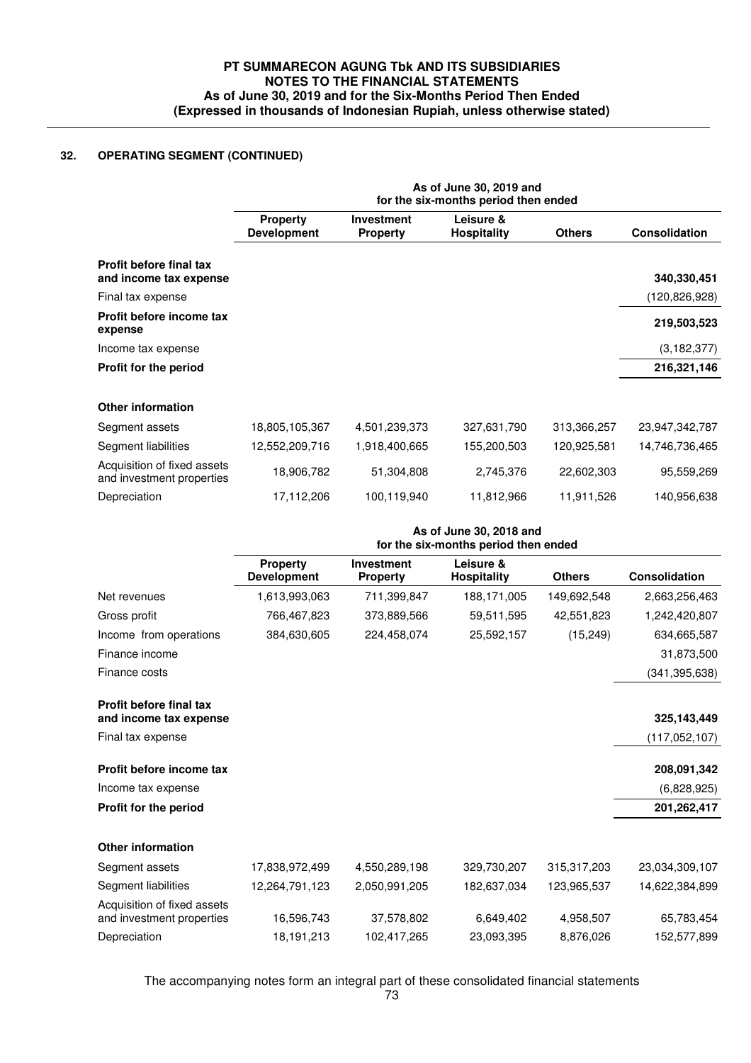## 32. OPERATING SEGMENT (CONTINUED)

| | As of June 30, 2019 and for the six-months period then ended | | | | |
|---|---|---|---|---|---|
| | Property Development | Investment Property | Leisure & Hospitality | Others | Consolidation |
| **Profit before final tax and income tax expense** | | | | | **340,330,451** |
| Final tax expense | | | | | (120,826,928) |
| **Profit before income tax expense** | | | | | **219,503,523** |
| Income tax expense | | | | | (3,182,377) |
| **Profit for the period** | | | | | **216,321,146** |
| **Other information** | | | | | |
| Segment assets | 18,805,105,367 | 4,501,239,373 | 327,631,790 | 313,366,257 | 23,947,342,787 |
| Segment liabilities | 12,552,209,716 | 1,918,400,665 | 155,200,503 | 120,925,581 | 14,746,736,465 |
| Acquisition of fixed assets and investment properties | 18,906,782 | 51,304,808 | 2,745,376 | 22,602,303 | 95,559,269 |
| Depreciation | 17,112,206 | 100,119,940 | 11,812,966 | 11,911,526 | 140,956,638 |

| | As of June 30, 2018 and for the six-months period then ended | | | | |
|---|---|---|---|---|---|
| | Property Development | Investment Property | Leisure & Hospitality | Others | Consolidation |
| Net revenues | 1,613,993,063 | 711,399,847 | 188,171,005 | 149,692,548 | 2,663,256,463 |
| Gross profit | 766,467,823 | 373,889,566 | 59,511,595 | 42,551,823 | 1,242,420,807 |
| Income from operations | 384,630,605 | 224,458,074 | 25,592,157 | (15,249) | 634,665,587 |
| Finance income | | | | | 31,873,500 |
| Finance costs | | | | | (341,395,638) |
| **Profit before final tax and income tax expense** | | | | | **325,143,449** |
| Final tax expense | | | | | (117,052,107) |
| **Profit before income tax** | | | | | **208,091,342** |
| Income tax expense | | | | | (6,828,925) |
| **Profit for the period** | | | | | **201,262,417** |
| **Other information** | | | | | |
| Segment assets | 17,838,972,499 | 4,550,289,198 | 329,730,207 | 315,317,203 | 23,034,309,107 |
| Segment liabilities | 12,264,791,123 | 2,050,991,205 | 182,637,034 | 123,965,537 | 14,622,384,899 |
| Acquisition of fixed assets and investment properties | 16,596,743 | 37,578,802 | 6,649,402 | 4,958,507 | 65,783,454 |
| Depreciation | 18,191,213 | 102,417,265 | 23,093,395 | 8,876,026 | 152,577,899 |

The accompanying notes form an integral part of these consolidated financial statements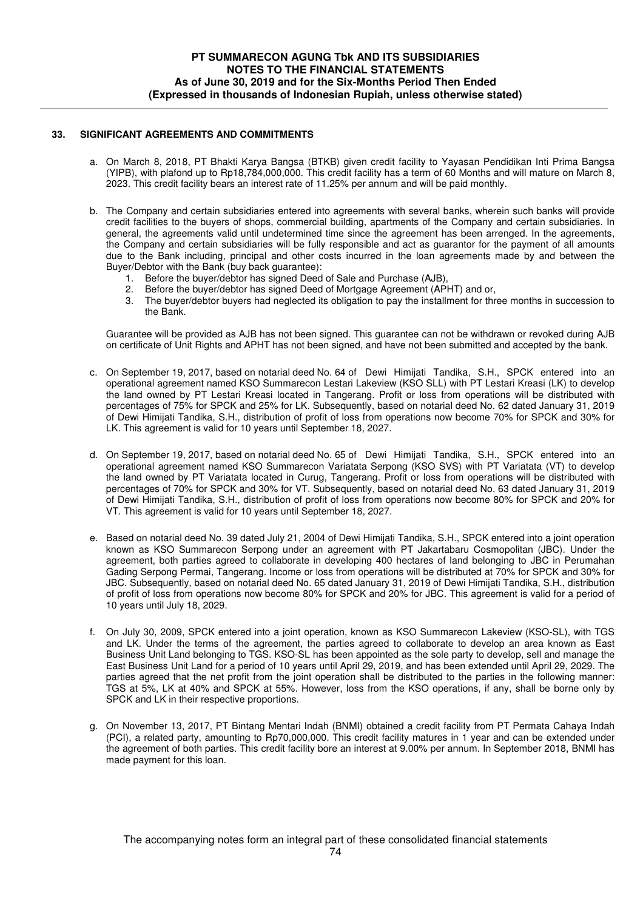## 33. SIGNIFICANT AGREEMENTS AND COMMITMENTS

a. On March 8, 2018, PT Bhakti Karya Bangsa (BTKB) given credit facility to Yayasan Pendidikan Inti Prima Bangsa (YIPB), with plafond up to Rp18,784,000,000. This credit facility has a term of 60 Months and will mature on March 8, 2023. This credit facility bears an interest rate of 11.25% per annum and will be paid monthly.

b. The Company and certain subsidiaries entered into agreements with several banks, wherein such banks will provide credit facilities to the buyers of shops, commercial building, apartments of the Company and certain subsidiaries. In general, the agreements valid until undetermined time since the agreement has been arrenged. In the agreements, the Company and certain subsidiaries will be fully responsible and act as guarantor for the payment of all amounts due to the Bank including, principal and other costs incurred in the loan agreements made by and between the Buyer/Debtor with the Bank (buy back guarantee):
   1. Before the buyer/debtor has signed Deed of Sale and Purchase (AJB),
   2. Before the buyer/debtor has signed Deed of Mortgage Agreement (APHT) and or,
   3. The buyer/debtor buyers had neglected its obligation to pay the installment for three months in succession to the Bank.

   Guarantee will be provided as AJB has not been signed. This guarantee can not be withdrawn or revoked during AJB on certificate of Unit Rights and APHT has not been signed, and have not been submitted and accepted by the bank.

c. On September 19, 2017, based on notarial deed No. 64 of Dewi Himijati Tandika, S.H., SPCK entered into an operational agreement named KSO Summarecon Lestari Lakeview (KSO SLL) with PT Lestari Kreasi (LK) to develop the land owned by PT Lestari Kreasi located in Tangerang. Profit or loss from operations will be distributed with percentages of 75% for SPCK and 25% for LK. Subsequently, based on notarial deed No. 62 dated January 31, 2019 of Dewi Himijati Tandika, S.H., distribution of profit of loss from operations now become 70% for SPCK and 30% for LK. This agreement is valid for 10 years until September 18, 2027.

d. On September 19, 2017, based on notarial deed No. 65 of Dewi Himijati Tandika, S.H., SPCK entered into an operational agreement named KSO Summarecon Variatata Serpong (KSO SVS) with PT Variatata (VT) to develop the land owned by PT Variatata located in Curug, Tangerang. Profit or loss from operations will be distributed with percentages of 70% for SPCK and 30% for VT. Subsequently, based on notarial deed No. 63 dated January 31, 2019 of Dewi Himijati Tandika, S.H., distribution of profit of loss from operations now become 80% for SPCK and 20% for VT. This agreement is valid for 10 years until September 18, 2027.

e. Based on notarial deed No. 39 dated July 21, 2004 of Dewi Himijati Tandika, S.H., SPCK entered into a joint operation known as KSO Summarecon Serpong under an agreement with PT Jakartabaru Cosmopolitan (JBC). Under the agreement, both parties agreed to collaborate in developing 400 hectares of land belonging to JBC in Perumahan Gading Serpong Permai, Tangerang. Income or loss from operations will be distributed at 70% for SPCK and 30% for JBC. Subsequently, based on notarial deed No. 65 dated January 31, 2019 of Dewi Himijati Tandika, S.H., distribution of profit of loss from operations now become 80% for SPCK and 20% for JBC. This agreement is valid for a period of 10 years until July 18, 2029.

f. On July 30, 2009, SPCK entered into a joint operation, known as KSO Summarecon Lakeview (KSO-SL), with TGS and LK. Under the terms of the agreement, the parties agreed to collaborate to develop an area known as East Business Unit Land belonging to TGS. KSO-SL has been appointed as the sole party to develop, sell and manage the East Business Unit Land for a period of 10 years until April 29, 2019, and has been extended until April 29, 2029. The parties agreed that the net profit from the joint operation shall be distributed to the parties in the following manner: TGS at 5%, LK at 40% and SPCK at 55%. However, loss from the KSO operations, if any, shall be borne only by SPCK and LK in their respective proportions.

g. On November 13, 2017, PT Bintang Mentari Indah (BNMI) obtained a credit facility from PT Permata Cahaya Indah (PCI), a related party, amounting to Rp70,000,000. This credit facility matures in 1 year and can be extended under the agreement of both parties. This credit facility bore an interest at 9.00% per annum. In September 2018, BNMI has made payment for this loan.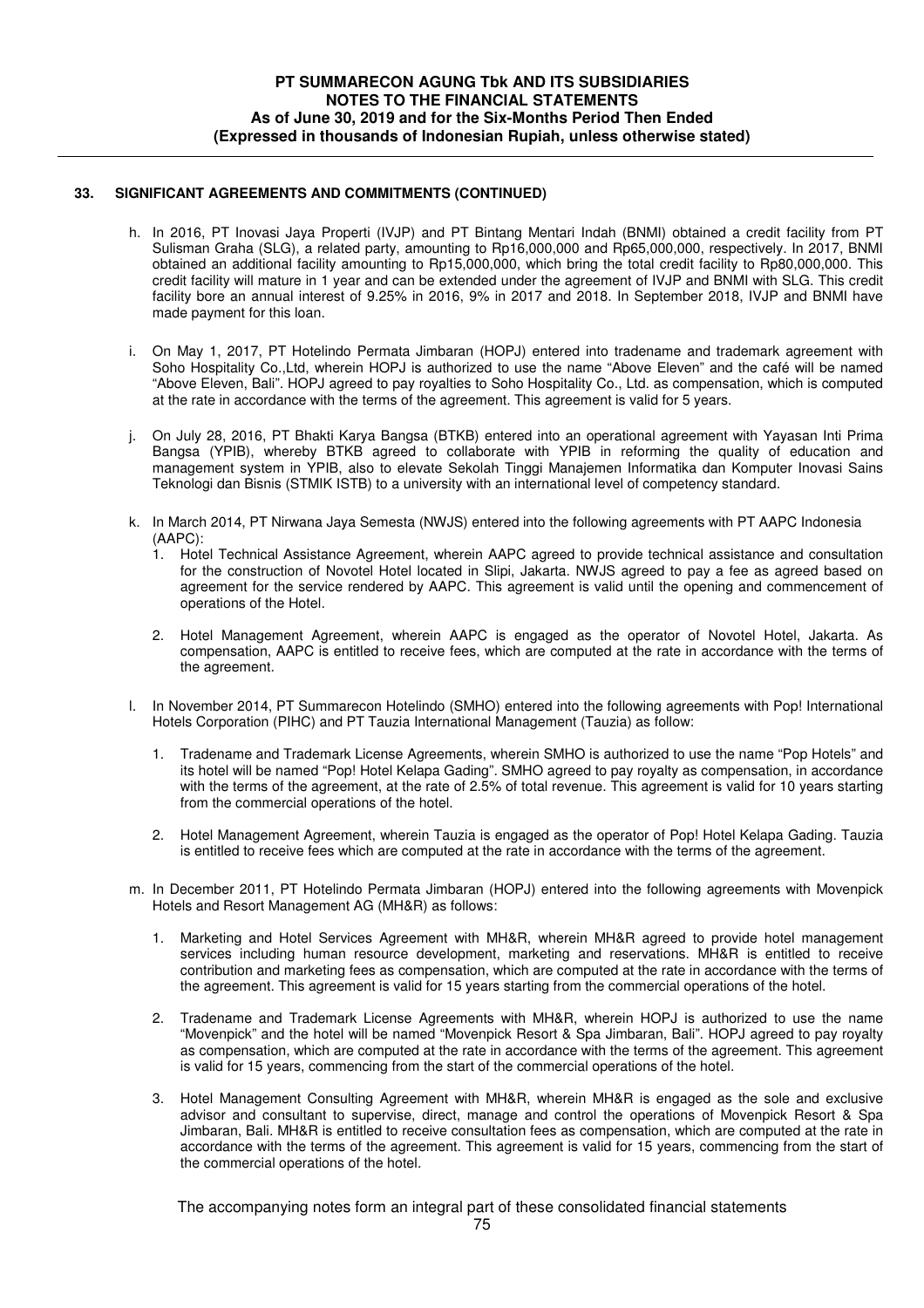## 33. SIGNIFICANT AGREEMENTS AND COMMITMENTS (CONTINUED)

h. In 2016, PT Inovasi Jaya Properti (IVJP) and PT Bintang Mentari Indah (BNMI) obtained a credit facility from PT Sulisman Graha (SLG), a related party, amounting to Rp16,000,000 and Rp65,000,000, respectively. In 2017, BNMI obtained an additional facility amounting to Rp15,000,000, which bring the total credit facility to Rp80,000,000. This credit facility will mature in 1 year and can be extended under the agreement of IVJP and BNMI with SLG. This credit facility bore an annual interest of 9.25% in 2016, 9% in 2017 and 2018. In September 2018, IVJP and BNMI have made payment for this loan.

i. On May 1, 2017, PT Hotelindo Permata Jimbaran (HOPJ) entered into tradename and trademark agreement with Soho Hospitality Co.,Ltd, wherein HOPJ is authorized to use the name "Above Eleven" and the café will be named "Above Eleven, Bali". HOPJ agreed to pay royalties to Soho Hospitality Co., Ltd. as compensation, which is computed at the rate in accordance with the terms of the agreement. This agreement is valid for 5 years.

j. On July 28, 2016, PT Bhakti Karya Bangsa (BTKB) entered into an operational agreement with Yayasan Inti Prima Bangsa (YPIB), whereby BTKB agreed to collaborate with YPIB in reforming the quality of education and management system in YPIB, also to elevate Sekolah Tinggi Manajemen Informatika dan Komputer Inovasi Sains Teknologi dan Bisnis (STMIK ISTB) to a university with an international level of competency standard.

k. In March 2014, PT Nirwana Jaya Semesta (NWJS) entered into the following agreements with PT AAPC Indonesia (AAPC):

   1. Hotel Technical Assistance Agreement, wherein AAPC agreed to provide technical assistance and consultation for the construction of Novotel Hotel located in Slipi, Jakarta. NWJS agreed to pay a fee as agreed based on agreement for the service rendered by AAPC. This agreement is valid until the opening and commencement of operations of the Hotel.

   2. Hotel Management Agreement, wherein AAPC is engaged as the operator of Novotel Hotel, Jakarta. As compensation, AAPC is entitled to receive fees, which are computed at the rate in accordance with the terms of the agreement.

l. In November 2014, PT Summarecon Hotelindo (SMHO) entered into the following agreements with Pop! International Hotels Corporation (PIHC) and PT Tauzia International Management (Tauzia) as follow:

   1. Tradename and Trademark License Agreements, wherein SMHO is authorized to use the name "Pop Hotels" and its hotel will be named "Pop! Hotel Kelapa Gading". SMHO agreed to pay royalty as compensation, in accordance with the terms of the agreement, at the rate of 2.5% of total revenue. This agreement is valid for 10 years starting from the commercial operations of the hotel.

   2. Hotel Management Agreement, wherein Tauzia is engaged as the operator of Pop! Hotel Kelapa Gading. Tauzia is entitled to receive fees which are computed at the rate in accordance with the terms of the agreement.

m. In December 2011, PT Hotelindo Permata Jimbaran (HOPJ) entered into the following agreements with Movenpick Hotels and Resort Management AG (MH&R) as follows:

   1. Marketing and Hotel Services Agreement with MH&R, wherein MH&R agreed to provide hotel management services including human resource development, marketing and reservations. MH&R is entitled to receive contribution and marketing fees as compensation, which are computed at the rate in accordance with the terms of the agreement. This agreement is valid for 15 years starting from the commercial operations of the hotel.

   2. Tradename and Trademark License Agreements with MH&R, wherein HOPJ is authorized to use the name "Movenpick" and the hotel will be named "Movenpick Resort & Spa Jimbaran, Bali". HOPJ agreed to pay royalty as compensation, which are computed at the rate in accordance with the terms of the agreement. This agreement is valid for 15 years, commencing from the start of the commercial operations of the hotel.

   3. Hotel Management Consulting Agreement with MH&R, wherein MH&R is engaged as the sole and exclusive advisor and consultant to supervise, direct, manage and control the operations of Movenpick Resort & Spa Jimbaran, Bali. MH&R is entitled to receive consultation fees as compensation, which are computed at the rate in accordance with the terms of the agreement. This agreement is valid for 15 years, commencing from the start of the commercial operations of the hotel.

The accompanying notes form an integral part of these consolidated financial statements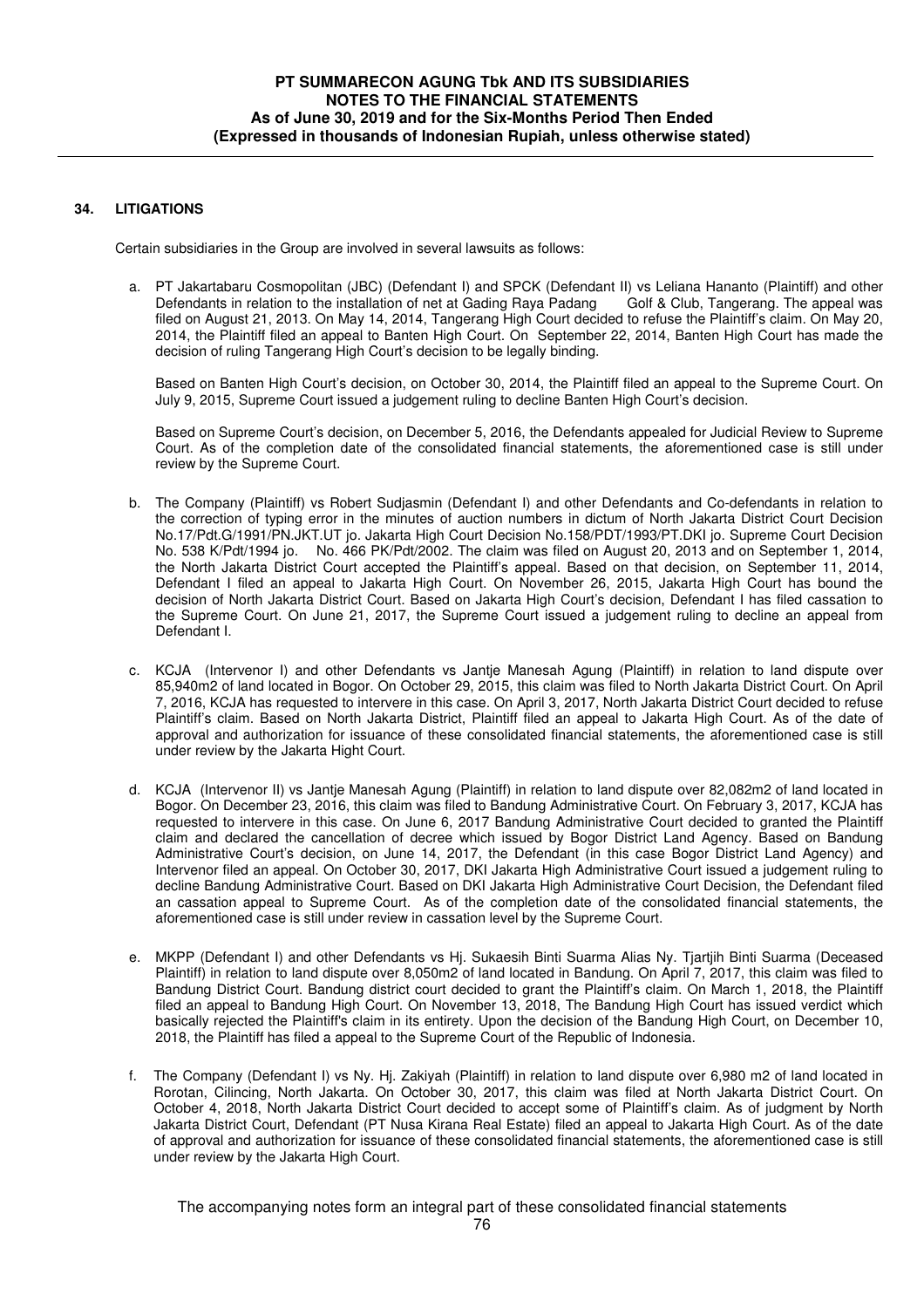## 34. LITIGATIONS

Certain subsidiaries in the Group are involved in several lawsuits as follows:

a. PT Jakartabaru Cosmopolitan (JBC) (Defendant I) and SPCK (Defendant II) vs Leliana Hananto (Plaintiff) and other Defendants in relation to the installation of net at Gading Raya Padang Golf & Club, Tangerang. The appeal was filed on August 21, 2013. On May 14, 2014, Tangerang High Court decided to refuse the Plaintiff's claim. On May 20, 2014, the Plaintiff filed an appeal to Banten High Court. On September 22, 2014, Banten High Court has made the decision of ruling Tangerang High Court's decision to be legally binding.

   Based on Banten High Court's decision, on October 30, 2014, the Plaintiff filed an appeal to the Supreme Court. On July 9, 2015, Supreme Court issued a judgement ruling to decline Banten High Court's decision.

   Based on Supreme Court's decision, on December 5, 2016, the Defendants appealed for Judicial Review to Supreme Court. As of the completion date of the consolidated financial statements, the aforementioned case is still under review by the Supreme Court.

b. The Company (Plaintiff) vs Robert Sudjasmin (Defendant I) and other Defendants and Co-defendants in relation to the correction of typing error in the minutes of auction numbers in dictum of North Jakarta District Court Decision No.17/Pdt.G/1991/PN.JKT.UT jo. Jakarta High Court Decision No.158/PDT/1993/PT.DKI jo. Supreme Court Decision No. 538 K/Pdt/1994 jo. No. 466 PK/Pdt/2002. The claim was filed on August 20, 2013 and on September 1, 2014, the North Jakarta District Court accepted the Plaintiff's appeal. Based on that decision, on September 11, 2014, Defendant I filed an appeal to Jakarta High Court. On November 26, 2015, Jakarta High Court has bound the decision of North Jakarta District Court. Based on Jakarta High Court's decision, Defendant I has filed cassation to the Supreme Court. On June 21, 2017, the Supreme Court issued a judgement ruling to decline an appeal from Defendant I.

c. KCJA (Intervenor I) and other Defendants vs Jantje Manesah Agung (Plaintiff) in relation to land dispute over 85,940m2 of land located in Bogor. On October 29, 2015, this claim was filed to North Jakarta District Court. On April 7, 2016, KCJA has requested to intervere in this case. On April 3, 2017, North Jakarta District Court decided to refuse Plaintiff's claim. Based on North Jakarta District, Plaintiff filed an appeal to Jakarta High Court. As of the date of approval and authorization for issuance of these consolidated financial statements, the aforementioned case is still under review by the Jakarta Hight Court.

d. KCJA (Intervenor II) vs Jantje Manesah Agung (Plaintiff) in relation to land dispute over 82,082m2 of land located in Bogor. On December 23, 2016, this claim was filed to Bandung Administrative Court. On February 3, 2017, KCJA has requested to intervere in this case. On June 6, 2017 Bandung Administrative Court decided to granted the Plaintiff claim and declared the cancellation of decree which issued by Bogor District Land Agency. Based on Bandung Administrative Court's decision, on June 14, 2017, the Defendant (in this case Bogor District Land Agency) and Intervenor filed an appeal. On October 30, 2017, DKI Jakarta High Administrative Court issued a judgement ruling to decline Bandung Administrative Court. Based on DKI Jakarta High Administrative Court Decision, the Defendant filed an cassation appeal to Supreme Court. As of the completion date of the consolidated financial statements, the aforementioned case is still under review in cassation level by the Supreme Court.

e. MKPP (Defendant I) and other Defendants vs Hj. Sukaesih Binti Suarma Alias Ny. Tjartjih Binti Suarma (Deceased Plaintiff) in relation to land dispute over 8,050m2 of land located in Bandung. On April 7, 2017, this claim was filed to Bandung District Court. Bandung district court decided to grant the Plaintiff's claim. On March 1, 2018, the Plaintiff filed an appeal to Bandung High Court. On November 13, 2018, The Bandung High Court has issued verdict which basically rejected the Plaintiff's claim in its entirety. Upon the decision of the Bandung High Court, on December 10, 2018, the Plaintiff has filed a appeal to the Supreme Court of the Republic of Indonesia.

f. The Company (Defendant I) vs Ny. Hj. Zakiyah (Plaintiff) in relation to land dispute over 6,980 m2 of land located in Rorotan, Cilincing, North Jakarta. On October 30, 2017, this claim was filed at North Jakarta District Court. On October 4, 2018, North Jakarta District Court decided to accept some of Plaintiff's claim. As of judgment by North Jakarta District Court, Defendant (PT Nusa Kirana Real Estate) filed an appeal to Jakarta High Court. As of the date of approval and authorization for issuance of these consolidated financial statements, the aforementioned case is still under review by the Jakarta High Court.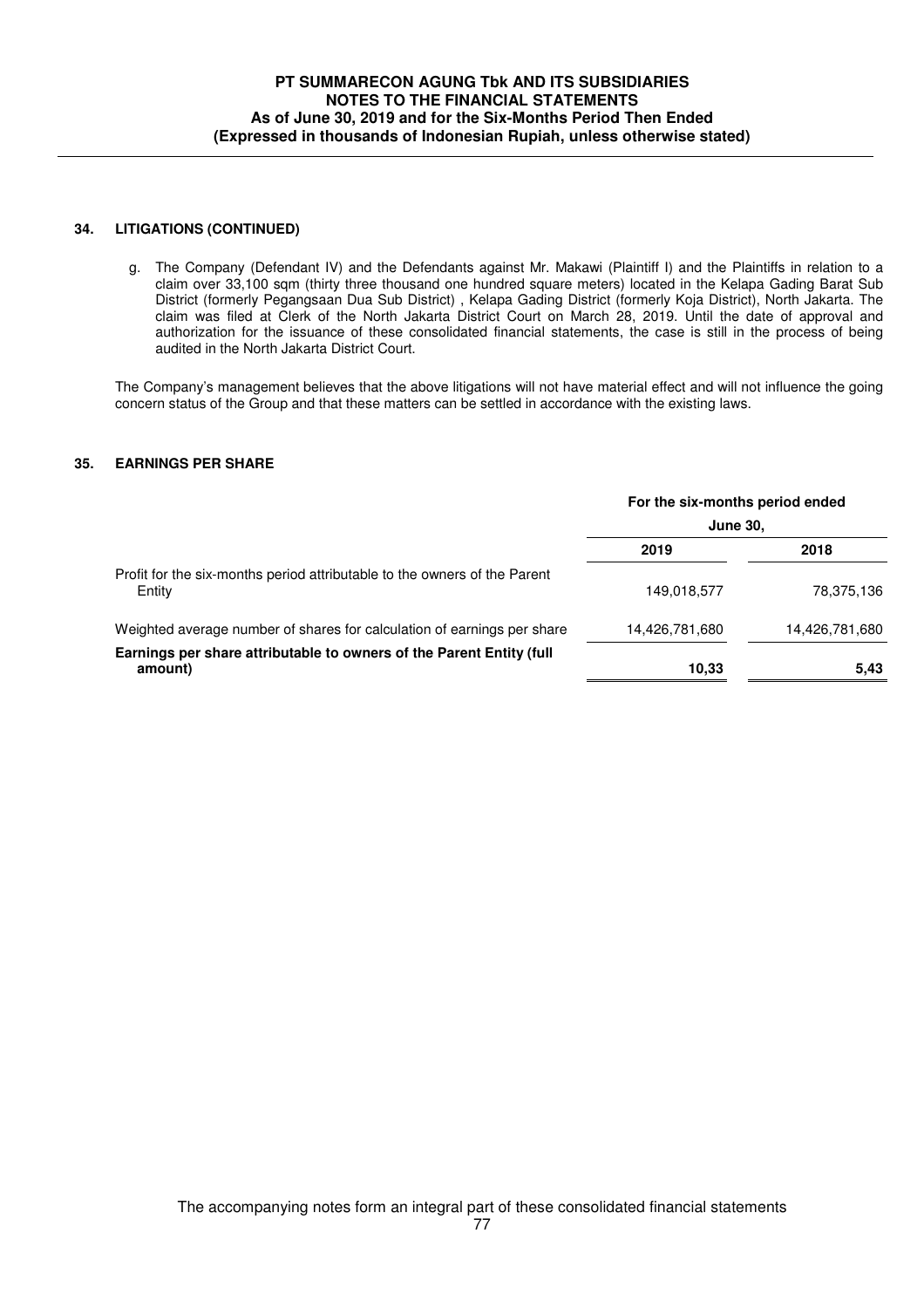## 34. LITIGATIONS (CONTINUED)

g. The Company (Defendant IV) and the Defendants against Mr. Makawi (Plaintiff I) and the Plaintiffs in relation to a claim over 33,100 sqm (thirty three thousand one hundred square meters) located in the Kelapa Gading Barat Sub District (formerly Pegangsaan Dua Sub District) , Kelapa Gading District (formerly Koja District), North Jakarta. The claim was filed at Clerk of the North Jakarta District Court on March 28, 2019. Until the date of approval and authorization for the issuance of these consolidated financial statements, the case is still in the process of being audited in the North Jakarta District Court.

The Company's management believes that the above litigations will not have material effect and will not influence the going concern status of the Group and that these matters can be settled in accordance with the existing laws.

## 35. EARNINGS PER SHARE

| | For the six-months period ended June 30, | |
|---|---|---|
| | **2019** | **2018** |
| Profit for the six-months period attributable to the owners of the Parent Entity | 149,018,577 | 78,375,136 |
| Weighted average number of shares for calculation of earnings per share | 14,426,781,680 | 14,426,781,680 |
| **Earnings per share attributable to owners of the Parent Entity (full amount)** | **10,33** | **5,43** |

The accompanying notes form an integral part of these consolidated financial statements